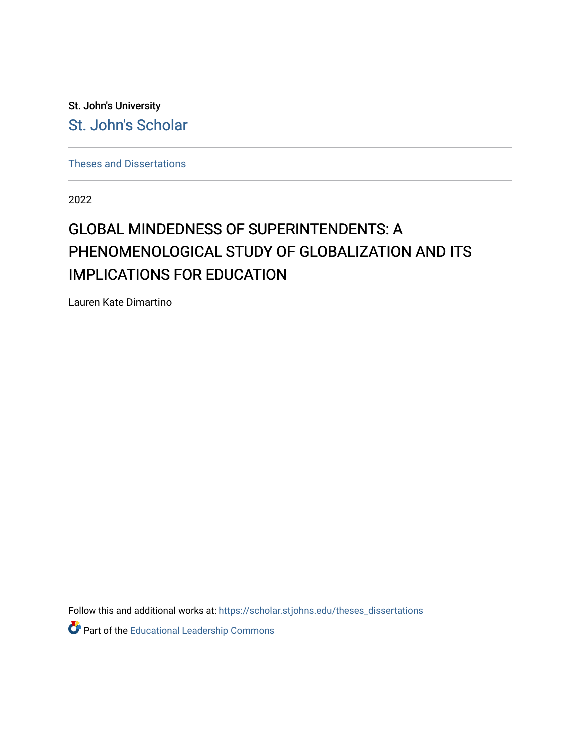St. John's University

St. John's Scholar

Theses and Dissertations

2022

# GLOBAL MINDEDNESS OF SUPERINTENDENTS: A PHENOMENOLOGICAL STUDY OF GLOBALIZATION AND ITS IMPLICATIONS FOR EDUCATION

Lauren Kate Dimartino

Follow this and additional works at: https://scholar.stjohns.edu/theses_dissertations

Part of the Educational Leadership Commons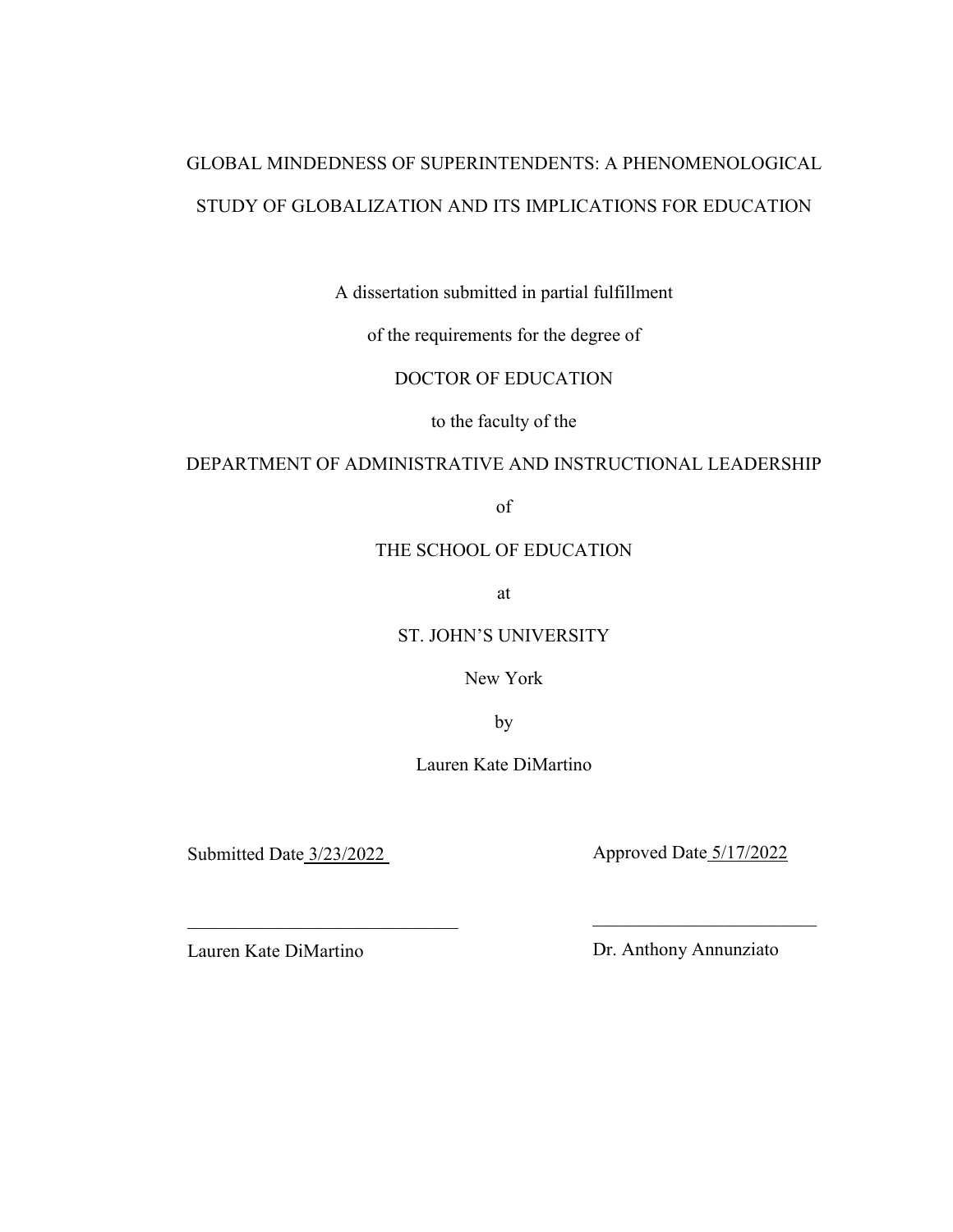GLOBAL MINDEDNESS OF SUPERINTENDENTS: A PHENOMENOLOGICAL STUDY OF GLOBALIZATION AND ITS IMPLICATIONS FOR EDUCATION

A dissertation submitted in partial fulfillment

of the requirements for the degree of

DOCTOR OF EDUCATION

to the faculty of the

DEPARTMENT OF ADMINISTRATIVE AND INSTRUCTIONAL LEADERSHIP

of

THE SCHOOL OF EDUCATION

at

ST. JOHN'S UNIVERSITY

New York

by

Lauren Kate DiMartino

Submitted Date 3/23/2022

Approved Date 5/17/2022

\_\_\_\_\_\_\_\_\_\_\_\_\_\_\_\_\_\_\_\_\_\_\_\_\_\_\_\_\_\_

Lauren Kate DiMartino

\_\_\_\_\_\_\_\_\_\_\_\_\_\_\_\_\_\_\_\_\_\_\_\_\_\_\_\_\_\_

Dr. Anthony Annunziato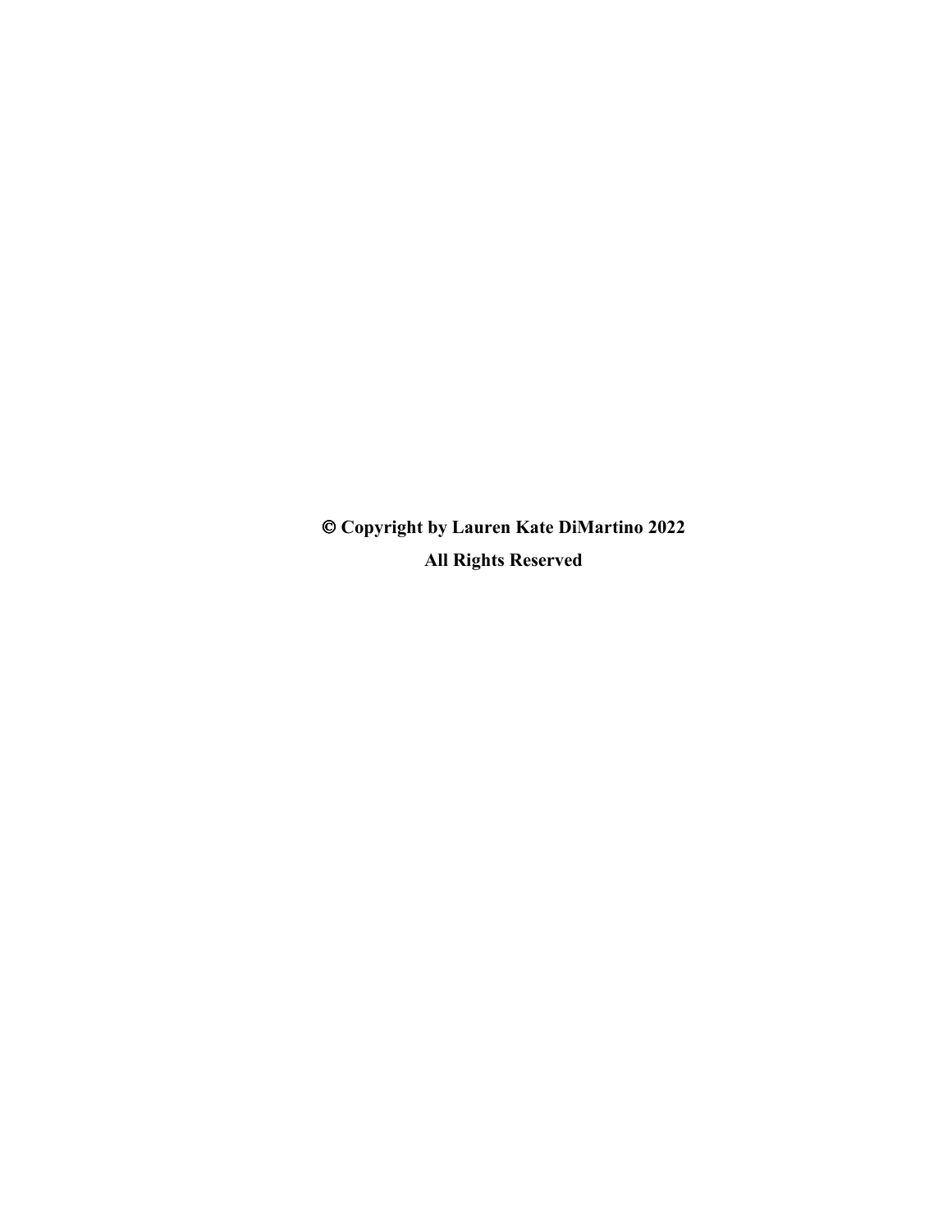**© Copyright by Lauren Kate DiMartino 2022**

**All Rights Reserved**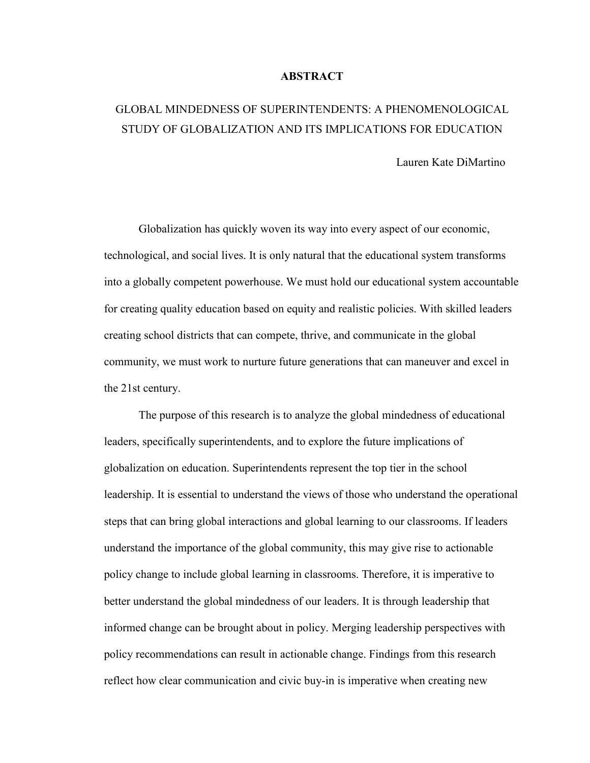# ABSTRACT

## GLOBAL MINDEDNESS OF SUPERINTENDENTS: A PHENOMENOLOGICAL STUDY OF GLOBALIZATION AND ITS IMPLICATIONS FOR EDUCATION

Lauren Kate DiMartino

Globalization has quickly woven its way into every aspect of our economic, technological, and social lives. It is only natural that the educational system transforms into a globally competent powerhouse. We must hold our educational system accountable for creating quality education based on equity and realistic policies. With skilled leaders creating school districts that can compete, thrive, and communicate in the global community, we must work to nurture future generations that can maneuver and excel in the 21st century.

The purpose of this research is to analyze the global mindedness of educational leaders, specifically superintendents, and to explore the future implications of globalization on education. Superintendents represent the top tier in the school leadership. It is essential to understand the views of those who understand the operational steps that can bring global interactions and global learning to our classrooms. If leaders understand the importance of the global community, this may give rise to actionable policy change to include global learning in classrooms. Therefore, it is imperative to better understand the global mindedness of our leaders. It is through leadership that informed change can be brought about in policy. Merging leadership perspectives with policy recommendations can result in actionable change. Findings from this research reflect how clear communication and civic buy-in is imperative when creating new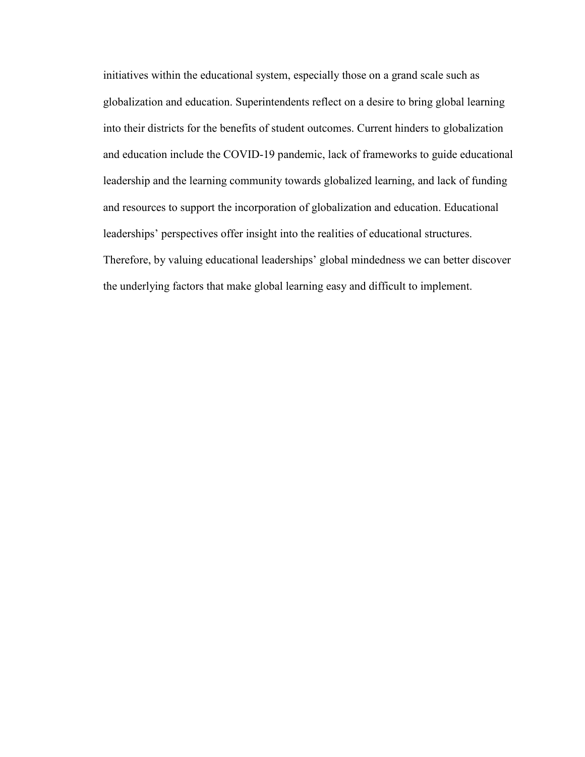initiatives within the educational system, especially those on a grand scale such as globalization and education. Superintendents reflect on a desire to bring global learning into their districts for the benefits of student outcomes. Current hinders to globalization and education include the COVID-19 pandemic, lack of frameworks to guide educational leadership and the learning community towards globalized learning, and lack of funding and resources to support the incorporation of globalization and education. Educational leaderships' perspectives offer insight into the realities of educational structures. Therefore, by valuing educational leaderships' global mindedness we can better discover the underlying factors that make global learning easy and difficult to implement.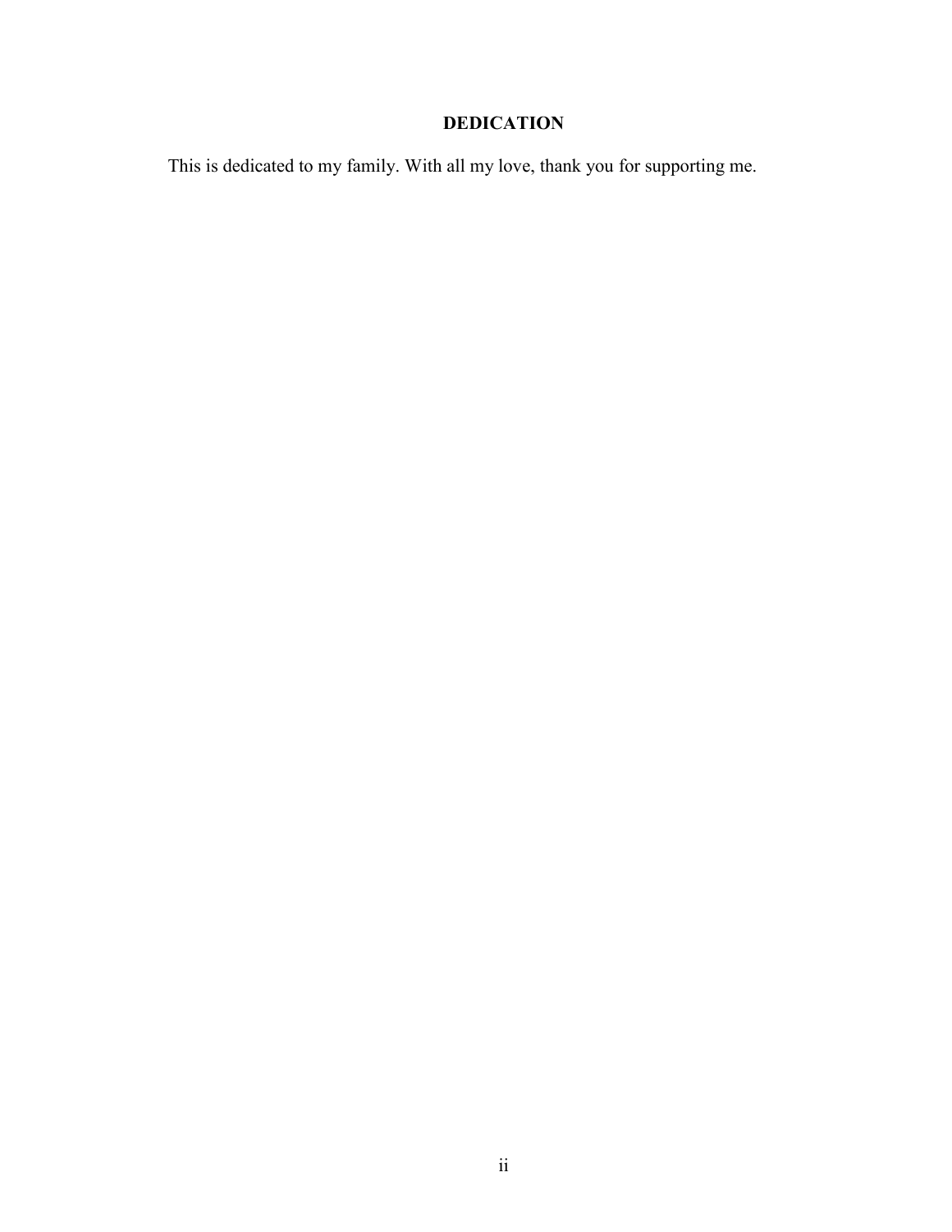# DEDICATION

This is dedicated to my family. With all my love, thank you for supporting me.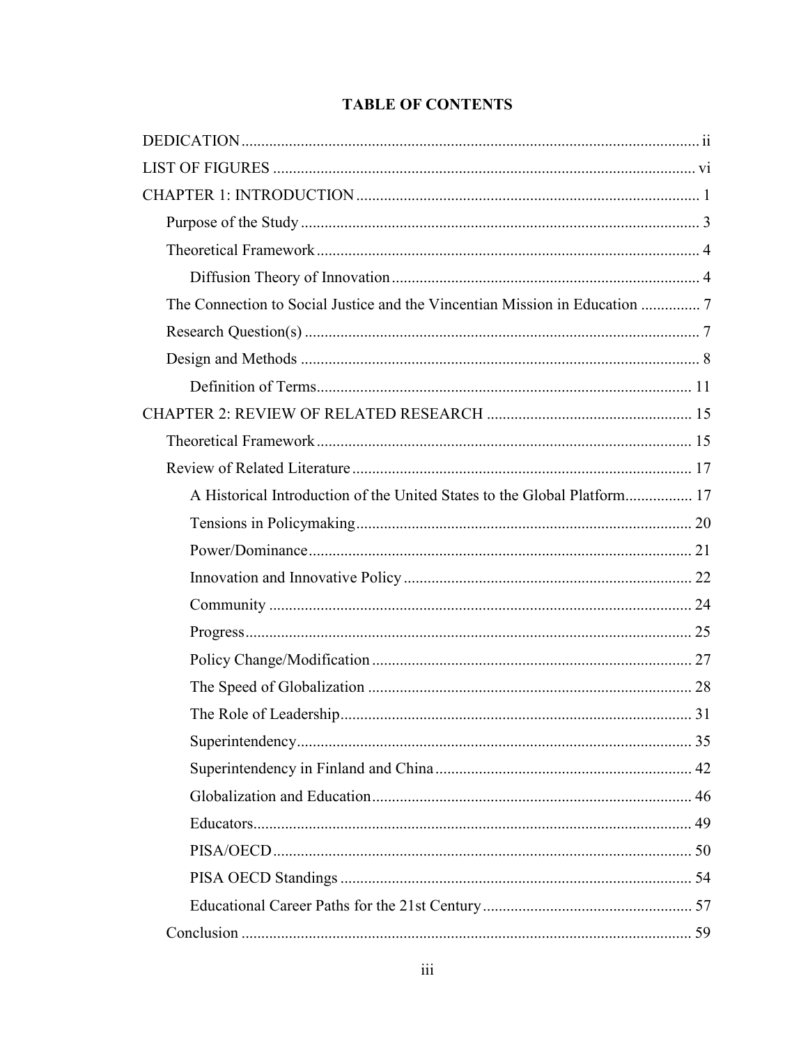# TABLE OF CONTENTS

DEDICATION ..................................................................................................................... ii

LIST OF FIGURES ........................................................................................................... vi

CHAPTER 1: INTRODUCTION ...................................................................................... 1

- Purpose of the Study .................................................................................................... 3
- Theoretical Framework ................................................................................................. 4
  - Diffusion Theory of Innovation ............................................................................. 4
- The Connection to Social Justice and the Vincentian Mission in Education ............... 7
- Research Question(s) ................................................................................................... 7
- Design and Methods .................................................................................................... 8
  - Definition of Terms.............................................................................................. 11

CHAPTER 2: REVIEW OF RELATED RESEARCH .................................................... 15

- Theoretical Framework ............................................................................................... 15
- Review of Related Literature ...................................................................................... 17
  - A Historical Introduction of the United States to the Global Platform................. 17
  - Tensions in Policymaking..................................................................................... 20
  - Power/Dominance................................................................................................. 21
  - Innovation and Innovative Policy ......................................................................... 22
  - Community ........................................................................................................... 24
  - Progress................................................................................................................. 25
  - Policy Change/Modification ................................................................................. 27
  - The Speed of Globalization .................................................................................. 28
  - The Role of Leadership......................................................................................... 31
  - Superintendency.................................................................................................... 35
  - Superintendency in Finland and China ................................................................. 42
  - Globalization and Education................................................................................. 46
  - Educators............................................................................................................... 49
  - PISA/OECD .......................................................................................................... 50
  - PISA OECD Standings ......................................................................................... 54
  - Educational Career Paths for the 21st Century..................................................... 57
- Conclusion .................................................................................................................. 59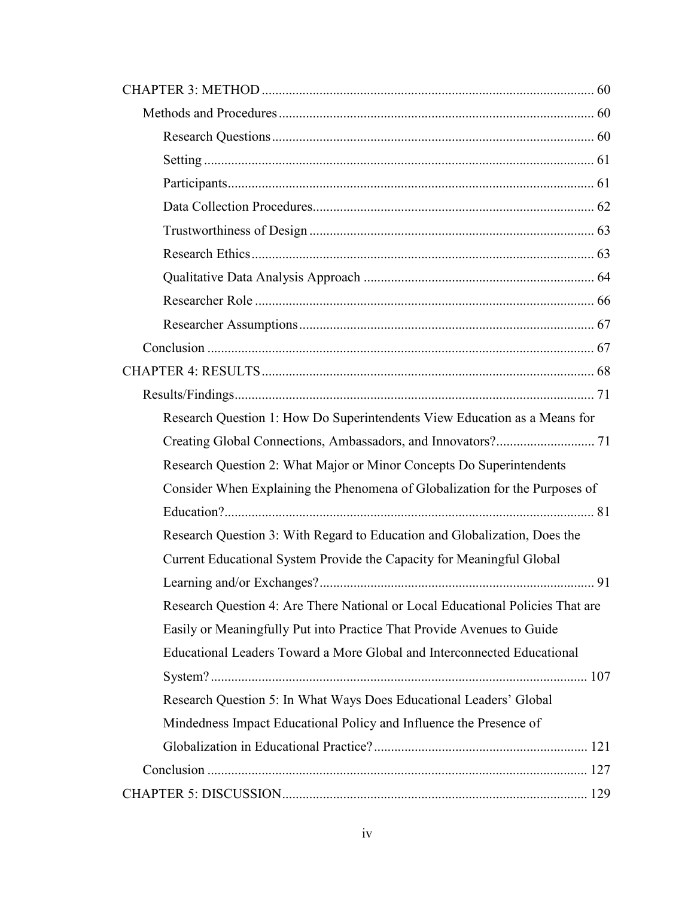CHAPTER 3: METHOD ................................................................................................ 60

- Methods and Procedures ........................................................................................... 60
  - Research Questions ............................................................................................. 60
  - Setting ................................................................................................................. 61
  - Participants .......................................................................................................... 61
  - Data Collection Procedures .................................................................................. 62
  - Trustworthiness of Design ................................................................................... 63
  - Research Ethics .................................................................................................... 63
  - Qualitative Data Analysis Approach ................................................................... 64
  - Researcher Role ................................................................................................... 66
  - Researcher Assumptions ...................................................................................... 67
- Conclusion ................................................................................................................. 67

CHAPTER 4: RESULTS ................................................................................................ 68

- Results/Findings ......................................................................................................... 71
  - Research Question 1: How Do Superintendents View Education as a Means for Creating Global Connections, Ambassadors, and Innovators? ............................ 71
  - Research Question 2: What Major or Minor Concepts Do Superintendents Consider When Explaining the Phenomena of Globalization for the Purposes of Education? ............................................................................................................ 81
  - Research Question 3: With Regard to Education and Globalization, Does the Current Educational System Provide the Capacity for Meaningful Global Learning and/or Exchanges? ................................................................................ 91
  - Research Question 4: Are There National or Local Educational Policies That are Easily or Meaningfully Put into Practice That Provide Avenues to Guide Educational Leaders Toward a More Global and Interconnected Educational System? ............................................................................................................. 107
  - Research Question 5: In What Ways Does Educational Leaders' Global Mindedness Impact Educational Policy and Influence the Presence of Globalization in Educational Practice? .............................................................. 121
- Conclusion ................................................................................................................ 127

CHAPTER 5: DISCUSSION ......................................................................................... 129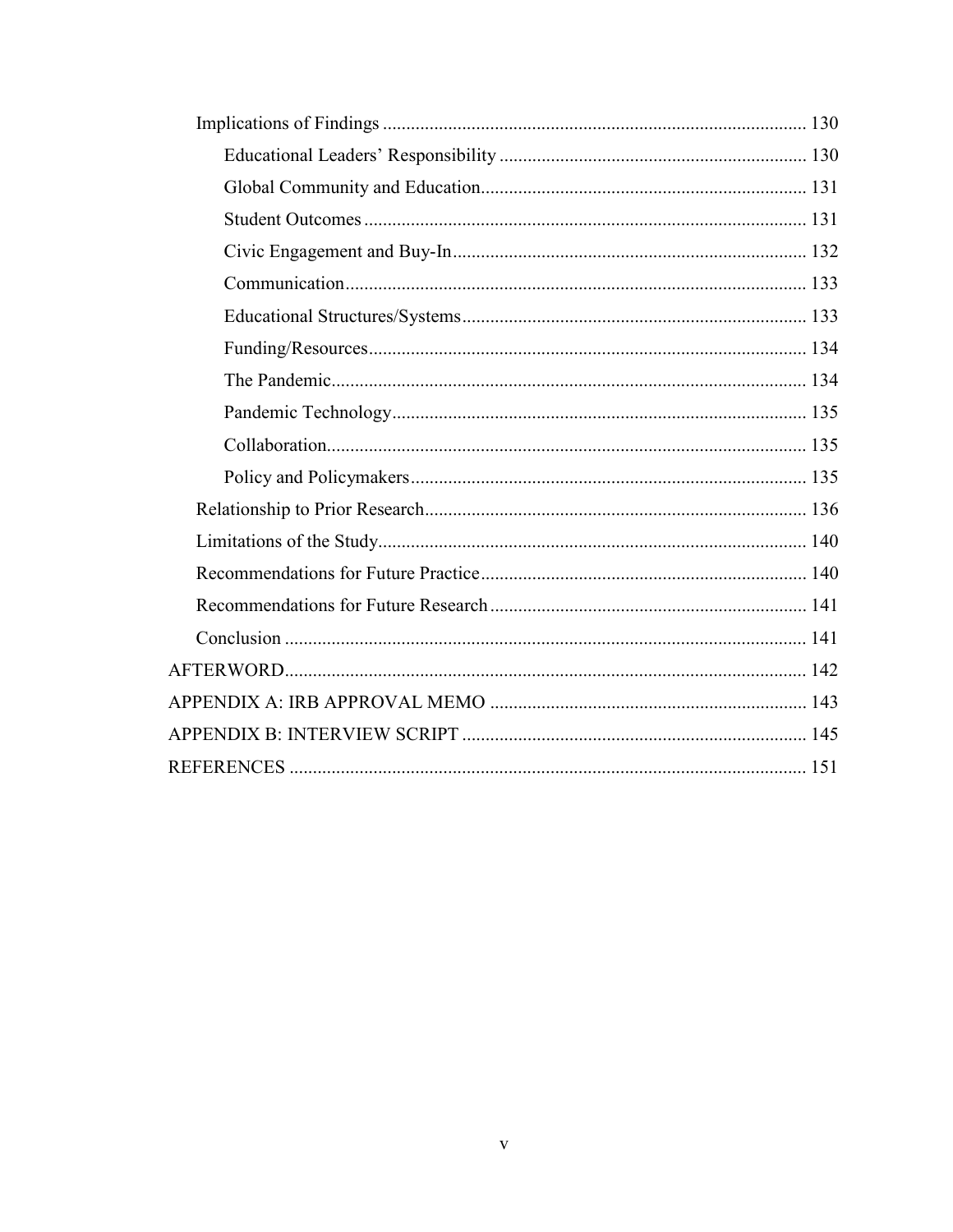- Implications of Findings ... 130
  - Educational Leaders' Responsibility ... 130
  - Global Community and Education ... 131
  - Student Outcomes ... 131
  - Civic Engagement and Buy-In ... 132
  - Communication ... 133
  - Educational Structures/Systems ... 133
  - Funding/Resources ... 134
  - The Pandemic ... 134
  - Pandemic Technology ... 135
  - Collaboration ... 135
  - Policy and Policymakers ... 135
- Relationship to Prior Research ... 136
- Limitations of the Study ... 140
- Recommendations for Future Practice ... 140
- Recommendations for Future Research ... 141
- Conclusion ... 141

AFTERWORD ... 142

APPENDIX A: IRB APPROVAL MEMO ... 143

APPENDIX B: INTERVIEW SCRIPT ... 145

REFERENCES ... 151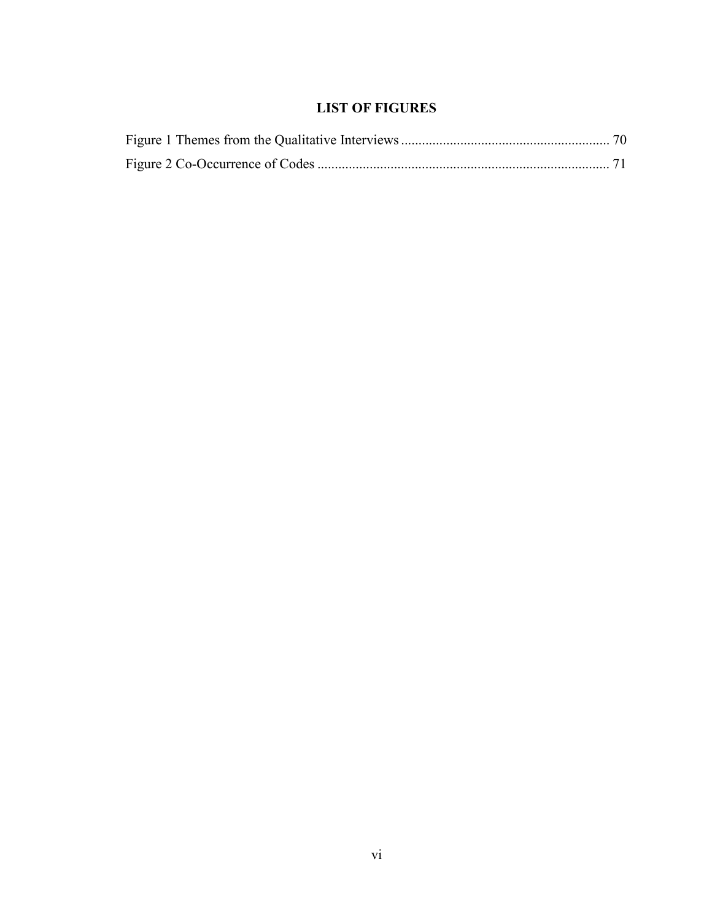# LIST OF FIGURES

Figure 1 Themes from the Qualitative Interviews ........................................................... 70

Figure 2 Co-Occurrence of Codes .................................................................................... 71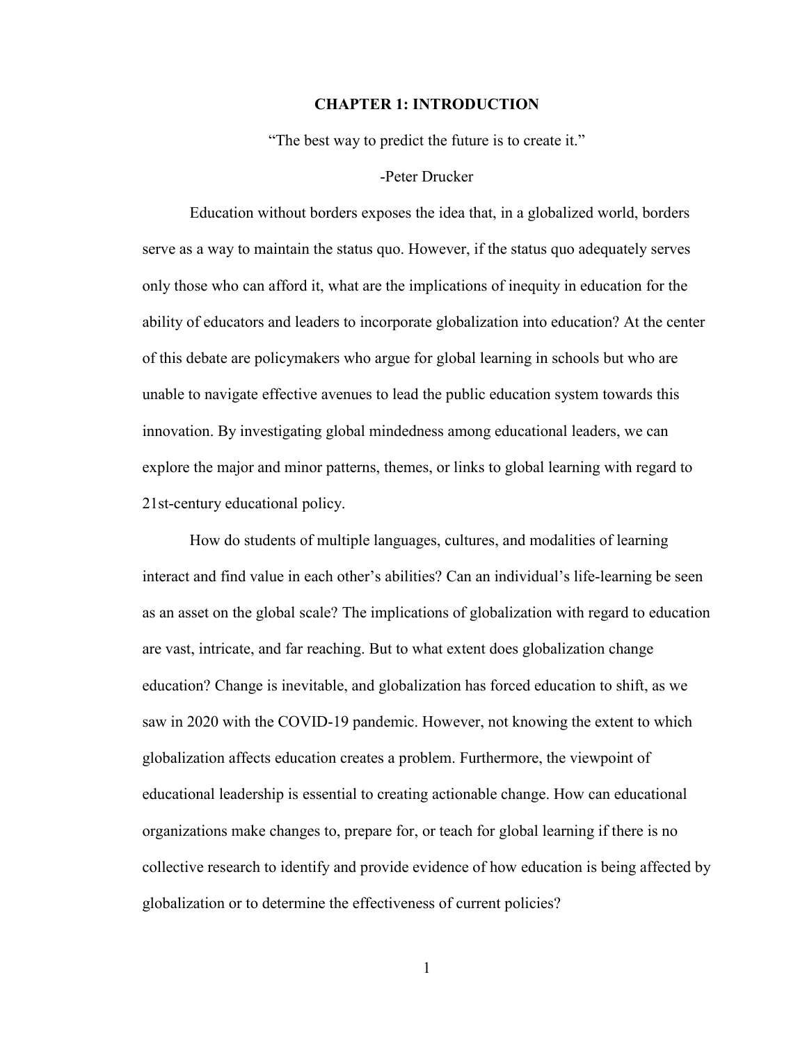# CHAPTER 1: INTRODUCTION

"The best way to predict the future is to create it."

-Peter Drucker

Education without borders exposes the idea that, in a globalized world, borders serve as a way to maintain the status quo. However, if the status quo adequately serves only those who can afford it, what are the implications of inequity in education for the ability of educators and leaders to incorporate globalization into education? At the center of this debate are policymakers who argue for global learning in schools but who are unable to navigate effective avenues to lead the public education system towards this innovation. By investigating global mindedness among educational leaders, we can explore the major and minor patterns, themes, or links to global learning with regard to 21st-century educational policy.

How do students of multiple languages, cultures, and modalities of learning interact and find value in each other's abilities? Can an individual's life-learning be seen as an asset on the global scale? The implications of globalization with regard to education are vast, intricate, and far reaching. But to what extent does globalization change education? Change is inevitable, and globalization has forced education to shift, as we saw in 2020 with the COVID-19 pandemic. However, not knowing the extent to which globalization affects education creates a problem. Furthermore, the viewpoint of educational leadership is essential to creating actionable change. How can educational organizations make changes to, prepare for, or teach for global learning if there is no collective research to identify and provide evidence of how education is being affected by globalization or to determine the effectiveness of current policies?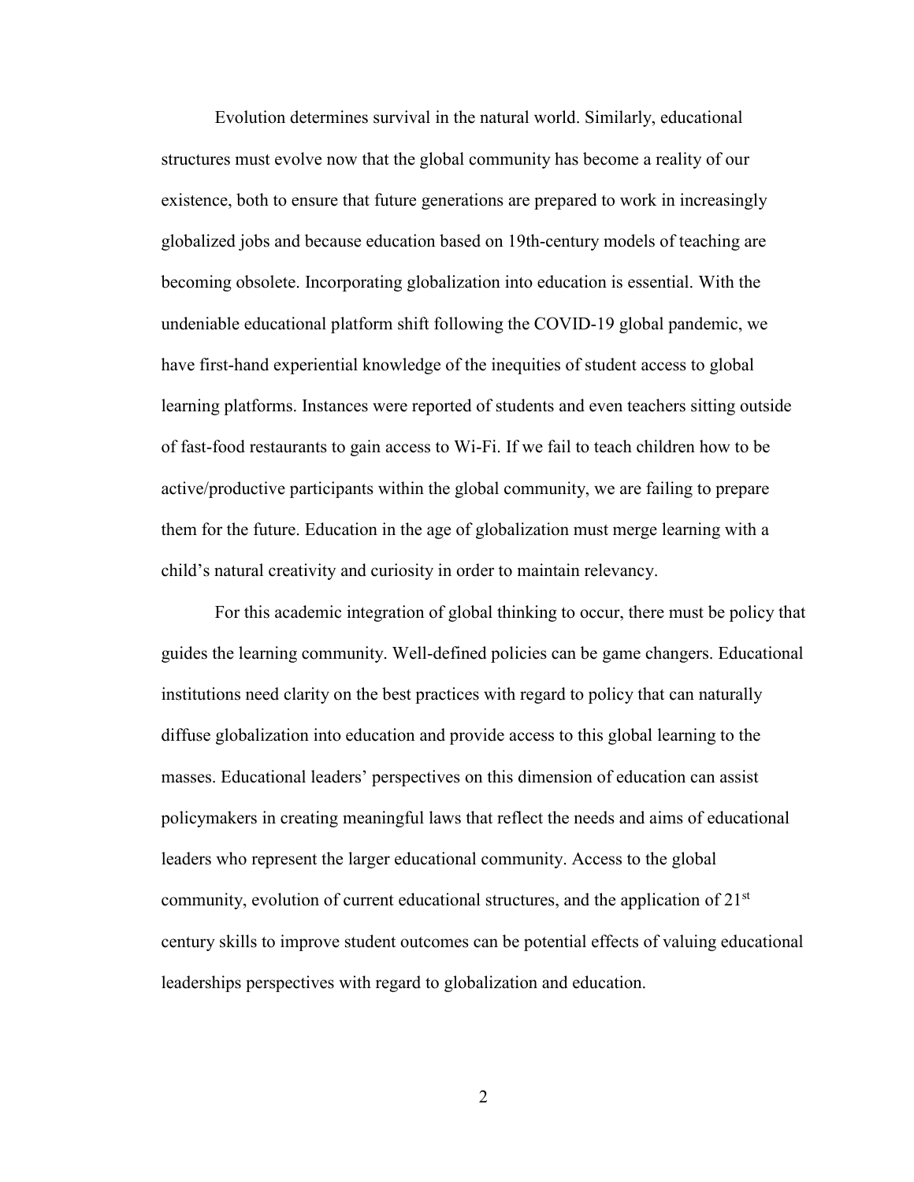Evolution determines survival in the natural world. Similarly, educational structures must evolve now that the global community has become a reality of our existence, both to ensure that future generations are prepared to work in increasingly globalized jobs and because education based on 19th-century models of teaching are becoming obsolete. Incorporating globalization into education is essential. With the undeniable educational platform shift following the COVID-19 global pandemic, we have first-hand experiential knowledge of the inequities of student access to global learning platforms. Instances were reported of students and even teachers sitting outside of fast-food restaurants to gain access to Wi-Fi. If we fail to teach children how to be active/productive participants within the global community, we are failing to prepare them for the future. Education in the age of globalization must merge learning with a child's natural creativity and curiosity in order to maintain relevancy.

For this academic integration of global thinking to occur, there must be policy that guides the learning community. Well-defined policies can be game changers. Educational institutions need clarity on the best practices with regard to policy that can naturally diffuse globalization into education and provide access to this global learning to the masses. Educational leaders' perspectives on this dimension of education can assist policymakers in creating meaningful laws that reflect the needs and aims of educational leaders who represent the larger educational community. Access to the global community, evolution of current educational structures, and the application of 21st century skills to improve student outcomes can be potential effects of valuing educational leaderships perspectives with regard to globalization and education.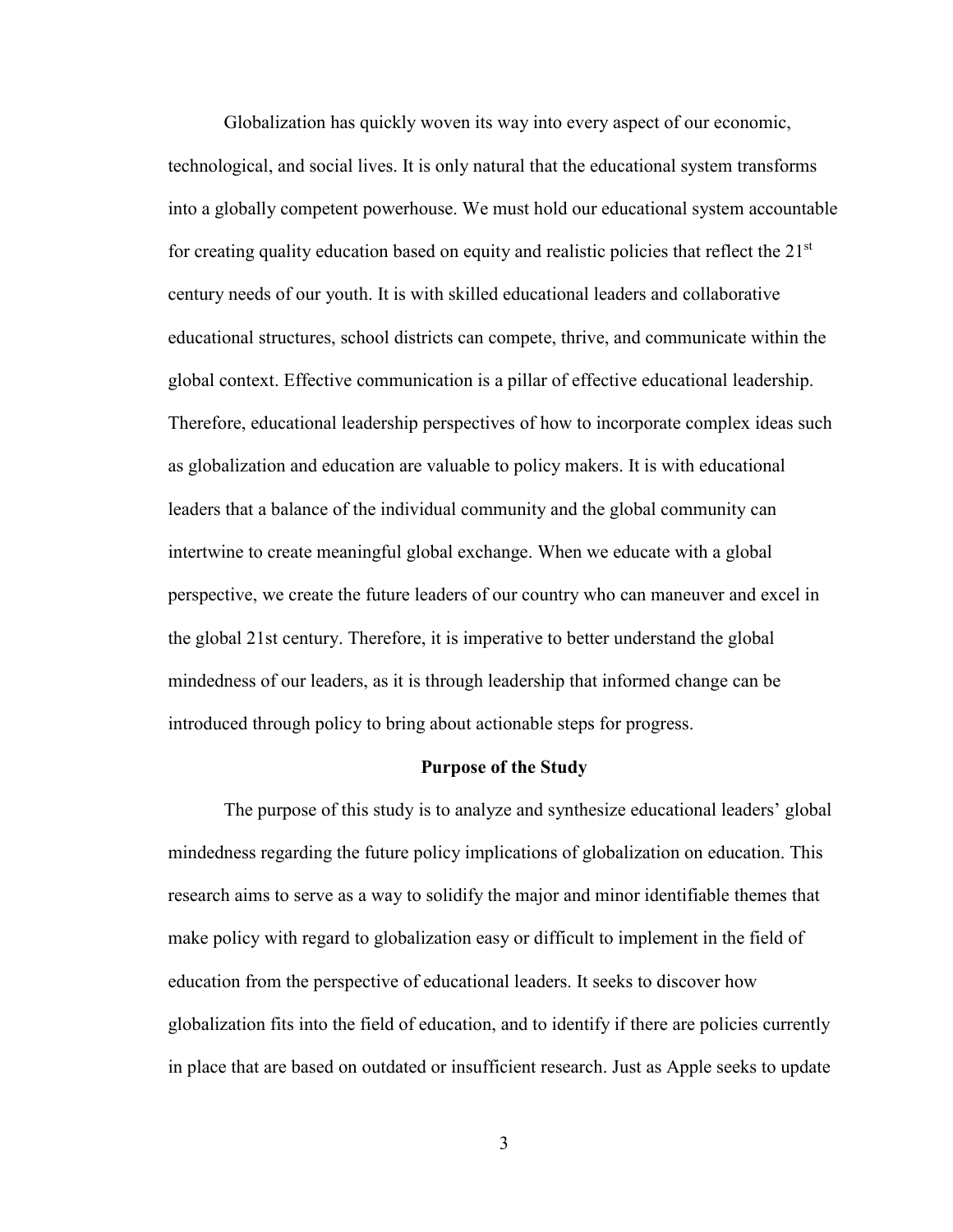Globalization has quickly woven its way into every aspect of our economic, technological, and social lives. It is only natural that the educational system transforms into a globally competent powerhouse. We must hold our educational system accountable for creating quality education based on equity and realistic policies that reflect the 21st century needs of our youth. It is with skilled educational leaders and collaborative educational structures, school districts can compete, thrive, and communicate within the global context. Effective communication is a pillar of effective educational leadership. Therefore, educational leadership perspectives of how to incorporate complex ideas such as globalization and education are valuable to policy makers. It is with educational leaders that a balance of the individual community and the global community can intertwine to create meaningful global exchange. When we educate with a global perspective, we create the future leaders of our country who can maneuver and excel in the global 21st century. Therefore, it is imperative to better understand the global mindedness of our leaders, as it is through leadership that informed change can be introduced through policy to bring about actionable steps for progress.

## Purpose of the Study

The purpose of this study is to analyze and synthesize educational leaders' global mindedness regarding the future policy implications of globalization on education. This research aims to serve as a way to solidify the major and minor identifiable themes that make policy with regard to globalization easy or difficult to implement in the field of education from the perspective of educational leaders. It seeks to discover how globalization fits into the field of education, and to identify if there are policies currently in place that are based on outdated or insufficient research. Just as Apple seeks to update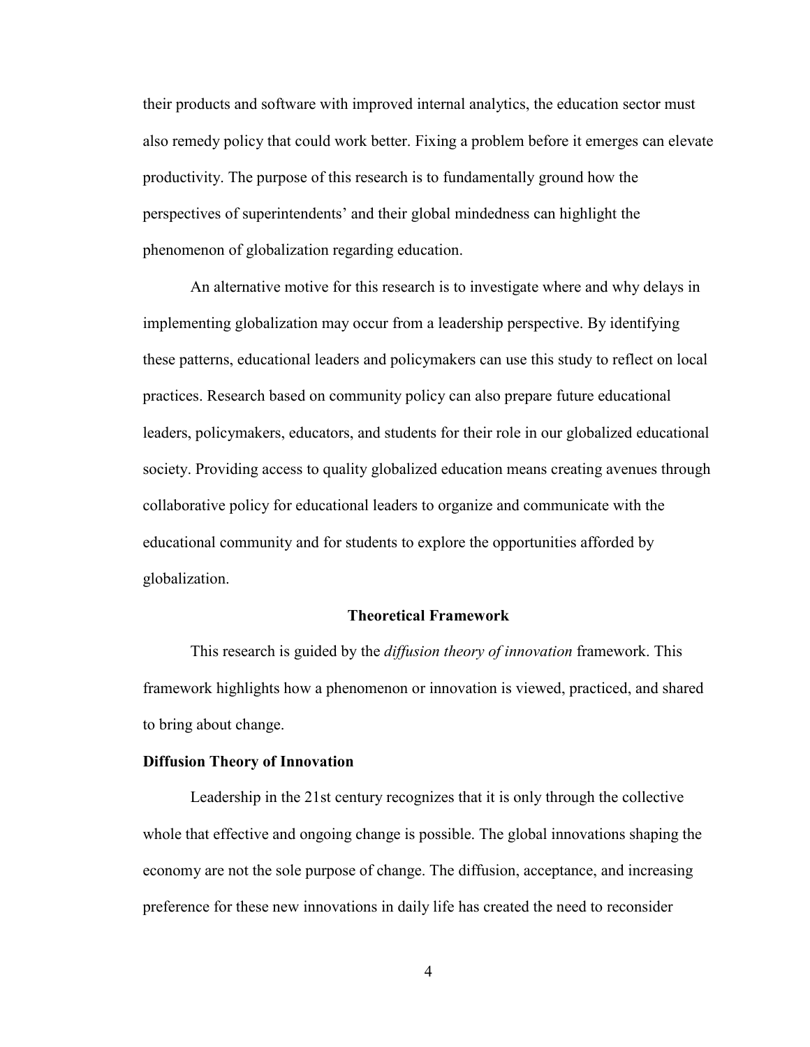their products and software with improved internal analytics, the education sector must also remedy policy that could work better. Fixing a problem before it emerges can elevate productivity. The purpose of this research is to fundamentally ground how the perspectives of superintendents' and their global mindedness can highlight the phenomenon of globalization regarding education.

An alternative motive for this research is to investigate where and why delays in implementing globalization may occur from a leadership perspective. By identifying these patterns, educational leaders and policymakers can use this study to reflect on local practices. Research based on community policy can also prepare future educational leaders, policymakers, educators, and students for their role in our globalized educational society. Providing access to quality globalized education means creating avenues through collaborative policy for educational leaders to organize and communicate with the educational community and for students to explore the opportunities afforded by globalization.

## Theoretical Framework

This research is guided by the *diffusion theory of innovation* framework. This framework highlights how a phenomenon or innovation is viewed, practiced, and shared to bring about change.

### Diffusion Theory of Innovation

Leadership in the 21st century recognizes that it is only through the collective whole that effective and ongoing change is possible. The global innovations shaping the economy are not the sole purpose of change. The diffusion, acceptance, and increasing preference for these new innovations in daily life has created the need to reconsider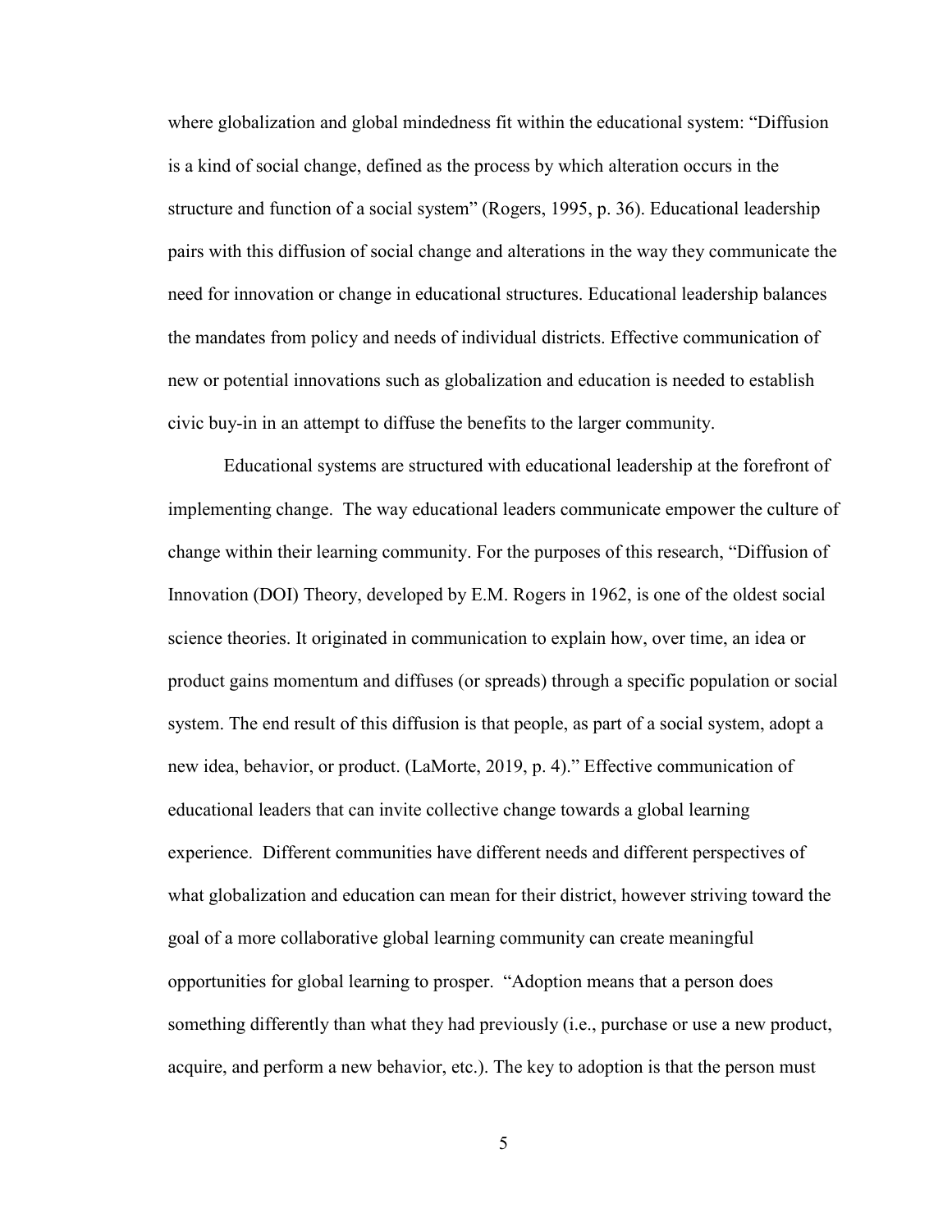where globalization and global mindedness fit within the educational system: "Diffusion is a kind of social change, defined as the process by which alteration occurs in the structure and function of a social system" (Rogers, 1995, p. 36). Educational leadership pairs with this diffusion of social change and alterations in the way they communicate the need for innovation or change in educational structures. Educational leadership balances the mandates from policy and needs of individual districts. Effective communication of new or potential innovations such as globalization and education is needed to establish civic buy-in in an attempt to diffuse the benefits to the larger community.

Educational systems are structured with educational leadership at the forefront of implementing change. The way educational leaders communicate empower the culture of change within their learning community. For the purposes of this research, "Diffusion of Innovation (DOI) Theory, developed by E.M. Rogers in 1962, is one of the oldest social science theories. It originated in communication to explain how, over time, an idea or product gains momentum and diffuses (or spreads) through a specific population or social system. The end result of this diffusion is that people, as part of a social system, adopt a new idea, behavior, or product. (LaMorte, 2019, p. 4)." Effective communication of educational leaders that can invite collective change towards a global learning experience. Different communities have different needs and different perspectives of what globalization and education can mean for their district, however striving toward the goal of a more collaborative global learning community can create meaningful opportunities for global learning to prosper. "Adoption means that a person does something differently than what they had previously (i.e., purchase or use a new product, acquire, and perform a new behavior, etc.). The key to adoption is that the person must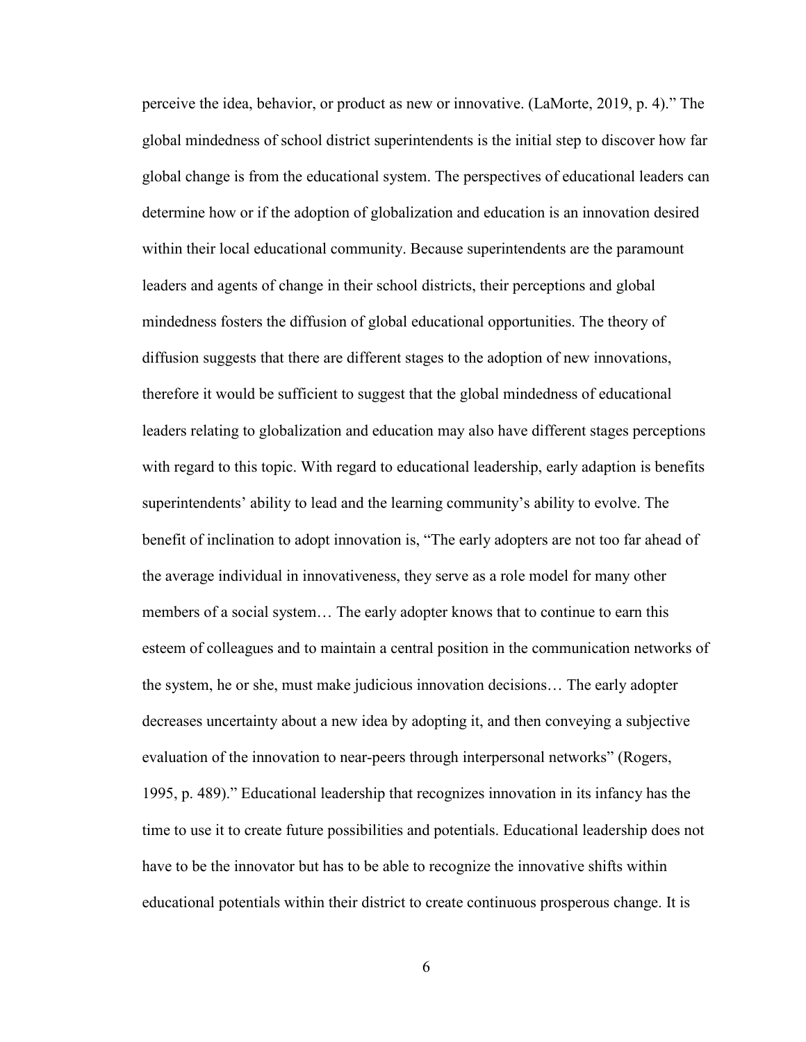perceive the idea, behavior, or product as new or innovative. (LaMorte, 2019, p. 4)." The global mindedness of school district superintendents is the initial step to discover how far global change is from the educational system. The perspectives of educational leaders can determine how or if the adoption of globalization and education is an innovation desired within their local educational community. Because superintendents are the paramount leaders and agents of change in their school districts, their perceptions and global mindedness fosters the diffusion of global educational opportunities. The theory of diffusion suggests that there are different stages to the adoption of new innovations, therefore it would be sufficient to suggest that the global mindedness of educational leaders relating to globalization and education may also have different stages perceptions with regard to this topic. With regard to educational leadership, early adaption is benefits superintendents' ability to lead and the learning community's ability to evolve. The benefit of inclination to adopt innovation is, "The early adopters are not too far ahead of the average individual in innovativeness, they serve as a role model for many other members of a social system… The early adopter knows that to continue to earn this esteem of colleagues and to maintain a central position in the communication networks of the system, he or she, must make judicious innovation decisions… The early adopter decreases uncertainty about a new idea by adopting it, and then conveying a subjective evaluation of the innovation to near-peers through interpersonal networks" (Rogers, 1995, p. 489)." Educational leadership that recognizes innovation in its infancy has the time to use it to create future possibilities and potentials. Educational leadership does not have to be the innovator but has to be able to recognize the innovative shifts within educational potentials within their district to create continuous prosperous change. It is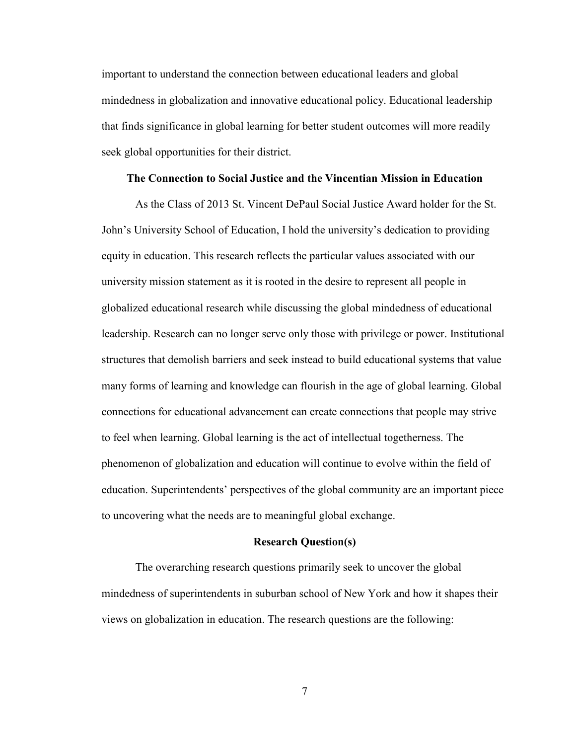important to understand the connection between educational leaders and global mindedness in globalization and innovative educational policy. Educational leadership that finds significance in global learning for better student outcomes will more readily seek global opportunities for their district.

## The Connection to Social Justice and the Vincentian Mission in Education

As the Class of 2013 St. Vincent DePaul Social Justice Award holder for the St. John's University School of Education, I hold the university's dedication to providing equity in education. This research reflects the particular values associated with our university mission statement as it is rooted in the desire to represent all people in globalized educational research while discussing the global mindedness of educational leadership. Research can no longer serve only those with privilege or power. Institutional structures that demolish barriers and seek instead to build educational systems that value many forms of learning and knowledge can flourish in the age of global learning. Global connections for educational advancement can create connections that people may strive to feel when learning. Global learning is the act of intellectual togetherness. The phenomenon of globalization and education will continue to evolve within the field of education. Superintendents' perspectives of the global community are an important piece to uncovering what the needs are to meaningful global exchange.

## Research Question(s)

The overarching research questions primarily seek to uncover the global mindedness of superintendents in suburban school of New York and how it shapes their views on globalization in education. The research questions are the following: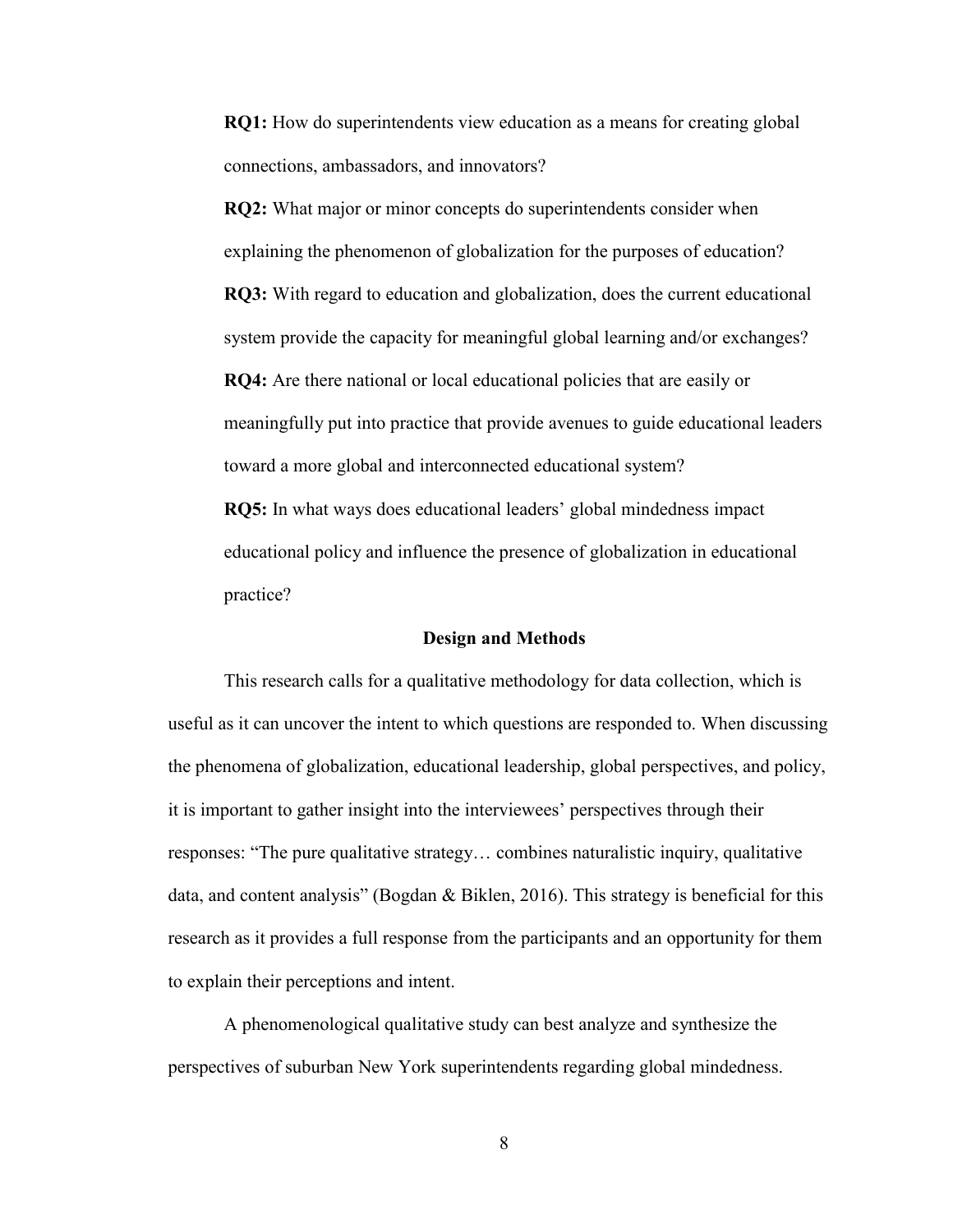**RQ1:** How do superintendents view education as a means for creating global connections, ambassadors, and innovators?

**RQ2:** What major or minor concepts do superintendents consider when explaining the phenomenon of globalization for the purposes of education?

**RQ3:** With regard to education and globalization, does the current educational system provide the capacity for meaningful global learning and/or exchanges?

**RQ4:** Are there national or local educational policies that are easily or meaningfully put into practice that provide avenues to guide educational leaders toward a more global and interconnected educational system?

**RQ5:** In what ways does educational leaders' global mindedness impact educational policy and influence the presence of globalization in educational practice?

## Design and Methods

This research calls for a qualitative methodology for data collection, which is useful as it can uncover the intent to which questions are responded to. When discussing the phenomena of globalization, educational leadership, global perspectives, and policy, it is important to gather insight into the interviewees' perspectives through their responses: "The pure qualitative strategy… combines naturalistic inquiry, qualitative data, and content analysis" (Bogdan & Biklen, 2016). This strategy is beneficial for this research as it provides a full response from the participants and an opportunity for them to explain their perceptions and intent.

A phenomenological qualitative study can best analyze and synthesize the perspectives of suburban New York superintendents regarding global mindedness.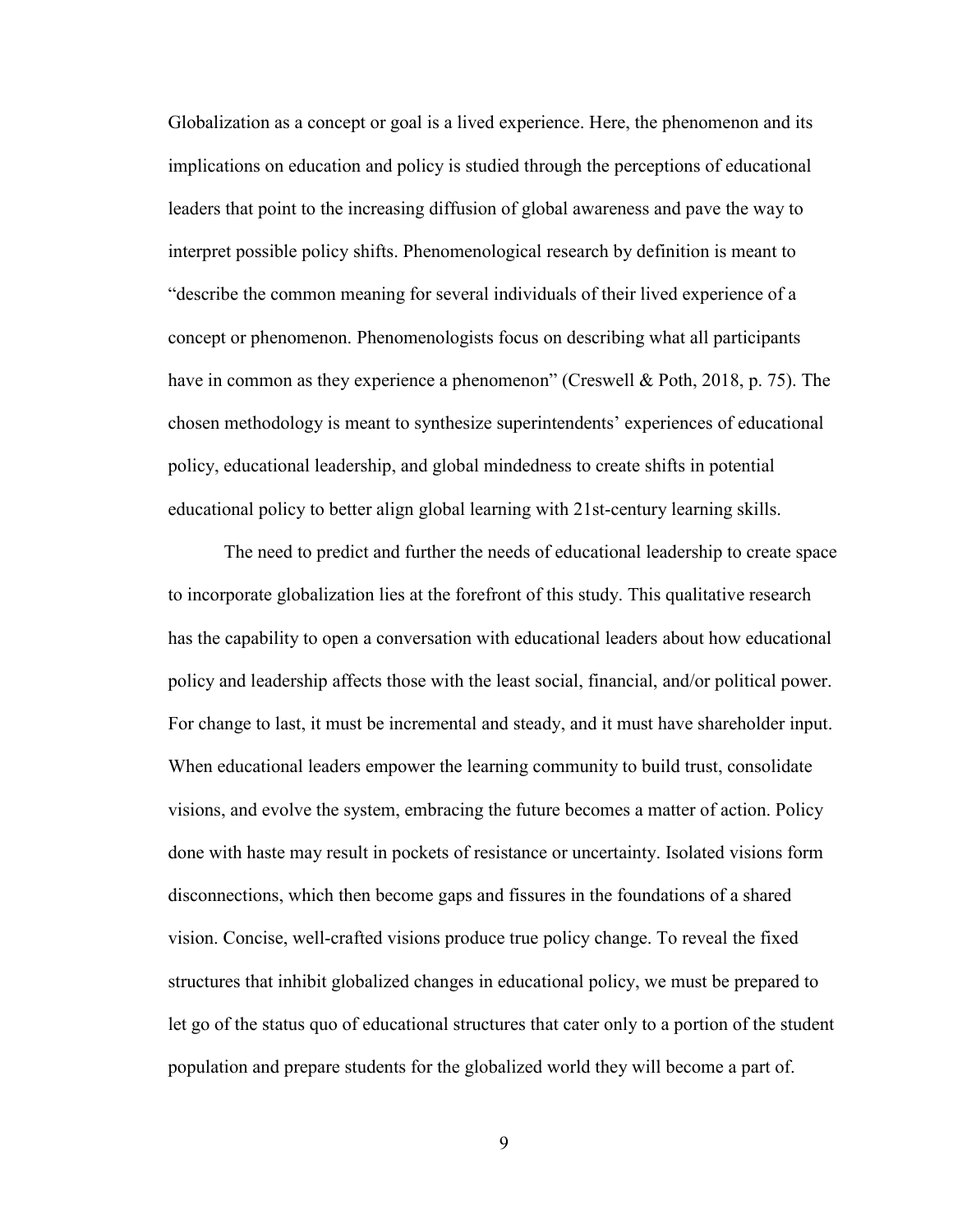Globalization as a concept or goal is a lived experience. Here, the phenomenon and its implications on education and policy is studied through the perceptions of educational leaders that point to the increasing diffusion of global awareness and pave the way to interpret possible policy shifts. Phenomenological research by definition is meant to "describe the common meaning for several individuals of their lived experience of a concept or phenomenon. Phenomenologists focus on describing what all participants have in common as they experience a phenomenon" (Creswell & Poth, 2018, p. 75). The chosen methodology is meant to synthesize superintendents' experiences of educational policy, educational leadership, and global mindedness to create shifts in potential educational policy to better align global learning with 21st-century learning skills.

The need to predict and further the needs of educational leadership to create space to incorporate globalization lies at the forefront of this study. This qualitative research has the capability to open a conversation with educational leaders about how educational policy and leadership affects those with the least social, financial, and/or political power. For change to last, it must be incremental and steady, and it must have shareholder input. When educational leaders empower the learning community to build trust, consolidate visions, and evolve the system, embracing the future becomes a matter of action. Policy done with haste may result in pockets of resistance or uncertainty. Isolated visions form disconnections, which then become gaps and fissures in the foundations of a shared vision. Concise, well-crafted visions produce true policy change. To reveal the fixed structures that inhibit globalized changes in educational policy, we must be prepared to let go of the status quo of educational structures that cater only to a portion of the student population and prepare students for the globalized world they will become a part of.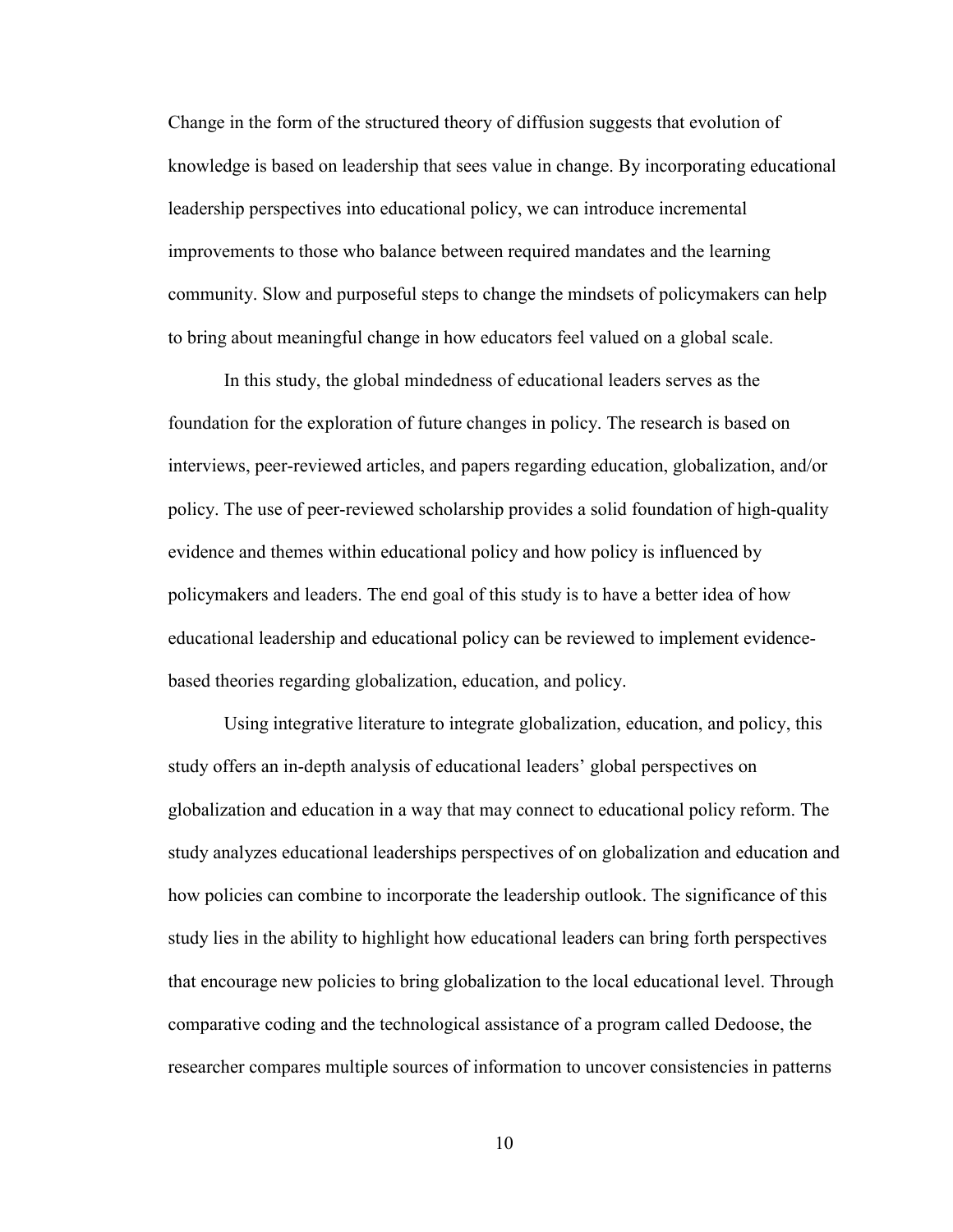Change in the form of the structured theory of diffusion suggests that evolution of knowledge is based on leadership that sees value in change. By incorporating educational leadership perspectives into educational policy, we can introduce incremental improvements to those who balance between required mandates and the learning community. Slow and purposeful steps to change the mindsets of policymakers can help to bring about meaningful change in how educators feel valued on a global scale.

In this study, the global mindedness of educational leaders serves as the foundation for the exploration of future changes in policy. The research is based on interviews, peer-reviewed articles, and papers regarding education, globalization, and/or policy. The use of peer-reviewed scholarship provides a solid foundation of high-quality evidence and themes within educational policy and how policy is influenced by policymakers and leaders. The end goal of this study is to have a better idea of how educational leadership and educational policy can be reviewed to implement evidence-based theories regarding globalization, education, and policy.

Using integrative literature to integrate globalization, education, and policy, this study offers an in-depth analysis of educational leaders' global perspectives on globalization and education in a way that may connect to educational policy reform. The study analyzes educational leaderships perspectives of on globalization and education and how policies can combine to incorporate the leadership outlook. The significance of this study lies in the ability to highlight how educational leaders can bring forth perspectives that encourage new policies to bring globalization to the local educational level. Through comparative coding and the technological assistance of a program called Dedoose, the researcher compares multiple sources of information to uncover consistencies in patterns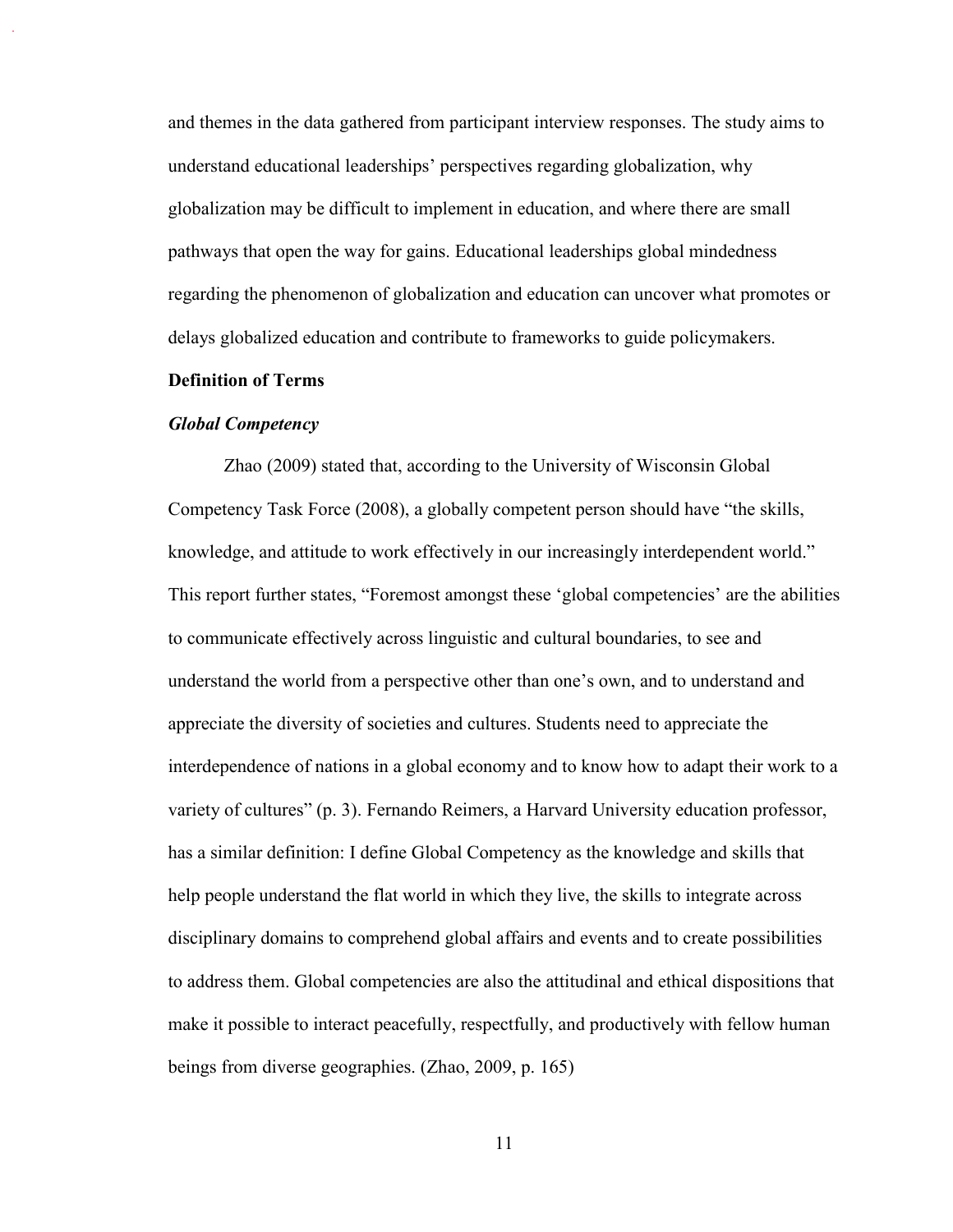and themes in the data gathered from participant interview responses. The study aims to understand educational leaderships' perspectives regarding globalization, why globalization may be difficult to implement in education, and where there are small pathways that open the way for gains. Educational leaderships global mindedness regarding the phenomenon of globalization and education can uncover what promotes or delays globalized education and contribute to frameworks to guide policymakers.

## Definition of Terms

### *Global Competency*

Zhao (2009) stated that, according to the University of Wisconsin Global Competency Task Force (2008), a globally competent person should have "the skills, knowledge, and attitude to work effectively in our increasingly interdependent world." This report further states, "Foremost amongst these 'global competencies' are the abilities to communicate effectively across linguistic and cultural boundaries, to see and understand the world from a perspective other than one's own, and to understand and appreciate the diversity of societies and cultures. Students need to appreciate the interdependence of nations in a global economy and to know how to adapt their work to a variety of cultures" (p. 3). Fernando Reimers, a Harvard University education professor, has a similar definition: I define Global Competency as the knowledge and skills that help people understand the flat world in which they live, the skills to integrate across disciplinary domains to comprehend global affairs and events and to create possibilities to address them. Global competencies are also the attitudinal and ethical dispositions that make it possible to interact peacefully, respectfully, and productively with fellow human beings from diverse geographies. (Zhao, 2009, p. 165)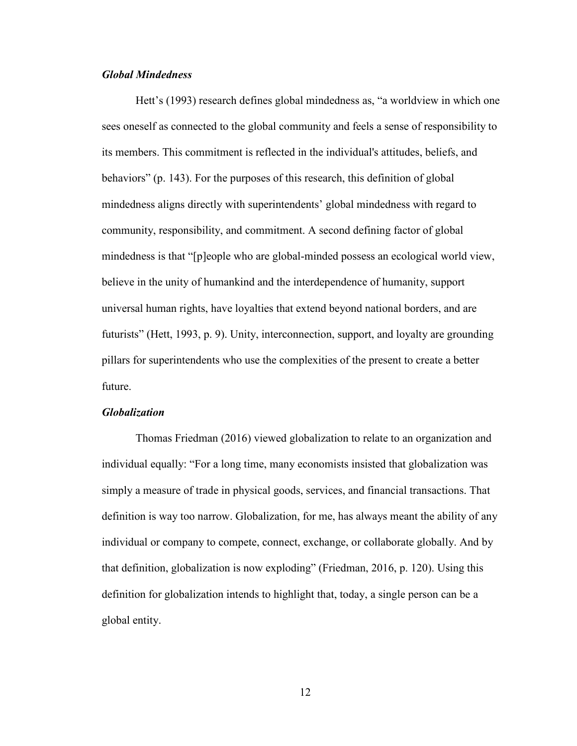### *Global Mindedness*

Hett's (1993) research defines global mindedness as, "a worldview in which one sees oneself as connected to the global community and feels a sense of responsibility to its members. This commitment is reflected in the individual's attitudes, beliefs, and behaviors" (p. 143). For the purposes of this research, this definition of global mindedness aligns directly with superintendents' global mindedness with regard to community, responsibility, and commitment. A second defining factor of global mindedness is that "[p]eople who are global-minded possess an ecological world view, believe in the unity of humankind and the interdependence of humanity, support universal human rights, have loyalties that extend beyond national borders, and are futurists" (Hett, 1993, p. 9). Unity, interconnection, support, and loyalty are grounding pillars for superintendents who use the complexities of the present to create a better future.

### *Globalization*

Thomas Friedman (2016) viewed globalization to relate to an organization and individual equally: "For a long time, many economists insisted that globalization was simply a measure of trade in physical goods, services, and financial transactions. That definition is way too narrow. Globalization, for me, has always meant the ability of any individual or company to compete, connect, exchange, or collaborate globally. And by that definition, globalization is now exploding" (Friedman, 2016, p. 120). Using this definition for globalization intends to highlight that, today, a single person can be a global entity.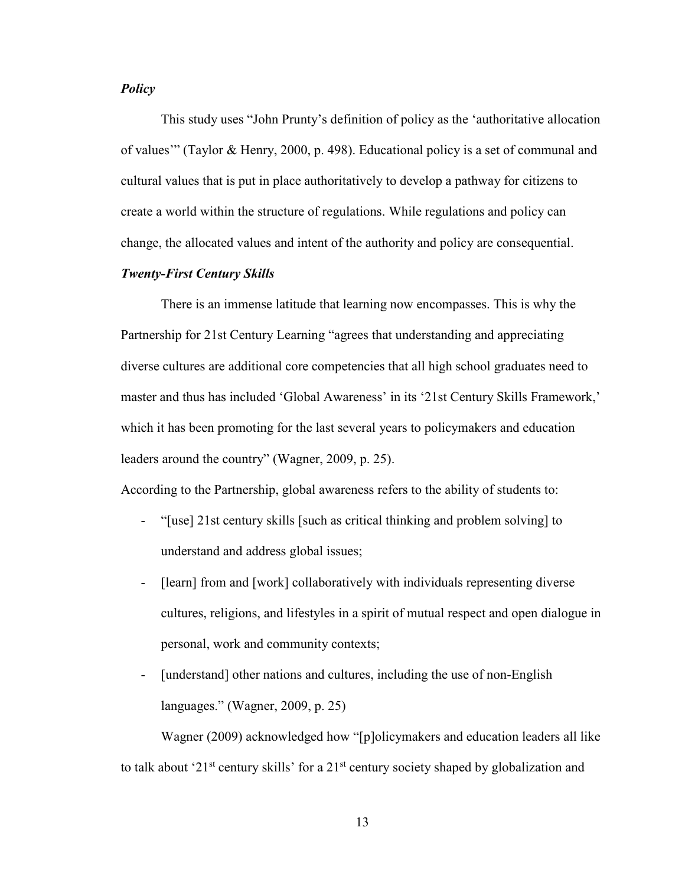### *Policy*

This study uses "John Prunty's definition of policy as the 'authoritative allocation of values'" (Taylor & Henry, 2000, p. 498). Educational policy is a set of communal and cultural values that is put in place authoritatively to develop a pathway for citizens to create a world within the structure of regulations. While regulations and policy can change, the allocated values and intent of the authority and policy are consequential.

### *Twenty-First Century Skills*

There is an immense latitude that learning now encompasses. This is why the Partnership for 21st Century Learning "agrees that understanding and appreciating diverse cultures are additional core competencies that all high school graduates need to master and thus has included 'Global Awareness' in its '21st Century Skills Framework,' which it has been promoting for the last several years to policymakers and education leaders around the country" (Wagner, 2009, p. 25).

According to the Partnership, global awareness refers to the ability of students to:

- "[use] 21st century skills [such as critical thinking and problem solving] to understand and address global issues;
- [learn] from and [work] collaboratively with individuals representing diverse cultures, religions, and lifestyles in a spirit of mutual respect and open dialogue in personal, work and community contexts;
- [understand] other nations and cultures, including the use of non-English languages." (Wagner, 2009, p. 25)

Wagner (2009) acknowledged how "[p]olicymakers and education leaders all like to talk about '21st century skills' for a 21st century society shaped by globalization and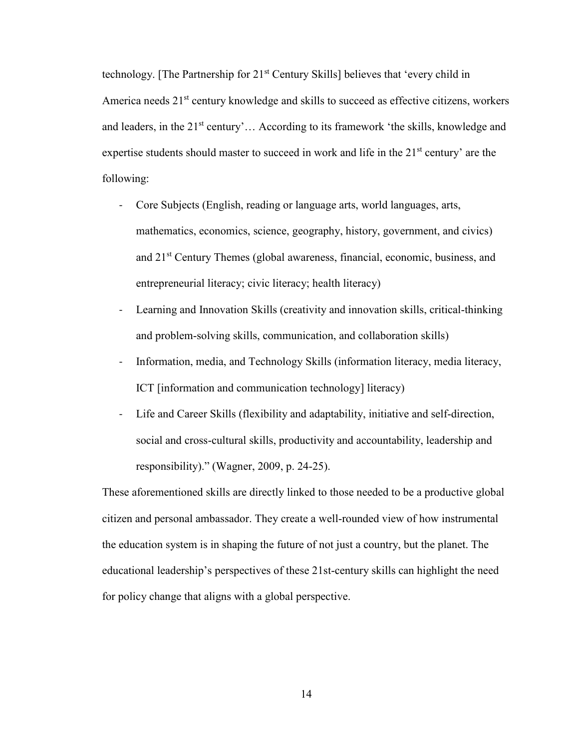technology. [The Partnership for 21st Century Skills] believes that 'every child in America needs 21st century knowledge and skills to succeed as effective citizens, workers and leaders, in the 21st century'… According to its framework 'the skills, knowledge and expertise students should master to succeed in work and life in the 21st century' are the following:

- Core Subjects (English, reading or language arts, world languages, arts, mathematics, economics, science, geography, history, government, and civics) and 21st Century Themes (global awareness, financial, economic, business, and entrepreneurial literacy; civic literacy; health literacy)
- Learning and Innovation Skills (creativity and innovation skills, critical-thinking and problem-solving skills, communication, and collaboration skills)
- Information, media, and Technology Skills (information literacy, media literacy, ICT [information and communication technology] literacy)
- Life and Career Skills (flexibility and adaptability, initiative and self-direction, social and cross-cultural skills, productivity and accountability, leadership and responsibility)." (Wagner, 2009, p. 24-25).

These aforementioned skills are directly linked to those needed to be a productive global citizen and personal ambassador. They create a well-rounded view of how instrumental the education system is in shaping the future of not just a country, but the planet. The educational leadership's perspectives of these 21st-century skills can highlight the need for policy change that aligns with a global perspective.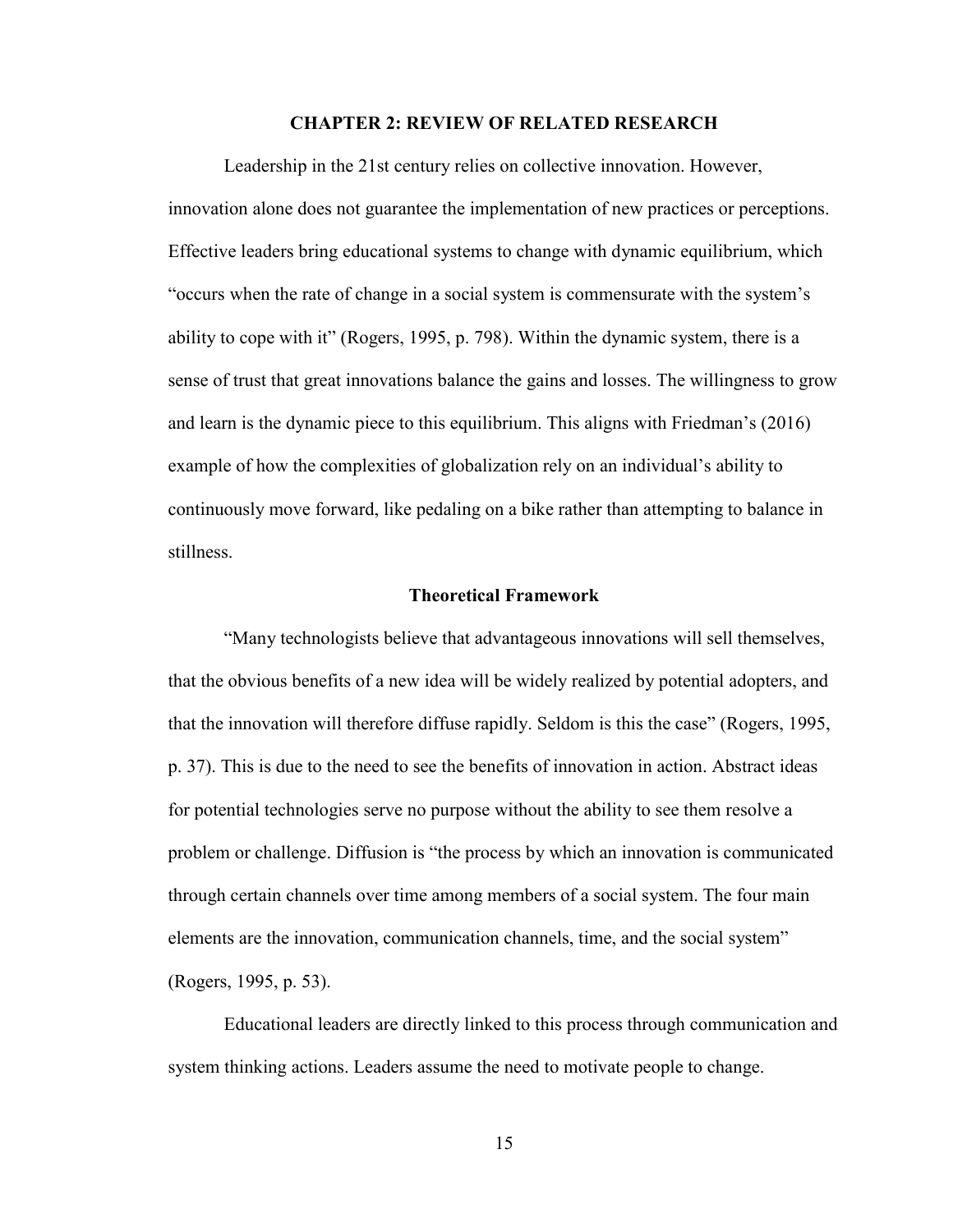# CHAPTER 2: REVIEW OF RELATED RESEARCH

Leadership in the 21st century relies on collective innovation. However, innovation alone does not guarantee the implementation of new practices or perceptions. Effective leaders bring educational systems to change with dynamic equilibrium, which "occurs when the rate of change in a social system is commensurate with the system's ability to cope with it" (Rogers, 1995, p. 798). Within the dynamic system, there is a sense of trust that great innovations balance the gains and losses. The willingness to grow and learn is the dynamic piece to this equilibrium. This aligns with Friedman's (2016) example of how the complexities of globalization rely on an individual's ability to continuously move forward, like pedaling on a bike rather than attempting to balance in stillness.

## Theoretical Framework

"Many technologists believe that advantageous innovations will sell themselves, that the obvious benefits of a new idea will be widely realized by potential adopters, and that the innovation will therefore diffuse rapidly. Seldom is this the case" (Rogers, 1995, p. 37). This is due to the need to see the benefits of innovation in action. Abstract ideas for potential technologies serve no purpose without the ability to see them resolve a problem or challenge. Diffusion is "the process by which an innovation is communicated through certain channels over time among members of a social system. The four main elements are the innovation, communication channels, time, and the social system" (Rogers, 1995, p. 53).

Educational leaders are directly linked to this process through communication and system thinking actions. Leaders assume the need to motivate people to change.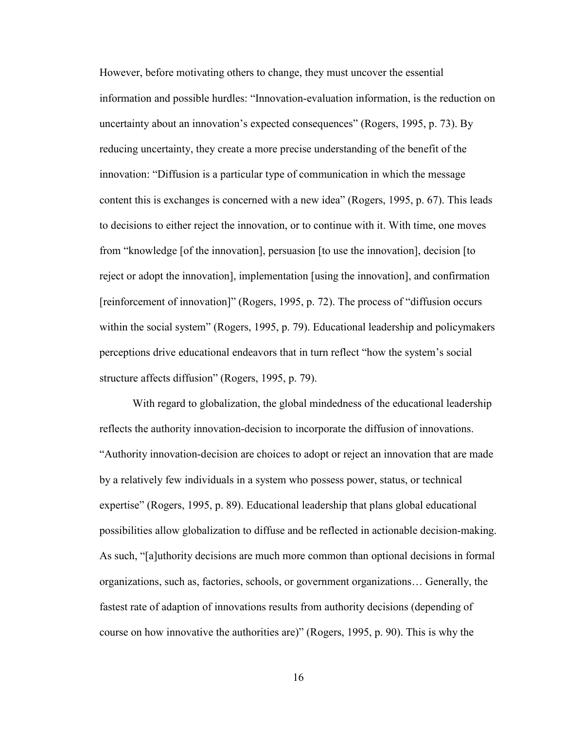However, before motivating others to change, they must uncover the essential information and possible hurdles: "Innovation-evaluation information, is the reduction on uncertainty about an innovation's expected consequences" (Rogers, 1995, p. 73). By reducing uncertainty, they create a more precise understanding of the benefit of the innovation: "Diffusion is a particular type of communication in which the message content this is exchanges is concerned with a new idea" (Rogers, 1995, p. 67). This leads to decisions to either reject the innovation, or to continue with it. With time, one moves from "knowledge [of the innovation], persuasion [to use the innovation], decision [to reject or adopt the innovation], implementation [using the innovation], and confirmation [reinforcement of innovation]" (Rogers, 1995, p. 72). The process of "diffusion occurs within the social system" (Rogers, 1995, p. 79). Educational leadership and policymakers perceptions drive educational endeavors that in turn reflect "how the system's social structure affects diffusion" (Rogers, 1995, p. 79).

With regard to globalization, the global mindedness of the educational leadership reflects the authority innovation-decision to incorporate the diffusion of innovations. "Authority innovation-decision are choices to adopt or reject an innovation that are made by a relatively few individuals in a system who possess power, status, or technical expertise" (Rogers, 1995, p. 89). Educational leadership that plans global educational possibilities allow globalization to diffuse and be reflected in actionable decision-making. As such, "[a]uthority decisions are much more common than optional decisions in formal organizations, such as, factories, schools, or government organizations… Generally, the fastest rate of adaption of innovations results from authority decisions (depending of course on how innovative the authorities are)" (Rogers, 1995, p. 90). This is why the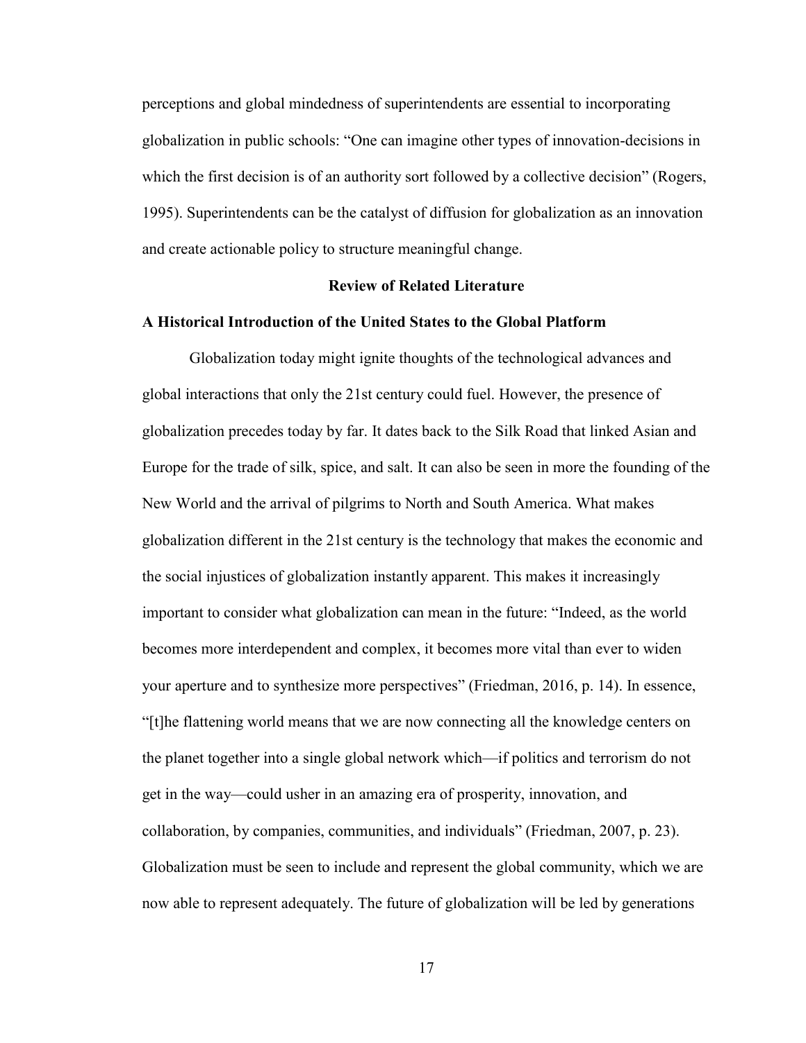perceptions and global mindedness of superintendents are essential to incorporating globalization in public schools: "One can imagine other types of innovation-decisions in which the first decision is of an authority sort followed by a collective decision" (Rogers, 1995). Superintendents can be the catalyst of diffusion for globalization as an innovation and create actionable policy to structure meaningful change.

## Review of Related Literature

### A Historical Introduction of the United States to the Global Platform

Globalization today might ignite thoughts of the technological advances and global interactions that only the 21st century could fuel. However, the presence of globalization precedes today by far. It dates back to the Silk Road that linked Asian and Europe for the trade of silk, spice, and salt. It can also be seen in more the founding of the New World and the arrival of pilgrims to North and South America. What makes globalization different in the 21st century is the technology that makes the economic and the social injustices of globalization instantly apparent. This makes it increasingly important to consider what globalization can mean in the future: "Indeed, as the world becomes more interdependent and complex, it becomes more vital than ever to widen your aperture and to synthesize more perspectives" (Friedman, 2016, p. 14). In essence, "[t]he flattening world means that we are now connecting all the knowledge centers on the planet together into a single global network which—if politics and terrorism do not get in the way—could usher in an amazing era of prosperity, innovation, and collaboration, by companies, communities, and individuals" (Friedman, 2007, p. 23). Globalization must be seen to include and represent the global community, which we are now able to represent adequately. The future of globalization will be led by generations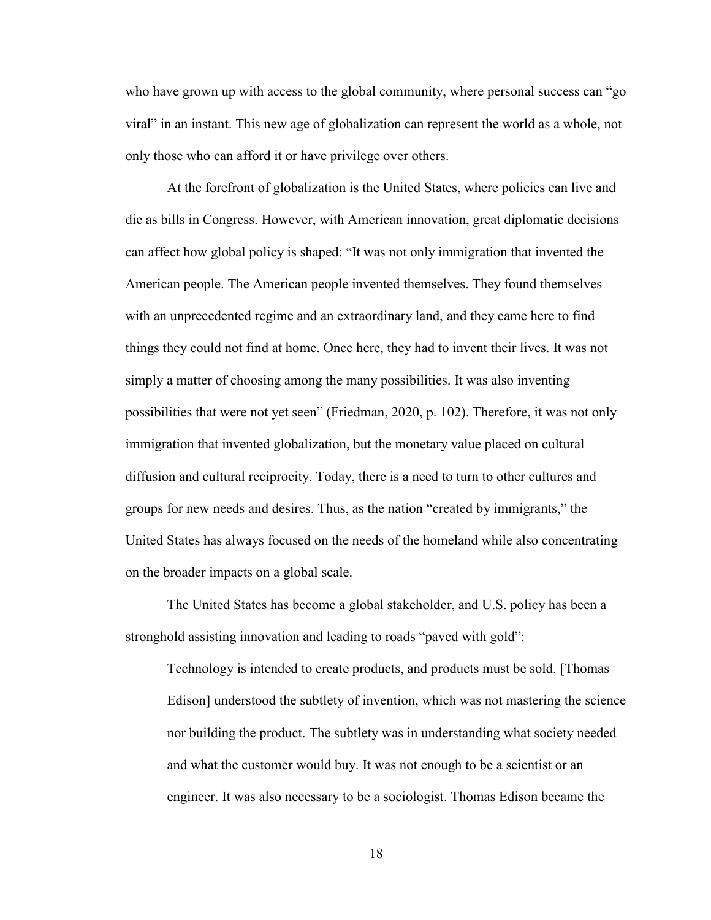who have grown up with access to the global community, where personal success can "go viral" in an instant. This new age of globalization can represent the world as a whole, not only those who can afford it or have privilege over others.

At the forefront of globalization is the United States, where policies can live and die as bills in Congress. However, with American innovation, great diplomatic decisions can affect how global policy is shaped: "It was not only immigration that invented the American people. The American people invented themselves. They found themselves with an unprecedented regime and an extraordinary land, and they came here to find things they could not find at home. Once here, they had to invent their lives. It was not simply a matter of choosing among the many possibilities. It was also inventing possibilities that were not yet seen" (Friedman, 2020, p. 102). Therefore, it was not only immigration that invented globalization, but the monetary value placed on cultural diffusion and cultural reciprocity. Today, there is a need to turn to other cultures and groups for new needs and desires. Thus, as the nation "created by immigrants," the United States has always focused on the needs of the homeland while also concentrating on the broader impacts on a global scale.

The United States has become a global stakeholder, and U.S. policy has been a stronghold assisting innovation and leading to roads "paved with gold":

> Technology is intended to create products, and products must be sold. [Thomas Edison] understood the subtlety of invention, which was not mastering the science nor building the product. The subtlety was in understanding what society needed and what the customer would buy. It was not enough to be a scientist or an engineer. It was also necessary to be a sociologist. Thomas Edison became the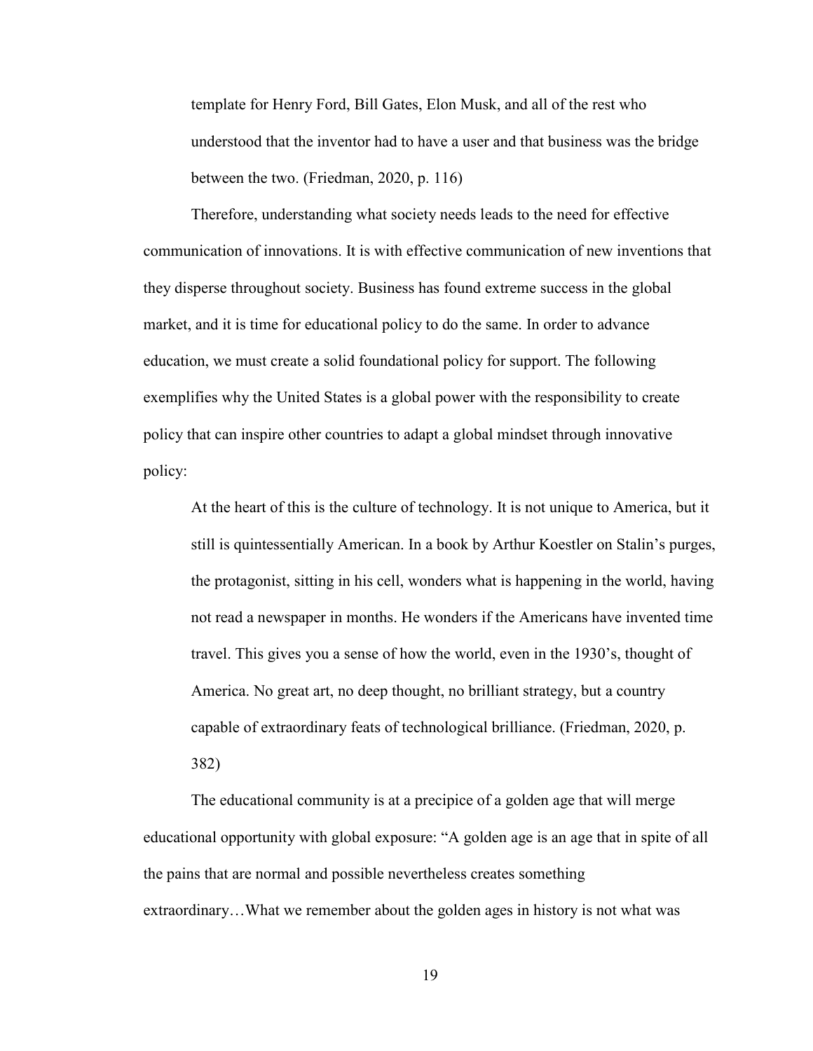> template for Henry Ford, Bill Gates, Elon Musk, and all of the rest who understood that the inventor had to have a user and that business was the bridge between the two. (Friedman, 2020, p. 116)

Therefore, understanding what society needs leads to the need for effective communication of innovations. It is with effective communication of new inventions that they disperse throughout society. Business has found extreme success in the global market, and it is time for educational policy to do the same. In order to advance education, we must create a solid foundational policy for support. The following exemplifies why the United States is a global power with the responsibility to create policy that can inspire other countries to adapt a global mindset through innovative policy:

> At the heart of this is the culture of technology. It is not unique to America, but it still is quintessentially American. In a book by Arthur Koestler on Stalin's purges, the protagonist, sitting in his cell, wonders what is happening in the world, having not read a newspaper in months. He wonders if the Americans have invented time travel. This gives you a sense of how the world, even in the 1930's, thought of America. No great art, no deep thought, no brilliant strategy, but a country capable of extraordinary feats of technological brilliance. (Friedman, 2020, p. 382)

The educational community is at a precipice of a golden age that will merge educational opportunity with global exposure: "A golden age is an age that in spite of all the pains that are normal and possible nevertheless creates something extraordinary…What we remember about the golden ages in history is not what was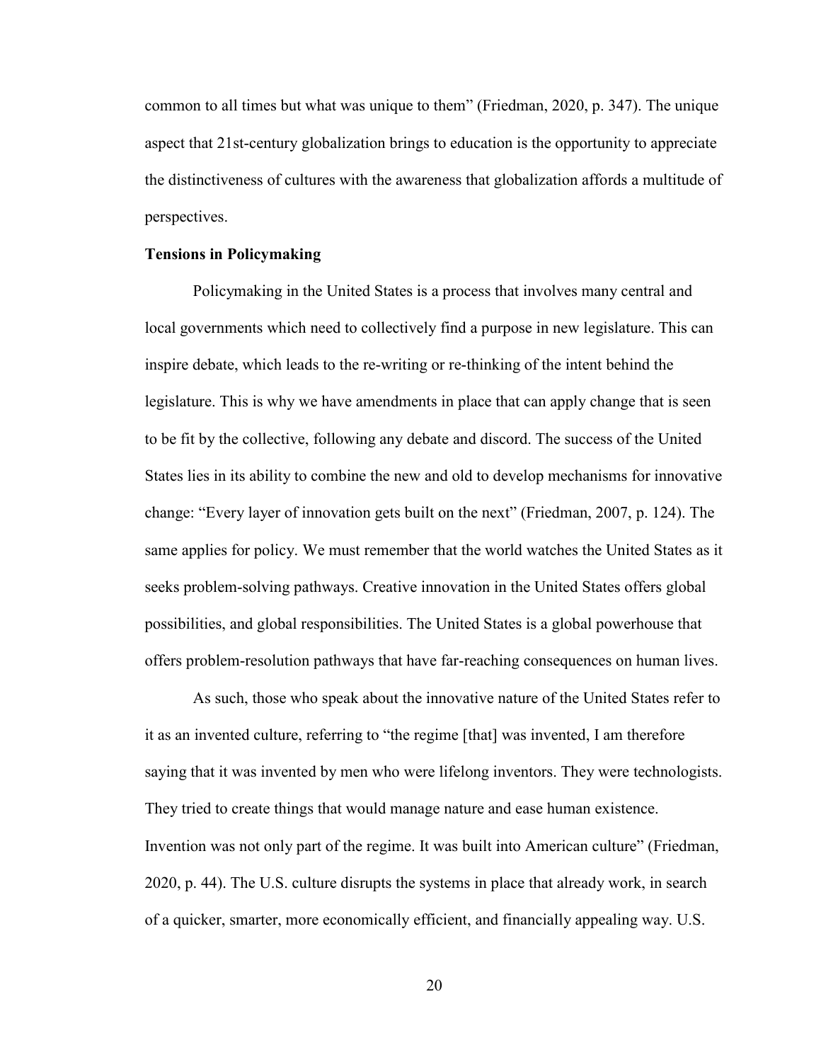common to all times but what was unique to them" (Friedman, 2020, p. 347). The unique aspect that 21st-century globalization brings to education is the opportunity to appreciate the distinctiveness of cultures with the awareness that globalization affords a multitude of perspectives.

**Tensions in Policymaking**

Policymaking in the United States is a process that involves many central and local governments which need to collectively find a purpose in new legislature. This can inspire debate, which leads to the re-writing or re-thinking of the intent behind the legislature. This is why we have amendments in place that can apply change that is seen to be fit by the collective, following any debate and discord. The success of the United States lies in its ability to combine the new and old to develop mechanisms for innovative change: "Every layer of innovation gets built on the next" (Friedman, 2007, p. 124). The same applies for policy. We must remember that the world watches the United States as it seeks problem-solving pathways. Creative innovation in the United States offers global possibilities, and global responsibilities. The United States is a global powerhouse that offers problem-resolution pathways that have far-reaching consequences on human lives.

As such, those who speak about the innovative nature of the United States refer to it as an invented culture, referring to "the regime [that] was invented, I am therefore saying that it was invented by men who were lifelong inventors. They were technologists. They tried to create things that would manage nature and ease human existence. Invention was not only part of the regime. It was built into American culture" (Friedman, 2020, p. 44). The U.S. culture disrupts the systems in place that already work, in search of a quicker, smarter, more economically efficient, and financially appealing way. U.S.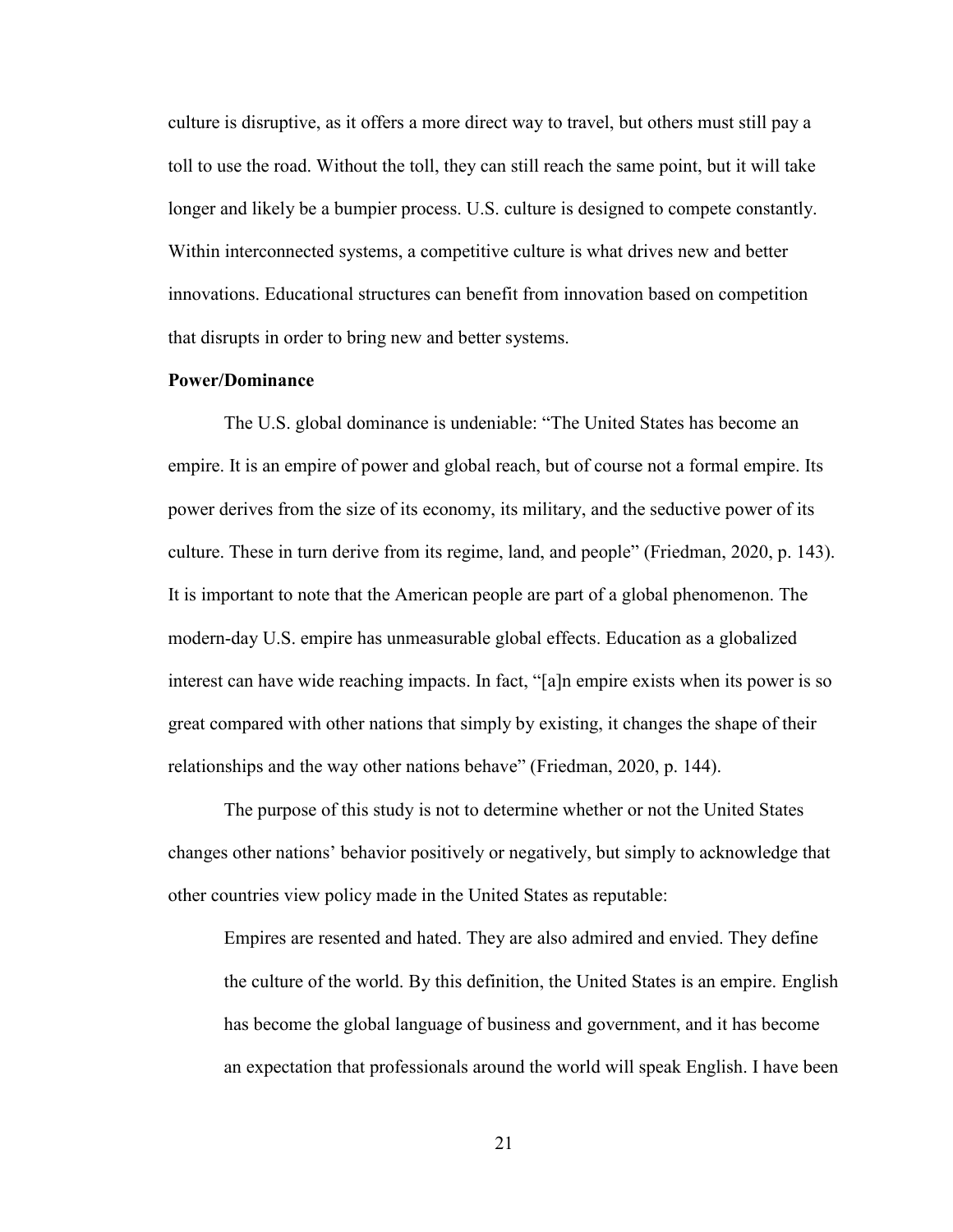culture is disruptive, as it offers a more direct way to travel, but others must still pay a toll to use the road. Without the toll, they can still reach the same point, but it will take longer and likely be a bumpier process. U.S. culture is designed to compete constantly. Within interconnected systems, a competitive culture is what drives new and better innovations. Educational structures can benefit from innovation based on competition that disrupts in order to bring new and better systems.

**Power/Dominance**

The U.S. global dominance is undeniable: "The United States has become an empire. It is an empire of power and global reach, but of course not a formal empire. Its power derives from the size of its economy, its military, and the seductive power of its culture. These in turn derive from its regime, land, and people" (Friedman, 2020, p. 143). It is important to note that the American people are part of a global phenomenon. The modern-day U.S. empire has unmeasurable global effects. Education as a globalized interest can have wide reaching impacts. In fact, "[a]n empire exists when its power is so great compared with other nations that simply by existing, it changes the shape of their relationships and the way other nations behave" (Friedman, 2020, p. 144).

The purpose of this study is not to determine whether or not the United States changes other nations' behavior positively or negatively, but simply to acknowledge that other countries view policy made in the United States as reputable:

> Empires are resented and hated. They are also admired and envied. They define the culture of the world. By this definition, the United States is an empire. English has become the global language of business and government, and it has become an expectation that professionals around the world will speak English. I have been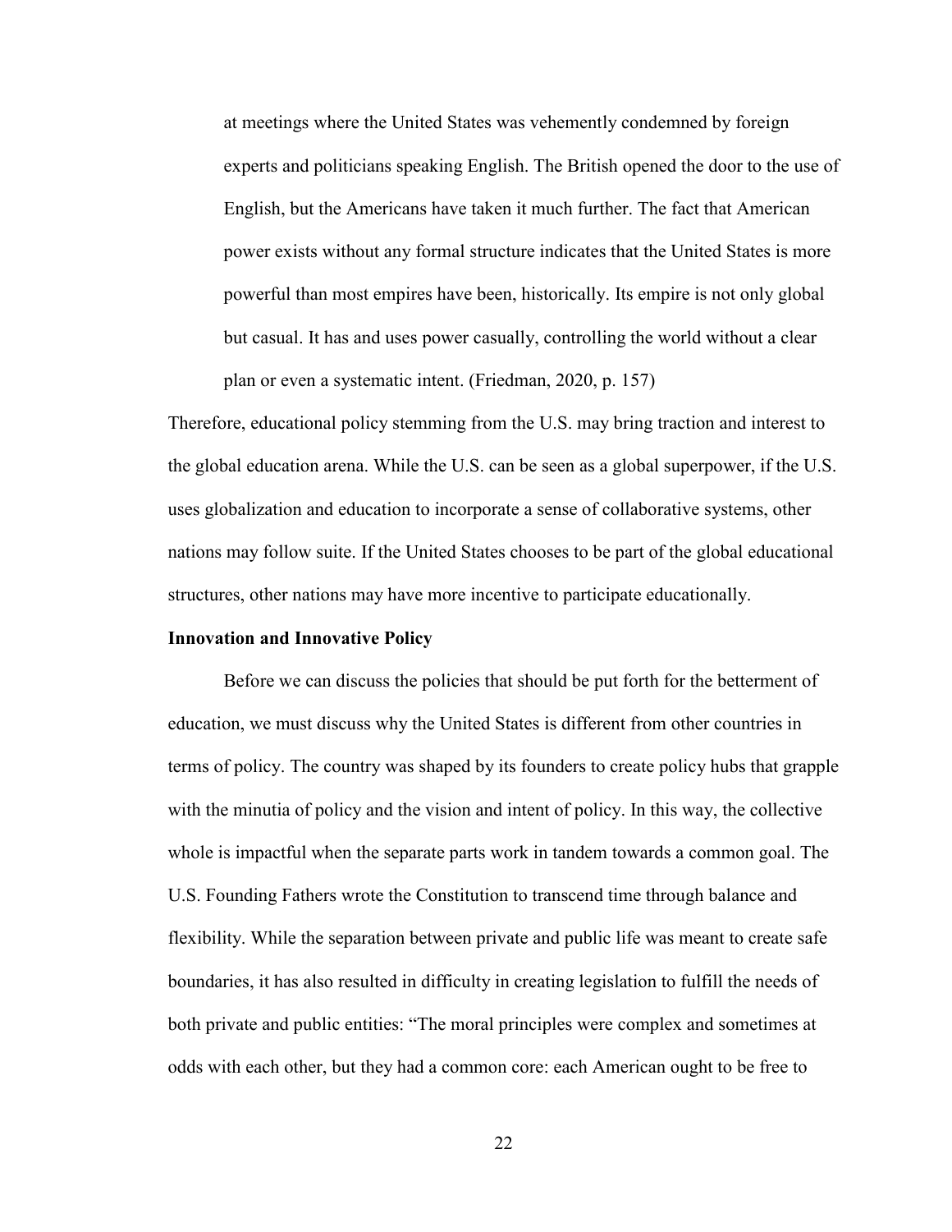> at meetings where the United States was vehemently condemned by foreign experts and politicians speaking English. The British opened the door to the use of English, but the Americans have taken it much further. The fact that American power exists without any formal structure indicates that the United States is more powerful than most empires have been, historically. Its empire is not only global but casual. It has and uses power casually, controlling the world without a clear plan or even a systematic intent. (Friedman, 2020, p. 157)

Therefore, educational policy stemming from the U.S. may bring traction and interest to the global education arena. While the U.S. can be seen as a global superpower, if the U.S. uses globalization and education to incorporate a sense of collaborative systems, other nations may follow suite. If the United States chooses to be part of the global educational structures, other nations may have more incentive to participate educationally.

**Innovation and Innovative Policy**

Before we can discuss the policies that should be put forth for the betterment of education, we must discuss why the United States is different from other countries in terms of policy. The country was shaped by its founders to create policy hubs that grapple with the minutia of policy and the vision and intent of policy. In this way, the collective whole is impactful when the separate parts work in tandem towards a common goal. The U.S. Founding Fathers wrote the Constitution to transcend time through balance and flexibility. While the separation between private and public life was meant to create safe boundaries, it has also resulted in difficulty in creating legislation to fulfill the needs of both private and public entities: "The moral principles were complex and sometimes at odds with each other, but they had a common core: each American ought to be free to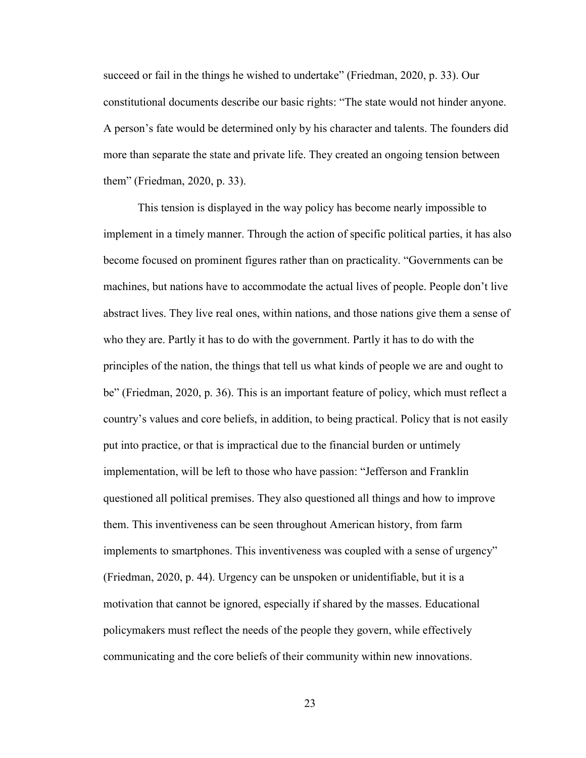succeed or fail in the things he wished to undertake" (Friedman, 2020, p. 33). Our constitutional documents describe our basic rights: "The state would not hinder anyone. A person's fate would be determined only by his character and talents. The founders did more than separate the state and private life. They created an ongoing tension between them" (Friedman, 2020, p. 33).

This tension is displayed in the way policy has become nearly impossible to implement in a timely manner. Through the action of specific political parties, it has also become focused on prominent figures rather than on practicality. "Governments can be machines, but nations have to accommodate the actual lives of people. People don't live abstract lives. They live real ones, within nations, and those nations give them a sense of who they are. Partly it has to do with the government. Partly it has to do with the principles of the nation, the things that tell us what kinds of people we are and ought to be" (Friedman, 2020, p. 36). This is an important feature of policy, which must reflect a country's values and core beliefs, in addition, to being practical. Policy that is not easily put into practice, or that is impractical due to the financial burden or untimely implementation, will be left to those who have passion: "Jefferson and Franklin questioned all political premises. They also questioned all things and how to improve them. This inventiveness can be seen throughout American history, from farm implements to smartphones. This inventiveness was coupled with a sense of urgency" (Friedman, 2020, p. 44). Urgency can be unspoken or unidentifiable, but it is a motivation that cannot be ignored, especially if shared by the masses. Educational policymakers must reflect the needs of the people they govern, while effectively communicating and the core beliefs of their community within new innovations.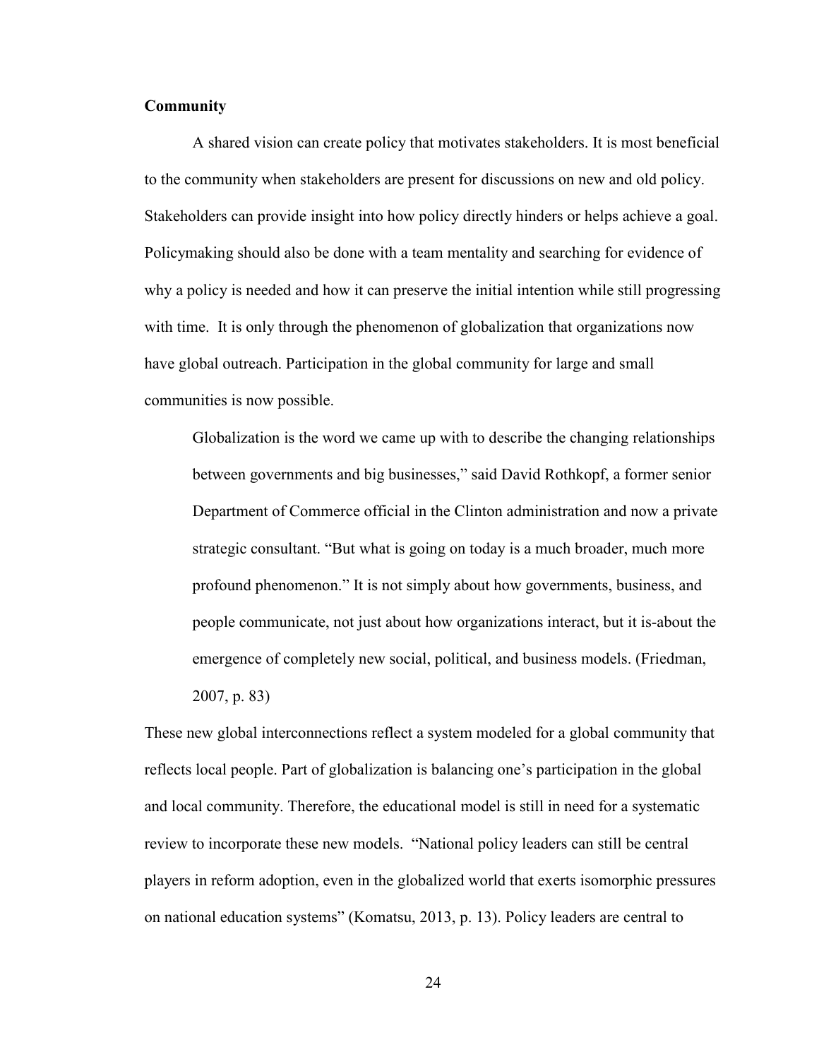**Community**

A shared vision can create policy that motivates stakeholders. It is most beneficial to the community when stakeholders are present for discussions on new and old policy. Stakeholders can provide insight into how policy directly hinders or helps achieve a goal. Policymaking should also be done with a team mentality and searching for evidence of why a policy is needed and how it can preserve the initial intention while still progressing with time. It is only through the phenomenon of globalization that organizations now have global outreach. Participation in the global community for large and small communities is now possible.

> Globalization is the word we came up with to describe the changing relationships between governments and big businesses," said David Rothkopf, a former senior Department of Commerce official in the Clinton administration and now a private strategic consultant. "But what is going on today is a much broader, much more profound phenomenon." It is not simply about how governments, business, and people communicate, not just about how organizations interact, but it is-about the emergence of completely new social, political, and business models. (Friedman, 2007, p. 83)

These new global interconnections reflect a system modeled for a global community that reflects local people. Part of globalization is balancing one's participation in the global and local community. Therefore, the educational model is still in need for a systematic review to incorporate these new models. "National policy leaders can still be central players in reform adoption, even in the globalized world that exerts isomorphic pressures on national education systems" (Komatsu, 2013, p. 13). Policy leaders are central to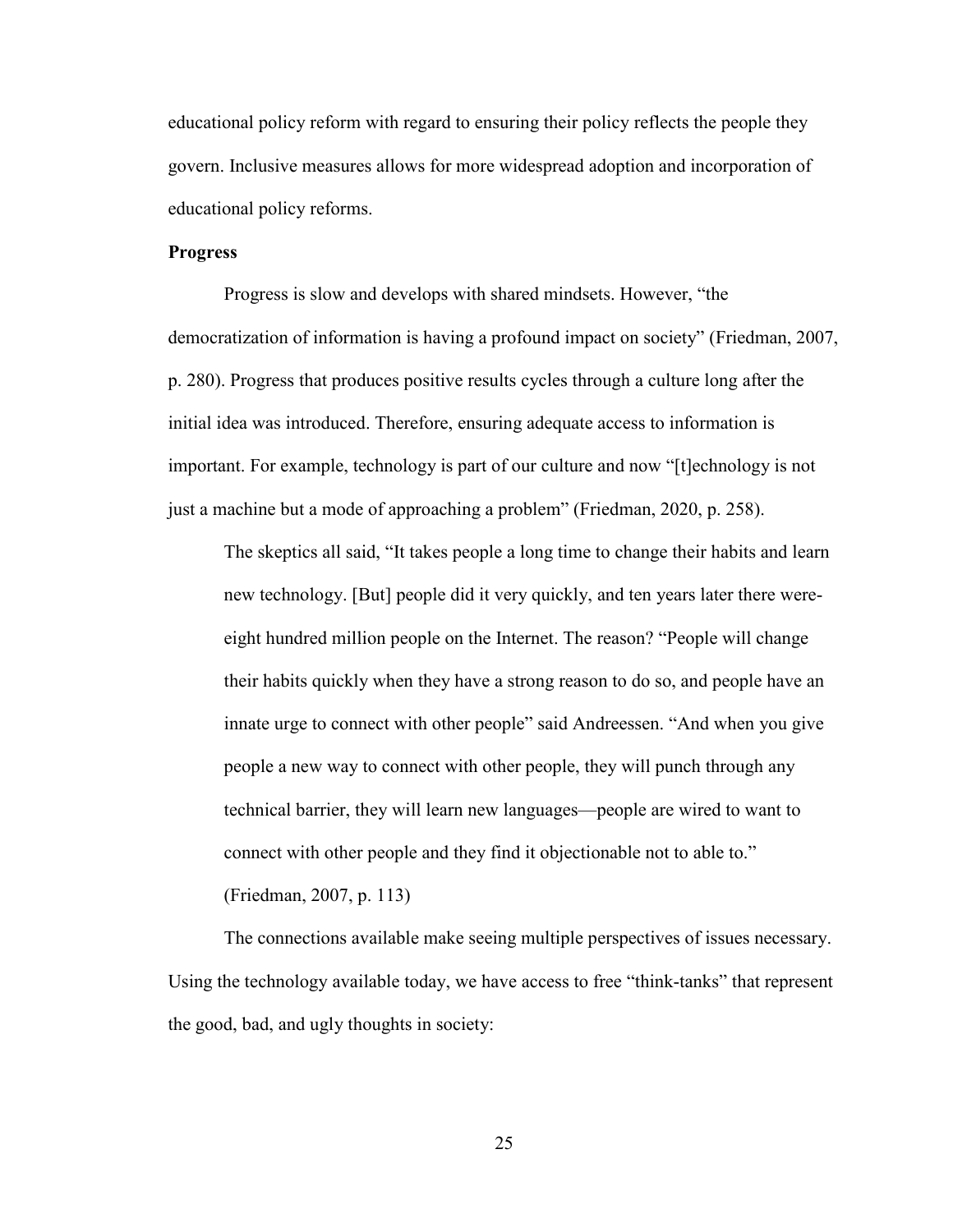educational policy reform with regard to ensuring their policy reflects the people they govern. Inclusive measures allows for more widespread adoption and incorporation of educational policy reforms.

**Progress**

Progress is slow and develops with shared mindsets. However, "the democratization of information is having a profound impact on society" (Friedman, 2007, p. 280). Progress that produces positive results cycles through a culture long after the initial idea was introduced. Therefore, ensuring adequate access to information is important. For example, technology is part of our culture and now "[t]echnology is not just a machine but a mode of approaching a problem" (Friedman, 2020, p. 258).

> The skeptics all said, "It takes people a long time to change their habits and learn new technology. [But] people did it very quickly, and ten years later there were-eight hundred million people on the Internet. The reason? "People will change their habits quickly when they have a strong reason to do so, and people have an innate urge to connect with other people" said Andreessen. "And when you give people a new way to connect with other people, they will punch through any technical barrier, they will learn new languages—people are wired to want to connect with other people and they find it objectionable not to able to." (Friedman, 2007, p. 113)

The connections available make seeing multiple perspectives of issues necessary. Using the technology available today, we have access to free "think-tanks" that represent the good, bad, and ugly thoughts in society: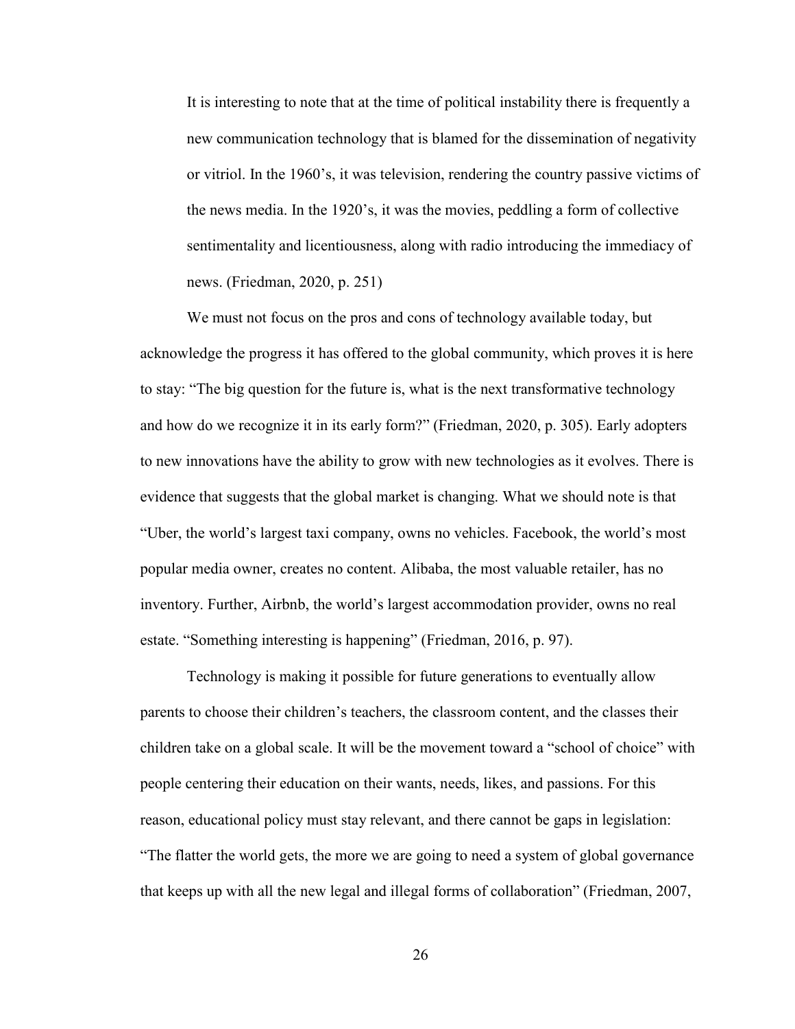> It is interesting to note that at the time of political instability there is frequently a new communication technology that is blamed for the dissemination of negativity or vitriol. In the 1960's, it was television, rendering the country passive victims of the news media. In the 1920's, it was the movies, peddling a form of collective sentimentality and licentiousness, along with radio introducing the immediacy of news. (Friedman, 2020, p. 251)

We must not focus on the pros and cons of technology available today, but acknowledge the progress it has offered to the global community, which proves it is here to stay: "The big question for the future is, what is the next transformative technology and how do we recognize it in its early form?" (Friedman, 2020, p. 305). Early adopters to new innovations have the ability to grow with new technologies as it evolves. There is evidence that suggests that the global market is changing. What we should note is that "Uber, the world's largest taxi company, owns no vehicles. Facebook, the world's most popular media owner, creates no content. Alibaba, the most valuable retailer, has no inventory. Further, Airbnb, the world's largest accommodation provider, owns no real estate. "Something interesting is happening" (Friedman, 2016, p. 97).

Technology is making it possible for future generations to eventually allow parents to choose their children's teachers, the classroom content, and the classes their children take on a global scale. It will be the movement toward a "school of choice" with people centering their education on their wants, needs, likes, and passions. For this reason, educational policy must stay relevant, and there cannot be gaps in legislation: "The flatter the world gets, the more we are going to need a system of global governance that keeps up with all the new legal and illegal forms of collaboration" (Friedman, 2007,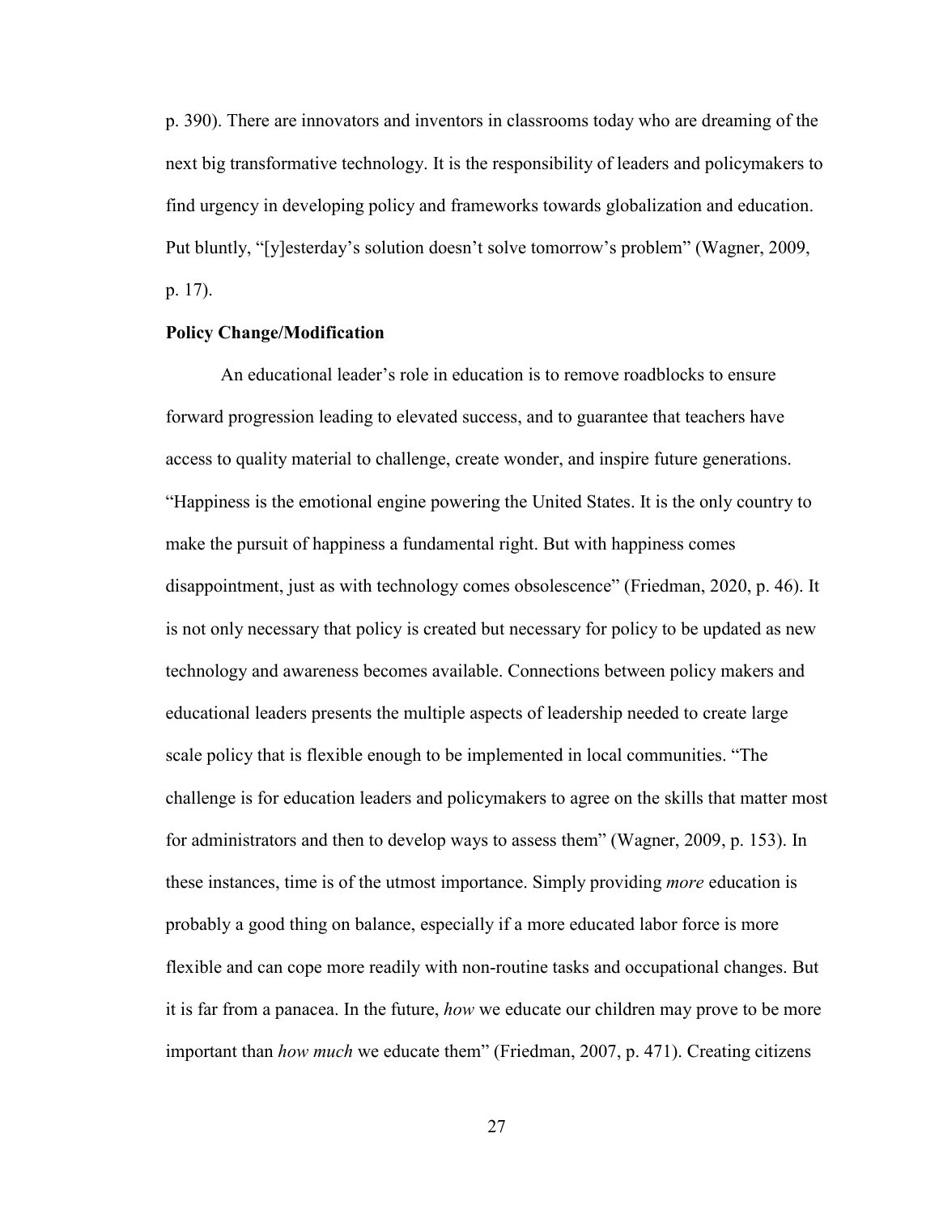p. 390). There are innovators and inventors in classrooms today who are dreaming of the next big transformative technology. It is the responsibility of leaders and policymakers to find urgency in developing policy and frameworks towards globalization and education. Put bluntly, "[y]esterday's solution doesn't solve tomorrow's problem" (Wagner, 2009, p. 17).

**Policy Change/Modification**

An educational leader's role in education is to remove roadblocks to ensure forward progression leading to elevated success, and to guarantee that teachers have access to quality material to challenge, create wonder, and inspire future generations. "Happiness is the emotional engine powering the United States. It is the only country to make the pursuit of happiness a fundamental right. But with happiness comes disappointment, just as with technology comes obsolescence" (Friedman, 2020, p. 46). It is not only necessary that policy is created but necessary for policy to be updated as new technology and awareness becomes available. Connections between policy makers and educational leaders presents the multiple aspects of leadership needed to create large scale policy that is flexible enough to be implemented in local communities. "The challenge is for education leaders and policymakers to agree on the skills that matter most for administrators and then to develop ways to assess them" (Wagner, 2009, p. 153). In these instances, time is of the utmost importance. Simply providing *more* education is probably a good thing on balance, especially if a more educated labor force is more flexible and can cope more readily with non-routine tasks and occupational changes. But it is far from a panacea. In the future, *how* we educate our children may prove to be more important than *how much* we educate them" (Friedman, 2007, p. 471). Creating citizens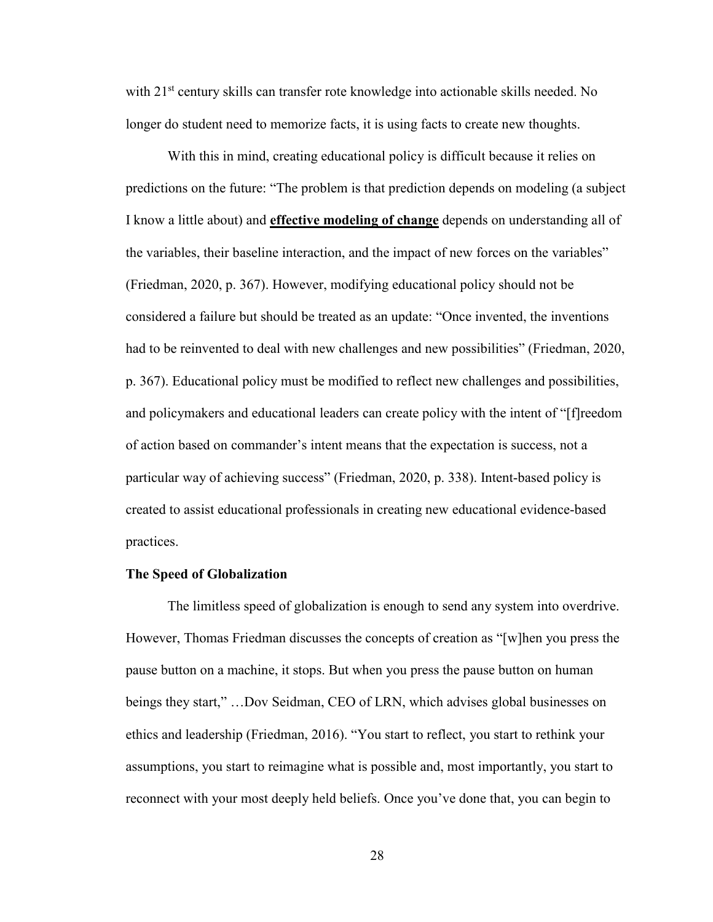with 21st century skills can transfer rote knowledge into actionable skills needed. No longer do student need to memorize facts, it is using facts to create new thoughts.

With this in mind, creating educational policy is difficult because it relies on predictions on the future: "The problem is that prediction depends on modeling (a subject I know a little about) and **effective modeling of change** depends on understanding all of the variables, their baseline interaction, and the impact of new forces on the variables" (Friedman, 2020, p. 367). However, modifying educational policy should not be considered a failure but should be treated as an update: "Once invented, the inventions had to be reinvented to deal with new challenges and new possibilities" (Friedman, 2020, p. 367). Educational policy must be modified to reflect new challenges and possibilities, and policymakers and educational leaders can create policy with the intent of "[f]reedom of action based on commander's intent means that the expectation is success, not a particular way of achieving success" (Friedman, 2020, p. 338). Intent-based policy is created to assist educational professionals in creating new educational evidence-based practices.

**The Speed of Globalization**

The limitless speed of globalization is enough to send any system into overdrive. However, Thomas Friedman discusses the concepts of creation as "[w]hen you press the pause button on a machine, it stops. But when you press the pause button on human beings they start," …Dov Seidman, CEO of LRN, which advises global businesses on ethics and leadership (Friedman, 2016). "You start to reflect, you start to rethink your assumptions, you start to reimagine what is possible and, most importantly, you start to reconnect with your most deeply held beliefs. Once you've done that, you can begin to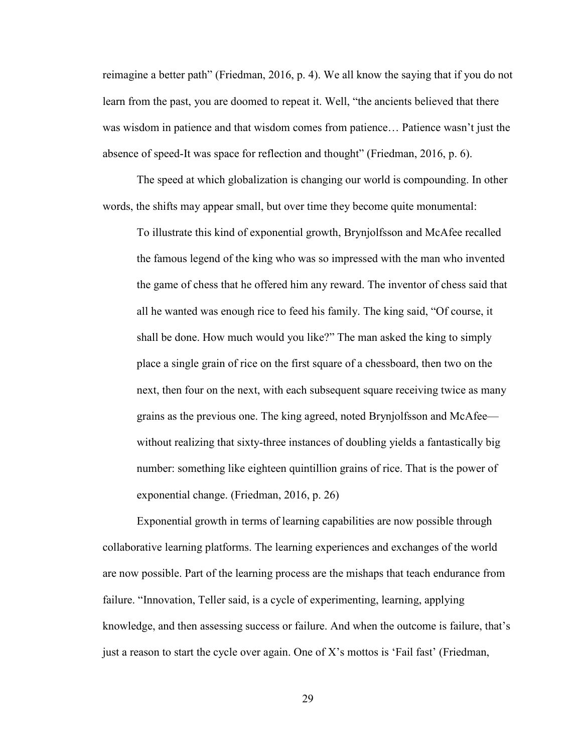reimagine a better path" (Friedman, 2016, p. 4). We all know the saying that if you do not learn from the past, you are doomed to repeat it. Well, "the ancients believed that there was wisdom in patience and that wisdom comes from patience… Patience wasn't just the absence of speed-It was space for reflection and thought" (Friedman, 2016, p. 6).

The speed at which globalization is changing our world is compounding. In other words, the shifts may appear small, but over time they become quite monumental:

> To illustrate this kind of exponential growth, Brynjolfsson and McAfee recalled the famous legend of the king who was so impressed with the man who invented the game of chess that he offered him any reward. The inventor of chess said that all he wanted was enough rice to feed his family. The king said, "Of course, it shall be done. How much would you like?" The man asked the king to simply place a single grain of rice on the first square of a chessboard, then two on the next, then four on the next, with each subsequent square receiving twice as many grains as the previous one. The king agreed, noted Brynjolfsson and McAfee—without realizing that sixty-three instances of doubling yields a fantastically big number: something like eighteen quintillion grains of rice. That is the power of exponential change. (Friedman, 2016, p. 26)

Exponential growth in terms of learning capabilities are now possible through collaborative learning platforms. The learning experiences and exchanges of the world are now possible. Part of the learning process are the mishaps that teach endurance from failure. "Innovation, Teller said, is a cycle of experimenting, learning, applying knowledge, and then assessing success or failure. And when the outcome is failure, that's just a reason to start the cycle over again. One of X's mottos is 'Fail fast' (Friedman,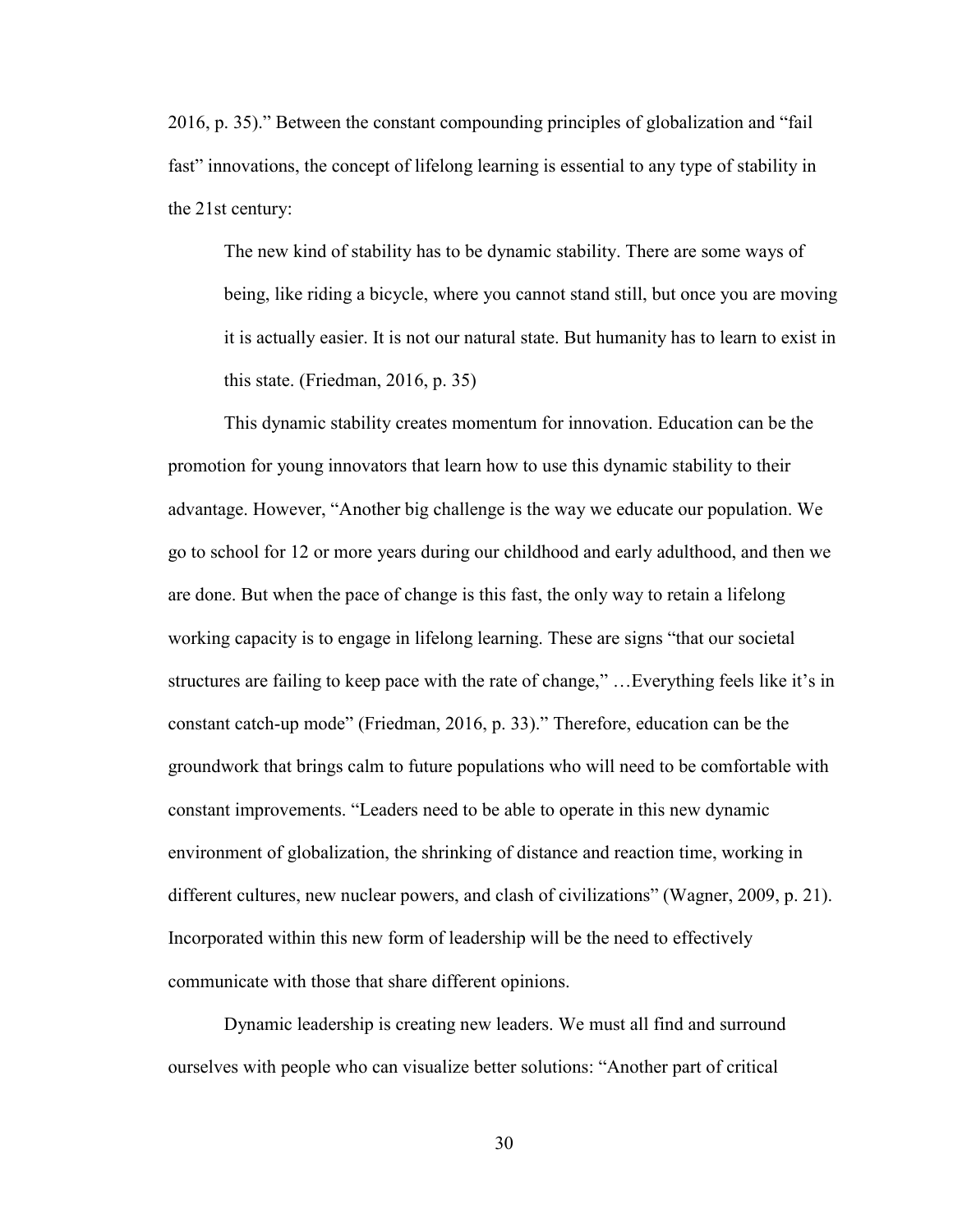2016, p. 35)." Between the constant compounding principles of globalization and "fail fast" innovations, the concept of lifelong learning is essential to any type of stability in the 21st century:

> The new kind of stability has to be dynamic stability. There are some ways of being, like riding a bicycle, where you cannot stand still, but once you are moving it is actually easier. It is not our natural state. But humanity has to learn to exist in this state. (Friedman, 2016, p. 35)

This dynamic stability creates momentum for innovation. Education can be the promotion for young innovators that learn how to use this dynamic stability to their advantage. However, "Another big challenge is the way we educate our population. We go to school for 12 or more years during our childhood and early adulthood, and then we are done. But when the pace of change is this fast, the only way to retain a lifelong working capacity is to engage in lifelong learning. These are signs "that our societal structures are failing to keep pace with the rate of change," …Everything feels like it's in constant catch-up mode" (Friedman, 2016, p. 33)." Therefore, education can be the groundwork that brings calm to future populations who will need to be comfortable with constant improvements. "Leaders need to be able to operate in this new dynamic environment of globalization, the shrinking of distance and reaction time, working in different cultures, new nuclear powers, and clash of civilizations" (Wagner, 2009, p. 21). Incorporated within this new form of leadership will be the need to effectively communicate with those that share different opinions.

Dynamic leadership is creating new leaders. We must all find and surround ourselves with people who can visualize better solutions: "Another part of critical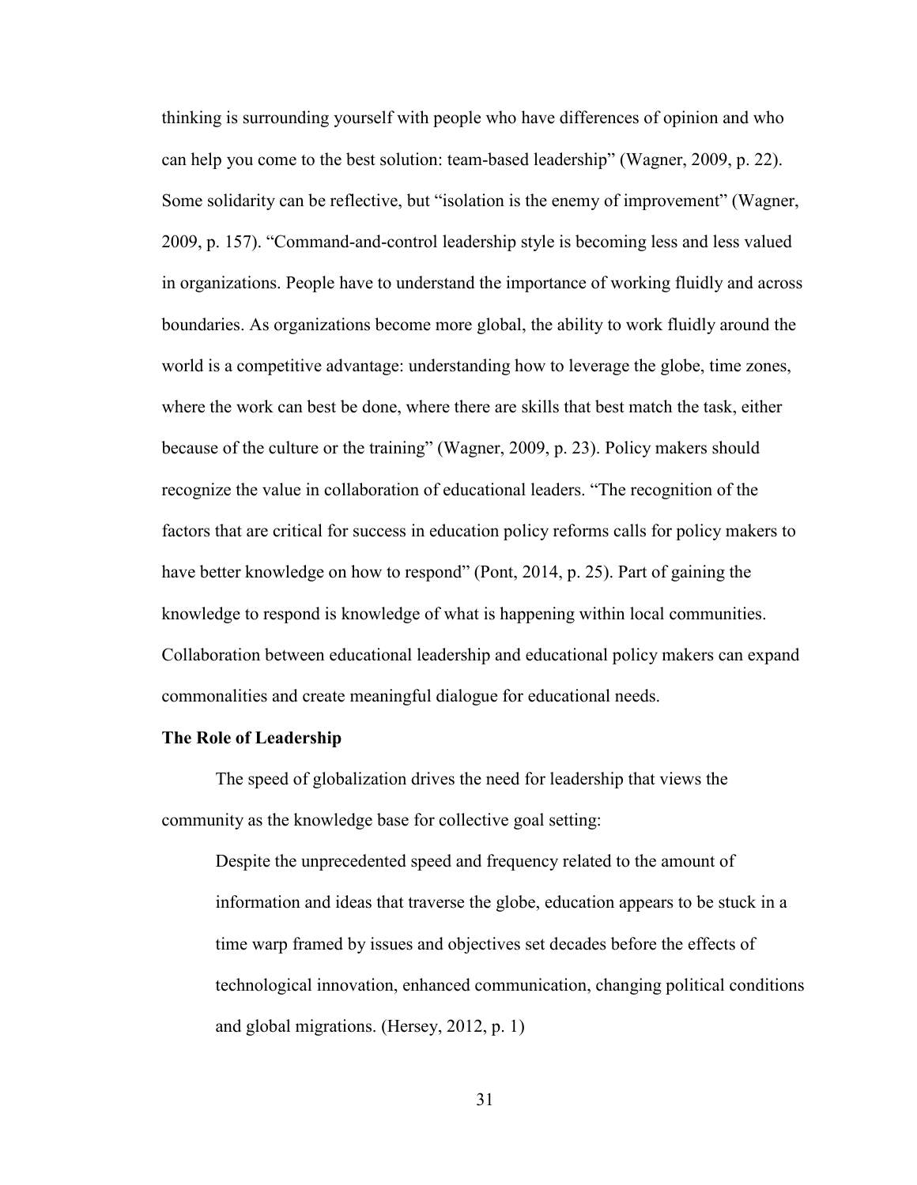thinking is surrounding yourself with people who have differences of opinion and who can help you come to the best solution: team-based leadership" (Wagner, 2009, p. 22). Some solidarity can be reflective, but "isolation is the enemy of improvement" (Wagner, 2009, p. 157). "Command-and-control leadership style is becoming less and less valued in organizations. People have to understand the importance of working fluidly and across boundaries. As organizations become more global, the ability to work fluidly around the world is a competitive advantage: understanding how to leverage the globe, time zones, where the work can best be done, where there are skills that best match the task, either because of the culture or the training" (Wagner, 2009, p. 23). Policy makers should recognize the value in collaboration of educational leaders. "The recognition of the factors that are critical for success in education policy reforms calls for policy makers to have better knowledge on how to respond" (Pont, 2014, p. 25). Part of gaining the knowledge to respond is knowledge of what is happening within local communities. Collaboration between educational leadership and educational policy makers can expand commonalities and create meaningful dialogue for educational needs.

**The Role of Leadership**

The speed of globalization drives the need for leadership that views the community as the knowledge base for collective goal setting:

> Despite the unprecedented speed and frequency related to the amount of information and ideas that traverse the globe, education appears to be stuck in a time warp framed by issues and objectives set decades before the effects of technological innovation, enhanced communication, changing political conditions and global migrations. (Hersey, 2012, p. 1)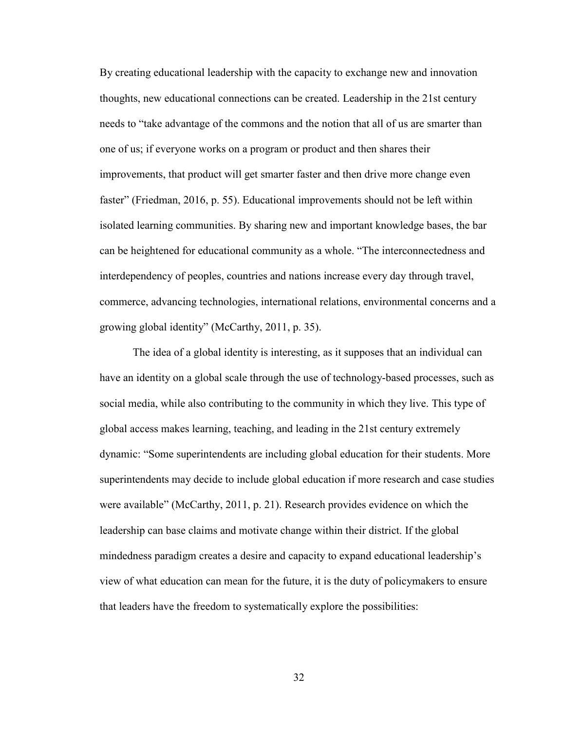By creating educational leadership with the capacity to exchange new and innovation thoughts, new educational connections can be created. Leadership in the 21st century needs to "take advantage of the commons and the notion that all of us are smarter than one of us; if everyone works on a program or product and then shares their improvements, that product will get smarter faster and then drive more change even faster" (Friedman, 2016, p. 55). Educational improvements should not be left within isolated learning communities. By sharing new and important knowledge bases, the bar can be heightened for educational community as a whole. "The interconnectedness and interdependency of peoples, countries and nations increase every day through travel, commerce, advancing technologies, international relations, environmental concerns and a growing global identity" (McCarthy, 2011, p. 35).

The idea of a global identity is interesting, as it supposes that an individual can have an identity on a global scale through the use of technology-based processes, such as social media, while also contributing to the community in which they live. This type of global access makes learning, teaching, and leading in the 21st century extremely dynamic: "Some superintendents are including global education for their students. More superintendents may decide to include global education if more research and case studies were available" (McCarthy, 2011, p. 21). Research provides evidence on which the leadership can base claims and motivate change within their district. If the global mindedness paradigm creates a desire and capacity to expand educational leadership's view of what education can mean for the future, it is the duty of policymakers to ensure that leaders have the freedom to systematically explore the possibilities: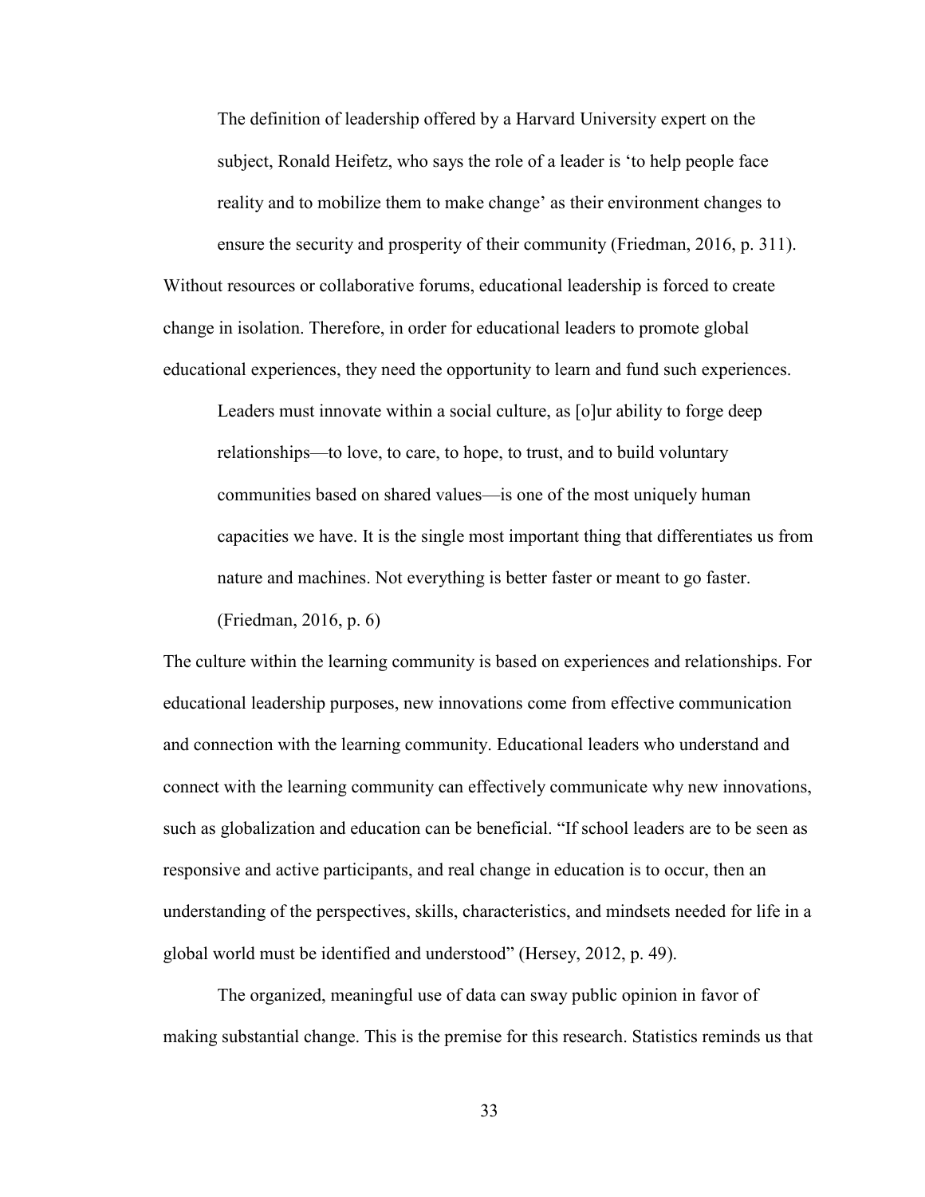> The definition of leadership offered by a Harvard University expert on the subject, Ronald Heifetz, who says the role of a leader is 'to help people face reality and to mobilize them to make change' as their environment changes to ensure the security and prosperity of their community (Friedman, 2016, p. 311).

Without resources or collaborative forums, educational leadership is forced to create change in isolation. Therefore, in order for educational leaders to promote global educational experiences, they need the opportunity to learn and fund such experiences.

> Leaders must innovate within a social culture, as [o]ur ability to forge deep relationships—to love, to care, to hope, to trust, and to build voluntary communities based on shared values—is one of the most uniquely human capacities we have. It is the single most important thing that differentiates us from nature and machines. Not everything is better faster or meant to go faster. (Friedman, 2016, p. 6)

The culture within the learning community is based on experiences and relationships. For educational leadership purposes, new innovations come from effective communication and connection with the learning community. Educational leaders who understand and connect with the learning community can effectively communicate why new innovations, such as globalization and education can be beneficial. "If school leaders are to be seen as responsive and active participants, and real change in education is to occur, then an understanding of the perspectives, skills, characteristics, and mindsets needed for life in a global world must be identified and understood" (Hersey, 2012, p. 49).

The organized, meaningful use of data can sway public opinion in favor of making substantial change. This is the premise for this research. Statistics reminds us that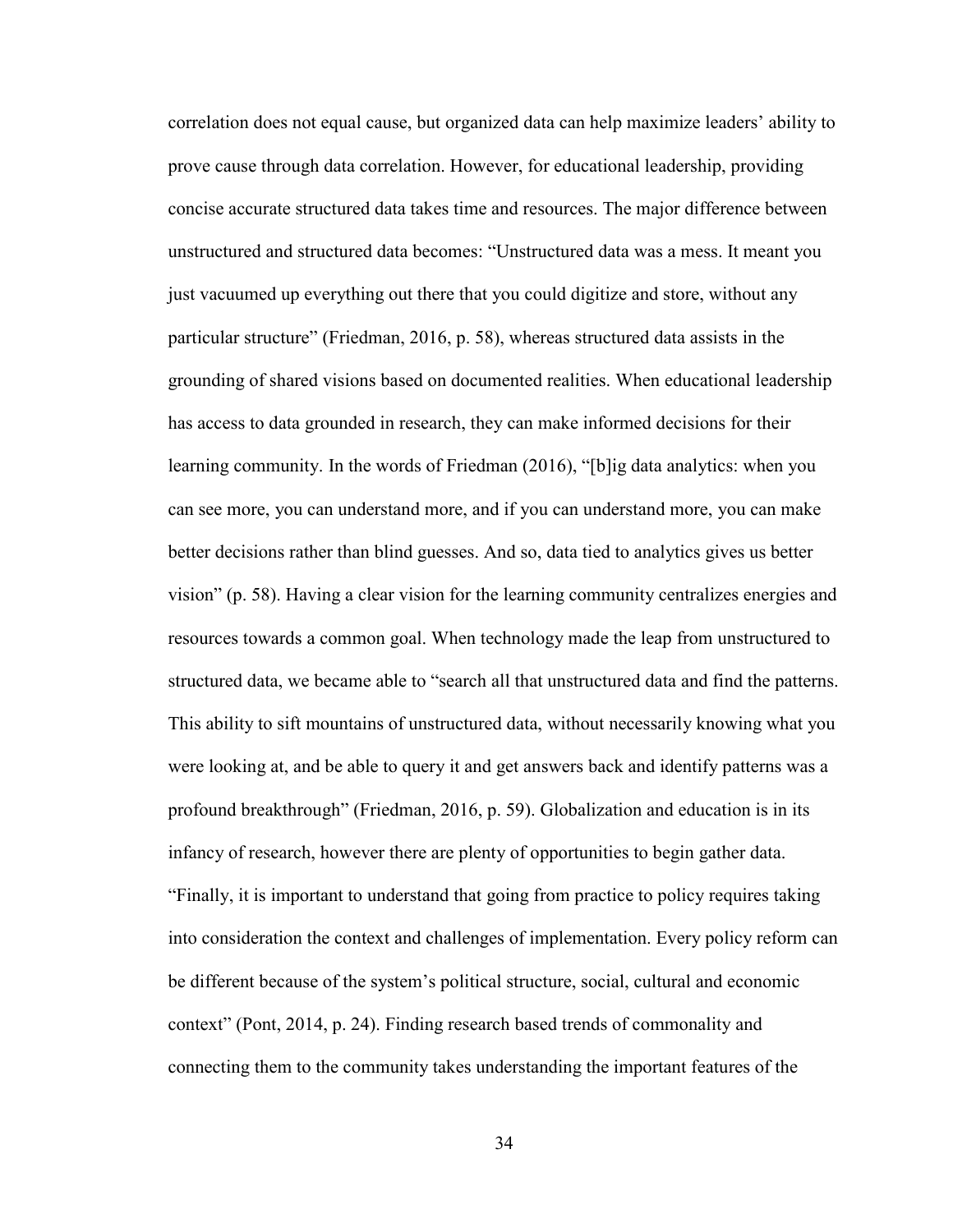correlation does not equal cause, but organized data can help maximize leaders' ability to prove cause through data correlation. However, for educational leadership, providing concise accurate structured data takes time and resources. The major difference between unstructured and structured data becomes: "Unstructured data was a mess. It meant you just vacuumed up everything out there that you could digitize and store, without any particular structure" (Friedman, 2016, p. 58), whereas structured data assists in the grounding of shared visions based on documented realities. When educational leadership has access to data grounded in research, they can make informed decisions for their learning community. In the words of Friedman (2016), "[b]ig data analytics: when you can see more, you can understand more, and if you can understand more, you can make better decisions rather than blind guesses. And so, data tied to analytics gives us better vision" (p. 58). Having a clear vision for the learning community centralizes energies and resources towards a common goal. When technology made the leap from unstructured to structured data, we became able to "search all that unstructured data and find the patterns. This ability to sift mountains of unstructured data, without necessarily knowing what you were looking at, and be able to query it and get answers back and identify patterns was a profound breakthrough" (Friedman, 2016, p. 59). Globalization and education is in its infancy of research, however there are plenty of opportunities to begin gather data. "Finally, it is important to understand that going from practice to policy requires taking into consideration the context and challenges of implementation. Every policy reform can be different because of the system's political structure, social, cultural and economic context" (Pont, 2014, p. 24). Finding research based trends of commonality and connecting them to the community takes understanding the important features of the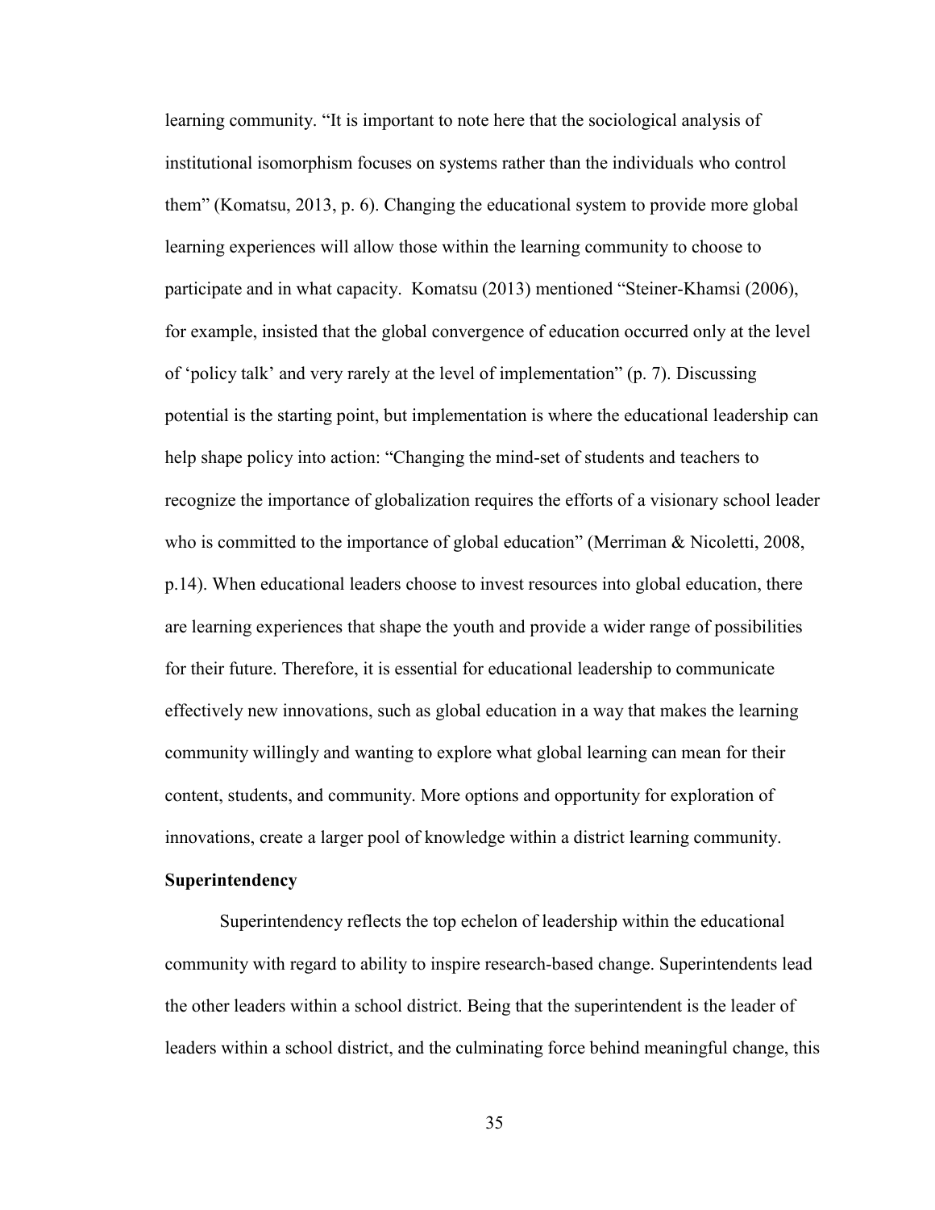learning community. "It is important to note here that the sociological analysis of institutional isomorphism focuses on systems rather than the individuals who control them" (Komatsu, 2013, p. 6). Changing the educational system to provide more global learning experiences will allow those within the learning community to choose to participate and in what capacity. Komatsu (2013) mentioned "Steiner-Khamsi (2006), for example, insisted that the global convergence of education occurred only at the level of 'policy talk' and very rarely at the level of implementation" (p. 7). Discussing potential is the starting point, but implementation is where the educational leadership can help shape policy into action: "Changing the mind-set of students and teachers to recognize the importance of globalization requires the efforts of a visionary school leader who is committed to the importance of global education" (Merriman & Nicoletti, 2008, p.14). When educational leaders choose to invest resources into global education, there are learning experiences that shape the youth and provide a wider range of possibilities for their future. Therefore, it is essential for educational leadership to communicate effectively new innovations, such as global education in a way that makes the learning community willingly and wanting to explore what global learning can mean for their content, students, and community. More options and opportunity for exploration of innovations, create a larger pool of knowledge within a district learning community.

**Superintendency**

Superintendency reflects the top echelon of leadership within the educational community with regard to ability to inspire research-based change. Superintendents lead the other leaders within a school district. Being that the superintendent is the leader of leaders within a school district, and the culminating force behind meaningful change, this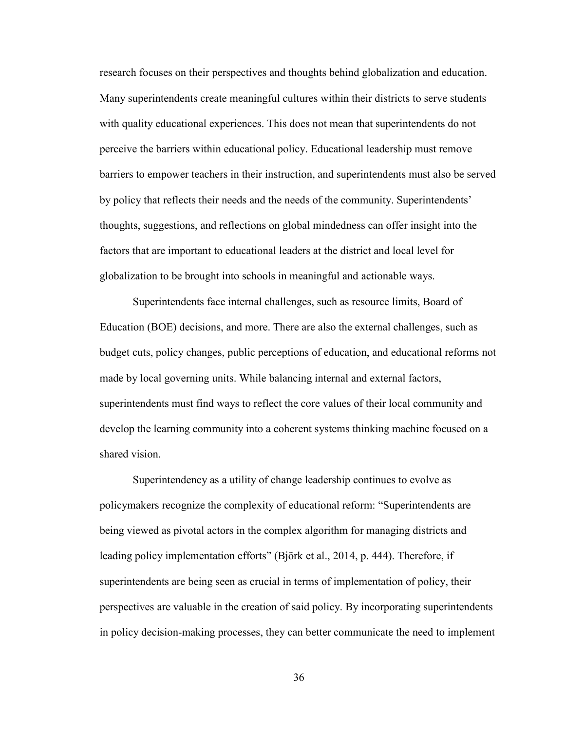research focuses on their perspectives and thoughts behind globalization and education. Many superintendents create meaningful cultures within their districts to serve students with quality educational experiences. This does not mean that superintendents do not perceive the barriers within educational policy. Educational leadership must remove barriers to empower teachers in their instruction, and superintendents must also be served by policy that reflects their needs and the needs of the community. Superintendents' thoughts, suggestions, and reflections on global mindedness can offer insight into the factors that are important to educational leaders at the district and local level for globalization to be brought into schools in meaningful and actionable ways.

Superintendents face internal challenges, such as resource limits, Board of Education (BOE) decisions, and more. There are also the external challenges, such as budget cuts, policy changes, public perceptions of education, and educational reforms not made by local governing units. While balancing internal and external factors, superintendents must find ways to reflect the core values of their local community and develop the learning community into a coherent systems thinking machine focused on a shared vision.

Superintendency as a utility of change leadership continues to evolve as policymakers recognize the complexity of educational reform: "Superintendents are being viewed as pivotal actors in the complex algorithm for managing districts and leading policy implementation efforts" (Björk et al., 2014, p. 444). Therefore, if superintendents are being seen as crucial in terms of implementation of policy, their perspectives are valuable in the creation of said policy. By incorporating superintendents in policy decision-making processes, they can better communicate the need to implement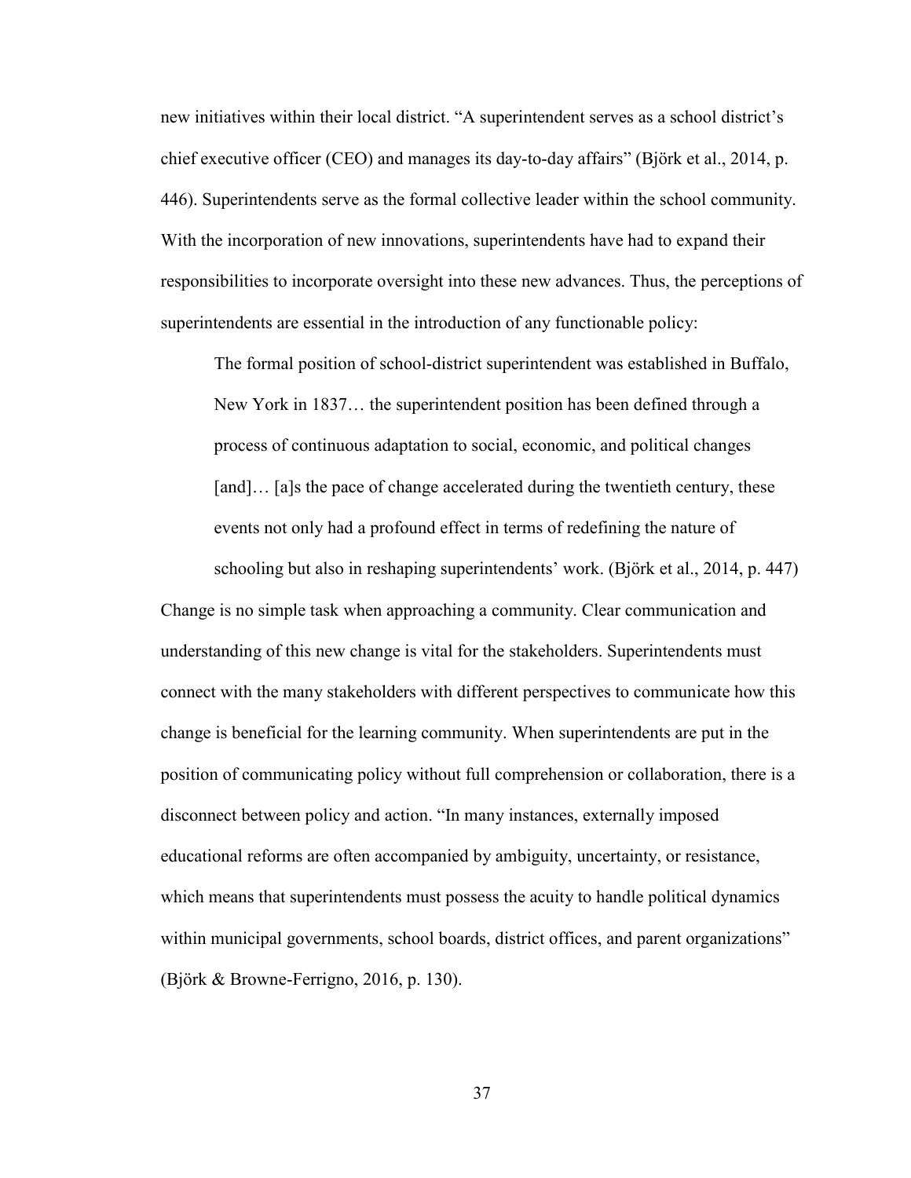new initiatives within their local district. "A superintendent serves as a school district's chief executive officer (CEO) and manages its day-to-day affairs" (Björk et al., 2014, p. 446). Superintendents serve as the formal collective leader within the school community. With the incorporation of new innovations, superintendents have had to expand their responsibilities to incorporate oversight into these new advances. Thus, the perceptions of superintendents are essential in the introduction of any functionable policy:

> The formal position of school-district superintendent was established in Buffalo, New York in 1837… the superintendent position has been defined through a process of continuous adaptation to social, economic, and political changes [and]… [a]s the pace of change accelerated during the twentieth century, these events not only had a profound effect in terms of redefining the nature of schooling but also in reshaping superintendents' work. (Björk et al., 2014, p. 447)

Change is no simple task when approaching a community. Clear communication and understanding of this new change is vital for the stakeholders. Superintendents must connect with the many stakeholders with different perspectives to communicate how this change is beneficial for the learning community. When superintendents are put in the position of communicating policy without full comprehension or collaboration, there is a disconnect between policy and action. "In many instances, externally imposed educational reforms are often accompanied by ambiguity, uncertainty, or resistance, which means that superintendents must possess the acuity to handle political dynamics within municipal governments, school boards, district offices, and parent organizations" (Björk & Browne-Ferrigno, 2016, p. 130).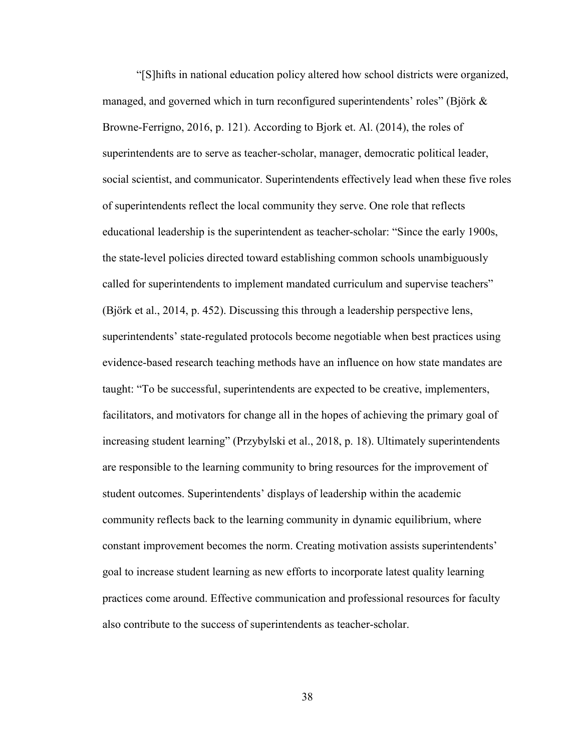"[S]hifts in national education policy altered how school districts were organized, managed, and governed which in turn reconfigured superintendents' roles" (Björk & Browne-Ferrigno, 2016, p. 121). According to Bjork et. Al. (2014), the roles of superintendents are to serve as teacher-scholar, manager, democratic political leader, social scientist, and communicator. Superintendents effectively lead when these five roles of superintendents reflect the local community they serve. One role that reflects educational leadership is the superintendent as teacher-scholar: "Since the early 1900s, the state-level policies directed toward establishing common schools unambiguously called for superintendents to implement mandated curriculum and supervise teachers" (Björk et al., 2014, p. 452). Discussing this through a leadership perspective lens, superintendents' state-regulated protocols become negotiable when best practices using evidence-based research teaching methods have an influence on how state mandates are taught: "To be successful, superintendents are expected to be creative, implementers, facilitators, and motivators for change all in the hopes of achieving the primary goal of increasing student learning" (Przybylski et al., 2018, p. 18). Ultimately superintendents are responsible to the learning community to bring resources for the improvement of student outcomes. Superintendents' displays of leadership within the academic community reflects back to the learning community in dynamic equilibrium, where constant improvement becomes the norm. Creating motivation assists superintendents' goal to increase student learning as new efforts to incorporate latest quality learning practices come around. Effective communication and professional resources for faculty also contribute to the success of superintendents as teacher-scholar.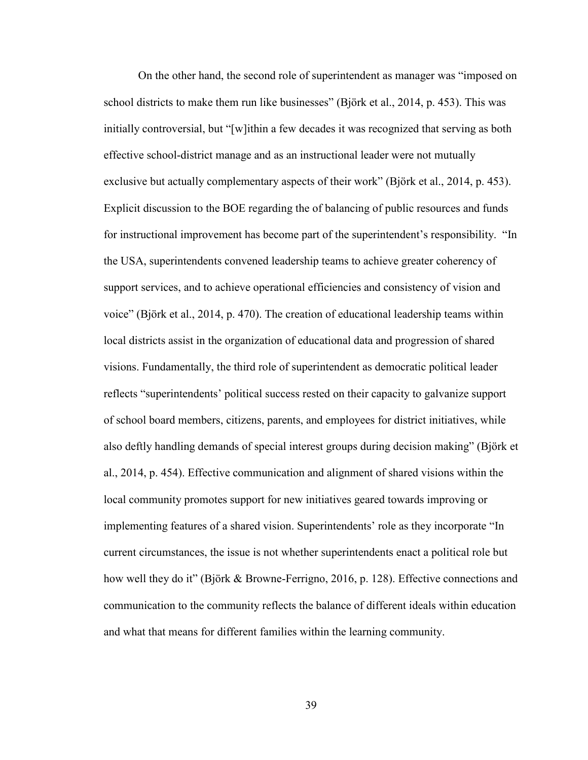On the other hand, the second role of superintendent as manager was "imposed on school districts to make them run like businesses" (Björk et al., 2014, p. 453). This was initially controversial, but "[w]ithin a few decades it was recognized that serving as both effective school-district manage and as an instructional leader were not mutually exclusive but actually complementary aspects of their work" (Björk et al., 2014, p. 453). Explicit discussion to the BOE regarding the of balancing of public resources and funds for instructional improvement has become part of the superintendent's responsibility. "In the USA, superintendents convened leadership teams to achieve greater coherency of support services, and to achieve operational efficiencies and consistency of vision and voice" (Björk et al., 2014, p. 470). The creation of educational leadership teams within local districts assist in the organization of educational data and progression of shared visions. Fundamentally, the third role of superintendent as democratic political leader reflects "superintendents' political success rested on their capacity to galvanize support of school board members, citizens, parents, and employees for district initiatives, while also deftly handling demands of special interest groups during decision making" (Björk et al., 2014, p. 454). Effective communication and alignment of shared visions within the local community promotes support for new initiatives geared towards improving or implementing features of a shared vision. Superintendents' role as they incorporate "In current circumstances, the issue is not whether superintendents enact a political role but how well they do it" (Björk & Browne-Ferrigno, 2016, p. 128). Effective connections and communication to the community reflects the balance of different ideals within education and what that means for different families within the learning community.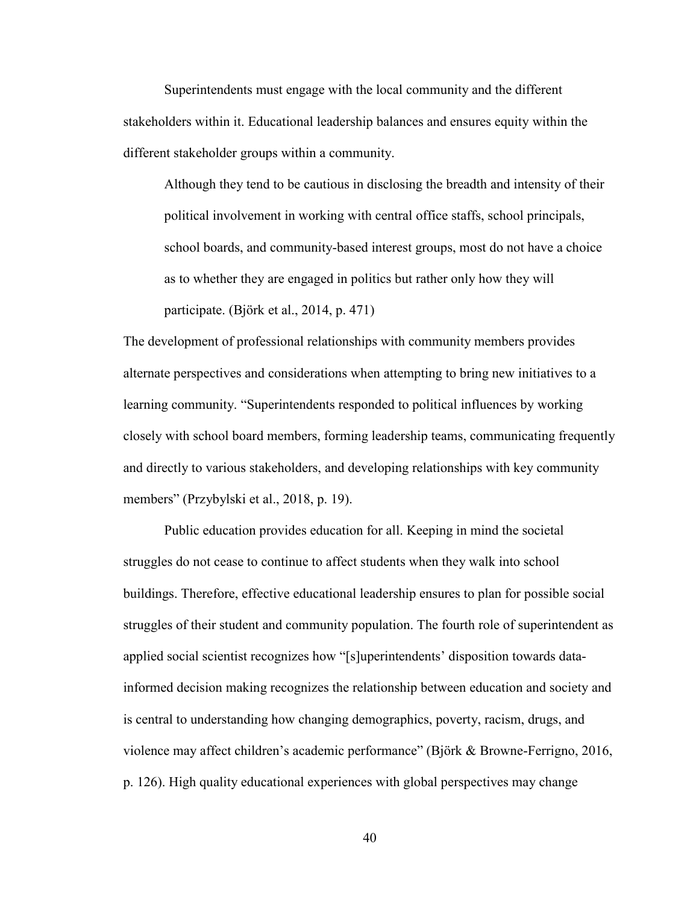Superintendents must engage with the local community and the different stakeholders within it. Educational leadership balances and ensures equity within the different stakeholder groups within a community.

> Although they tend to be cautious in disclosing the breadth and intensity of their political involvement in working with central office staffs, school principals, school boards, and community-based interest groups, most do not have a choice as to whether they are engaged in politics but rather only how they will participate. (Björk et al., 2014, p. 471)

The development of professional relationships with community members provides alternate perspectives and considerations when attempting to bring new initiatives to a learning community. "Superintendents responded to political influences by working closely with school board members, forming leadership teams, communicating frequently and directly to various stakeholders, and developing relationships with key community members" (Przybylski et al., 2018, p. 19).

Public education provides education for all. Keeping in mind the societal struggles do not cease to continue to affect students when they walk into school buildings. Therefore, effective educational leadership ensures to plan for possible social struggles of their student and community population. The fourth role of superintendent as applied social scientist recognizes how "[s]uperintendents' disposition towards data-informed decision making recognizes the relationship between education and society and is central to understanding how changing demographics, poverty, racism, drugs, and violence may affect children's academic performance" (Björk & Browne-Ferrigno, 2016, p. 126). High quality educational experiences with global perspectives may change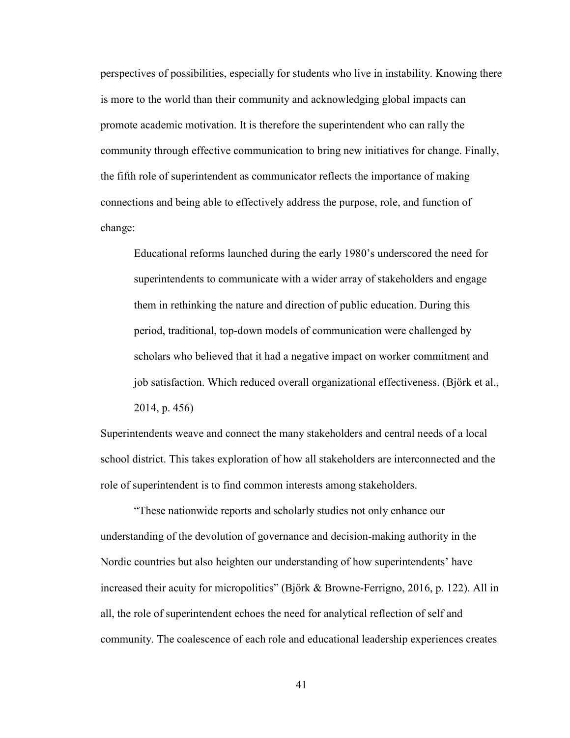perspectives of possibilities, especially for students who live in instability. Knowing there is more to the world than their community and acknowledging global impacts can promote academic motivation. It is therefore the superintendent who can rally the community through effective communication to bring new initiatives for change. Finally, the fifth role of superintendent as communicator reflects the importance of making connections and being able to effectively address the purpose, role, and function of change:

> Educational reforms launched during the early 1980's underscored the need for superintendents to communicate with a wider array of stakeholders and engage them in rethinking the nature and direction of public education. During this period, traditional, top-down models of communication were challenged by scholars who believed that it had a negative impact on worker commitment and job satisfaction. Which reduced overall organizational effectiveness. (Björk et al., 2014, p. 456)

Superintendents weave and connect the many stakeholders and central needs of a local school district. This takes exploration of how all stakeholders are interconnected and the role of superintendent is to find common interests among stakeholders.

"These nationwide reports and scholarly studies not only enhance our understanding of the devolution of governance and decision-making authority in the Nordic countries but also heighten our understanding of how superintendents' have increased their acuity for micropolitics" (Björk & Browne-Ferrigno, 2016, p. 122). All in all, the role of superintendent echoes the need for analytical reflection of self and community. The coalescence of each role and educational leadership experiences creates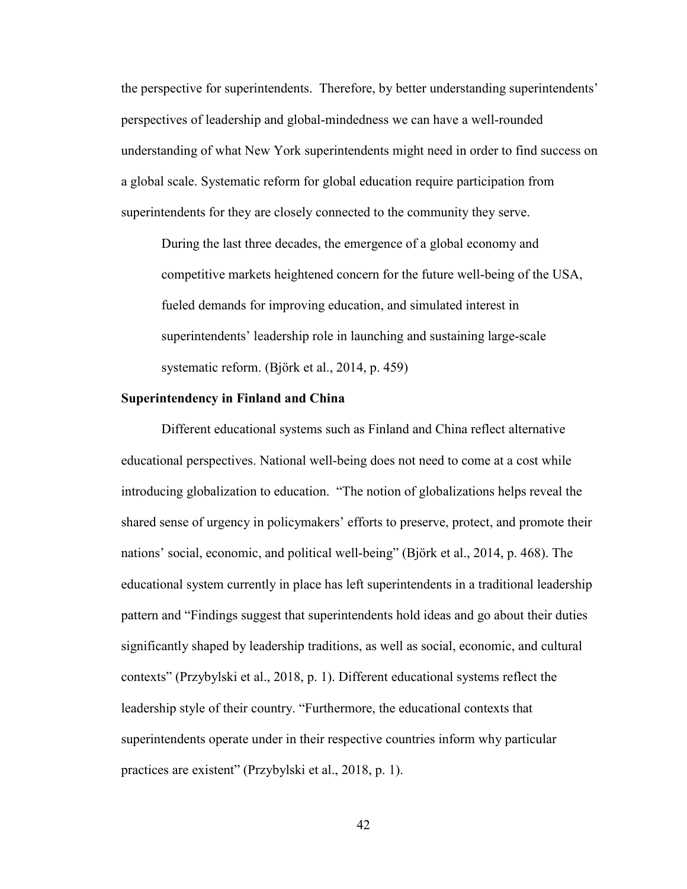the perspective for superintendents. Therefore, by better understanding superintendents' perspectives of leadership and global-mindedness we can have a well-rounded understanding of what New York superintendents might need in order to find success on a global scale. Systematic reform for global education require participation from superintendents for they are closely connected to the community they serve.

> During the last three decades, the emergence of a global economy and competitive markets heightened concern for the future well-being of the USA, fueled demands for improving education, and simulated interest in superintendents' leadership role in launching and sustaining large-scale systematic reform. (Björk et al., 2014, p. 459)

**Superintendency in Finland and China**

Different educational systems such as Finland and China reflect alternative educational perspectives. National well-being does not need to come at a cost while introducing globalization to education. "The notion of globalizations helps reveal the shared sense of urgency in policymakers' efforts to preserve, protect, and promote their nations' social, economic, and political well-being" (Björk et al., 2014, p. 468). The educational system currently in place has left superintendents in a traditional leadership pattern and "Findings suggest that superintendents hold ideas and go about their duties significantly shaped by leadership traditions, as well as social, economic, and cultural contexts" (Przybylski et al., 2018, p. 1). Different educational systems reflect the leadership style of their country. "Furthermore, the educational contexts that superintendents operate under in their respective countries inform why particular practices are existent" (Przybylski et al., 2018, p. 1).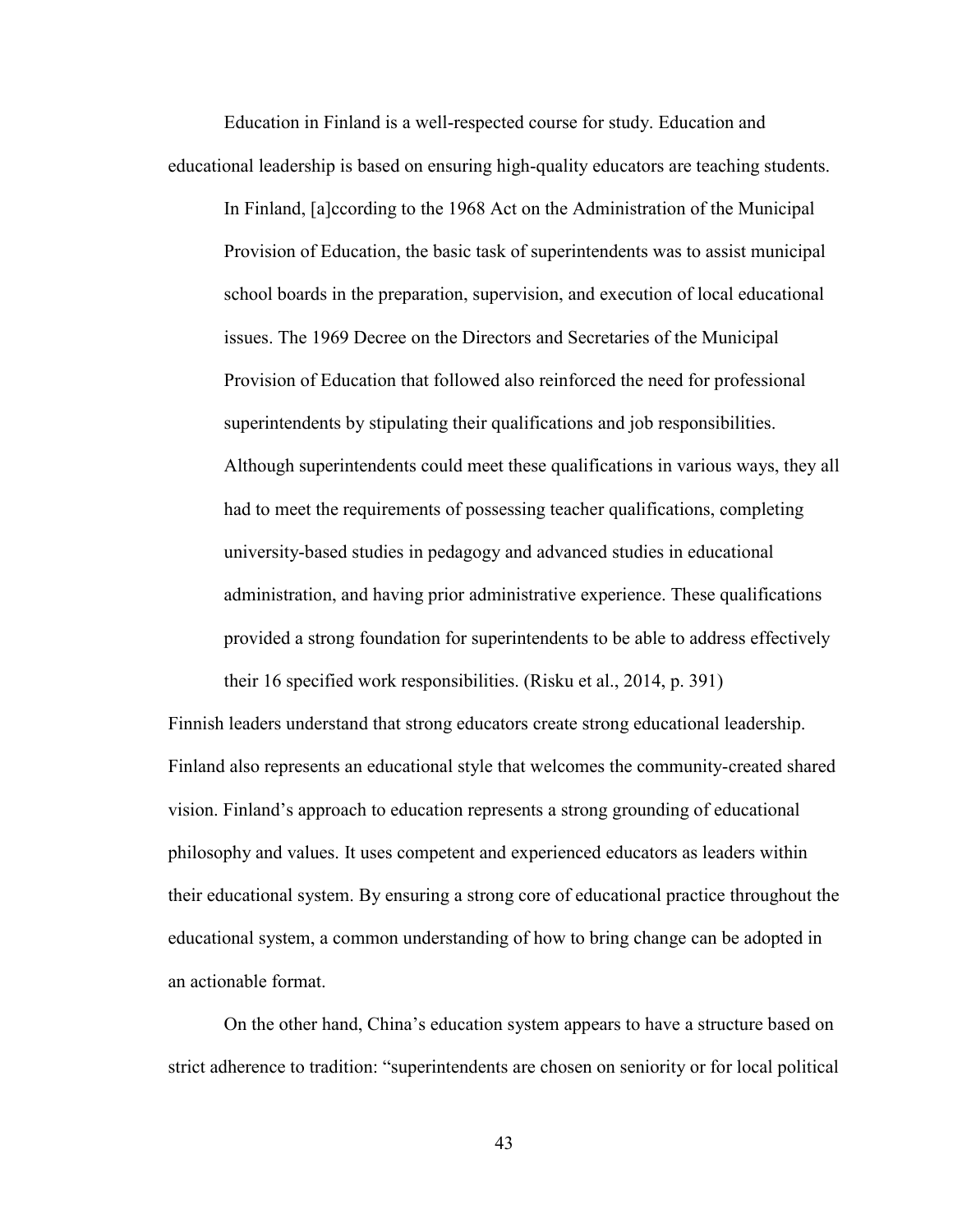Education in Finland is a well-respected course for study. Education and educational leadership is based on ensuring high-quality educators are teaching students.

> In Finland, [a]ccording to the 1968 Act on the Administration of the Municipal Provision of Education, the basic task of superintendents was to assist municipal school boards in the preparation, supervision, and execution of local educational issues. The 1969 Decree on the Directors and Secretaries of the Municipal Provision of Education that followed also reinforced the need for professional superintendents by stipulating their qualifications and job responsibilities. Although superintendents could meet these qualifications in various ways, they all had to meet the requirements of possessing teacher qualifications, completing university-based studies in pedagogy and advanced studies in educational administration, and having prior administrative experience. These qualifications provided a strong foundation for superintendents to be able to address effectively their 16 specified work responsibilities. (Risku et al., 2014, p. 391)

Finnish leaders understand that strong educators create strong educational leadership. Finland also represents an educational style that welcomes the community-created shared vision. Finland's approach to education represents a strong grounding of educational philosophy and values. It uses competent and experienced educators as leaders within their educational system. By ensuring a strong core of educational practice throughout the educational system, a common understanding of how to bring change can be adopted in an actionable format.

On the other hand, China's education system appears to have a structure based on strict adherence to tradition: "superintendents are chosen on seniority or for local political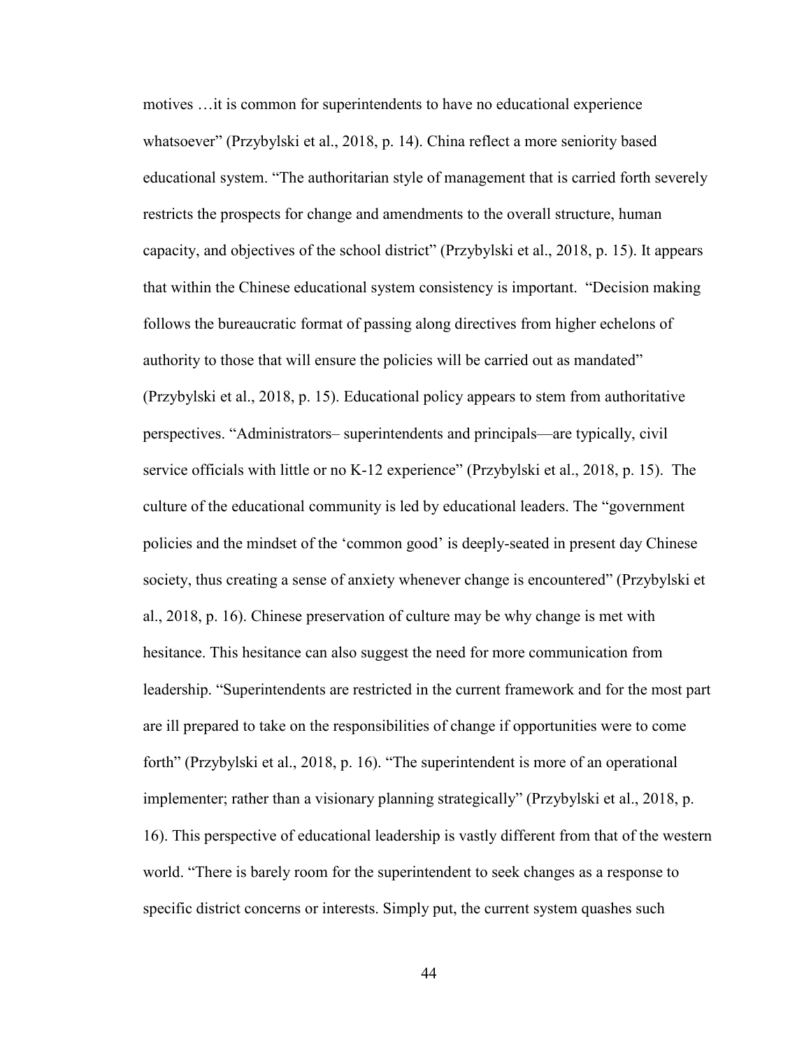motives …it is common for superintendents to have no educational experience whatsoever" (Przybylski et al., 2018, p. 14). China reflect a more seniority based educational system. "The authoritarian style of management that is carried forth severely restricts the prospects for change and amendments to the overall structure, human capacity, and objectives of the school district" (Przybylski et al., 2018, p. 15). It appears that within the Chinese educational system consistency is important. "Decision making follows the bureaucratic format of passing along directives from higher echelons of authority to those that will ensure the policies will be carried out as mandated" (Przybylski et al., 2018, p. 15). Educational policy appears to stem from authoritative perspectives. "Administrators– superintendents and principals—are typically, civil service officials with little or no K-12 experience" (Przybylski et al., 2018, p. 15). The culture of the educational community is led by educational leaders. The "government policies and the mindset of the 'common good' is deeply-seated in present day Chinese society, thus creating a sense of anxiety whenever change is encountered" (Przybylski et al., 2018, p. 16). Chinese preservation of culture may be why change is met with hesitance. This hesitance can also suggest the need for more communication from leadership. "Superintendents are restricted in the current framework and for the most part are ill prepared to take on the responsibilities of change if opportunities were to come forth" (Przybylski et al., 2018, p. 16). "The superintendent is more of an operational implementer; rather than a visionary planning strategically" (Przybylski et al., 2018, p. 16). This perspective of educational leadership is vastly different from that of the western world. "There is barely room for the superintendent to seek changes as a response to specific district concerns or interests. Simply put, the current system quashes such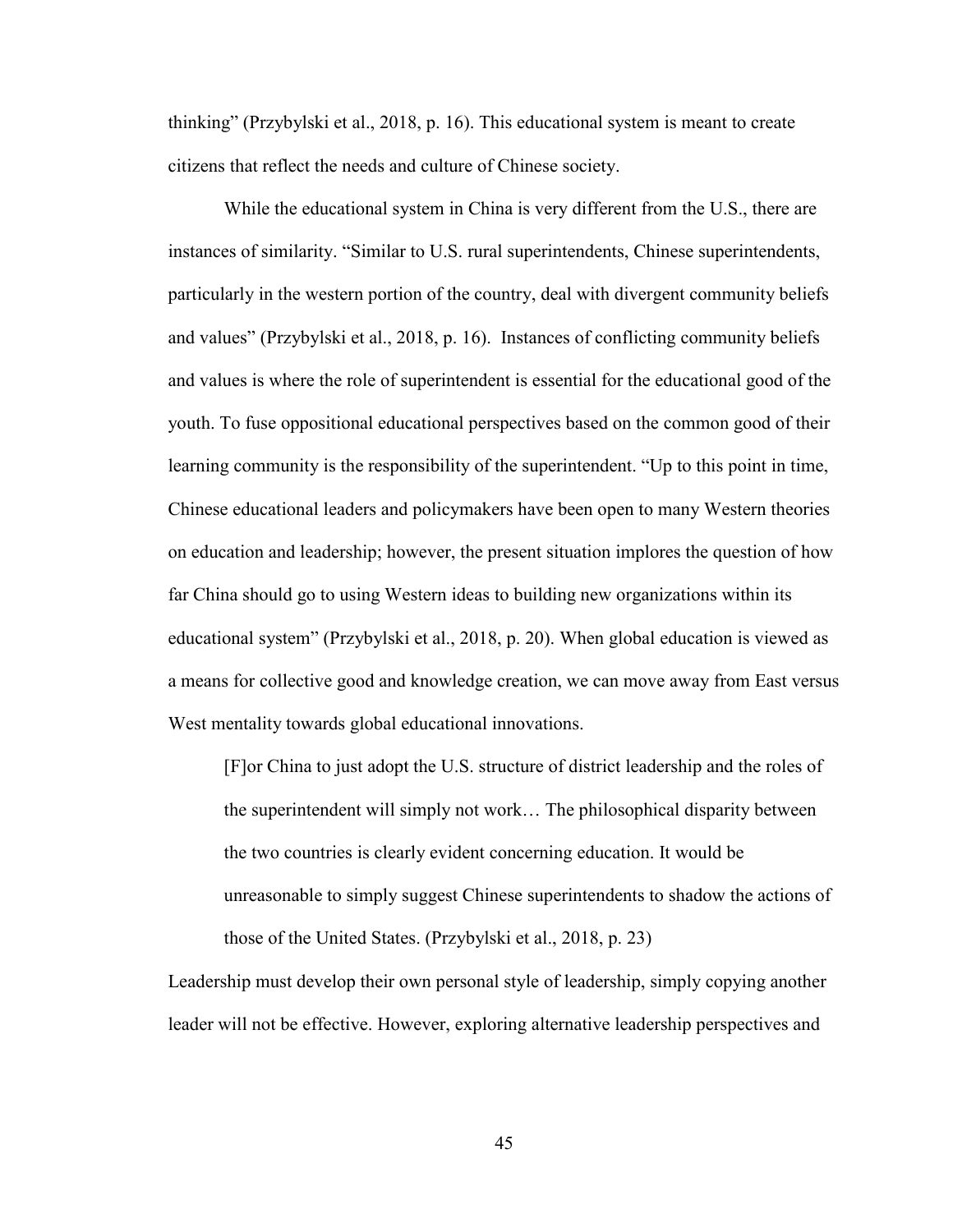thinking" (Przybylski et al., 2018, p. 16). This educational system is meant to create citizens that reflect the needs and culture of Chinese society.

While the educational system in China is very different from the U.S., there are instances of similarity. "Similar to U.S. rural superintendents, Chinese superintendents, particularly in the western portion of the country, deal with divergent community beliefs and values" (Przybylski et al., 2018, p. 16). Instances of conflicting community beliefs and values is where the role of superintendent is essential for the educational good of the youth. To fuse oppositional educational perspectives based on the common good of their learning community is the responsibility of the superintendent. "Up to this point in time, Chinese educational leaders and policymakers have been open to many Western theories on education and leadership; however, the present situation implores the question of how far China should go to using Western ideas to building new organizations within its educational system" (Przybylski et al., 2018, p. 20). When global education is viewed as a means for collective good and knowledge creation, we can move away from East versus West mentality towards global educational innovations.

> [F]or China to just adopt the U.S. structure of district leadership and the roles of the superintendent will simply not work… The philosophical disparity between the two countries is clearly evident concerning education. It would be unreasonable to simply suggest Chinese superintendents to shadow the actions of those of the United States. (Przybylski et al., 2018, p. 23)

Leadership must develop their own personal style of leadership, simply copying another leader will not be effective. However, exploring alternative leadership perspectives and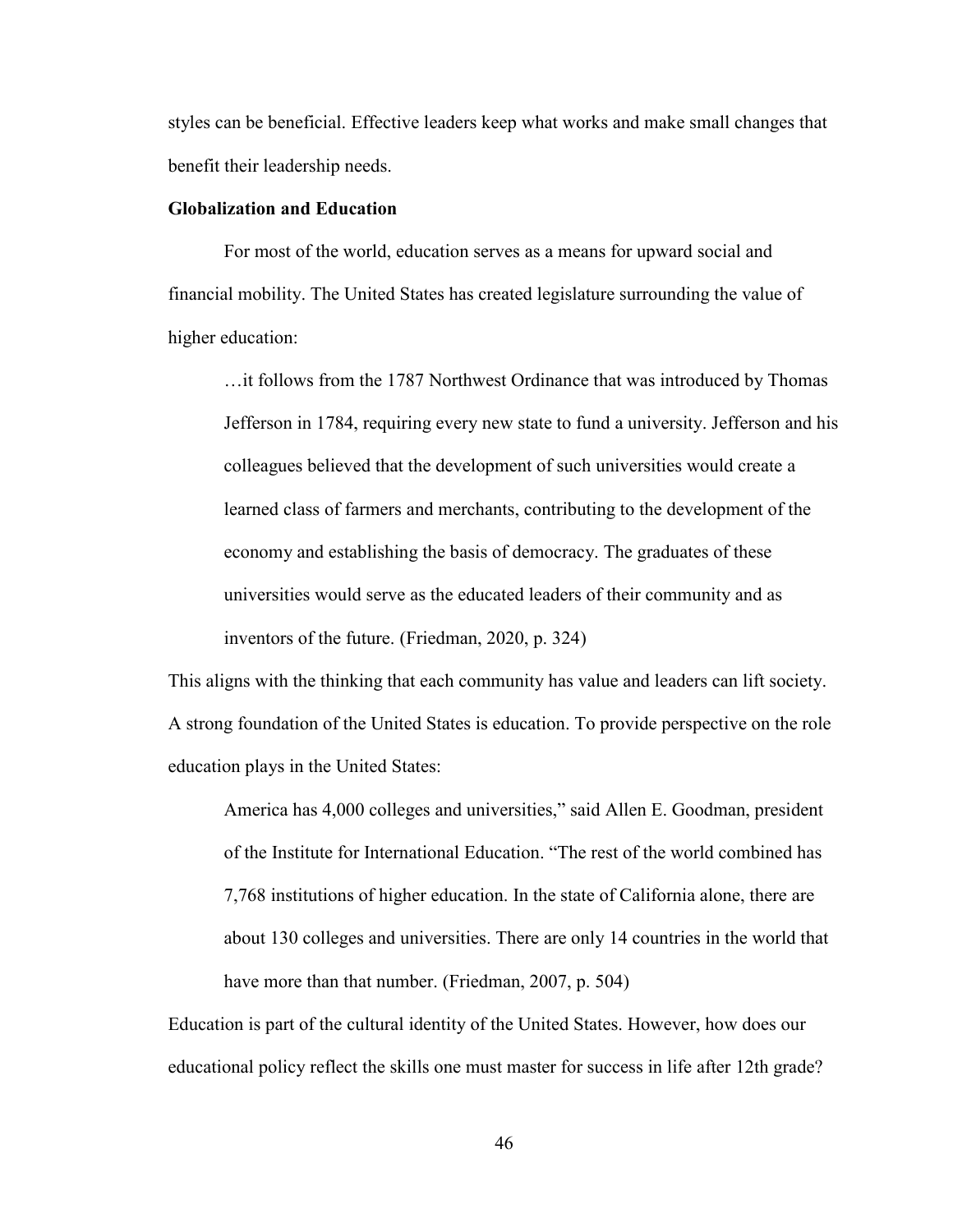styles can be beneficial. Effective leaders keep what works and make small changes that benefit their leadership needs.

**Globalization and Education**

For most of the world, education serves as a means for upward social and financial mobility. The United States has created legislature surrounding the value of higher education:

> …it follows from the 1787 Northwest Ordinance that was introduced by Thomas Jefferson in 1784, requiring every new state to fund a university. Jefferson and his colleagues believed that the development of such universities would create a learned class of farmers and merchants, contributing to the development of the economy and establishing the basis of democracy. The graduates of these universities would serve as the educated leaders of their community and as inventors of the future. (Friedman, 2020, p. 324)

This aligns with the thinking that each community has value and leaders can lift society. A strong foundation of the United States is education. To provide perspective on the role education plays in the United States:

> America has 4,000 colleges and universities," said Allen E. Goodman, president of the Institute for International Education. "The rest of the world combined has 7,768 institutions of higher education. In the state of California alone, there are about 130 colleges and universities. There are only 14 countries in the world that have more than that number. (Friedman, 2007, p. 504)

Education is part of the cultural identity of the United States. However, how does our educational policy reflect the skills one must master for success in life after 12th grade?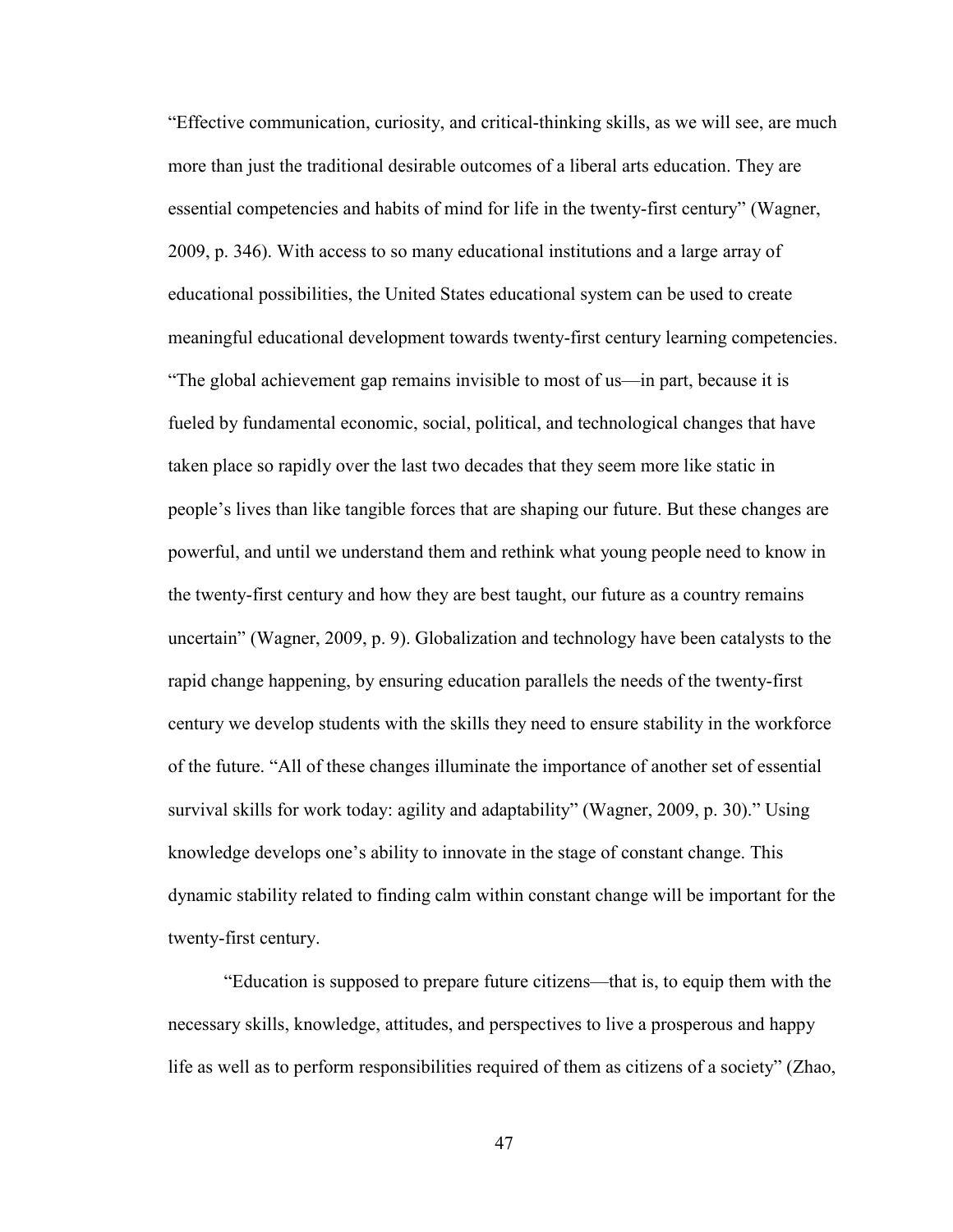"Effective communication, curiosity, and critical-thinking skills, as we will see, are much more than just the traditional desirable outcomes of a liberal arts education. They are essential competencies and habits of mind for life in the twenty-first century" (Wagner, 2009, p. 346). With access to so many educational institutions and a large array of educational possibilities, the United States educational system can be used to create meaningful educational development towards twenty-first century learning competencies. "The global achievement gap remains invisible to most of us—in part, because it is fueled by fundamental economic, social, political, and technological changes that have taken place so rapidly over the last two decades that they seem more like static in people's lives than like tangible forces that are shaping our future. But these changes are powerful, and until we understand them and rethink what young people need to know in the twenty-first century and how they are best taught, our future as a country remains uncertain" (Wagner, 2009, p. 9). Globalization and technology have been catalysts to the rapid change happening, by ensuring education parallels the needs of the twenty-first century we develop students with the skills they need to ensure stability in the workforce of the future. "All of these changes illuminate the importance of another set of essential survival skills for work today: agility and adaptability" (Wagner, 2009, p. 30)." Using knowledge develops one's ability to innovate in the stage of constant change. This dynamic stability related to finding calm within constant change will be important for the twenty-first century.

"Education is supposed to prepare future citizens—that is, to equip them with the necessary skills, knowledge, attitudes, and perspectives to live a prosperous and happy life as well as to perform responsibilities required of them as citizens of a society" (Zhao,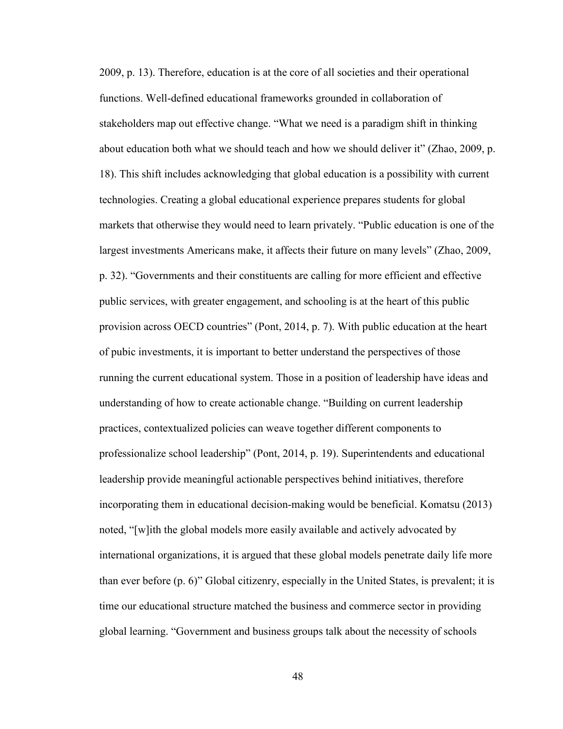2009, p. 13). Therefore, education is at the core of all societies and their operational functions. Well-defined educational frameworks grounded in collaboration of stakeholders map out effective change. “What we need is a paradigm shift in thinking about education both what we should teach and how we should deliver it” (Zhao, 2009, p. 18). This shift includes acknowledging that global education is a possibility with current technologies. Creating a global educational experience prepares students for global markets that otherwise they would need to learn privately. “Public education is one of the largest investments Americans make, it affects their future on many levels” (Zhao, 2009, p. 32). “Governments and their constituents are calling for more efficient and effective public services, with greater engagement, and schooling is at the heart of this public provision across OECD countries” (Pont, 2014, p. 7). With public education at the heart of pubic investments, it is important to better understand the perspectives of those running the current educational system. Those in a position of leadership have ideas and understanding of how to create actionable change. “Building on current leadership practices, contextualized policies can weave together different components to professionalize school leadership” (Pont, 2014, p. 19). Superintendents and educational leadership provide meaningful actionable perspectives behind initiatives, therefore incorporating them in educational decision-making would be beneficial. Komatsu (2013) noted, “[w]ith the global models more easily available and actively advocated by international organizations, it is argued that these global models penetrate daily life more than ever before (p. 6)” Global citizenry, especially in the United States, is prevalent; it is time our educational structure matched the business and commerce sector in providing global learning. “Government and business groups talk about the necessity of schools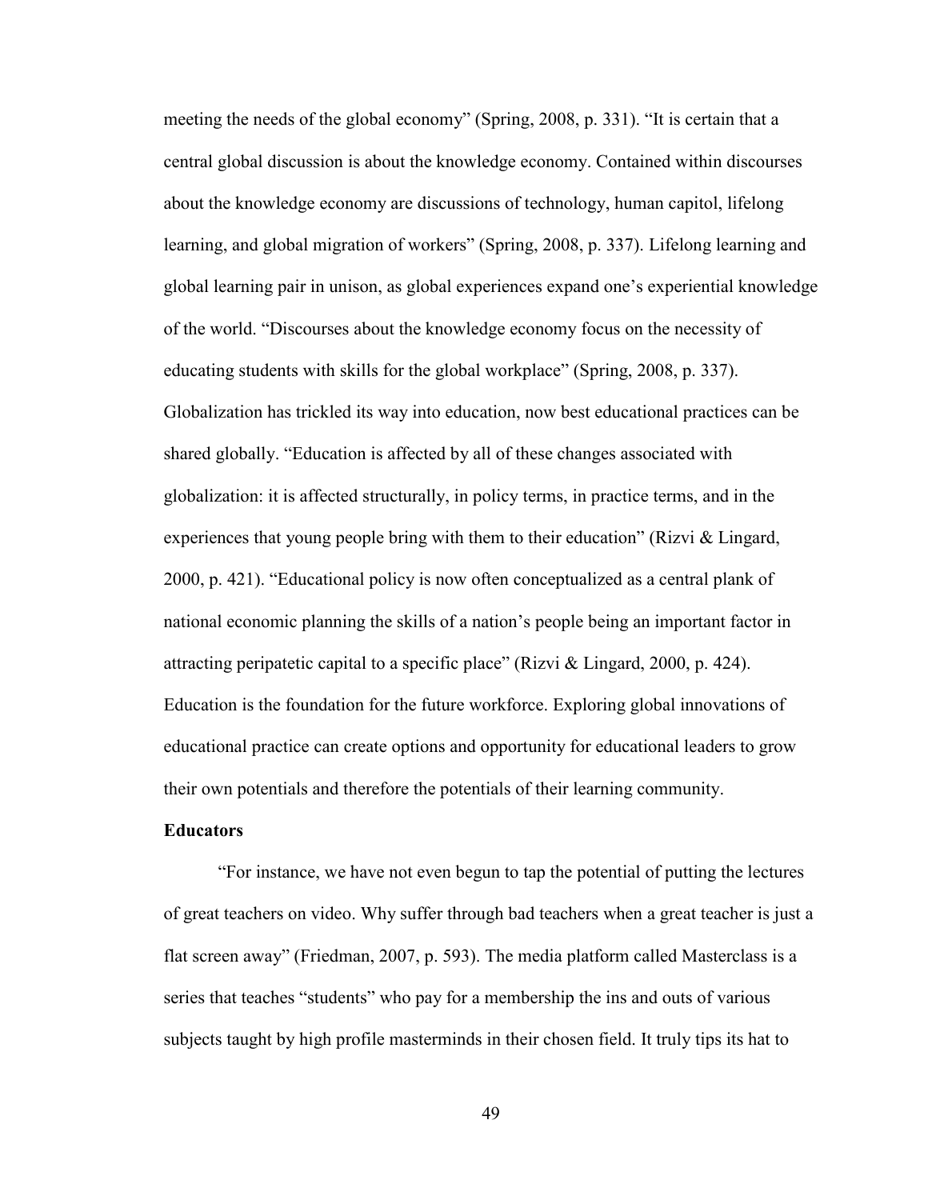meeting the needs of the global economy" (Spring, 2008, p. 331). "It is certain that a central global discussion is about the knowledge economy. Contained within discourses about the knowledge economy are discussions of technology, human capitol, lifelong learning, and global migration of workers" (Spring, 2008, p. 337). Lifelong learning and global learning pair in unison, as global experiences expand one's experiential knowledge of the world. "Discourses about the knowledge economy focus on the necessity of educating students with skills for the global workplace" (Spring, 2008, p. 337). Globalization has trickled its way into education, now best educational practices can be shared globally. "Education is affected by all of these changes associated with globalization: it is affected structurally, in policy terms, in practice terms, and in the experiences that young people bring with them to their education" (Rizvi & Lingard, 2000, p. 421). "Educational policy is now often conceptualized as a central plank of national economic planning the skills of a nation's people being an important factor in attracting peripatetic capital to a specific place" (Rizvi & Lingard, 2000, p. 424). Education is the foundation for the future workforce. Exploring global innovations of educational practice can create options and opportunity for educational leaders to grow their own potentials and therefore the potentials of their learning community.

**Educators**

"For instance, we have not even begun to tap the potential of putting the lectures of great teachers on video. Why suffer through bad teachers when a great teacher is just a flat screen away" (Friedman, 2007, p. 593). The media platform called Masterclass is a series that teaches "students" who pay for a membership the ins and outs of various subjects taught by high profile masterminds in their chosen field. It truly tips its hat to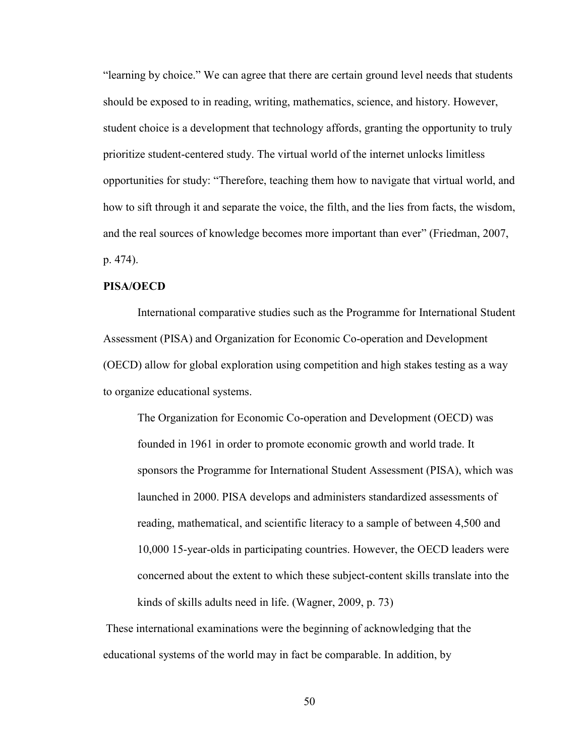"learning by choice." We can agree that there are certain ground level needs that students should be exposed to in reading, writing, mathematics, science, and history. However, student choice is a development that technology affords, granting the opportunity to truly prioritize student-centered study. The virtual world of the internet unlocks limitless opportunities for study: "Therefore, teaching them how to navigate that virtual world, and how to sift through it and separate the voice, the filth, and the lies from facts, the wisdom, and the real sources of knowledge becomes more important than ever" (Friedman, 2007, p. 474).

**PISA/OECD**

International comparative studies such as the Programme for International Student Assessment (PISA) and Organization for Economic Co-operation and Development (OECD) allow for global exploration using competition and high stakes testing as a way to organize educational systems.

> The Organization for Economic Co-operation and Development (OECD) was founded in 1961 in order to promote economic growth and world trade. It sponsors the Programme for International Student Assessment (PISA), which was launched in 2000. PISA develops and administers standardized assessments of reading, mathematical, and scientific literacy to a sample of between 4,500 and 10,000 15-year-olds in participating countries. However, the OECD leaders were concerned about the extent to which these subject-content skills translate into the kinds of skills adults need in life. (Wagner, 2009, p. 73)

These international examinations were the beginning of acknowledging that the educational systems of the world may in fact be comparable. In addition, by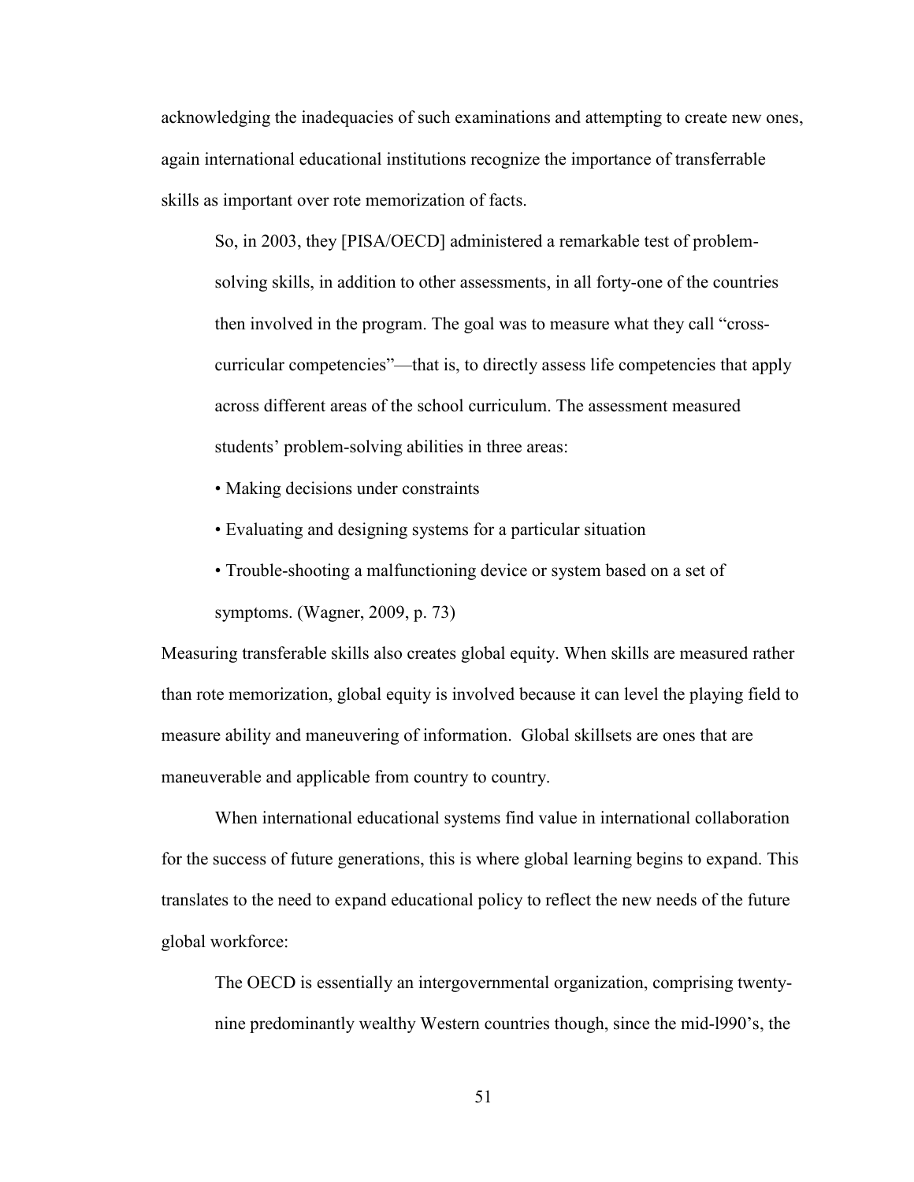acknowledging the inadequacies of such examinations and attempting to create new ones, again international educational institutions recognize the importance of transferrable skills as important over rote memorization of facts.

> So, in 2003, they [PISA/OECD] administered a remarkable test of problem-solving skills, in addition to other assessments, in all forty-one of the countries then involved in the program. The goal was to measure what they call "cross-curricular competencies"—that is, to directly assess life competencies that apply across different areas of the school curriculum. The assessment measured students' problem-solving abilities in three areas:
>
> • Making decisions under constraints
>
> • Evaluating and designing systems for a particular situation
>
> • Trouble-shooting a malfunctioning device or system based on a set of symptoms. (Wagner, 2009, p. 73)

Measuring transferable skills also creates global equity. When skills are measured rather than rote memorization, global equity is involved because it can level the playing field to measure ability and maneuvering of information. Global skillsets are ones that are maneuverable and applicable from country to country.

When international educational systems find value in international collaboration for the success of future generations, this is where global learning begins to expand. This translates to the need to expand educational policy to reflect the new needs of the future global workforce:

> The OECD is essentially an intergovernmental organization, comprising twenty-nine predominantly wealthy Western countries though, since the mid-l990's, the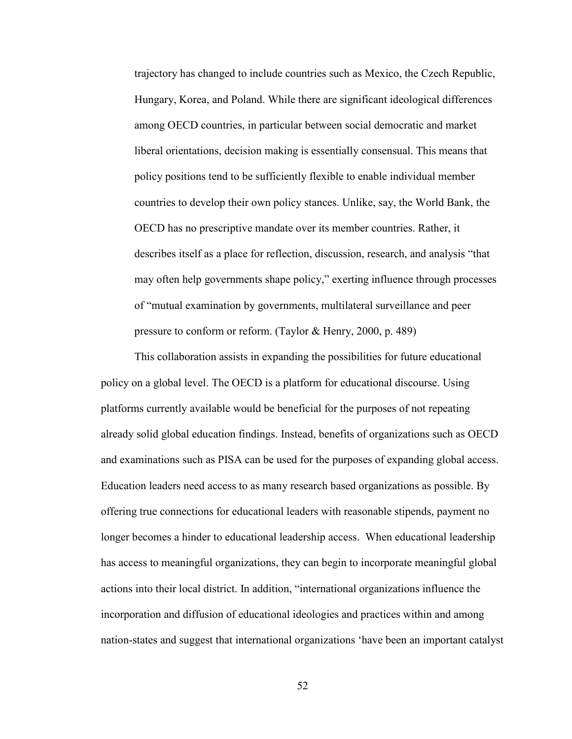> trajectory has changed to include countries such as Mexico, the Czech Republic, Hungary, Korea, and Poland. While there are significant ideological differences among OECD countries, in particular between social democratic and market liberal orientations, decision making is essentially consensual. This means that policy positions tend to be sufficiently flexible to enable individual member countries to develop their own policy stances. Unlike, say, the World Bank, the OECD has no prescriptive mandate over its member countries. Rather, it describes itself as a place for reflection, discussion, research, and analysis "that may often help governments shape policy," exerting influence through processes of "mutual examination by governments, multilateral surveillance and peer pressure to conform or reform. (Taylor & Henry, 2000, p. 489)

This collaboration assists in expanding the possibilities for future educational policy on a global level. The OECD is a platform for educational discourse. Using platforms currently available would be beneficial for the purposes of not repeating already solid global education findings. Instead, benefits of organizations such as OECD and examinations such as PISA can be used for the purposes of expanding global access. Education leaders need access to as many research based organizations as possible. By offering true connections for educational leaders with reasonable stipends, payment no longer becomes a hinder to educational leadership access. When educational leadership has access to meaningful organizations, they can begin to incorporate meaningful global actions into their local district. In addition, "international organizations influence the incorporation and diffusion of educational ideologies and practices within and among nation-states and suggest that international organizations 'have been an important catalyst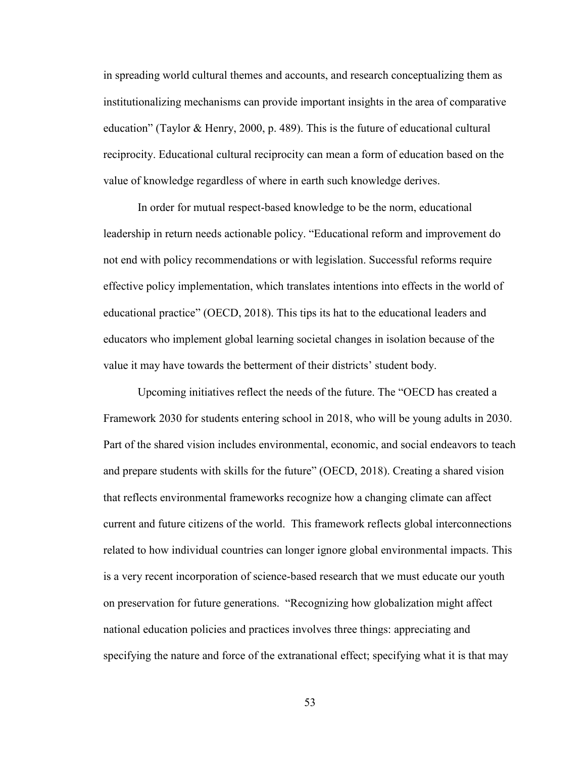in spreading world cultural themes and accounts, and research conceptualizing them as institutionalizing mechanisms can provide important insights in the area of comparative education" (Taylor & Henry, 2000, p. 489). This is the future of educational cultural reciprocity. Educational cultural reciprocity can mean a form of education based on the value of knowledge regardless of where in earth such knowledge derives.

In order for mutual respect-based knowledge to be the norm, educational leadership in return needs actionable policy. "Educational reform and improvement do not end with policy recommendations or with legislation. Successful reforms require effective policy implementation, which translates intentions into effects in the world of educational practice" (OECD, 2018). This tips its hat to the educational leaders and educators who implement global learning societal changes in isolation because of the value it may have towards the betterment of their districts' student body.

Upcoming initiatives reflect the needs of the future. The "OECD has created a Framework 2030 for students entering school in 2018, who will be young adults in 2030. Part of the shared vision includes environmental, economic, and social endeavors to teach and prepare students with skills for the future" (OECD, 2018). Creating a shared vision that reflects environmental frameworks recognize how a changing climate can affect current and future citizens of the world. This framework reflects global interconnections related to how individual countries can longer ignore global environmental impacts. This is a very recent incorporation of science-based research that we must educate our youth on preservation for future generations. "Recognizing how globalization might affect national education policies and practices involves three things: appreciating and specifying the nature and force of the extranational effect; specifying what it is that may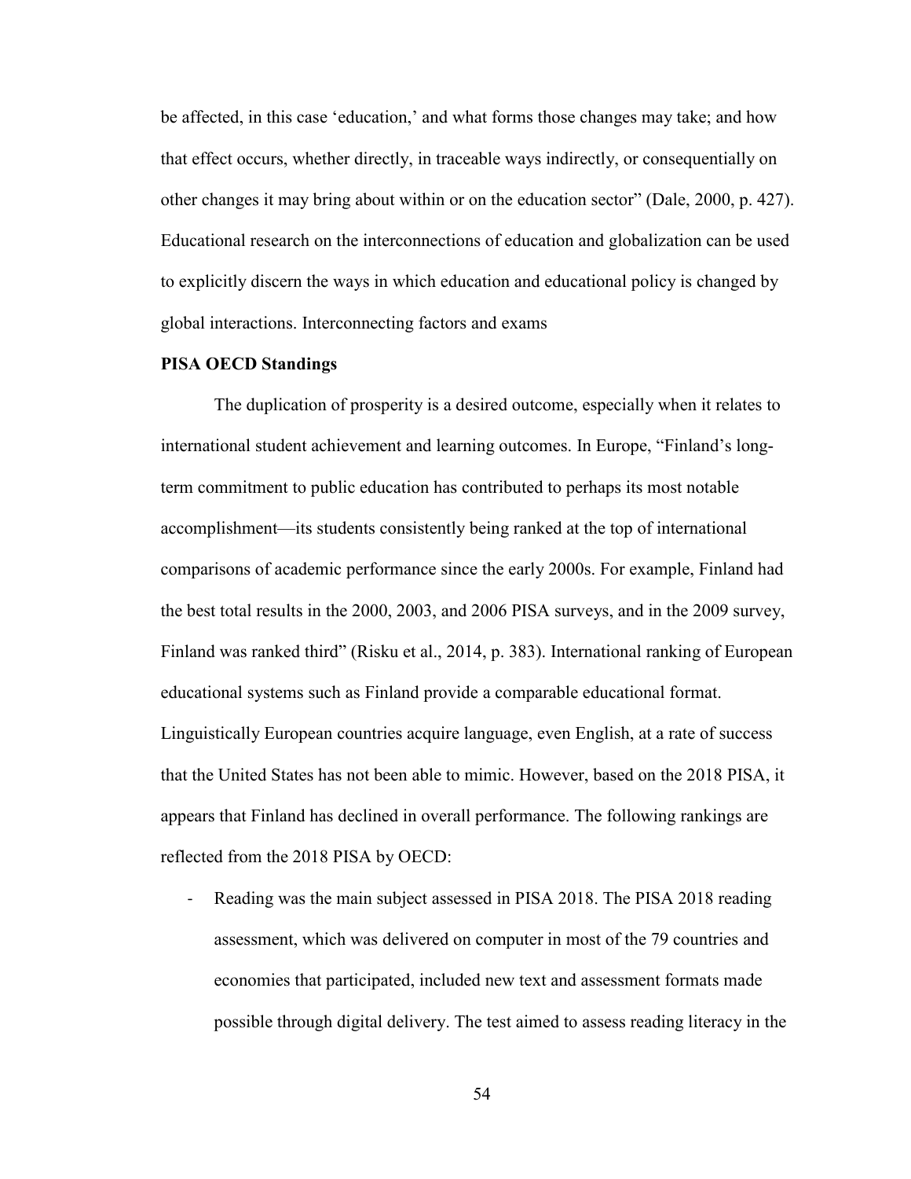be affected, in this case 'education,' and what forms those changes may take; and how that effect occurs, whether directly, in traceable ways indirectly, or consequentially on other changes it may bring about within or on the education sector" (Dale, 2000, p. 427). Educational research on the interconnections of education and globalization can be used to explicitly discern the ways in which education and educational policy is changed by global interactions. Interconnecting factors and exams

**PISA OECD Standings**

The duplication of prosperity is a desired outcome, especially when it relates to international student achievement and learning outcomes. In Europe, "Finland's long-term commitment to public education has contributed to perhaps its most notable accomplishment—its students consistently being ranked at the top of international comparisons of academic performance since the early 2000s. For example, Finland had the best total results in the 2000, 2003, and 2006 PISA surveys, and in the 2009 survey, Finland was ranked third" (Risku et al., 2014, p. 383). International ranking of European educational systems such as Finland provide a comparable educational format. Linguistically European countries acquire language, even English, at a rate of success that the United States has not been able to mimic. However, based on the 2018 PISA, it appears that Finland has declined in overall performance. The following rankings are reflected from the 2018 PISA by OECD:

- Reading was the main subject assessed in PISA 2018. The PISA 2018 reading assessment, which was delivered on computer in most of the 79 countries and economies that participated, included new text and assessment formats made possible through digital delivery. The test aimed to assess reading literacy in the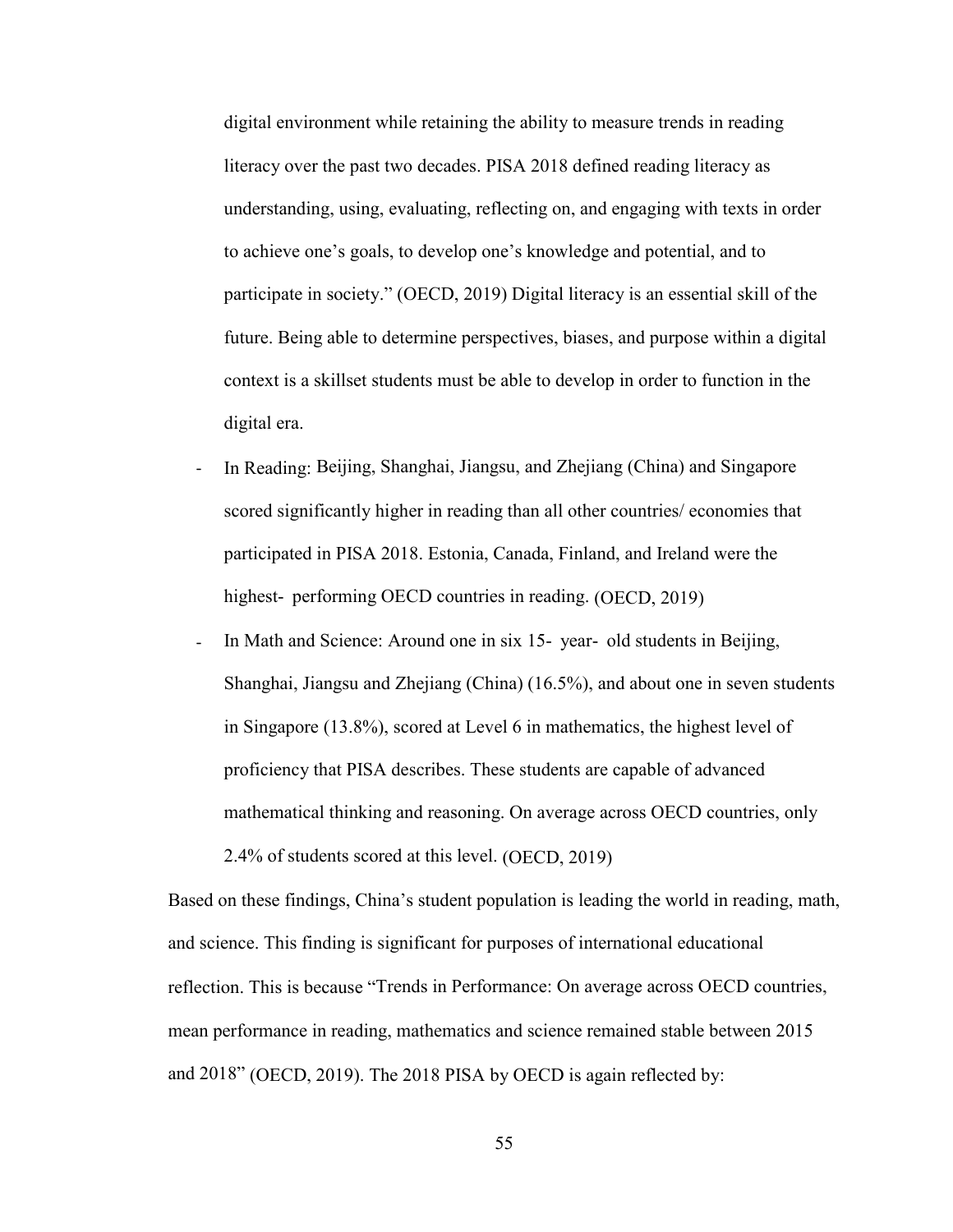digital environment while retaining the ability to measure trends in reading literacy over the past two decades. PISA 2018 defined reading literacy as understanding, using, evaluating, reflecting on, and engaging with texts in order to achieve one's goals, to develop one's knowledge and potential, and to participate in society." (OECD, 2019) Digital literacy is an essential skill of the future. Being able to determine perspectives, biases, and purpose within a digital context is a skillset students must be able to develop in order to function in the digital era.

- In Reading: Beijing, Shanghai, Jiangsu, and Zhejiang (China) and Singapore scored significantly higher in reading than all other countries/ economies that participated in PISA 2018. Estonia, Canada, Finland, and Ireland were the highest- performing OECD countries in reading. (OECD, 2019)
- In Math and Science: Around one in six 15- year- old students in Beijing, Shanghai, Jiangsu and Zhejiang (China) (16.5%), and about one in seven students in Singapore (13.8%), scored at Level 6 in mathematics, the highest level of proficiency that PISA describes. These students are capable of advanced mathematical thinking and reasoning. On average across OECD countries, only 2.4% of students scored at this level. (OECD, 2019)

Based on these findings, China's student population is leading the world in reading, math, and science. This finding is significant for purposes of international educational reflection. This is because "Trends in Performance: On average across OECD countries, mean performance in reading, mathematics and science remained stable between 2015 and 2018" (OECD, 2019). The 2018 PISA by OECD is again reflected by: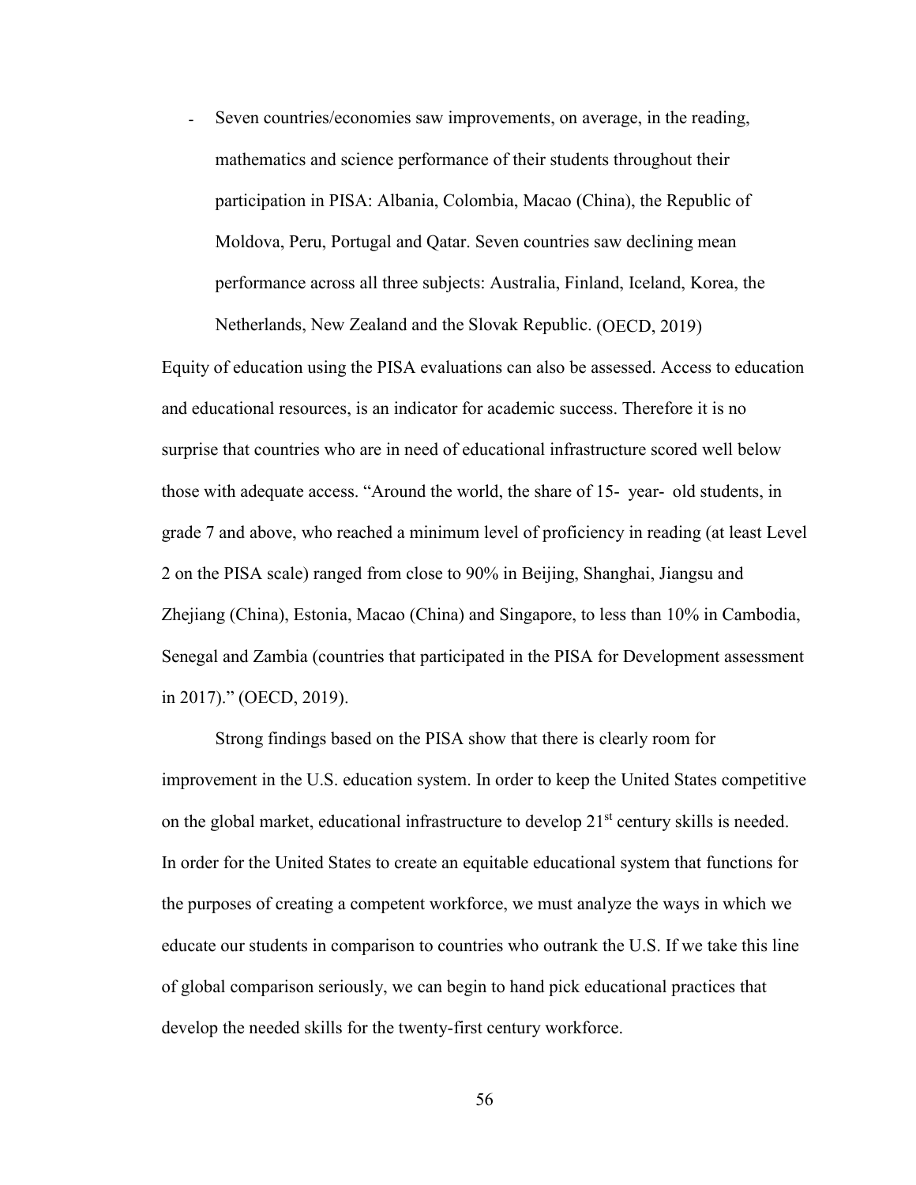- Seven countries/economies saw improvements, on average, in the reading, mathematics and science performance of their students throughout their participation in PISA: Albania, Colombia, Macao (China), the Republic of Moldova, Peru, Portugal and Qatar. Seven countries saw declining mean performance across all three subjects: Australia, Finland, Iceland, Korea, the Netherlands, New Zealand and the Slovak Republic. (OECD, 2019)

Equity of education using the PISA evaluations can also be assessed. Access to education and educational resources, is an indicator for academic success. Therefore it is no surprise that countries who are in need of educational infrastructure scored well below those with adequate access. "Around the world, the share of 15- year- old students, in grade 7 and above, who reached a minimum level of proficiency in reading (at least Level 2 on the PISA scale) ranged from close to 90% in Beijing, Shanghai, Jiangsu and Zhejiang (China), Estonia, Macao (China) and Singapore, to less than 10% in Cambodia, Senegal and Zambia (countries that participated in the PISA for Development assessment in 2017)." (OECD, 2019).

Strong findings based on the PISA show that there is clearly room for improvement in the U.S. education system. In order to keep the United States competitive on the global market, educational infrastructure to develop 21st century skills is needed. In order for the United States to create an equitable educational system that functions for the purposes of creating a competent workforce, we must analyze the ways in which we educate our students in comparison to countries who outrank the U.S. If we take this line of global comparison seriously, we can begin to hand pick educational practices that develop the needed skills for the twenty-first century workforce.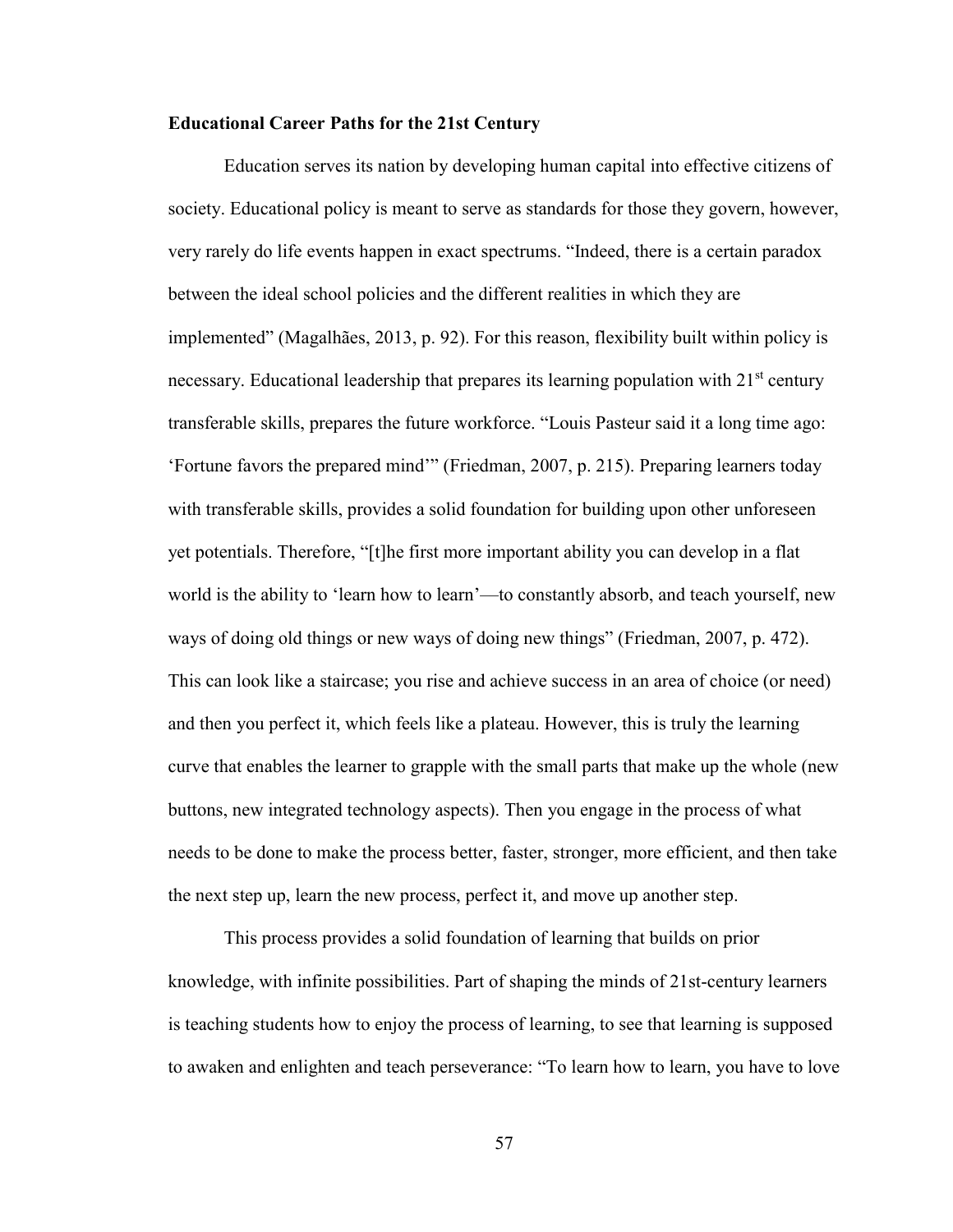**Educational Career Paths for the 21st Century**

Education serves its nation by developing human capital into effective citizens of society. Educational policy is meant to serve as standards for those they govern, however, very rarely do life events happen in exact spectrums. “Indeed, there is a certain paradox between the ideal school policies and the different realities in which they are implemented” (Magalhães, 2013, p. 92). For this reason, flexibility built within policy is necessary. Educational leadership that prepares its learning population with 21st century transferable skills, prepares the future workforce. “Louis Pasteur said it a long time ago: ‘Fortune favors the prepared mind’” (Friedman, 2007, p. 215). Preparing learners today with transferable skills, provides a solid foundation for building upon other unforeseen yet potentials. Therefore, “[t]he first more important ability you can develop in a flat world is the ability to ‘learn how to learn’—to constantly absorb, and teach yourself, new ways of doing old things or new ways of doing new things” (Friedman, 2007, p. 472). This can look like a staircase; you rise and achieve success in an area of choice (or need) and then you perfect it, which feels like a plateau. However, this is truly the learning curve that enables the learner to grapple with the small parts that make up the whole (new buttons, new integrated technology aspects). Then you engage in the process of what needs to be done to make the process better, faster, stronger, more efficient, and then take the next step up, learn the new process, perfect it, and move up another step.

This process provides a solid foundation of learning that builds on prior knowledge, with infinite possibilities. Part of shaping the minds of 21st-century learners is teaching students how to enjoy the process of learning, to see that learning is supposed to awaken and enlighten and teach perseverance: “To learn how to learn, you have to love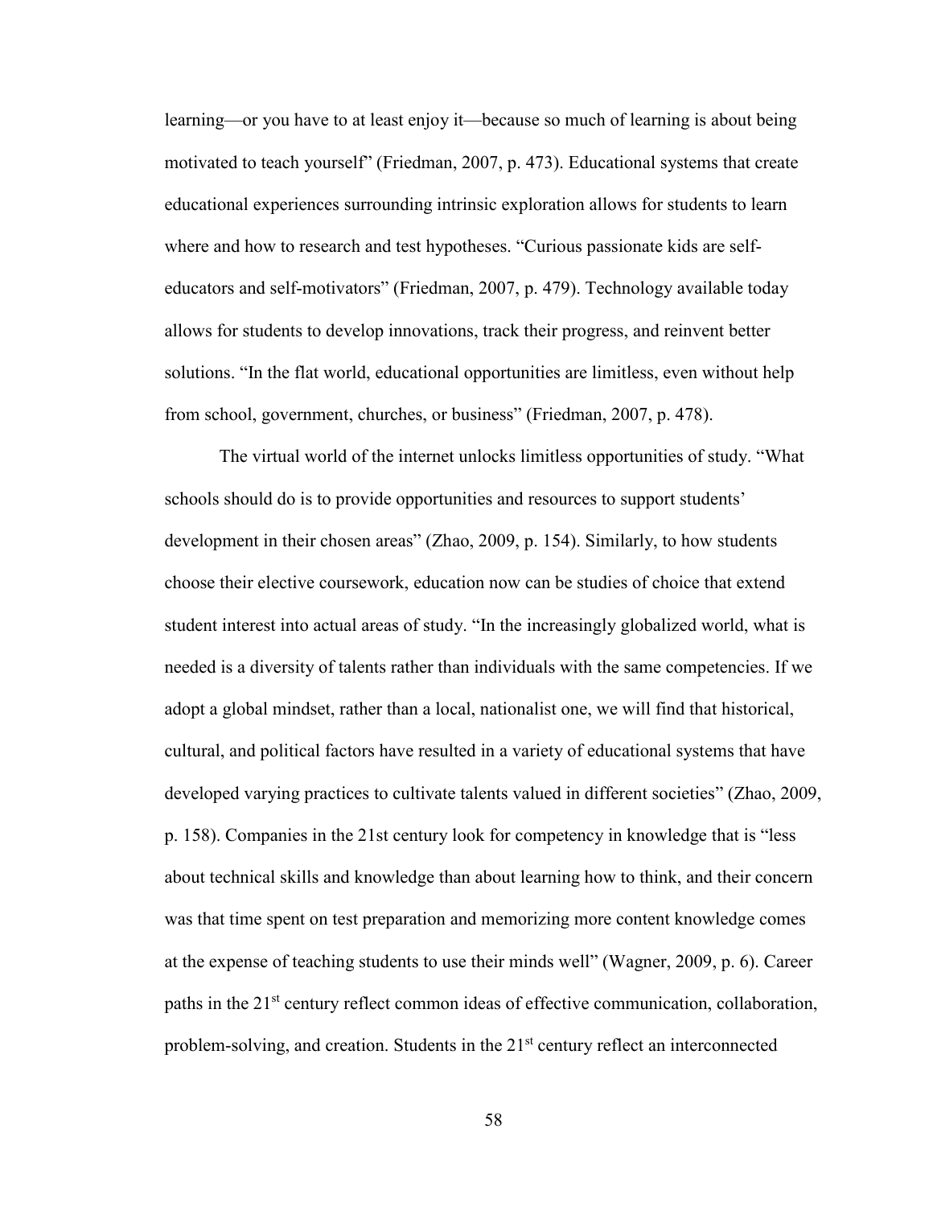learning—or you have to at least enjoy it—because so much of learning is about being motivated to teach yourself" (Friedman, 2007, p. 473). Educational systems that create educational experiences surrounding intrinsic exploration allows for students to learn where and how to research and test hypotheses. "Curious passionate kids are self-educators and self-motivators" (Friedman, 2007, p. 479). Technology available today allows for students to develop innovations, track their progress, and reinvent better solutions. "In the flat world, educational opportunities are limitless, even without help from school, government, churches, or business" (Friedman, 2007, p. 478).

The virtual world of the internet unlocks limitless opportunities of study. "What schools should do is to provide opportunities and resources to support students' development in their chosen areas" (Zhao, 2009, p. 154). Similarly, to how students choose their elective coursework, education now can be studies of choice that extend student interest into actual areas of study. "In the increasingly globalized world, what is needed is a diversity of talents rather than individuals with the same competencies. If we adopt a global mindset, rather than a local, nationalist one, we will find that historical, cultural, and political factors have resulted in a variety of educational systems that have developed varying practices to cultivate talents valued in different societies" (Zhao, 2009, p. 158). Companies in the 21st century look for competency in knowledge that is "less about technical skills and knowledge than about learning how to think, and their concern was that time spent on test preparation and memorizing more content knowledge comes at the expense of teaching students to use their minds well" (Wagner, 2009, p. 6). Career paths in the 21st century reflect common ideas of effective communication, collaboration, problem-solving, and creation. Students in the 21st century reflect an interconnected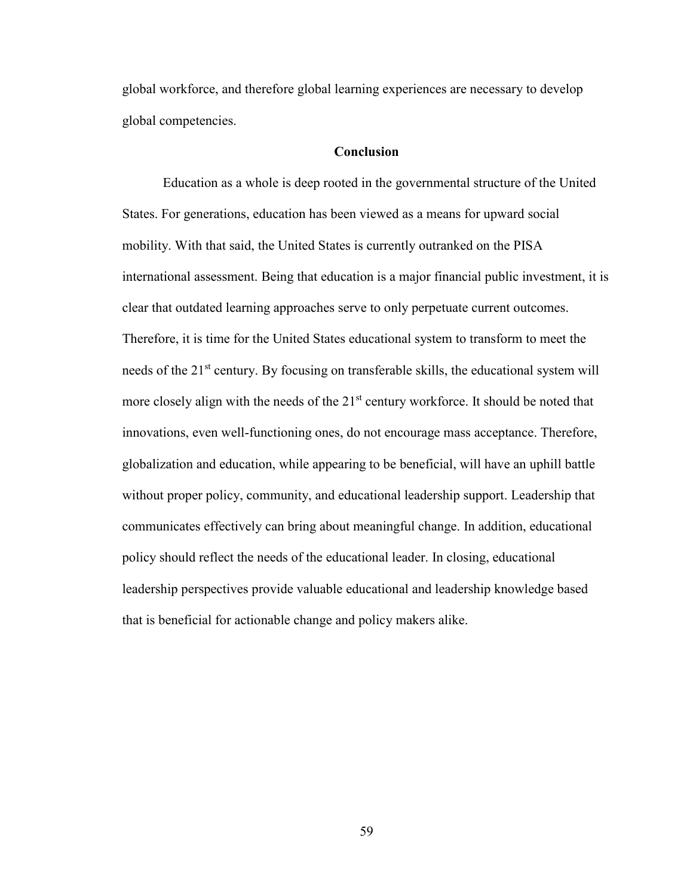global workforce, and therefore global learning experiences are necessary to develop global competencies.

## Conclusion

Education as a whole is deep rooted in the governmental structure of the United States. For generations, education has been viewed as a means for upward social mobility. With that said, the United States is currently outranked on the PISA international assessment. Being that education is a major financial public investment, it is clear that outdated learning approaches serve to only perpetuate current outcomes. Therefore, it is time for the United States educational system to transform to meet the needs of the 21st century. By focusing on transferable skills, the educational system will more closely align with the needs of the 21st century workforce. It should be noted that innovations, even well-functioning ones, do not encourage mass acceptance. Therefore, globalization and education, while appearing to be beneficial, will have an uphill battle without proper policy, community, and educational leadership support. Leadership that communicates effectively can bring about meaningful change. In addition, educational policy should reflect the needs of the educational leader. In closing, educational leadership perspectives provide valuable educational and leadership knowledge based that is beneficial for actionable change and policy makers alike.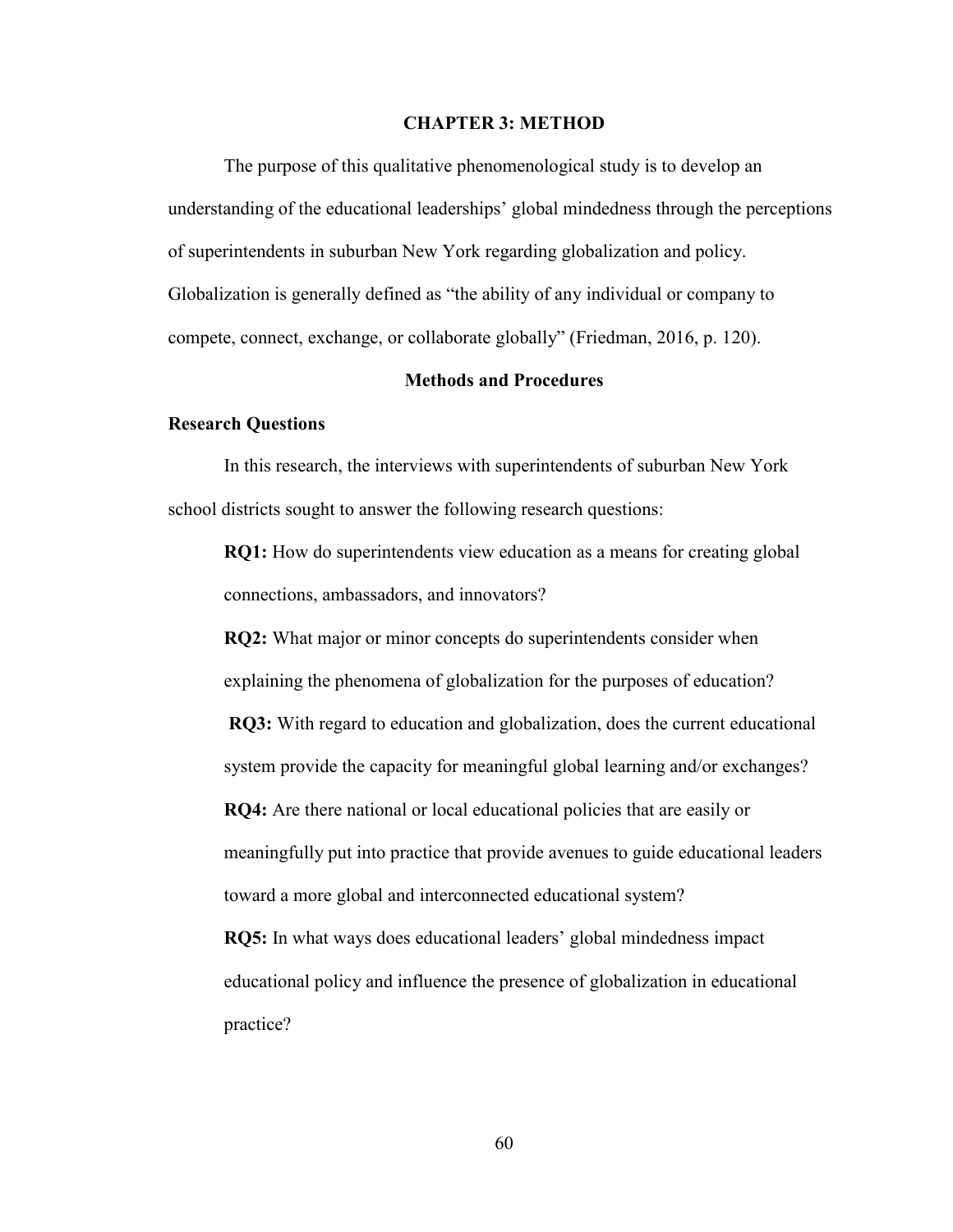# CHAPTER 3: METHOD

The purpose of this qualitative phenomenological study is to develop an understanding of the educational leaderships' global mindedness through the perceptions of superintendents in suburban New York regarding globalization and policy. Globalization is generally defined as "the ability of any individual or company to compete, connect, exchange, or collaborate globally" (Friedman, 2016, p. 120).

## Methods and Procedures

### Research Questions

In this research, the interviews with superintendents of suburban New York school districts sought to answer the following research questions:

**RQ1:** How do superintendents view education as a means for creating global connections, ambassadors, and innovators?

**RQ2:** What major or minor concepts do superintendents consider when explaining the phenomena of globalization for the purposes of education?

**RQ3:** With regard to education and globalization, does the current educational system provide the capacity for meaningful global learning and/or exchanges?

**RQ4:** Are there national or local educational policies that are easily or meaningfully put into practice that provide avenues to guide educational leaders toward a more global and interconnected educational system?

**RQ5:** In what ways does educational leaders' global mindedness impact educational policy and influence the presence of globalization in educational practice?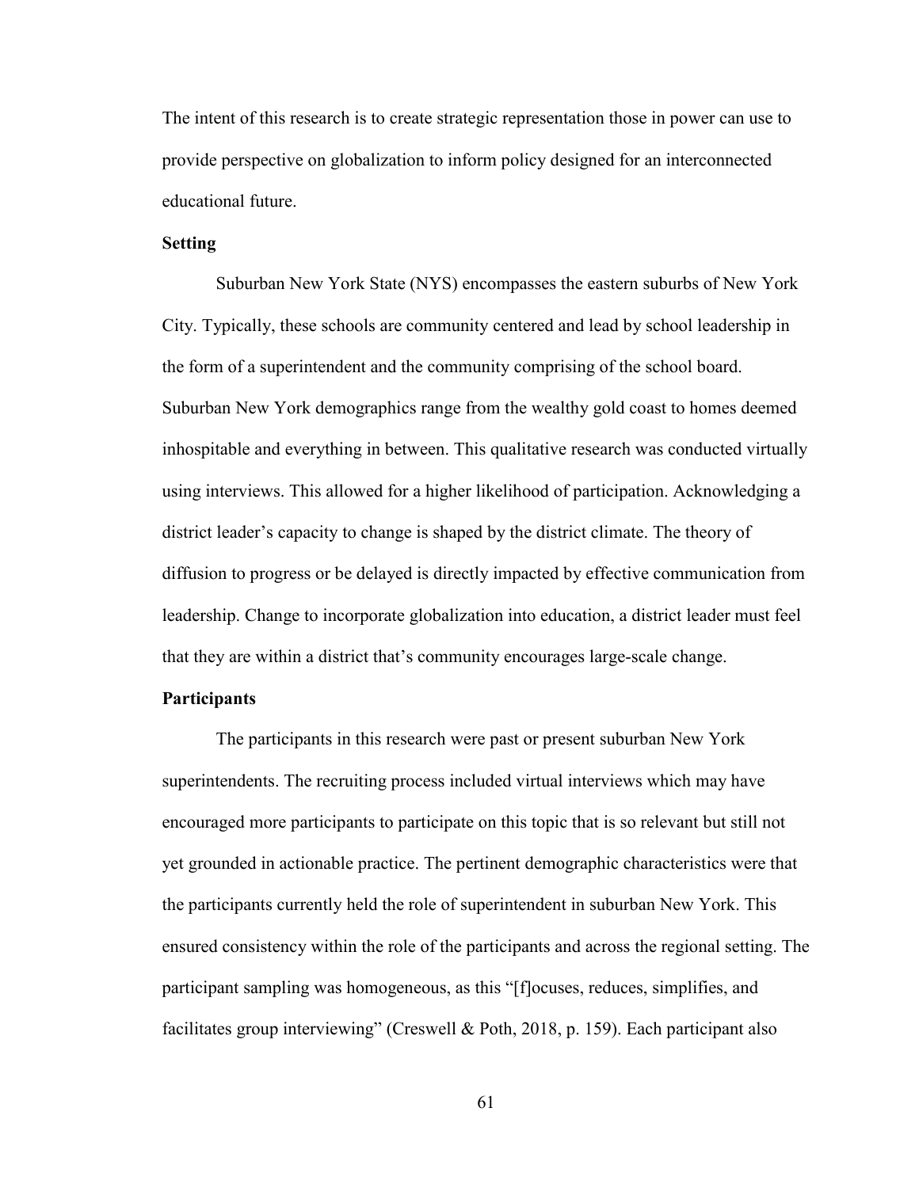The intent of this research is to create strategic representation those in power can use to provide perspective on globalization to inform policy designed for an interconnected educational future.

### Setting

Suburban New York State (NYS) encompasses the eastern suburbs of New York City. Typically, these schools are community centered and lead by school leadership in the form of a superintendent and the community comprising of the school board. Suburban New York demographics range from the wealthy gold coast to homes deemed inhospitable and everything in between. This qualitative research was conducted virtually using interviews. This allowed for a higher likelihood of participation. Acknowledging a district leader's capacity to change is shaped by the district climate. The theory of diffusion to progress or be delayed is directly impacted by effective communication from leadership. Change to incorporate globalization into education, a district leader must feel that they are within a district that's community encourages large-scale change.

### Participants

The participants in this research were past or present suburban New York superintendents. The recruiting process included virtual interviews which may have encouraged more participants to participate on this topic that is so relevant but still not yet grounded in actionable practice. The pertinent demographic characteristics were that the participants currently held the role of superintendent in suburban New York. This ensured consistency within the role of the participants and across the regional setting. The participant sampling was homogeneous, as this "[f]ocuses, reduces, simplifies, and facilitates group interviewing" (Creswell & Poth, 2018, p. 159). Each participant also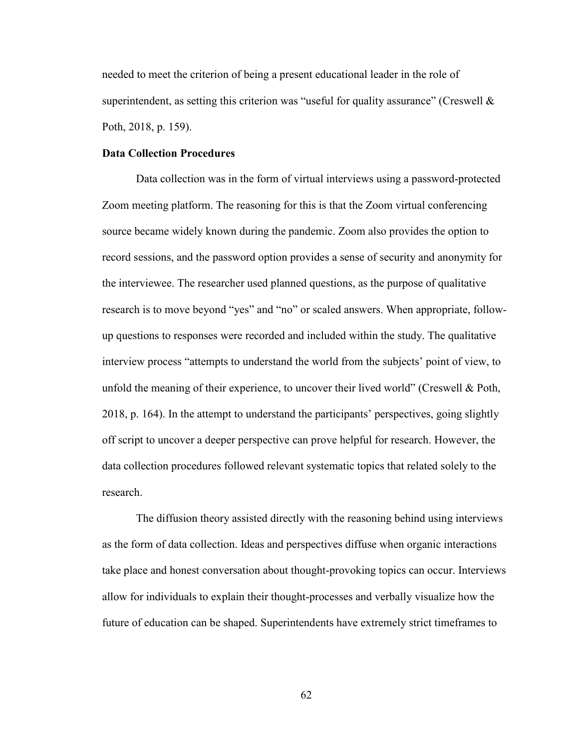needed to meet the criterion of being a present educational leader in the role of superintendent, as setting this criterion was "useful for quality assurance" (Creswell & Poth, 2018, p. 159).

**Data Collection Procedures**

Data collection was in the form of virtual interviews using a password-protected Zoom meeting platform. The reasoning for this is that the Zoom virtual conferencing source became widely known during the pandemic. Zoom also provides the option to record sessions, and the password option provides a sense of security and anonymity for the interviewee. The researcher used planned questions, as the purpose of qualitative research is to move beyond "yes" and "no" or scaled answers. When appropriate, follow-up questions to responses were recorded and included within the study. The qualitative interview process "attempts to understand the world from the subjects' point of view, to unfold the meaning of their experience, to uncover their lived world" (Creswell & Poth, 2018, p. 164). In the attempt to understand the participants' perspectives, going slightly off script to uncover a deeper perspective can prove helpful for research. However, the data collection procedures followed relevant systematic topics that related solely to the research.

The diffusion theory assisted directly with the reasoning behind using interviews as the form of data collection. Ideas and perspectives diffuse when organic interactions take place and honest conversation about thought-provoking topics can occur. Interviews allow for individuals to explain their thought-processes and verbally visualize how the future of education can be shaped. Superintendents have extremely strict timeframes to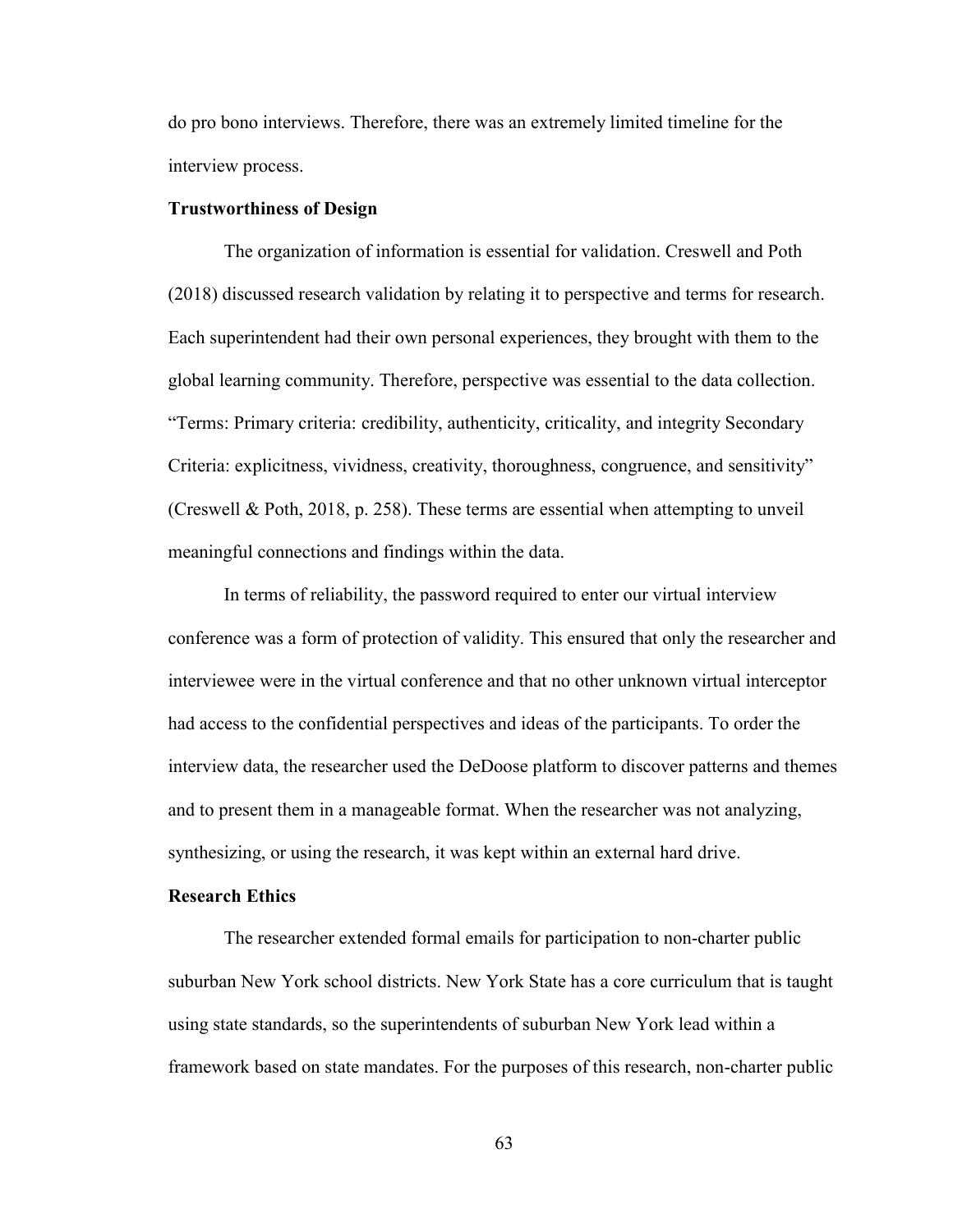do pro bono interviews. Therefore, there was an extremely limited timeline for the interview process.

**Trustworthiness of Design**

The organization of information is essential for validation. Creswell and Poth (2018) discussed research validation by relating it to perspective and terms for research. Each superintendent had their own personal experiences, they brought with them to the global learning community. Therefore, perspective was essential to the data collection. "Terms: Primary criteria: credibility, authenticity, criticality, and integrity Secondary Criteria: explicitness, vividness, creativity, thoroughness, congruence, and sensitivity" (Creswell & Poth, 2018, p. 258). These terms are essential when attempting to unveil meaningful connections and findings within the data.

In terms of reliability, the password required to enter our virtual interview conference was a form of protection of validity. This ensured that only the researcher and interviewee were in the virtual conference and that no other unknown virtual interceptor had access to the confidential perspectives and ideas of the participants. To order the interview data, the researcher used the DeDoose platform to discover patterns and themes and to present them in a manageable format. When the researcher was not analyzing, synthesizing, or using the research, it was kept within an external hard drive.

**Research Ethics**

The researcher extended formal emails for participation to non-charter public suburban New York school districts. New York State has a core curriculum that is taught using state standards, so the superintendents of suburban New York lead within a framework based on state mandates. For the purposes of this research, non-charter public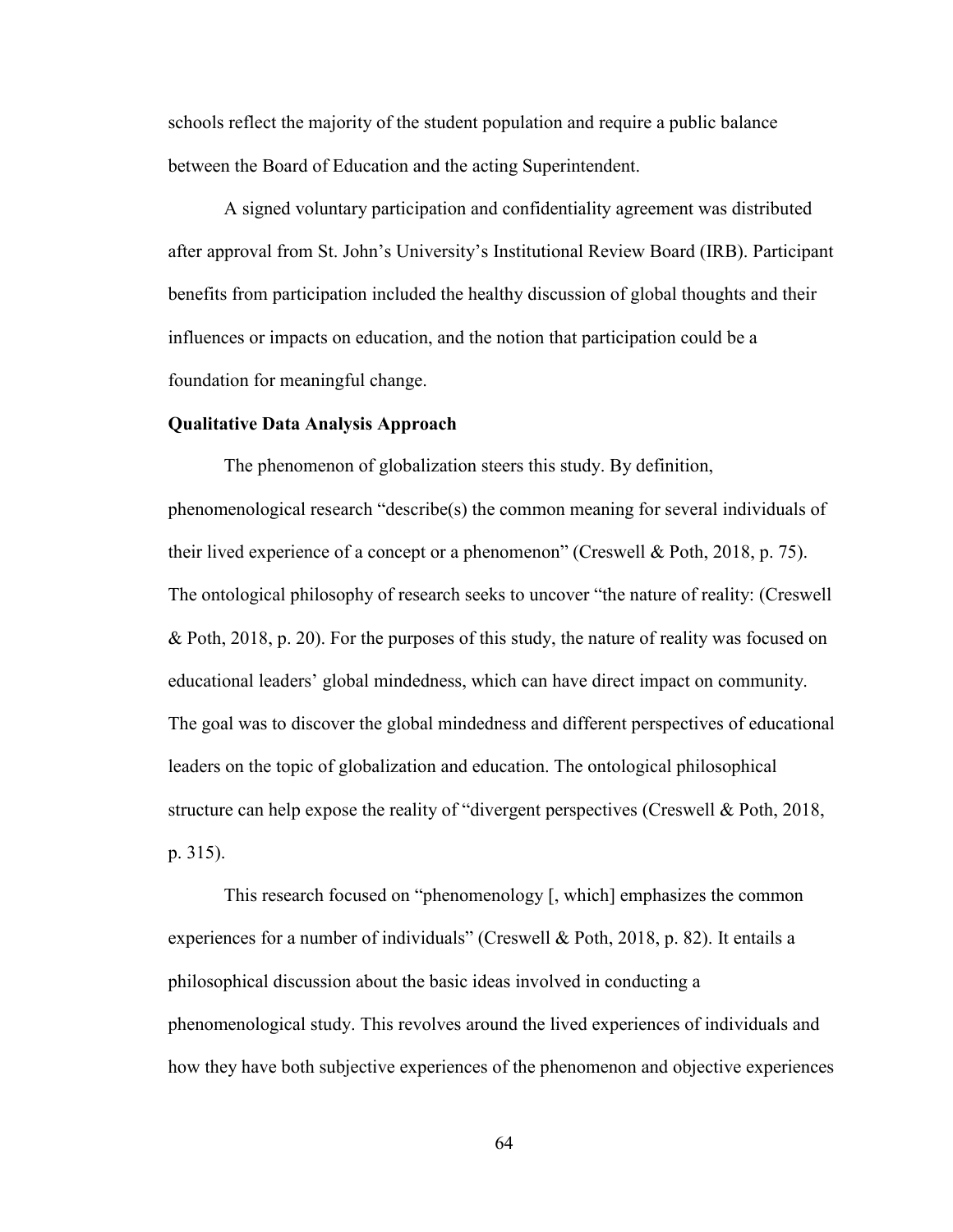schools reflect the majority of the student population and require a public balance between the Board of Education and the acting Superintendent.

A signed voluntary participation and confidentiality agreement was distributed after approval from St. John's University's Institutional Review Board (IRB). Participant benefits from participation included the healthy discussion of global thoughts and their influences or impacts on education, and the notion that participation could be a foundation for meaningful change.

**Qualitative Data Analysis Approach**

The phenomenon of globalization steers this study. By definition, phenomenological research "describe(s) the common meaning for several individuals of their lived experience of a concept or a phenomenon" (Creswell & Poth, 2018, p. 75). The ontological philosophy of research seeks to uncover "the nature of reality: (Creswell & Poth, 2018, p. 20). For the purposes of this study, the nature of reality was focused on educational leaders' global mindedness, which can have direct impact on community. The goal was to discover the global mindedness and different perspectives of educational leaders on the topic of globalization and education. The ontological philosophical structure can help expose the reality of "divergent perspectives (Creswell & Poth, 2018, p. 315).

This research focused on "phenomenology [, which] emphasizes the common experiences for a number of individuals" (Creswell & Poth, 2018, p. 82). It entails a philosophical discussion about the basic ideas involved in conducting a phenomenological study. This revolves around the lived experiences of individuals and how they have both subjective experiences of the phenomenon and objective experiences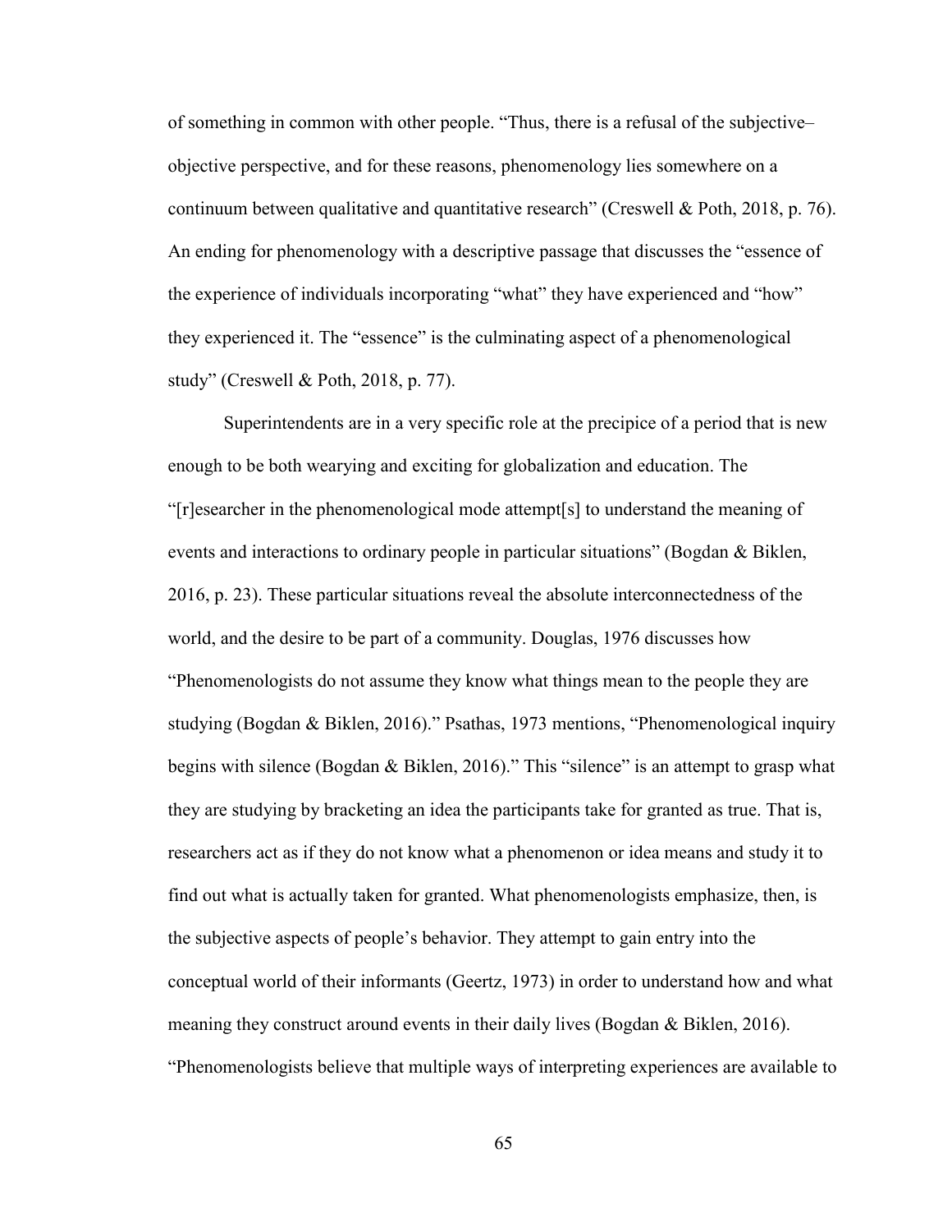of something in common with other people. "Thus, there is a refusal of the subjective–objective perspective, and for these reasons, phenomenology lies somewhere on a continuum between qualitative and quantitative research" (Creswell & Poth, 2018, p. 76). An ending for phenomenology with a descriptive passage that discusses the "essence of the experience of individuals incorporating "what" they have experienced and "how" they experienced it. The "essence" is the culminating aspect of a phenomenological study" (Creswell & Poth, 2018, p. 77).

Superintendents are in a very specific role at the precipice of a period that is new enough to be both wearying and exciting for globalization and education. The "[r]esearcher in the phenomenological mode attempt[s] to understand the meaning of events and interactions to ordinary people in particular situations" (Bogdan & Biklen, 2016, p. 23). These particular situations reveal the absolute interconnectedness of the world, and the desire to be part of a community. Douglas, 1976 discusses how "Phenomenologists do not assume they know what things mean to the people they are studying (Bogdan & Biklen, 2016)." Psathas, 1973 mentions, "Phenomenological inquiry begins with silence (Bogdan & Biklen, 2016)." This "silence" is an attempt to grasp what they are studying by bracketing an idea the participants take for granted as true. That is, researchers act as if they do not know what a phenomenon or idea means and study it to find out what is actually taken for granted. What phenomenologists emphasize, then, is the subjective aspects of people's behavior. They attempt to gain entry into the conceptual world of their informants (Geertz, 1973) in order to understand how and what meaning they construct around events in their daily lives (Bogdan & Biklen, 2016). "Phenomenologists believe that multiple ways of interpreting experiences are available to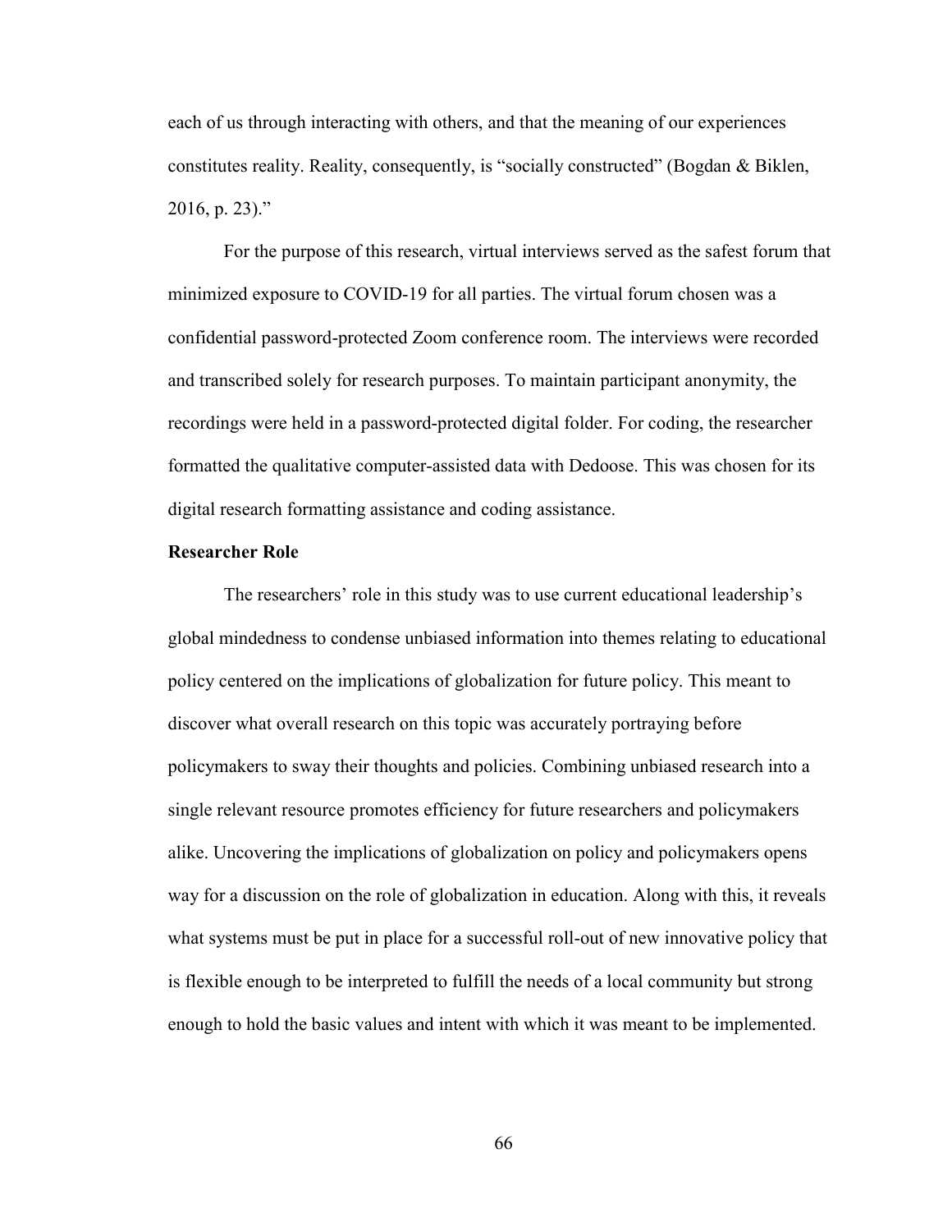each of us through interacting with others, and that the meaning of our experiences constitutes reality. Reality, consequently, is "socially constructed" (Bogdan & Biklen, 2016, p. 23)."

For the purpose of this research, virtual interviews served as the safest forum that minimized exposure to COVID-19 for all parties. The virtual forum chosen was a confidential password-protected Zoom conference room. The interviews were recorded and transcribed solely for research purposes. To maintain participant anonymity, the recordings were held in a password-protected digital folder. For coding, the researcher formatted the qualitative computer-assisted data with Dedoose. This was chosen for its digital research formatting assistance and coding assistance.

**Researcher Role**

The researchers' role in this study was to use current educational leadership's global mindedness to condense unbiased information into themes relating to educational policy centered on the implications of globalization for future policy. This meant to discover what overall research on this topic was accurately portraying before policymakers to sway their thoughts and policies. Combining unbiased research into a single relevant resource promotes efficiency for future researchers and policymakers alike. Uncovering the implications of globalization on policy and policymakers opens way for a discussion on the role of globalization in education. Along with this, it reveals what systems must be put in place for a successful roll-out of new innovative policy that is flexible enough to be interpreted to fulfill the needs of a local community but strong enough to hold the basic values and intent with which it was meant to be implemented.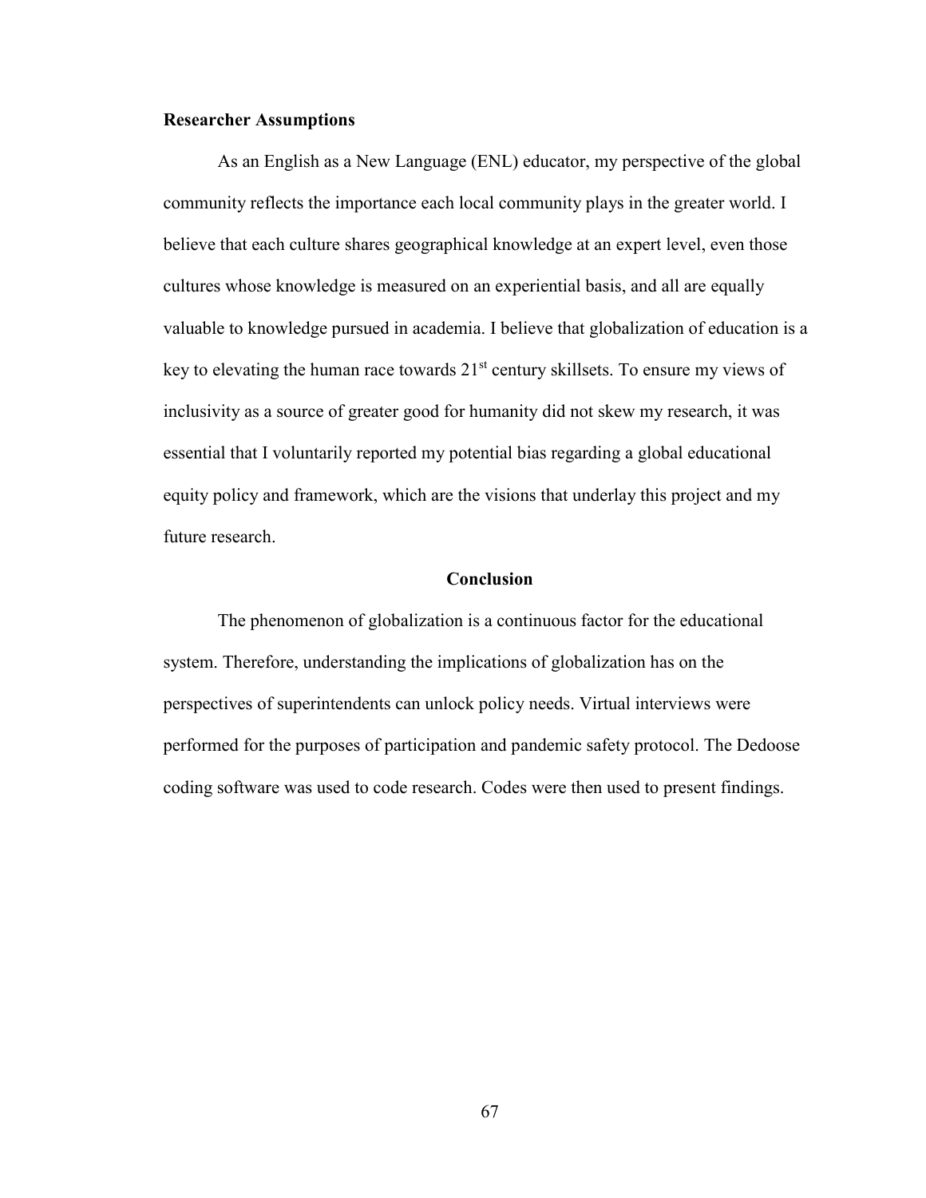### Researcher Assumptions

As an English as a New Language (ENL) educator, my perspective of the global community reflects the importance each local community plays in the greater world. I believe that each culture shares geographical knowledge at an expert level, even those cultures whose knowledge is measured on an experiential basis, and all are equally valuable to knowledge pursued in academia. I believe that globalization of education is a key to elevating the human race towards 21st century skillsets. To ensure my views of inclusivity as a source of greater good for humanity did not skew my research, it was essential that I voluntarily reported my potential bias regarding a global educational equity policy and framework, which are the visions that underlay this project and my future research.

## Conclusion

The phenomenon of globalization is a continuous factor for the educational system. Therefore, understanding the implications of globalization has on the perspectives of superintendents can unlock policy needs. Virtual interviews were performed for the purposes of participation and pandemic safety protocol. The Dedoose coding software was used to code research. Codes were then used to present findings.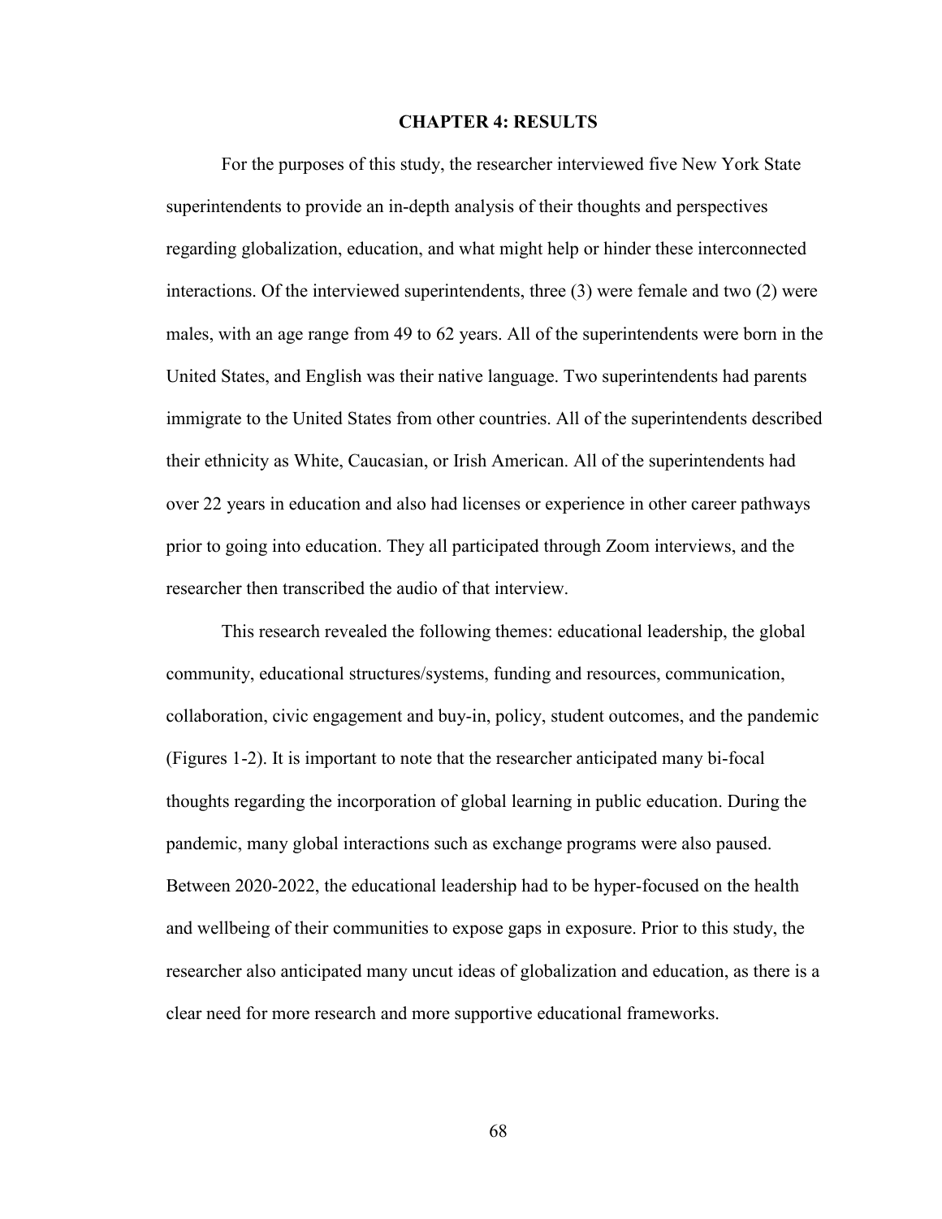# CHAPTER 4: RESULTS

For the purposes of this study, the researcher interviewed five New York State superintendents to provide an in-depth analysis of their thoughts and perspectives regarding globalization, education, and what might help or hinder these interconnected interactions. Of the interviewed superintendents, three (3) were female and two (2) were males, with an age range from 49 to 62 years. All of the superintendents were born in the United States, and English was their native language. Two superintendents had parents immigrate to the United States from other countries. All of the superintendents described their ethnicity as White, Caucasian, or Irish American. All of the superintendents had over 22 years in education and also had licenses or experience in other career pathways prior to going into education. They all participated through Zoom interviews, and the researcher then transcribed the audio of that interview.

This research revealed the following themes: educational leadership, the global community, educational structures/systems, funding and resources, communication, collaboration, civic engagement and buy-in, policy, student outcomes, and the pandemic (Figures 1-2). It is important to note that the researcher anticipated many bi-focal thoughts regarding the incorporation of global learning in public education. During the pandemic, many global interactions such as exchange programs were also paused. Between 2020-2022, the educational leadership had to be hyper-focused on the health and wellbeing of their communities to expose gaps in exposure. Prior to this study, the researcher also anticipated many uncut ideas of globalization and education, as there is a clear need for more research and more supportive educational frameworks.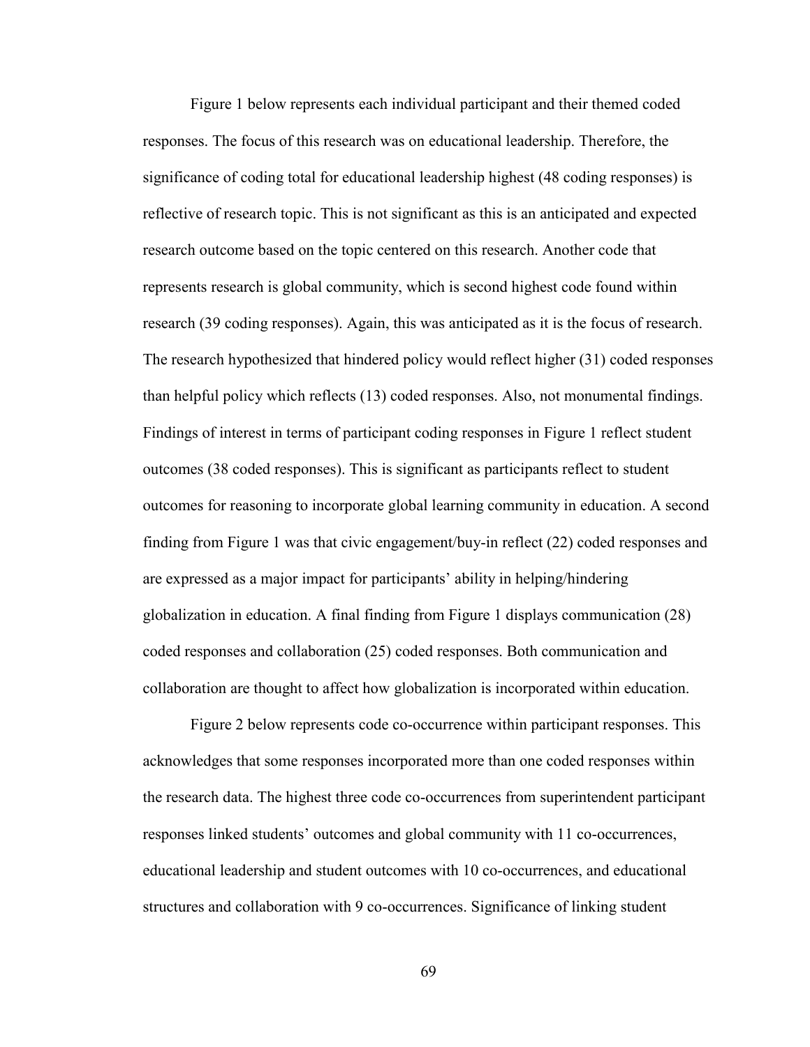Figure 1 below represents each individual participant and their themed coded responses. The focus of this research was on educational leadership. Therefore, the significance of coding total for educational leadership highest (48 coding responses) is reflective of research topic. This is not significant as this is an anticipated and expected research outcome based on the topic centered on this research. Another code that represents research is global community, which is second highest code found within research (39 coding responses). Again, this was anticipated as it is the focus of research. The research hypothesized that hindered policy would reflect higher (31) coded responses than helpful policy which reflects (13) coded responses. Also, not monumental findings. Findings of interest in terms of participant coding responses in Figure 1 reflect student outcomes (38 coded responses). This is significant as participants reflect to student outcomes for reasoning to incorporate global learning community in education. A second finding from Figure 1 was that civic engagement/buy-in reflect (22) coded responses and are expressed as a major impact for participants' ability in helping/hindering globalization in education. A final finding from Figure 1 displays communication (28) coded responses and collaboration (25) coded responses. Both communication and collaboration are thought to affect how globalization is incorporated within education.

Figure 2 below represents code co-occurrence within participant responses. This acknowledges that some responses incorporated more than one coded responses within the research data. The highest three code co-occurrences from superintendent participant responses linked students' outcomes and global community with 11 co-occurrences, educational leadership and student outcomes with 10 co-occurrences, and educational structures and collaboration with 9 co-occurrences. Significance of linking student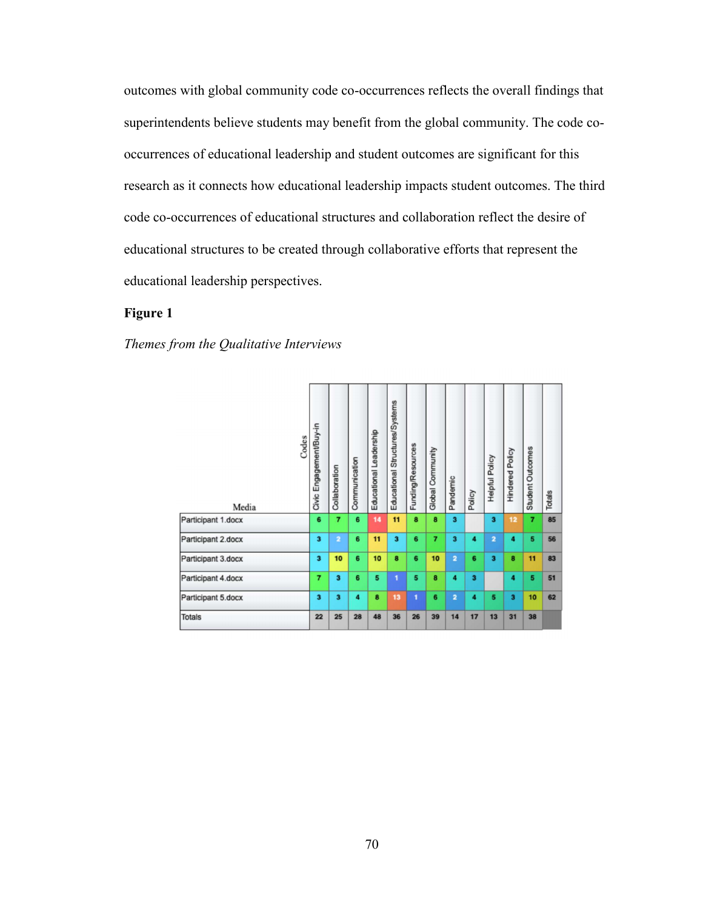outcomes with global community code co-occurrences reflects the overall findings that superintendents believe students may benefit from the global community. The code co-occurrences of educational leadership and student outcomes are significant for this research as it connects how educational leadership impacts student outcomes. The third code co-occurrences of educational structures and collaboration reflect the desire of educational structures to be created through collaborative efforts that represent the educational leadership perspectives.

**Figure 1**

*Themes from the Qualitative Interviews*

| Media \ Codes | Civic Engagement/Buy-in | Collaboration | Communication | Educational Leadership | Educational Structures/Systems | Funding/Resources | Global Community | Pandemic | Policy | Helpful Policy | Hindered Policy | Student Outcomes | Totals |
|---|---|---|---|---|---|---|---|---|---|---|---|---|---|
| Participant 1.docx | 6 | 7 | 6 | 14 | 11 | 8 | 8 | 3 | | 3 | 12 | 7 | 85 |
| Participant 2.docx | 3 | 2 | 6 | 11 | 3 | 6 | 7 | 3 | 4 | 2 | 4 | 5 | 56 |
| Participant 3.docx | 3 | 10 | 6 | 10 | 8 | 6 | 10 | 2 | 6 | 3 | 8 | 11 | 83 |
| Participant 4.docx | 7 | 3 | 6 | 5 | 1 | 5 | 8 | 4 | 3 | | 4 | 5 | 51 |
| Participant 5.docx | 3 | 3 | 4 | 8 | 13 | 1 | 6 | 2 | 4 | 5 | 3 | 10 | 62 |
| Totals | 22 | 25 | 28 | 48 | 36 | 26 | 39 | 14 | 17 | 13 | 31 | 38 | |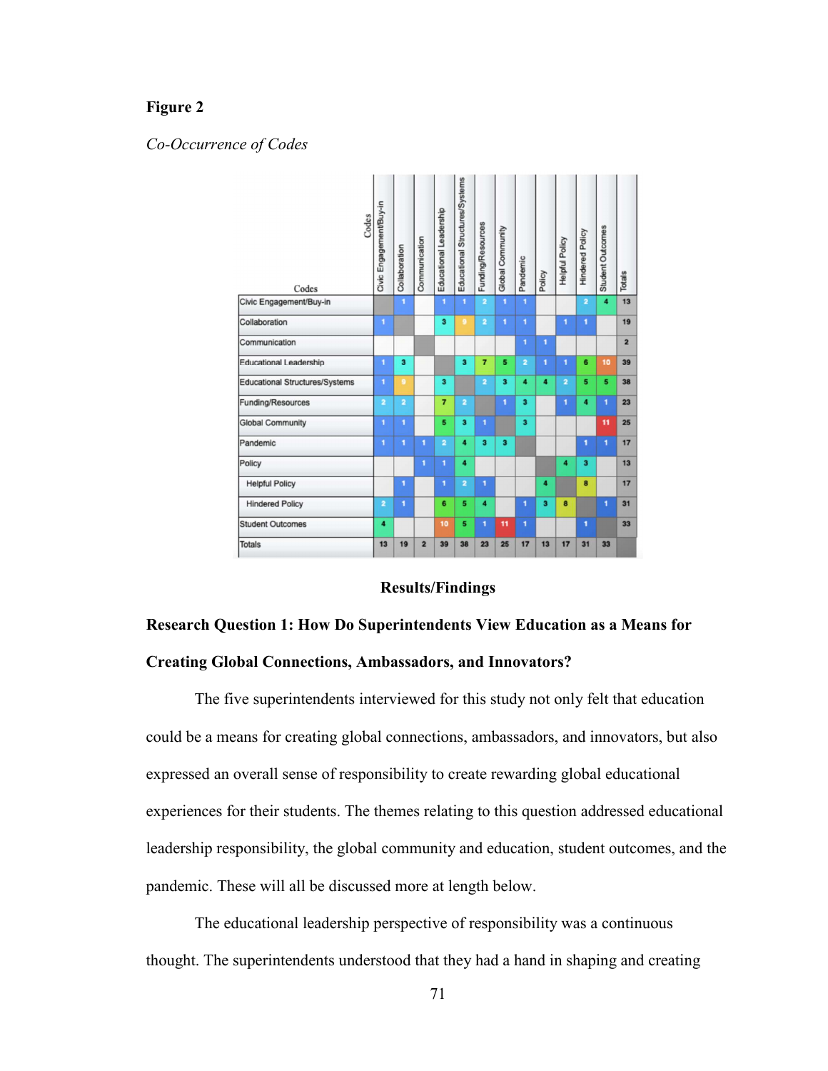**Figure 2**

*Co-Occurrence of Codes*

| Codes | Civic Engagement/Buy-in | Collaboration | Communication | Educational Leadership | Educational Structures/Systems | Funding/Resources | Global Community | Pandemic | Policy | Helpful Policy | Hindered Policy | Student Outcomes | Totals |
|---|---|---|---|---|---|---|---|---|---|---|---|---|---|
| Civic Engagement/Buy-in | | 1 | | 1 | 1 | 2 | 1 | 1 | | | 2 | 4 | 13 |
| Collaboration | 1 | | | 3 | 9 | 2 | 1 | 1 | | 1 | 1 | | 19 |
| Communication | | | | | | | | 1 | 1 | | | | 2 |
| Educational Leadership | 1 | 3 | | | 3 | 7 | 5 | 2 | 1 | 1 | 6 | 10 | 39 |
| Educational Structures/Systems | 1 | 9 | | 3 | | 2 | 3 | 4 | 4 | 2 | 5 | 5 | 38 |
| Funding/Resources | 2 | 2 | | 7 | 2 | | 1 | 3 | | 1 | 4 | 1 | 23 |
| Global Community | 1 | 1 | | 5 | 3 | 1 | | 3 | | | | 11 | 25 |
| Pandemic | 1 | 1 | 1 | 2 | 4 | 3 | 3 | | | | 1 | 1 | 17 |
| Policy | | | 1 | 1 | 4 | | | | | 4 | 3 | | 13 |
| Helpful Policy | | 1 | | 1 | 2 | 1 | | | 4 | | 8 | | 17 |
| Hindered Policy | 2 | 1 | | 6 | 5 | 4 | | 1 | 3 | 8 | | 1 | 31 |
| Student Outcomes | 4 | | | 10 | 5 | 1 | 11 | 1 | | | 1 | | 33 |
| Totals | 13 | 19 | 2 | 39 | 38 | 23 | 25 | 17 | 13 | 17 | 31 | 33 | |

## Results/Findings

### Research Question 1: How Do Superintendents View Education as a Means for Creating Global Connections, Ambassadors, and Innovators?

The five superintendents interviewed for this study not only felt that education could be a means for creating global connections, ambassadors, and innovators, but also expressed an overall sense of responsibility to create rewarding global educational experiences for their students. The themes relating to this question addressed educational leadership responsibility, the global community and education, student outcomes, and the pandemic. These will all be discussed more at length below.

The educational leadership perspective of responsibility was a continuous thought. The superintendents understood that they had a hand in shaping and creating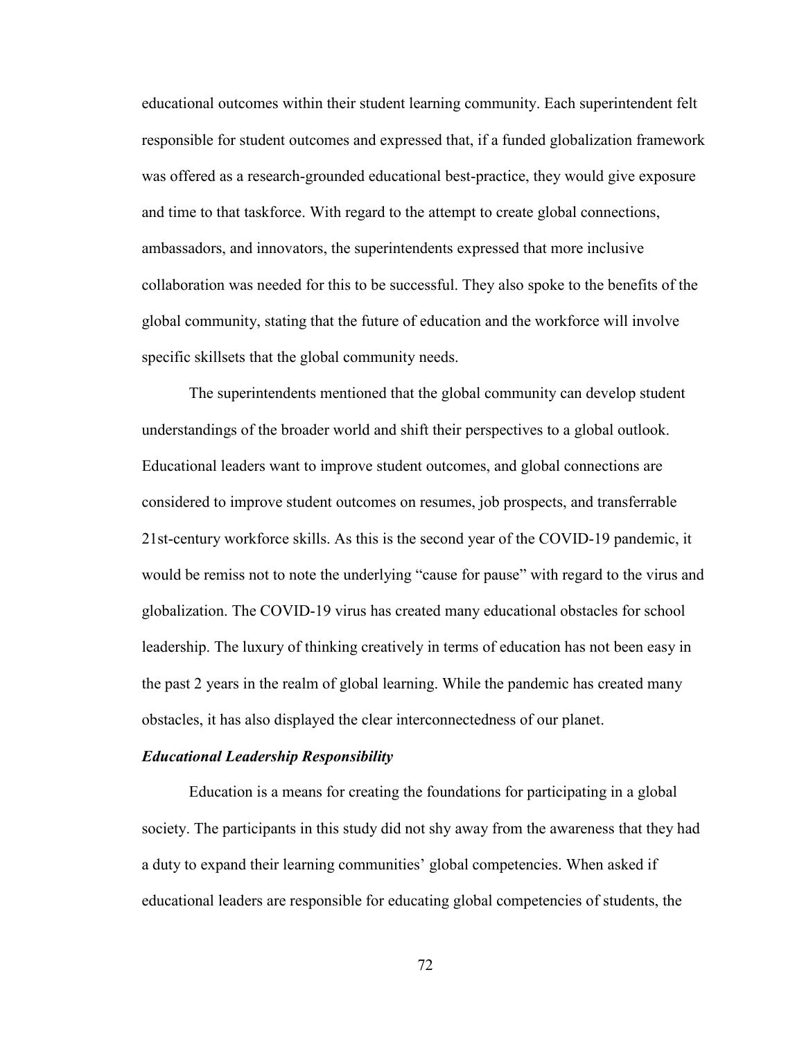educational outcomes within their student learning community. Each superintendent felt responsible for student outcomes and expressed that, if a funded globalization framework was offered as a research-grounded educational best-practice, they would give exposure and time to that taskforce. With regard to the attempt to create global connections, ambassadors, and innovators, the superintendents expressed that more inclusive collaboration was needed for this to be successful. They also spoke to the benefits of the global community, stating that the future of education and the workforce will involve specific skillsets that the global community needs.

The superintendents mentioned that the global community can develop student understandings of the broader world and shift their perspectives to a global outlook. Educational leaders want to improve student outcomes, and global connections are considered to improve student outcomes on resumes, job prospects, and transferrable 21st-century workforce skills. As this is the second year of the COVID-19 pandemic, it would be remiss not to note the underlying "cause for pause" with regard to the virus and globalization. The COVID-19 virus has created many educational obstacles for school leadership. The luxury of thinking creatively in terms of education has not been easy in the past 2 years in the realm of global learning. While the pandemic has created many obstacles, it has also displayed the clear interconnectedness of our planet.

### ***Educational Leadership Responsibility***

Education is a means for creating the foundations for participating in a global society. The participants in this study did not shy away from the awareness that they had a duty to expand their learning communities' global competencies. When asked if educational leaders are responsible for educating global competencies of students, the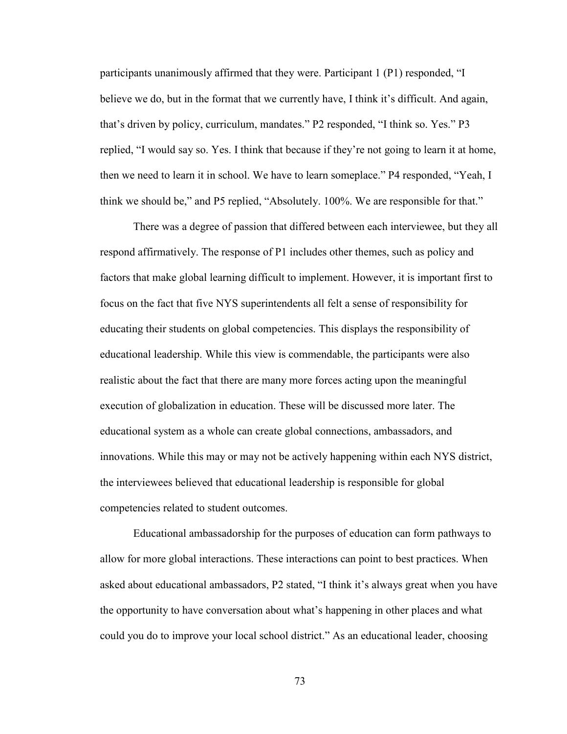participants unanimously affirmed that they were. Participant 1 (P1) responded, "I believe we do, but in the format that we currently have, I think it's difficult. And again, that's driven by policy, curriculum, mandates." P2 responded, "I think so. Yes." P3 replied, "I would say so. Yes. I think that because if they're not going to learn it at home, then we need to learn it in school. We have to learn someplace." P4 responded, "Yeah, I think we should be," and P5 replied, "Absolutely. 100%. We are responsible for that."

There was a degree of passion that differed between each interviewee, but they all respond affirmatively. The response of P1 includes other themes, such as policy and factors that make global learning difficult to implement. However, it is important first to focus on the fact that five NYS superintendents all felt a sense of responsibility for educating their students on global competencies. This displays the responsibility of educational leadership. While this view is commendable, the participants were also realistic about the fact that there are many more forces acting upon the meaningful execution of globalization in education. These will be discussed more later. The educational system as a whole can create global connections, ambassadors, and innovations. While this may or may not be actively happening within each NYS district, the interviewees believed that educational leadership is responsible for global competencies related to student outcomes.

Educational ambassadorship for the purposes of education can form pathways to allow for more global interactions. These interactions can point to best practices. When asked about educational ambassadors, P2 stated, "I think it's always great when you have the opportunity to have conversation about what's happening in other places and what could you do to improve your local school district." As an educational leader, choosing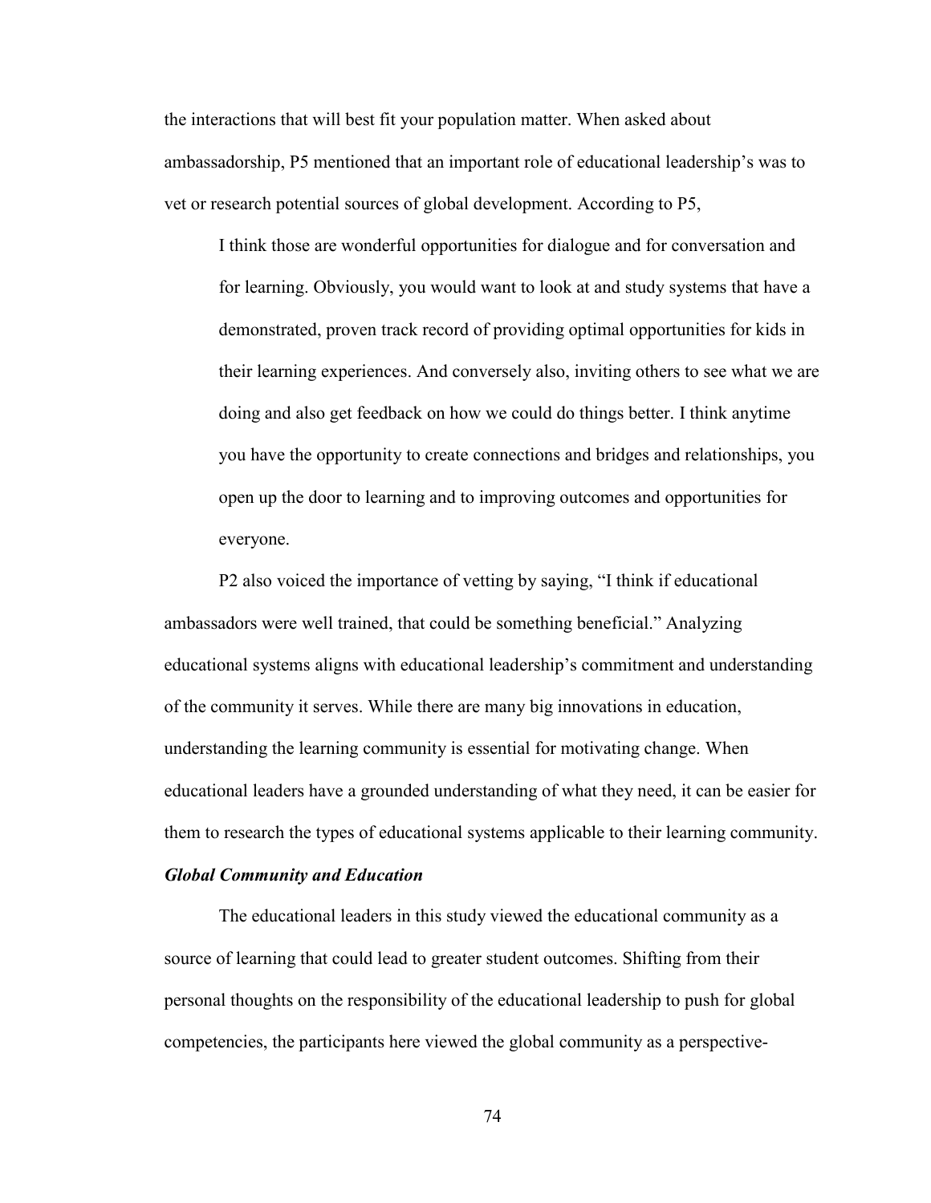the interactions that will best fit your population matter. When asked about ambassadorship, P5 mentioned that an important role of educational leadership's was to vet or research potential sources of global development. According to P5,

> I think those are wonderful opportunities for dialogue and for conversation and for learning. Obviously, you would want to look at and study systems that have a demonstrated, proven track record of providing optimal opportunities for kids in their learning experiences. And conversely also, inviting others to see what we are doing and also get feedback on how we could do things better. I think anytime you have the opportunity to create connections and bridges and relationships, you open up the door to learning and to improving outcomes and opportunities for everyone.

P2 also voiced the importance of vetting by saying, "I think if educational ambassadors were well trained, that could be something beneficial." Analyzing educational systems aligns with educational leadership's commitment and understanding of the community it serves. While there are many big innovations in education, understanding the learning community is essential for motivating change. When educational leaders have a grounded understanding of what they need, it can be easier for them to research the types of educational systems applicable to their learning community.

***Global Community and Education***

The educational leaders in this study viewed the educational community as a source of learning that could lead to greater student outcomes. Shifting from their personal thoughts on the responsibility of the educational leadership to push for global competencies, the participants here viewed the global community as a perspective-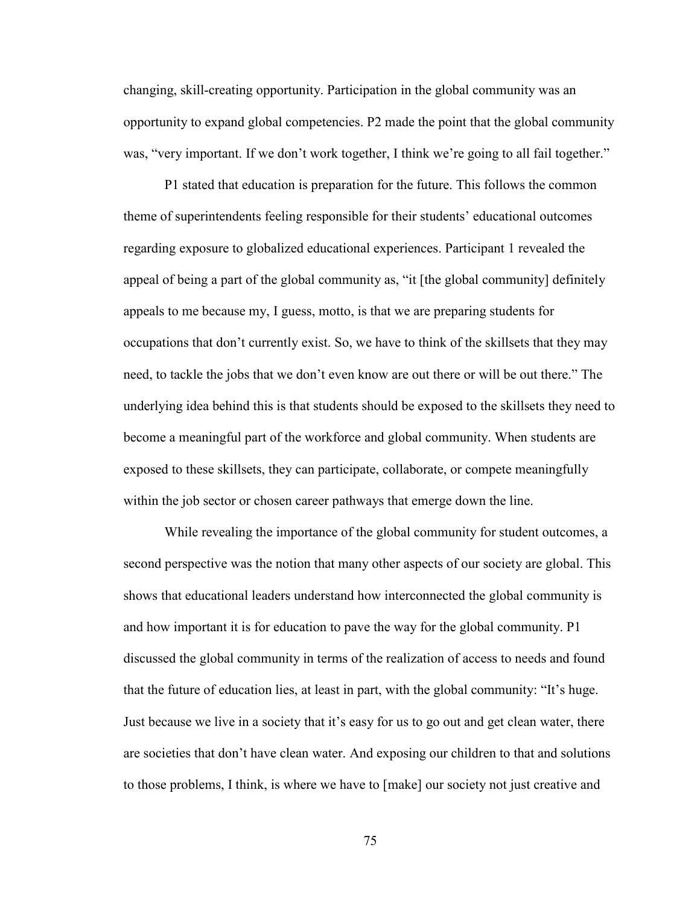changing, skill-creating opportunity. Participation in the global community was an opportunity to expand global competencies. P2 made the point that the global community was, "very important. If we don't work together, I think we're going to all fail together."

P1 stated that education is preparation for the future. This follows the common theme of superintendents feeling responsible for their students' educational outcomes regarding exposure to globalized educational experiences. Participant 1 revealed the appeal of being a part of the global community as, "it [the global community] definitely appeals to me because my, I guess, motto, is that we are preparing students for occupations that don't currently exist. So, we have to think of the skillsets that they may need, to tackle the jobs that we don't even know are out there or will be out there." The underlying idea behind this is that students should be exposed to the skillsets they need to become a meaningful part of the workforce and global community. When students are exposed to these skillsets, they can participate, collaborate, or compete meaningfully within the job sector or chosen career pathways that emerge down the line.

While revealing the importance of the global community for student outcomes, a second perspective was the notion that many other aspects of our society are global. This shows that educational leaders understand how interconnected the global community is and how important it is for education to pave the way for the global community. P1 discussed the global community in terms of the realization of access to needs and found that the future of education lies, at least in part, with the global community: "It's huge. Just because we live in a society that it's easy for us to go out and get clean water, there are societies that don't have clean water. And exposing our children to that and solutions to those problems, I think, is where we have to [make] our society not just creative and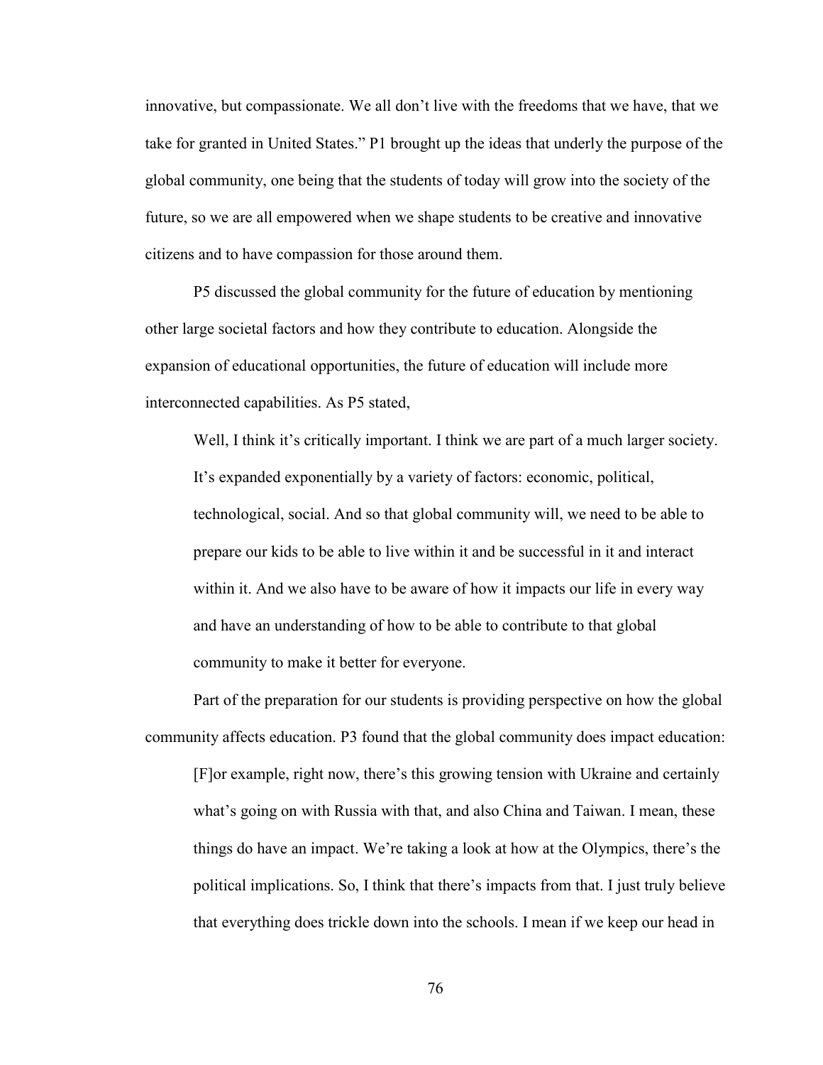innovative, but compassionate. We all don't live with the freedoms that we have, that we take for granted in United States." P1 brought up the ideas that underly the purpose of the global community, one being that the students of today will grow into the society of the future, so we are all empowered when we shape students to be creative and innovative citizens and to have compassion for those around them.

P5 discussed the global community for the future of education by mentioning other large societal factors and how they contribute to education. Alongside the expansion of educational opportunities, the future of education will include more interconnected capabilities. As P5 stated,

> Well, I think it's critically important. I think we are part of a much larger society. It's expanded exponentially by a variety of factors: economic, political, technological, social. And so that global community will, we need to be able to prepare our kids to be able to live within it and be successful in it and interact within it. And we also have to be aware of how it impacts our life in every way and have an understanding of how to be able to contribute to that global community to make it better for everyone.

Part of the preparation for our students is providing perspective on how the global community affects education. P3 found that the global community does impact education:

> [F]or example, right now, there's this growing tension with Ukraine and certainly what's going on with Russia with that, and also China and Taiwan. I mean, these things do have an impact. We're taking a look at how at the Olympics, there's the political implications. So, I think that there's impacts from that. I just truly believe that everything does trickle down into the schools. I mean if we keep our head in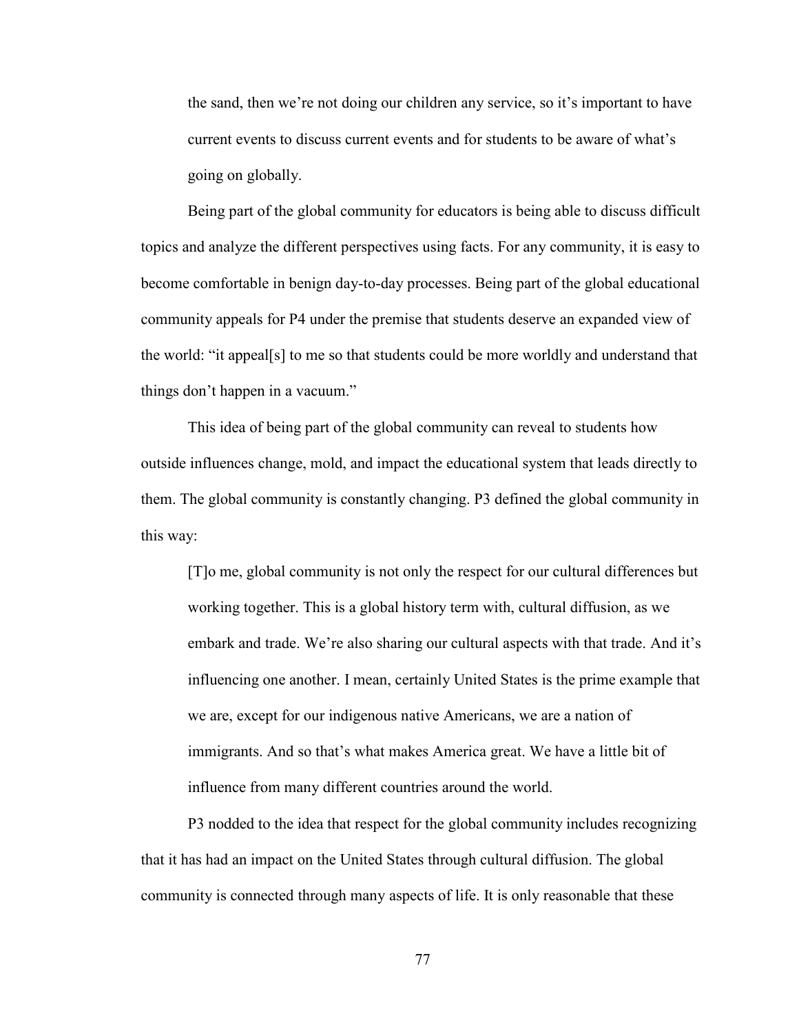> the sand, then we're not doing our children any service, so it's important to have current events to discuss current events and for students to be aware of what's going on globally.

Being part of the global community for educators is being able to discuss difficult topics and analyze the different perspectives using facts. For any community, it is easy to become comfortable in benign day-to-day processes. Being part of the global educational community appeals for P4 under the premise that students deserve an expanded view of the world: "it appeal[s] to me so that students could be more worldly and understand that things don't happen in a vacuum."

This idea of being part of the global community can reveal to students how outside influences change, mold, and impact the educational system that leads directly to them. The global community is constantly changing. P3 defined the global community in this way:

> [T]o me, global community is not only the respect for our cultural differences but working together. This is a global history term with, cultural diffusion, as we embark and trade. We're also sharing our cultural aspects with that trade. And it's influencing one another. I mean, certainly United States is the prime example that we are, except for our indigenous native Americans, we are a nation of immigrants. And so that's what makes America great. We have a little bit of influence from many different countries around the world.

P3 nodded to the idea that respect for the global community includes recognizing that it has had an impact on the United States through cultural diffusion. The global community is connected through many aspects of life. It is only reasonable that these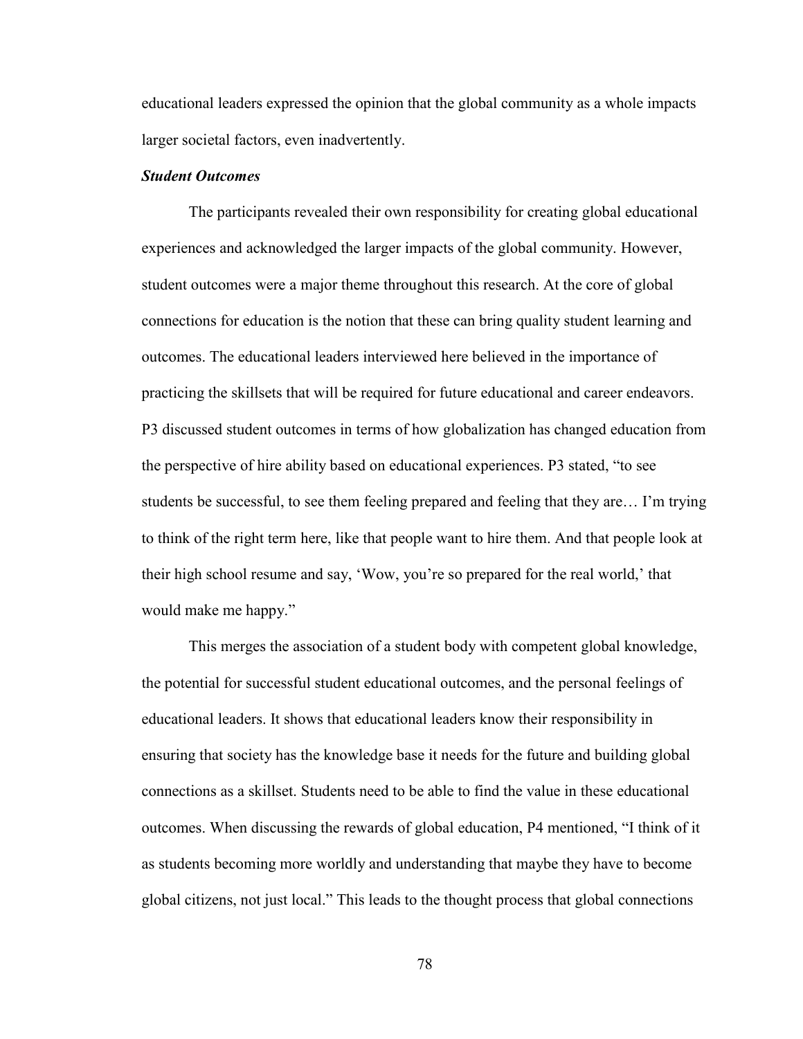educational leaders expressed the opinion that the global community as a whole impacts larger societal factors, even inadvertently.

### *Student Outcomes*

The participants revealed their own responsibility for creating global educational experiences and acknowledged the larger impacts of the global community. However, student outcomes were a major theme throughout this research. At the core of global connections for education is the notion that these can bring quality student learning and outcomes. The educational leaders interviewed here believed in the importance of practicing the skillsets that will be required for future educational and career endeavors. P3 discussed student outcomes in terms of how globalization has changed education from the perspective of hire ability based on educational experiences. P3 stated, "to see students be successful, to see them feeling prepared and feeling that they are… I'm trying to think of the right term here, like that people want to hire them. And that people look at their high school resume and say, 'Wow, you're so prepared for the real world,' that would make me happy."

This merges the association of a student body with competent global knowledge, the potential for successful student educational outcomes, and the personal feelings of educational leaders. It shows that educational leaders know their responsibility in ensuring that society has the knowledge base it needs for the future and building global connections as a skillset. Students need to be able to find the value in these educational outcomes. When discussing the rewards of global education, P4 mentioned, "I think of it as students becoming more worldly and understanding that maybe they have to become global citizens, not just local." This leads to the thought process that global connections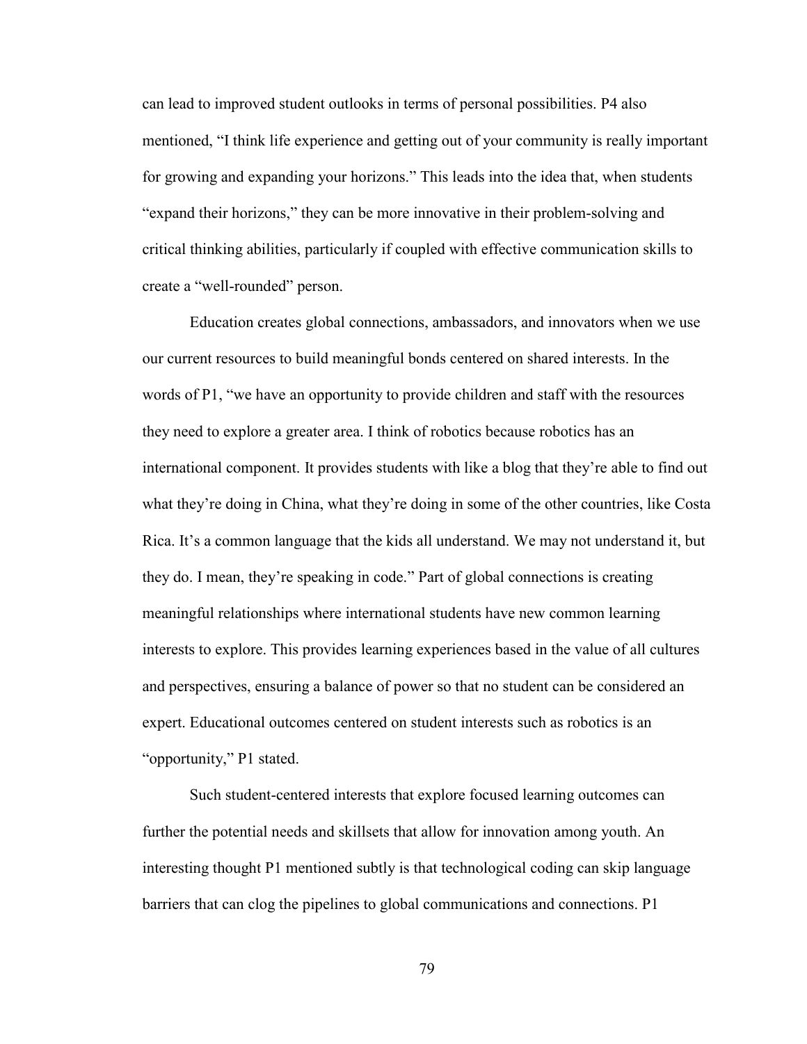can lead to improved student outlooks in terms of personal possibilities. P4 also mentioned, "I think life experience and getting out of your community is really important for growing and expanding your horizons." This leads into the idea that, when students "expand their horizons," they can be more innovative in their problem-solving and critical thinking abilities, particularly if coupled with effective communication skills to create a "well-rounded" person.

Education creates global connections, ambassadors, and innovators when we use our current resources to build meaningful bonds centered on shared interests. In the words of P1, "we have an opportunity to provide children and staff with the resources they need to explore a greater area. I think of robotics because robotics has an international component. It provides students with like a blog that they're able to find out what they're doing in China, what they're doing in some of the other countries, like Costa Rica. It's a common language that the kids all understand. We may not understand it, but they do. I mean, they're speaking in code." Part of global connections is creating meaningful relationships where international students have new common learning interests to explore. This provides learning experiences based in the value of all cultures and perspectives, ensuring a balance of power so that no student can be considered an expert. Educational outcomes centered on student interests such as robotics is an "opportunity," P1 stated.

Such student-centered interests that explore focused learning outcomes can further the potential needs and skillsets that allow for innovation among youth. An interesting thought P1 mentioned subtly is that technological coding can skip language barriers that can clog the pipelines to global communications and connections. P1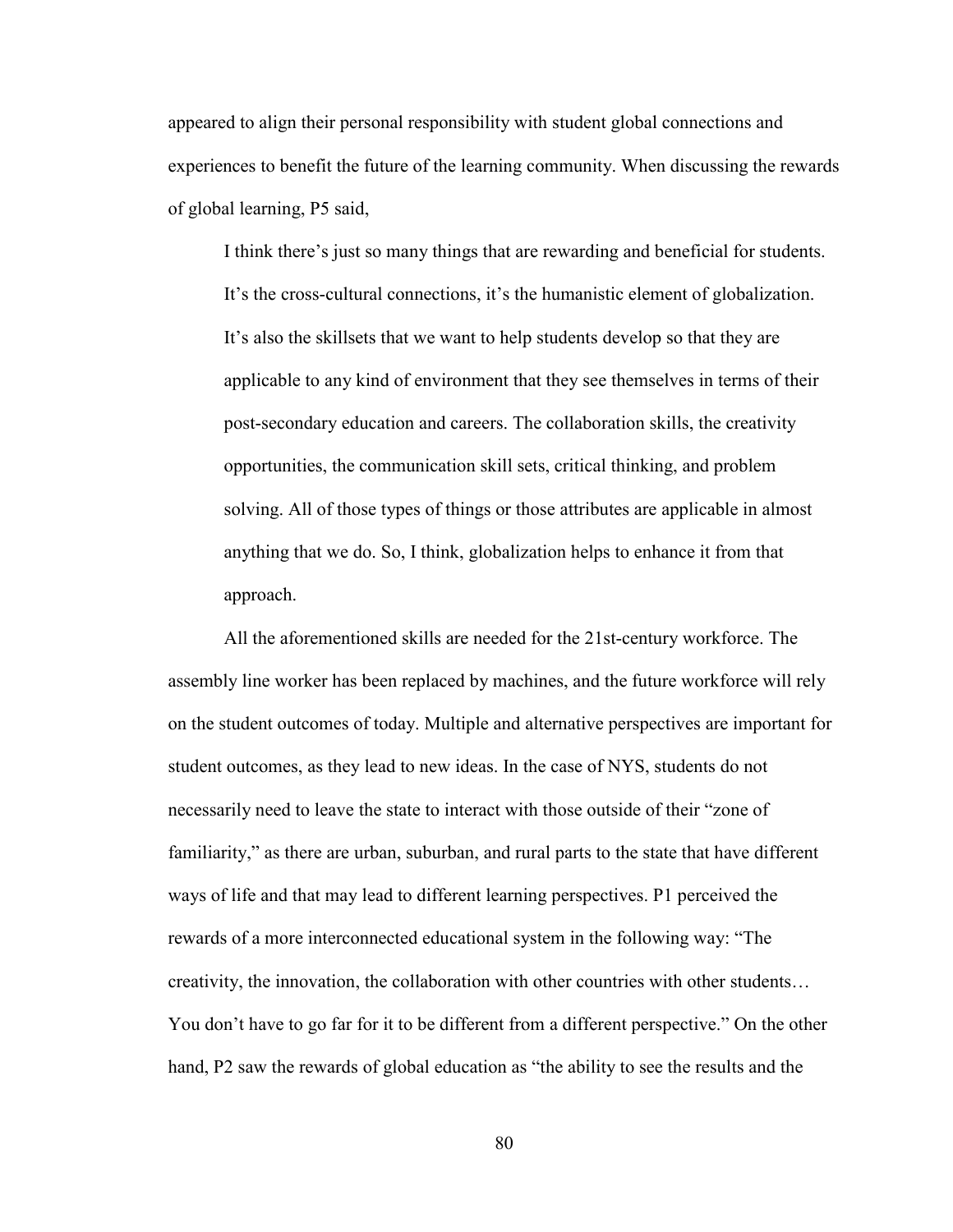appeared to align their personal responsibility with student global connections and experiences to benefit the future of the learning community. When discussing the rewards of global learning, P5 said,

> I think there's just so many things that are rewarding and beneficial for students. It's the cross-cultural connections, it's the humanistic element of globalization. It's also the skillsets that we want to help students develop so that they are applicable to any kind of environment that they see themselves in terms of their post-secondary education and careers. The collaboration skills, the creativity opportunities, the communication skill sets, critical thinking, and problem solving. All of those types of things or those attributes are applicable in almost anything that we do. So, I think, globalization helps to enhance it from that approach.

All the aforementioned skills are needed for the 21st-century workforce. The assembly line worker has been replaced by machines, and the future workforce will rely on the student outcomes of today. Multiple and alternative perspectives are important for student outcomes, as they lead to new ideas. In the case of NYS, students do not necessarily need to leave the state to interact with those outside of their "zone of familiarity," as there are urban, suburban, and rural parts to the state that have different ways of life and that may lead to different learning perspectives. P1 perceived the rewards of a more interconnected educational system in the following way: "The creativity, the innovation, the collaboration with other countries with other students… You don't have to go far for it to be different from a different perspective." On the other hand, P2 saw the rewards of global education as "the ability to see the results and the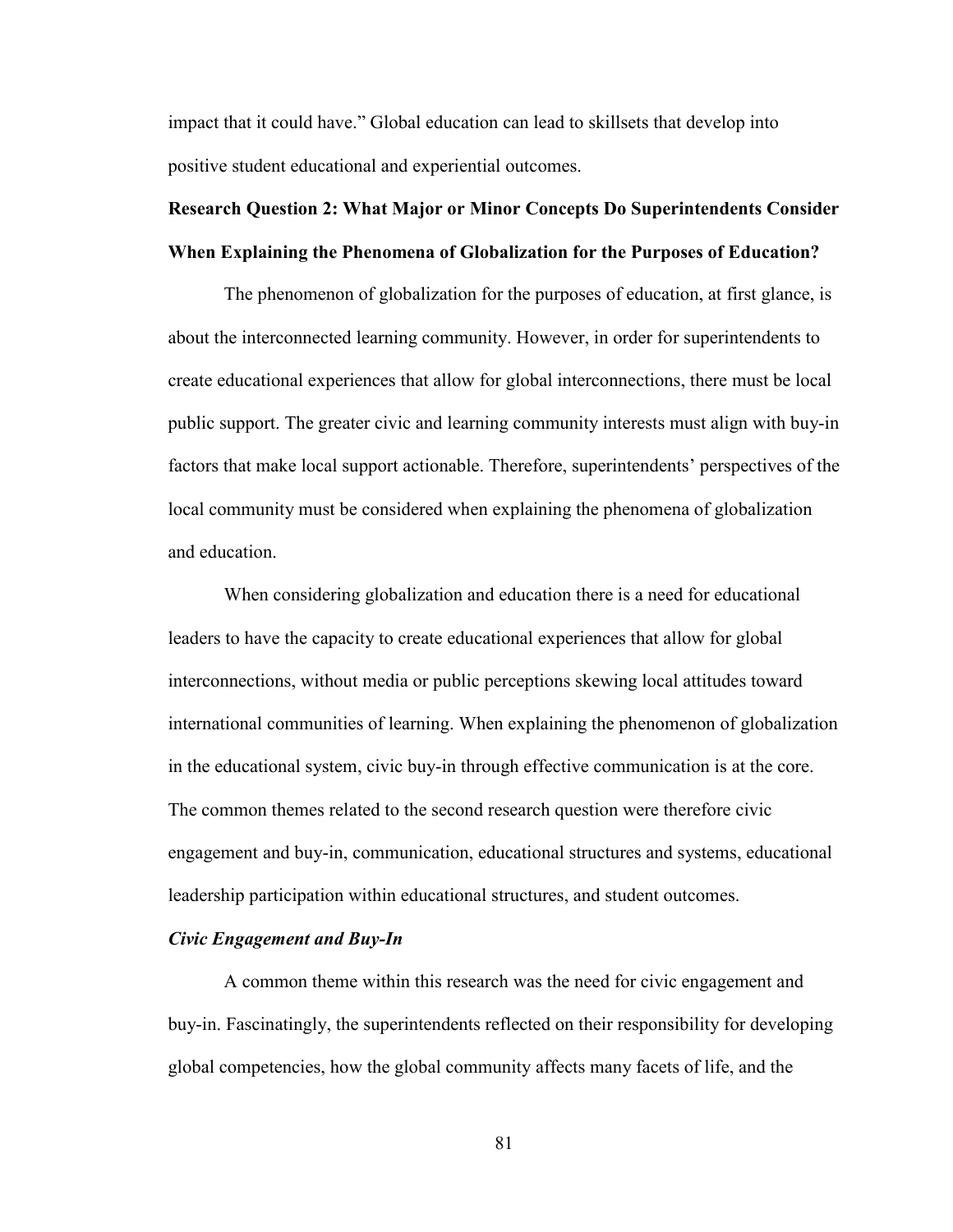impact that it could have." Global education can lead to skillsets that develop into positive student educational and experiential outcomes.

## Research Question 2: What Major or Minor Concepts Do Superintendents Consider When Explaining the Phenomena of Globalization for the Purposes of Education?

The phenomenon of globalization for the purposes of education, at first glance, is about the interconnected learning community. However, in order for superintendents to create educational experiences that allow for global interconnections, there must be local public support. The greater civic and learning community interests must align with buy-in factors that make local support actionable. Therefore, superintendents' perspectives of the local community must be considered when explaining the phenomena of globalization and education.

When considering globalization and education there is a need for educational leaders to have the capacity to create educational experiences that allow for global interconnections, without media or public perceptions skewing local attitudes toward international communities of learning. When explaining the phenomenon of globalization in the educational system, civic buy-in through effective communication is at the core. The common themes related to the second research question were therefore civic engagement and buy-in, communication, educational structures and systems, educational leadership participation within educational structures, and student outcomes.

### *Civic Engagement and Buy-In*

A common theme within this research was the need for civic engagement and buy-in. Fascinatingly, the superintendents reflected on their responsibility for developing global competencies, how the global community affects many facets of life, and the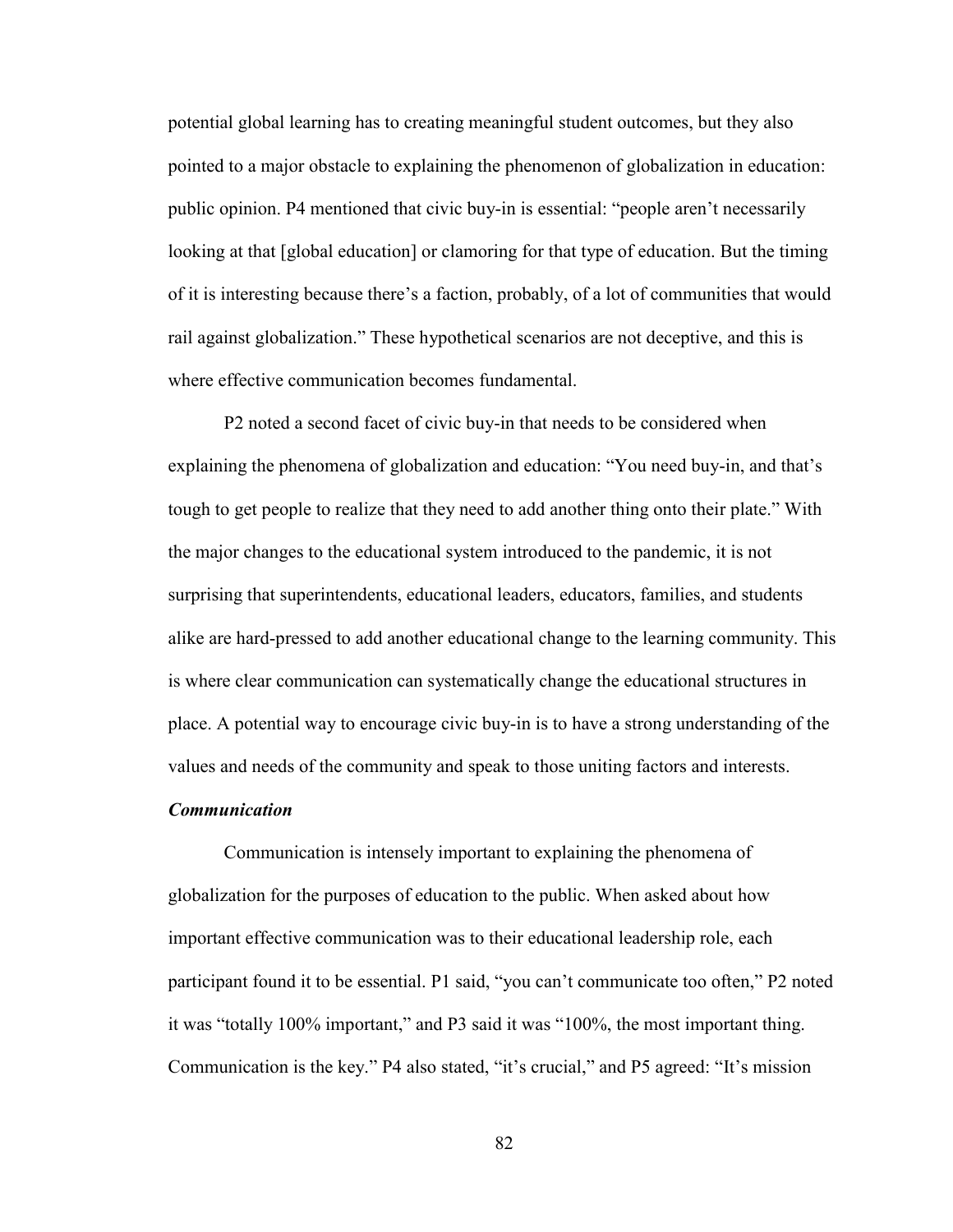potential global learning has to creating meaningful student outcomes, but they also pointed to a major obstacle to explaining the phenomenon of globalization in education: public opinion. P4 mentioned that civic buy-in is essential: "people aren't necessarily looking at that [global education] or clamoring for that type of education. But the timing of it is interesting because there's a faction, probably, of a lot of communities that would rail against globalization." These hypothetical scenarios are not deceptive, and this is where effective communication becomes fundamental.

P2 noted a second facet of civic buy-in that needs to be considered when explaining the phenomena of globalization and education: "You need buy-in, and that's tough to get people to realize that they need to add another thing onto their plate." With the major changes to the educational system introduced to the pandemic, it is not surprising that superintendents, educational leaders, educators, families, and students alike are hard-pressed to add another educational change to the learning community. This is where clear communication can systematically change the educational structures in place. A potential way to encourage civic buy-in is to have a strong understanding of the values and needs of the community and speak to those uniting factors and interests.

### *Communication*

Communication is intensely important to explaining the phenomena of globalization for the purposes of education to the public. When asked about how important effective communication was to their educational leadership role, each participant found it to be essential. P1 said, "you can't communicate too often," P2 noted it was "totally 100% important," and P3 said it was "100%, the most important thing. Communication is the key." P4 also stated, "it's crucial," and P5 agreed: "It's mission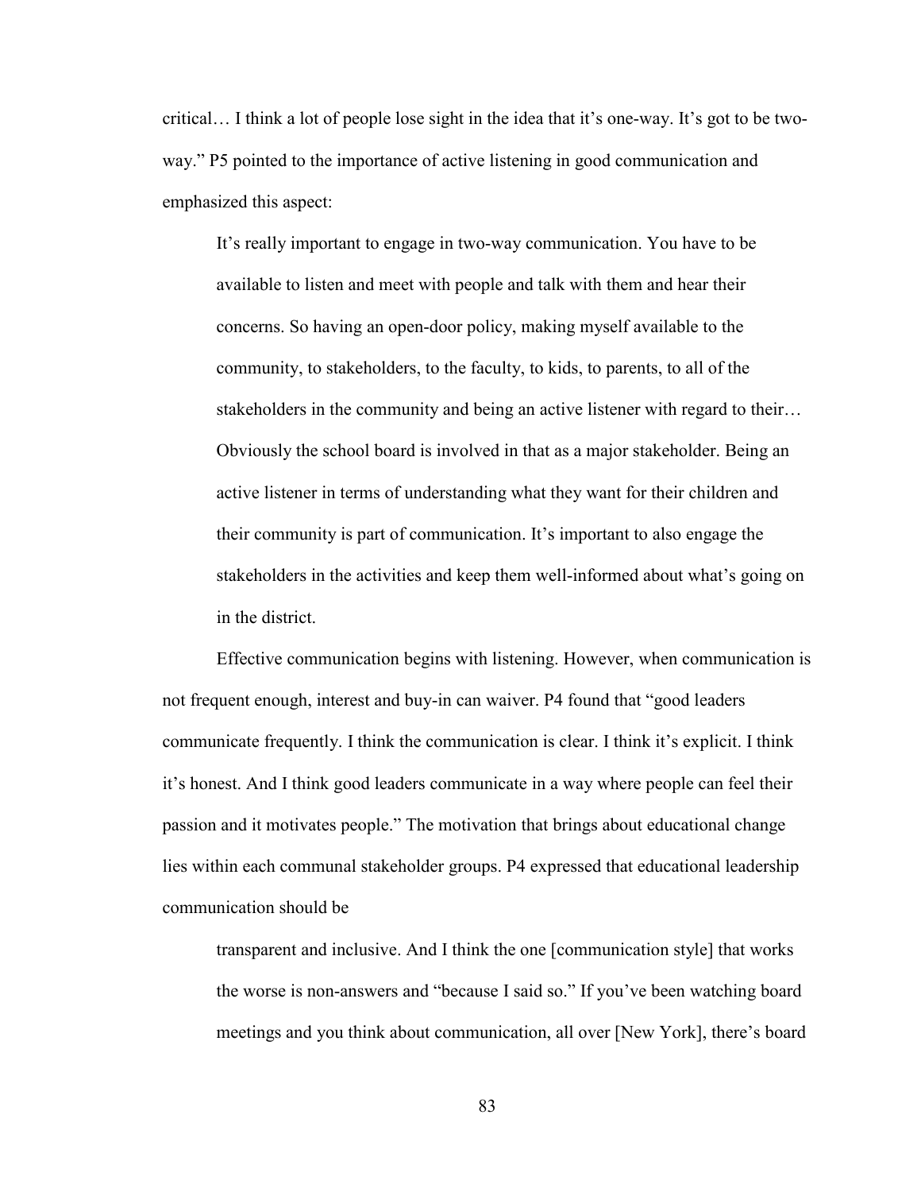critical… I think a lot of people lose sight in the idea that it's one-way. It's got to be two-way." P5 pointed to the importance of active listening in good communication and emphasized this aspect:

> It's really important to engage in two-way communication. You have to be available to listen and meet with people and talk with them and hear their concerns. So having an open-door policy, making myself available to the community, to stakeholders, to the faculty, to kids, to parents, to all of the stakeholders in the community and being an active listener with regard to their… Obviously the school board is involved in that as a major stakeholder. Being an active listener in terms of understanding what they want for their children and their community is part of communication. It's important to also engage the stakeholders in the activities and keep them well-informed about what's going on in the district.

Effective communication begins with listening. However, when communication is not frequent enough, interest and buy-in can waiver. P4 found that "good leaders communicate frequently. I think the communication is clear. I think it's explicit. I think it's honest. And I think good leaders communicate in a way where people can feel their passion and it motivates people." The motivation that brings about educational change lies within each communal stakeholder groups. P4 expressed that educational leadership communication should be

> transparent and inclusive. And I think the one [communication style] that works the worse is non-answers and "because I said so." If you've been watching board meetings and you think about communication, all over [New York], there's board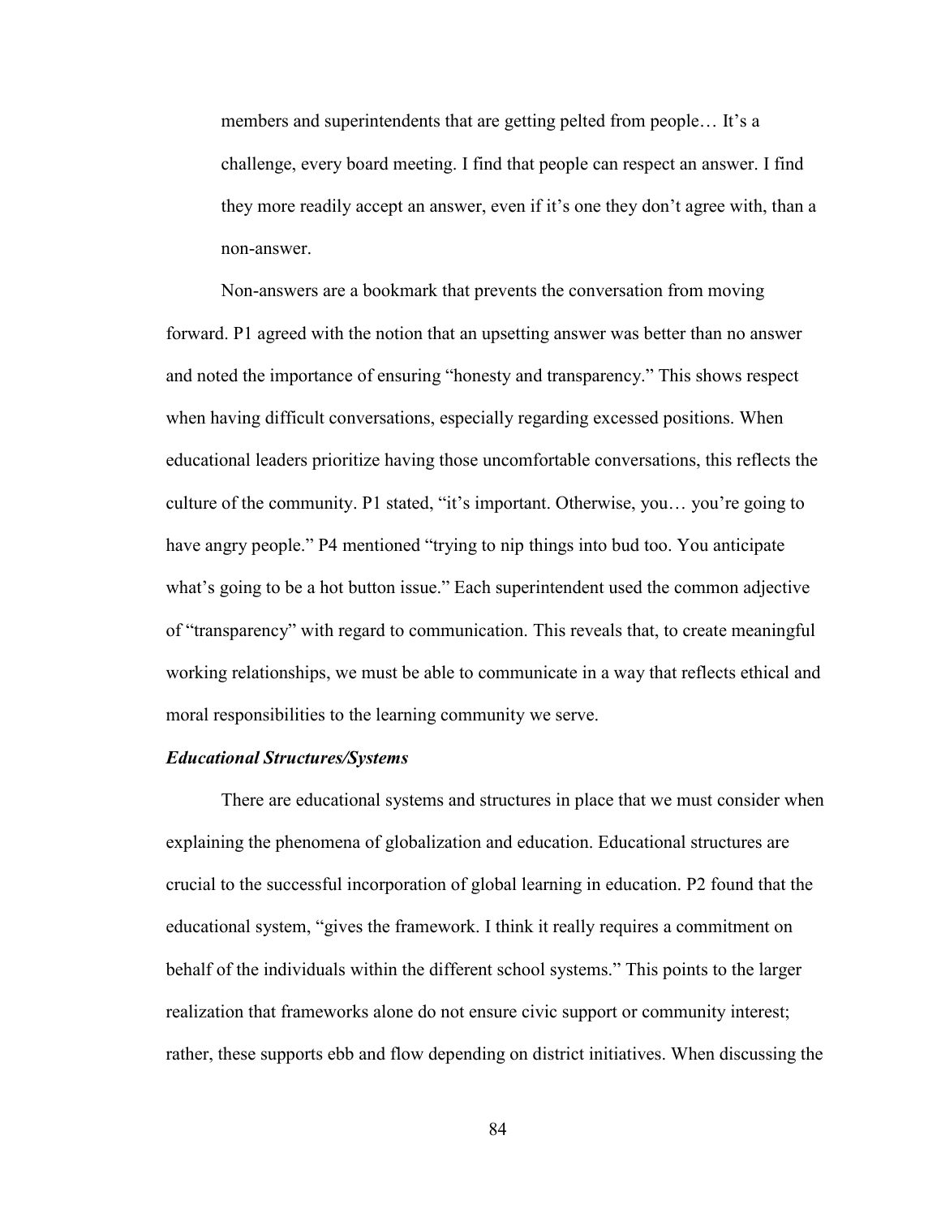> members and superintendents that are getting pelted from people… It's a challenge, every board meeting. I find that people can respect an answer. I find they more readily accept an answer, even if it's one they don't agree with, than a non-answer.

Non-answers are a bookmark that prevents the conversation from moving forward. P1 agreed with the notion that an upsetting answer was better than no answer and noted the importance of ensuring "honesty and transparency." This shows respect when having difficult conversations, especially regarding excessed positions. When educational leaders prioritize having those uncomfortable conversations, this reflects the culture of the community. P1 stated, "it's important. Otherwise, you… you're going to have angry people." P4 mentioned "trying to nip things into bud too. You anticipate what's going to be a hot button issue." Each superintendent used the common adjective of "transparency" with regard to communication. This reveals that, to create meaningful working relationships, we must be able to communicate in a way that reflects ethical and moral responsibilities to the learning community we serve.

### ***Educational Structures/Systems***

There are educational systems and structures in place that we must consider when explaining the phenomena of globalization and education. Educational structures are crucial to the successful incorporation of global learning in education. P2 found that the educational system, "gives the framework. I think it really requires a commitment on behalf of the individuals within the different school systems." This points to the larger realization that frameworks alone do not ensure civic support or community interest; rather, these supports ebb and flow depending on district initiatives. When discussing the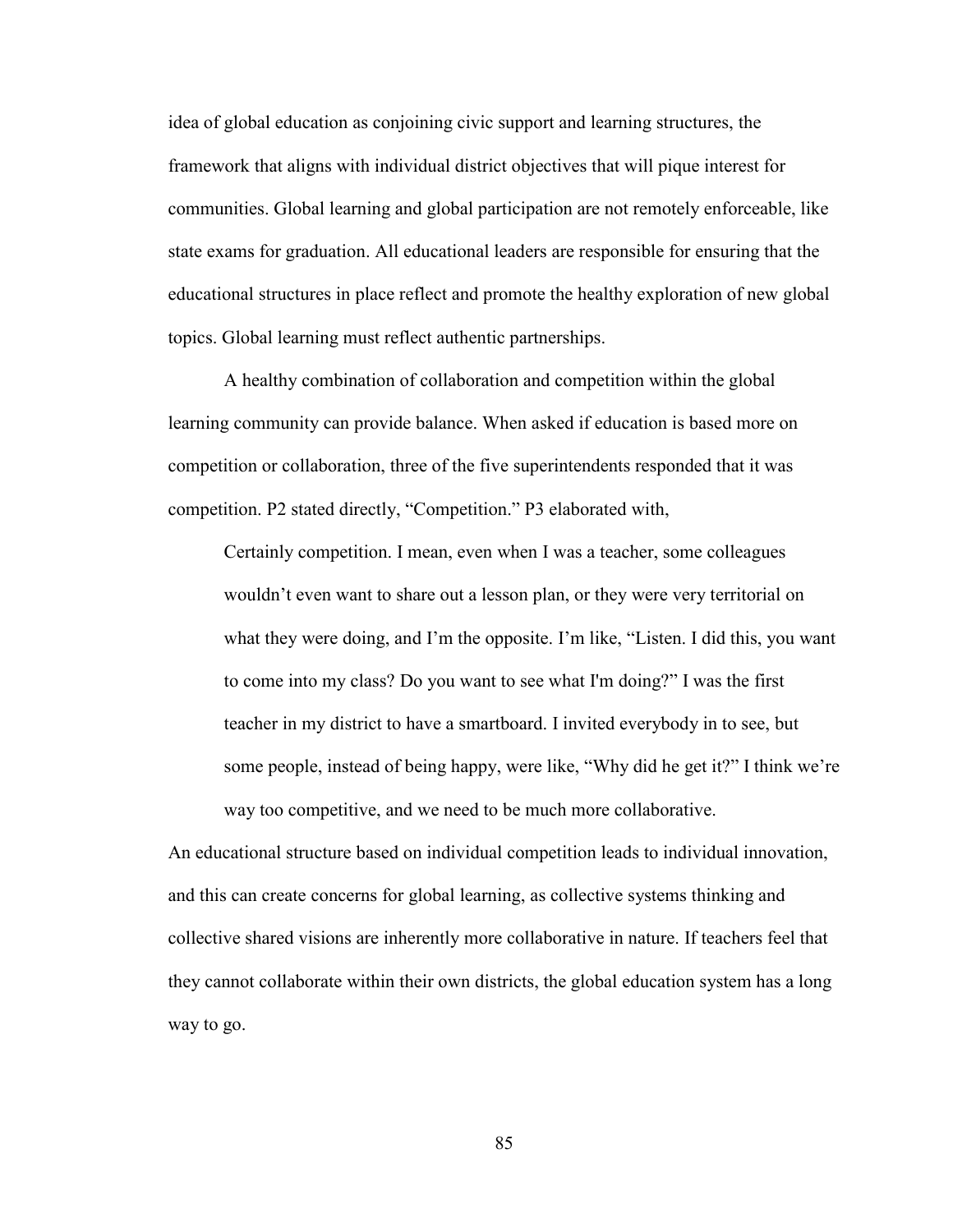idea of global education as conjoining civic support and learning structures, the framework that aligns with individual district objectives that will pique interest for communities. Global learning and global participation are not remotely enforceable, like state exams for graduation. All educational leaders are responsible for ensuring that the educational structures in place reflect and promote the healthy exploration of new global topics. Global learning must reflect authentic partnerships.

A healthy combination of collaboration and competition within the global learning community can provide balance. When asked if education is based more on competition or collaboration, three of the five superintendents responded that it was competition. P2 stated directly, "Competition." P3 elaborated with,

> Certainly competition. I mean, even when I was a teacher, some colleagues wouldn't even want to share out a lesson plan, or they were very territorial on what they were doing, and I'm the opposite. I'm like, "Listen. I did this, you want to come into my class? Do you want to see what I'm doing?" I was the first teacher in my district to have a smartboard. I invited everybody in to see, but some people, instead of being happy, were like, "Why did he get it?" I think we're way too competitive, and we need to be much more collaborative.

An educational structure based on individual competition leads to individual innovation, and this can create concerns for global learning, as collective systems thinking and collective shared visions are inherently more collaborative in nature. If teachers feel that they cannot collaborate within their own districts, the global education system has a long way to go.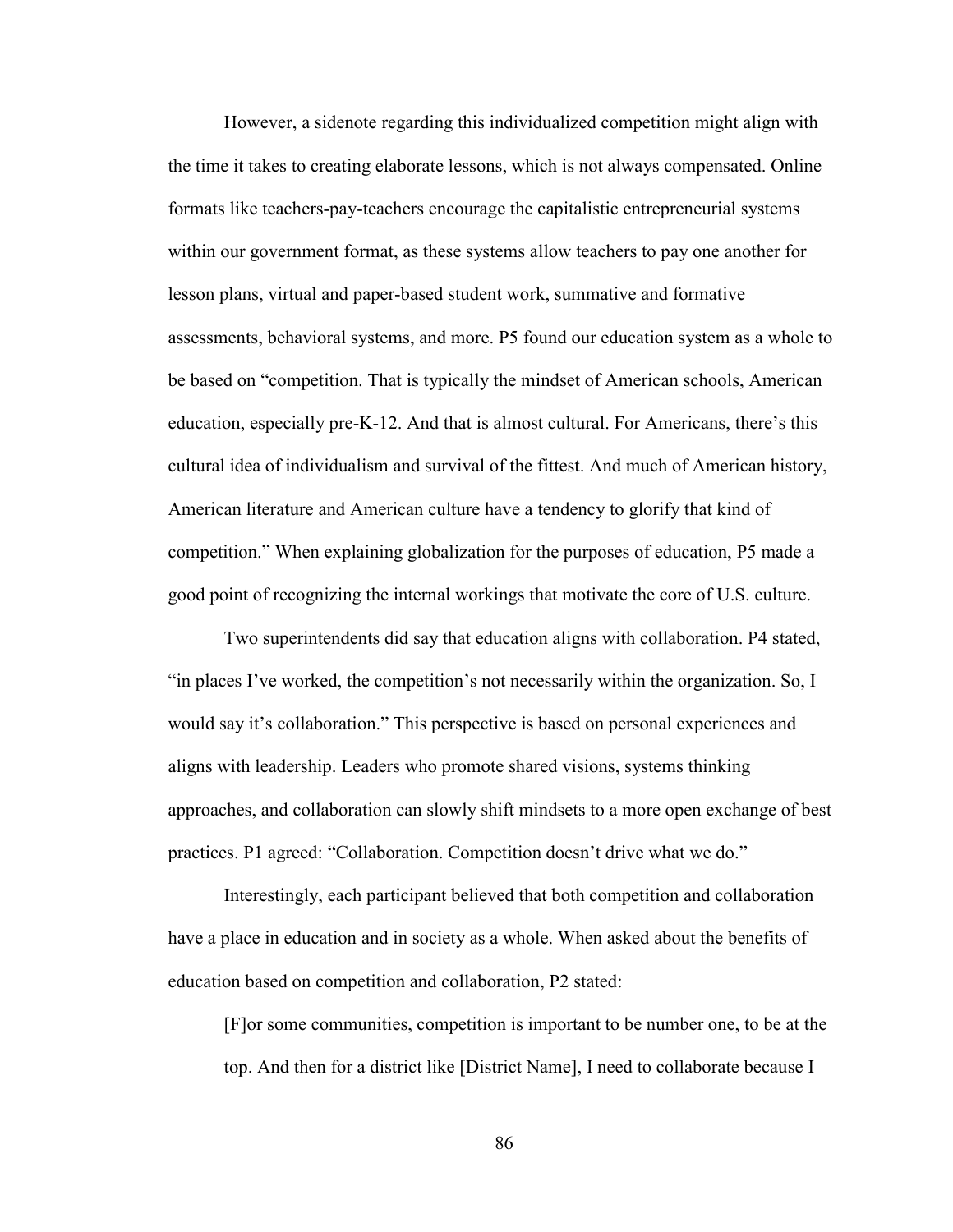However, a sidenote regarding this individualized competition might align with the time it takes to creating elaborate lessons, which is not always compensated. Online formats like teachers-pay-teachers encourage the capitalistic entrepreneurial systems within our government format, as these systems allow teachers to pay one another for lesson plans, virtual and paper-based student work, summative and formative assessments, behavioral systems, and more. P5 found our education system as a whole to be based on "competition. That is typically the mindset of American schools, American education, especially pre-K-12. And that is almost cultural. For Americans, there's this cultural idea of individualism and survival of the fittest. And much of American history, American literature and American culture have a tendency to glorify that kind of competition." When explaining globalization for the purposes of education, P5 made a good point of recognizing the internal workings that motivate the core of U.S. culture.

Two superintendents did say that education aligns with collaboration. P4 stated, "in places I've worked, the competition's not necessarily within the organization. So, I would say it's collaboration." This perspective is based on personal experiences and aligns with leadership. Leaders who promote shared visions, systems thinking approaches, and collaboration can slowly shift mindsets to a more open exchange of best practices. P1 agreed: "Collaboration. Competition doesn't drive what we do."

Interestingly, each participant believed that both competition and collaboration have a place in education and in society as a whole. When asked about the benefits of education based on competition and collaboration, P2 stated:

> [F]or some communities, competition is important to be number one, to be at the top. And then for a district like [District Name], I need to collaborate because I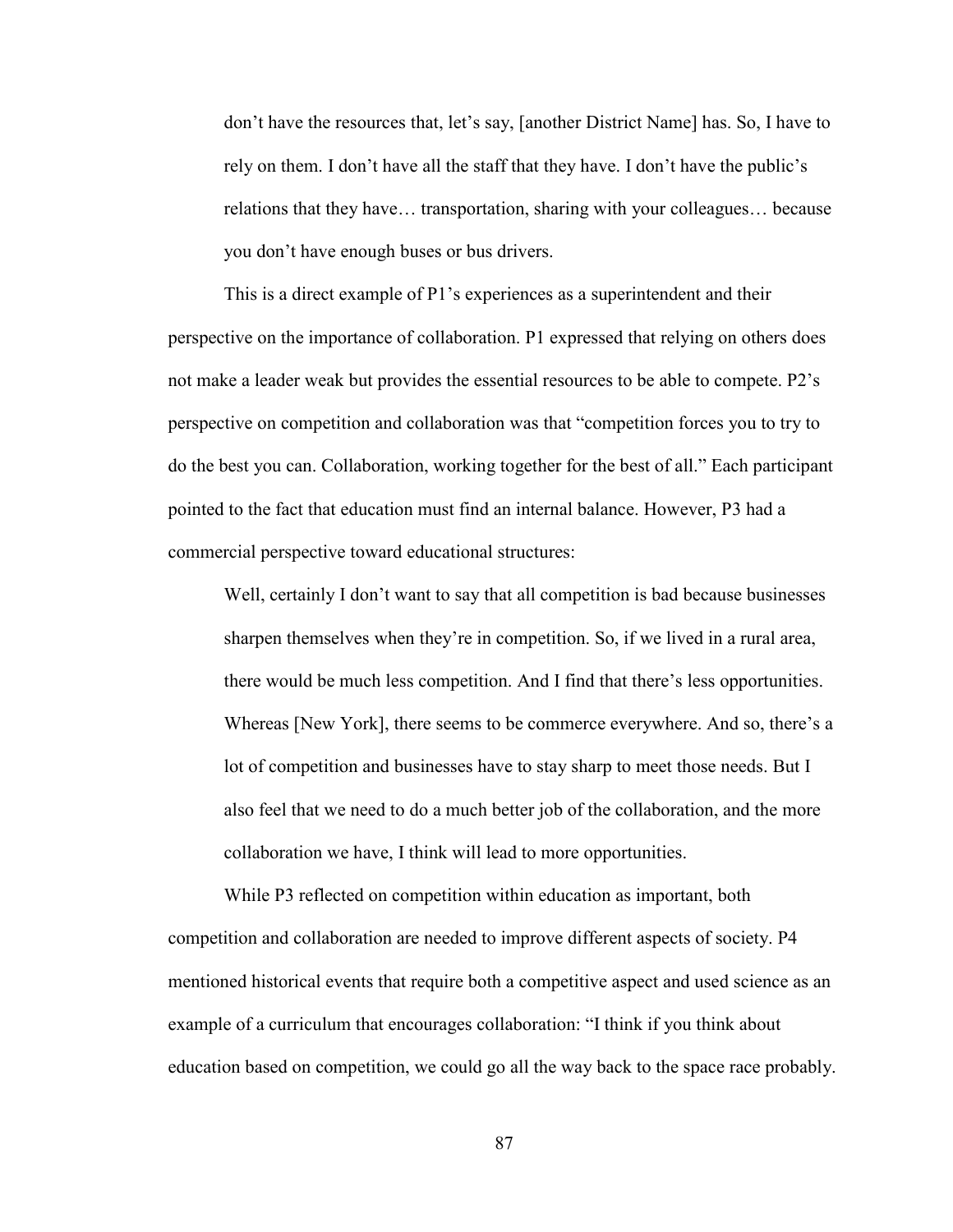> don't have the resources that, let's say, [another District Name] has. So, I have to rely on them. I don't have all the staff that they have. I don't have the public's relations that they have… transportation, sharing with your colleagues… because you don't have enough buses or bus drivers.

This is a direct example of P1's experiences as a superintendent and their perspective on the importance of collaboration. P1 expressed that relying on others does not make a leader weak but provides the essential resources to be able to compete. P2's perspective on competition and collaboration was that "competition forces you to try to do the best you can. Collaboration, working together for the best of all." Each participant pointed to the fact that education must find an internal balance. However, P3 had a commercial perspective toward educational structures:

> Well, certainly I don't want to say that all competition is bad because businesses sharpen themselves when they're in competition. So, if we lived in a rural area, there would be much less competition. And I find that there's less opportunities. Whereas [New York], there seems to be commerce everywhere. And so, there's a lot of competition and businesses have to stay sharp to meet those needs. But I also feel that we need to do a much better job of the collaboration, and the more collaboration we have, I think will lead to more opportunities.

While P3 reflected on competition within education as important, both competition and collaboration are needed to improve different aspects of society. P4 mentioned historical events that require both a competitive aspect and used science as an example of a curriculum that encourages collaboration: "I think if you think about education based on competition, we could go all the way back to the space race probably.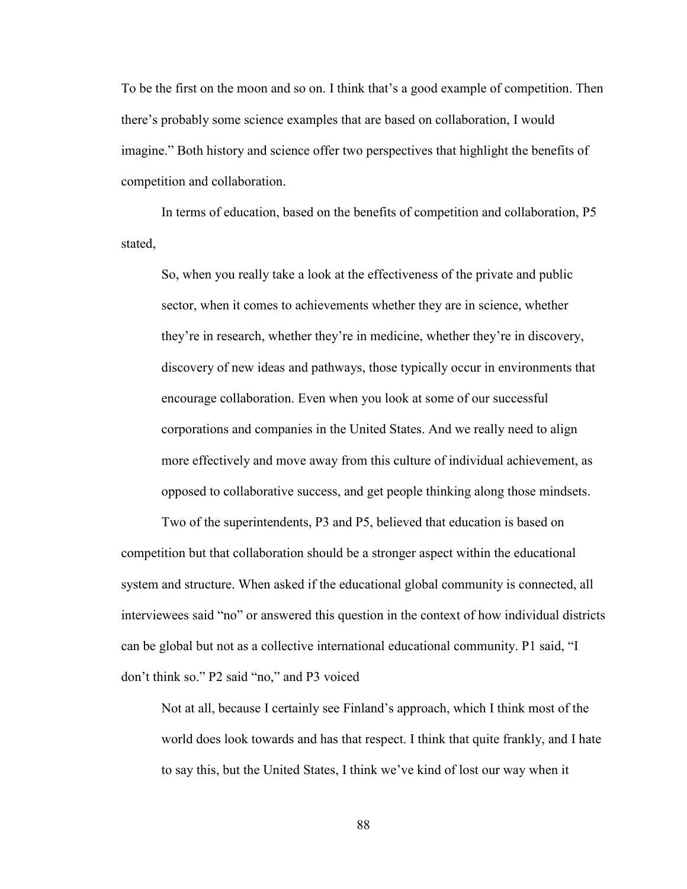To be the first on the moon and so on. I think that's a good example of competition. Then there's probably some science examples that are based on collaboration, I would imagine." Both history and science offer two perspectives that highlight the benefits of competition and collaboration.

In terms of education, based on the benefits of competition and collaboration, P5 stated,

> So, when you really take a look at the effectiveness of the private and public sector, when it comes to achievements whether they are in science, whether they're in research, whether they're in medicine, whether they're in discovery, discovery of new ideas and pathways, those typically occur in environments that encourage collaboration. Even when you look at some of our successful corporations and companies in the United States. And we really need to align more effectively and move away from this culture of individual achievement, as opposed to collaborative success, and get people thinking along those mindsets.

Two of the superintendents, P3 and P5, believed that education is based on competition but that collaboration should be a stronger aspect within the educational system and structure. When asked if the educational global community is connected, all interviewees said "no" or answered this question in the context of how individual districts can be global but not as a collective international educational community. P1 said, "I don't think so." P2 said "no," and P3 voiced

> Not at all, because I certainly see Finland's approach, which I think most of the world does look towards and has that respect. I think that quite frankly, and I hate to say this, but the United States, I think we've kind of lost our way when it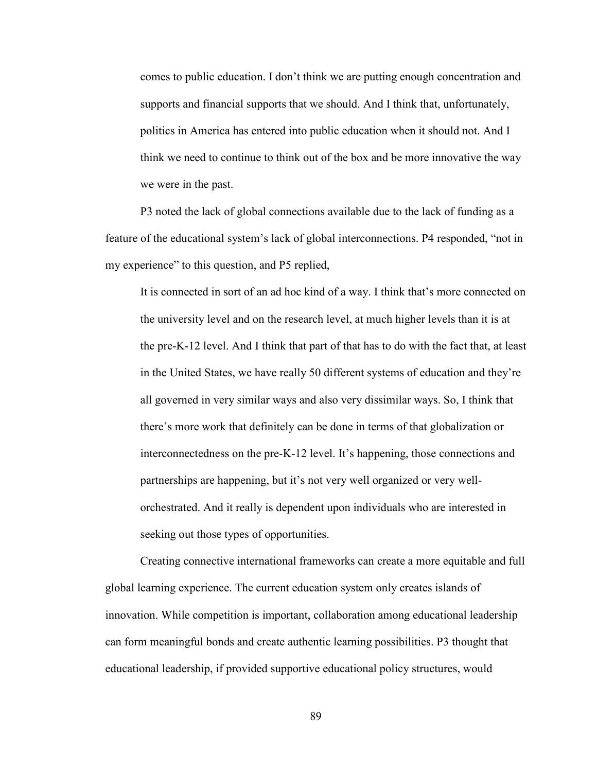> comes to public education. I don't think we are putting enough concentration and supports and financial supports that we should. And I think that, unfortunately, politics in America has entered into public education when it should not. And I think we need to continue to think out of the box and be more innovative the way we were in the past.

P3 noted the lack of global connections available due to the lack of funding as a feature of the educational system's lack of global interconnections. P4 responded, "not in my experience" to this question, and P5 replied,

> It is connected in sort of an ad hoc kind of a way. I think that's more connected on the university level and on the research level, at much higher levels than it is at the pre-K-12 level. And I think that part of that has to do with the fact that, at least in the United States, we have really 50 different systems of education and they're all governed in very similar ways and also very dissimilar ways. So, I think that there's more work that definitely can be done in terms of that globalization or interconnectedness on the pre-K-12 level. It's happening, those connections and partnerships are happening, but it's not very well organized or very well-orchestrated. And it really is dependent upon individuals who are interested in seeking out those types of opportunities.

Creating connective international frameworks can create a more equitable and full global learning experience. The current education system only creates islands of innovation. While competition is important, collaboration among educational leadership can form meaningful bonds and create authentic learning possibilities. P3 thought that educational leadership, if provided supportive educational policy structures, would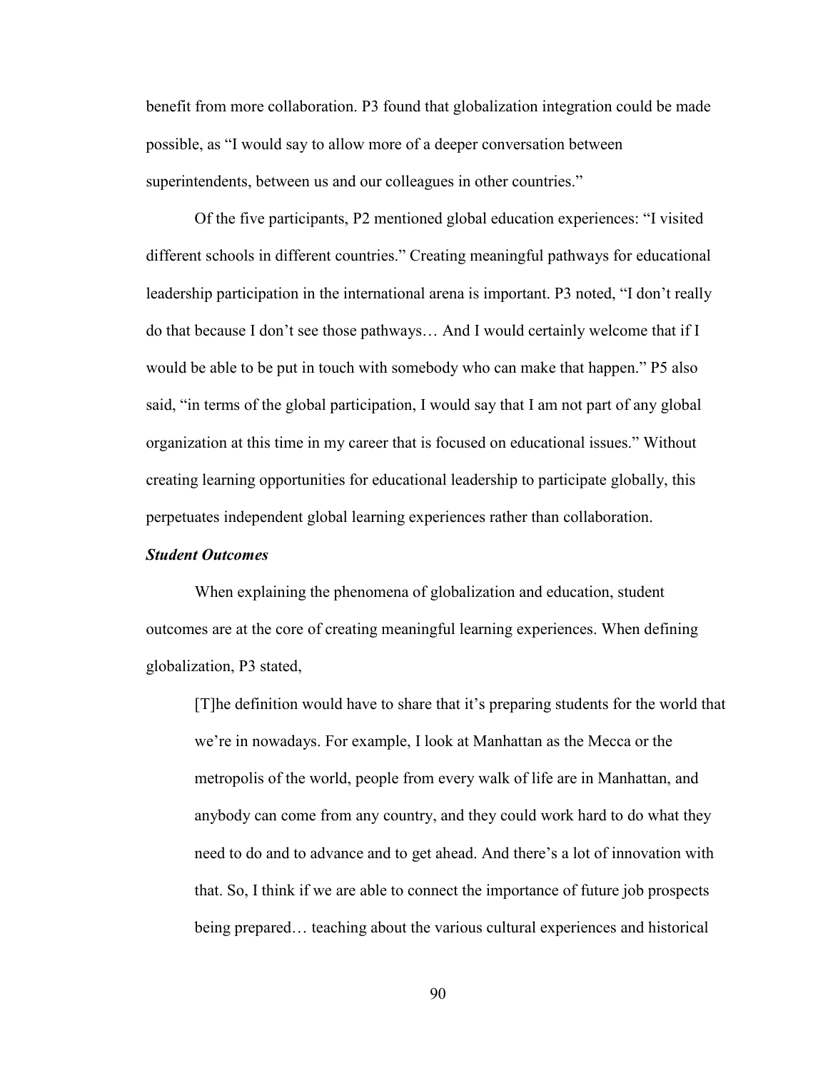benefit from more collaboration. P3 found that globalization integration could be made possible, as "I would say to allow more of a deeper conversation between superintendents, between us and our colleagues in other countries."

Of the five participants, P2 mentioned global education experiences: "I visited different schools in different countries." Creating meaningful pathways for educational leadership participation in the international arena is important. P3 noted, "I don't really do that because I don't see those pathways… And I would certainly welcome that if I would be able to be put in touch with somebody who can make that happen." P5 also said, "in terms of the global participation, I would say that I am not part of any global organization at this time in my career that is focused on educational issues." Without creating learning opportunities for educational leadership to participate globally, this perpetuates independent global learning experiences rather than collaboration.

### *Student Outcomes*

When explaining the phenomena of globalization and education, student outcomes are at the core of creating meaningful learning experiences. When defining globalization, P3 stated,

> [T]he definition would have to share that it's preparing students for the world that we're in nowadays. For example, I look at Manhattan as the Mecca or the metropolis of the world, people from every walk of life are in Manhattan, and anybody can come from any country, and they could work hard to do what they need to do and to advance and to get ahead. And there's a lot of innovation with that. So, I think if we are able to connect the importance of future job prospects being prepared… teaching about the various cultural experiences and historical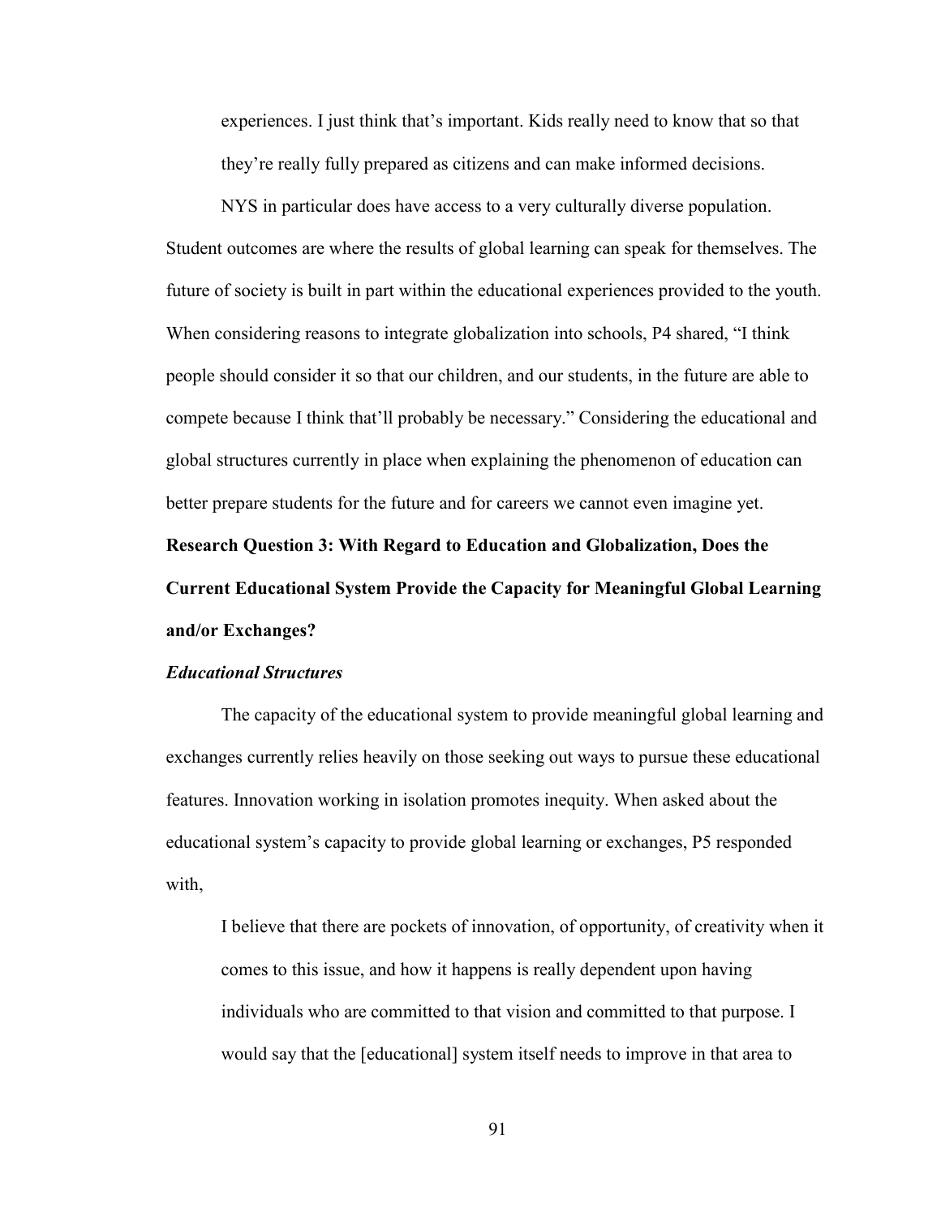> experiences. I just think that's important. Kids really need to know that so that they're really fully prepared as citizens and can make informed decisions.

NYS in particular does have access to a very culturally diverse population. Student outcomes are where the results of global learning can speak for themselves. The future of society is built in part within the educational experiences provided to the youth. When considering reasons to integrate globalization into schools, P4 shared, "I think people should consider it so that our children, and our students, in the future are able to compete because I think that'll probably be necessary." Considering the educational and global structures currently in place when explaining the phenomenon of education can better prepare students for the future and for careers we cannot even imagine yet.

## Research Question 3: With Regard to Education and Globalization, Does the Current Educational System Provide the Capacity for Meaningful Global Learning and/or Exchanges?

### *Educational Structures*

The capacity of the educational system to provide meaningful global learning and exchanges currently relies heavily on those seeking out ways to pursue these educational features. Innovation working in isolation promotes inequity. When asked about the educational system's capacity to provide global learning or exchanges, P5 responded with,

> I believe that there are pockets of innovation, of opportunity, of creativity when it comes to this issue, and how it happens is really dependent upon having individuals who are committed to that vision and committed to that purpose. I would say that the [educational] system itself needs to improve in that area to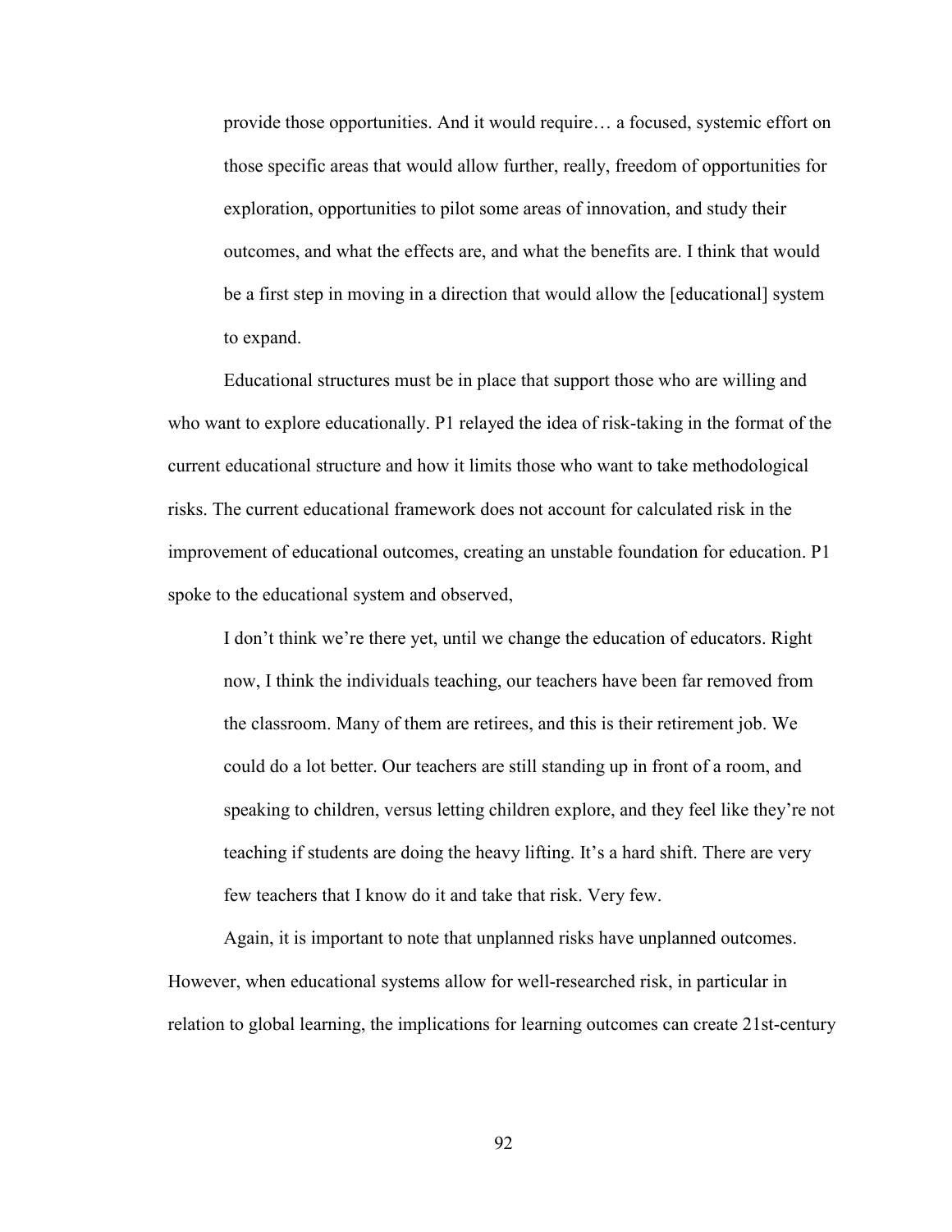> provide those opportunities. And it would require… a focused, systemic effort on those specific areas that would allow further, really, freedom of opportunities for exploration, opportunities to pilot some areas of innovation, and study their outcomes, and what the effects are, and what the benefits are. I think that would be a first step in moving in a direction that would allow the [educational] system to expand.

Educational structures must be in place that support those who are willing and who want to explore educationally. P1 relayed the idea of risk-taking in the format of the current educational structure and how it limits those who want to take methodological risks. The current educational framework does not account for calculated risk in the improvement of educational outcomes, creating an unstable foundation for education. P1 spoke to the educational system and observed,

> I don't think we're there yet, until we change the education of educators. Right now, I think the individuals teaching, our teachers have been far removed from the classroom. Many of them are retirees, and this is their retirement job. We could do a lot better. Our teachers are still standing up in front of a room, and speaking to children, versus letting children explore, and they feel like they're not teaching if students are doing the heavy lifting. It's a hard shift. There are very few teachers that I know do it and take that risk. Very few.

Again, it is important to note that unplanned risks have unplanned outcomes. However, when educational systems allow for well-researched risk, in particular in relation to global learning, the implications for learning outcomes can create 21st-century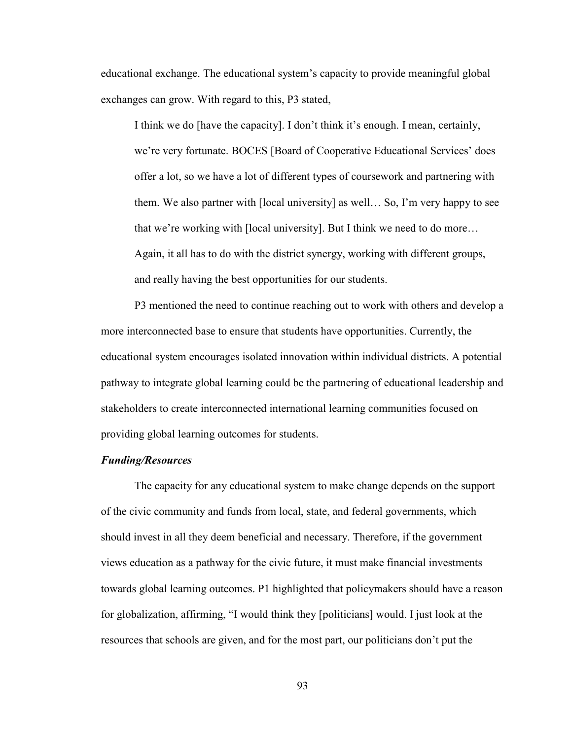educational exchange. The educational system's capacity to provide meaningful global exchanges can grow. With regard to this, P3 stated,

> I think we do [have the capacity]. I don't think it's enough. I mean, certainly, we're very fortunate. BOCES [Board of Cooperative Educational Services' does offer a lot, so we have a lot of different types of coursework and partnering with them. We also partner with [local university] as well… So, I'm very happy to see that we're working with [local university]. But I think we need to do more… Again, it all has to do with the district synergy, working with different groups, and really having the best opportunities for our students.

P3 mentioned the need to continue reaching out to work with others and develop a more interconnected base to ensure that students have opportunities. Currently, the educational system encourages isolated innovation within individual districts. A potential pathway to integrate global learning could be the partnering of educational leadership and stakeholders to create interconnected international learning communities focused on providing global learning outcomes for students.

### *Funding/Resources*

The capacity for any educational system to make change depends on the support of the civic community and funds from local, state, and federal governments, which should invest in all they deem beneficial and necessary. Therefore, if the government views education as a pathway for the civic future, it must make financial investments towards global learning outcomes. P1 highlighted that policymakers should have a reason for globalization, affirming, "I would think they [politicians] would. I just look at the resources that schools are given, and for the most part, our politicians don't put the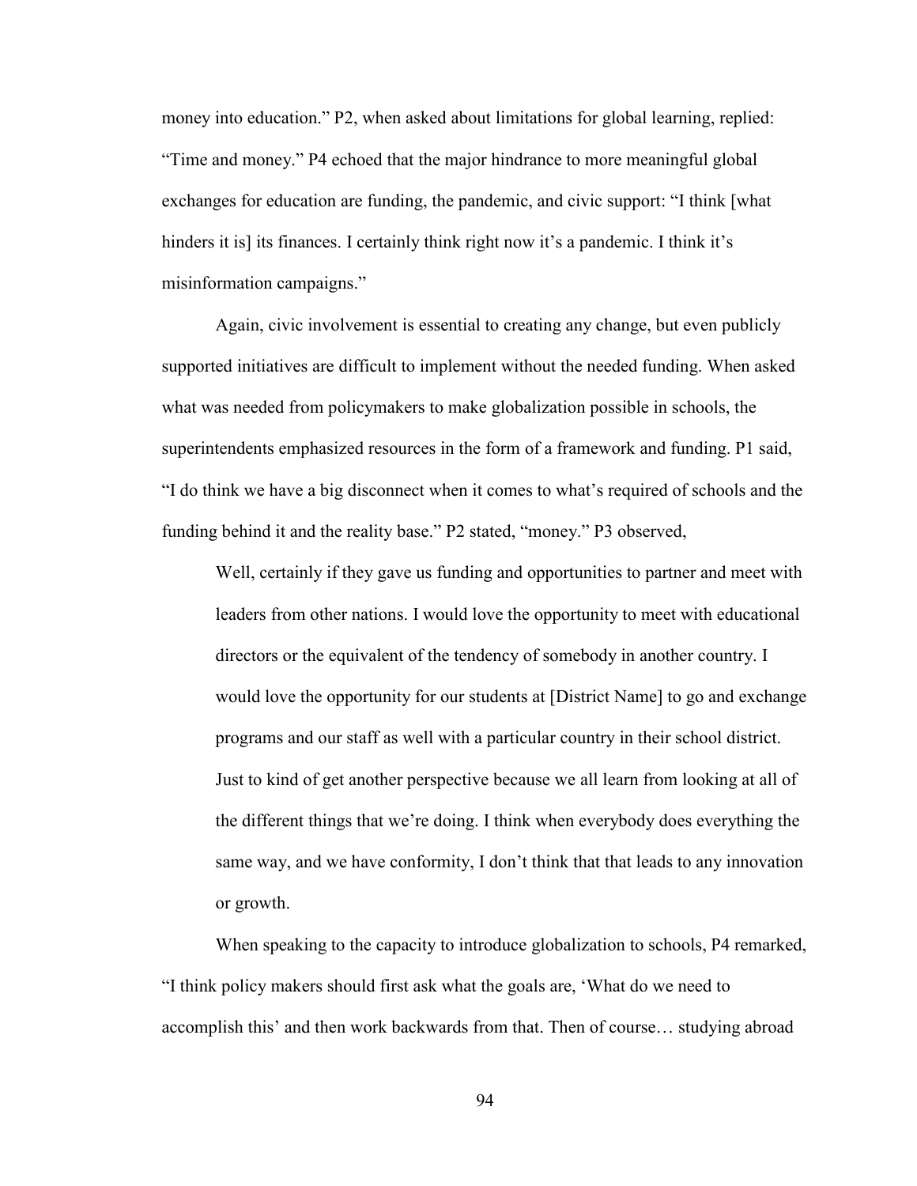money into education." P2, when asked about limitations for global learning, replied: "Time and money." P4 echoed that the major hindrance to more meaningful global exchanges for education are funding, the pandemic, and civic support: "I think [what hinders it is] its finances. I certainly think right now it's a pandemic. I think it's misinformation campaigns."

Again, civic involvement is essential to creating any change, but even publicly supported initiatives are difficult to implement without the needed funding. When asked what was needed from policymakers to make globalization possible in schools, the superintendents emphasized resources in the form of a framework and funding. P1 said, "I do think we have a big disconnect when it comes to what's required of schools and the funding behind it and the reality base." P2 stated, "money." P3 observed,

> Well, certainly if they gave us funding and opportunities to partner and meet with leaders from other nations. I would love the opportunity to meet with educational directors or the equivalent of the tendency of somebody in another country. I would love the opportunity for our students at [District Name] to go and exchange programs and our staff as well with a particular country in their school district. Just to kind of get another perspective because we all learn from looking at all of the different things that we're doing. I think when everybody does everything the same way, and we have conformity, I don't think that that leads to any innovation or growth.

When speaking to the capacity to introduce globalization to schools, P4 remarked, "I think policy makers should first ask what the goals are, 'What do we need to accomplish this' and then work backwards from that. Then of course… studying abroad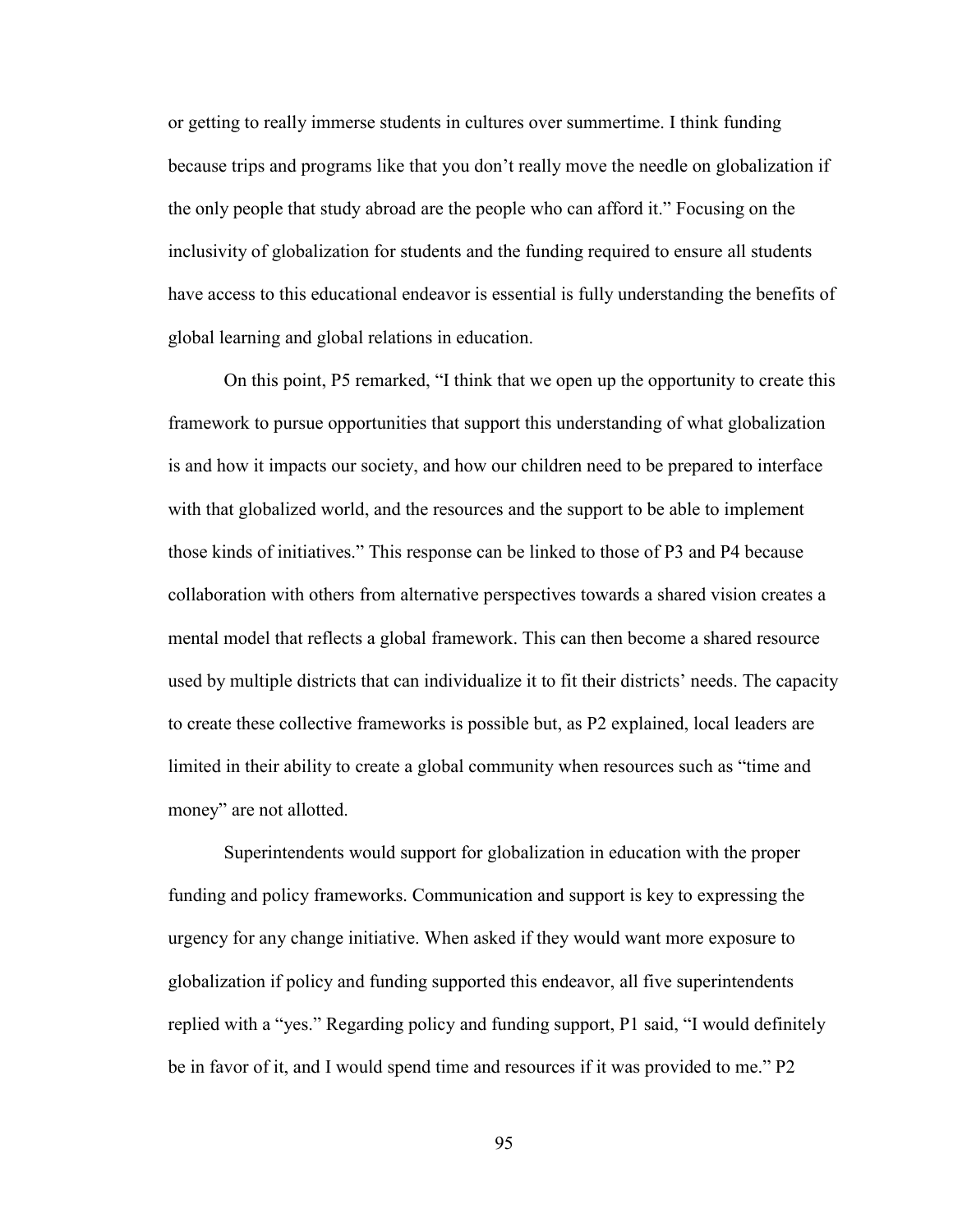or getting to really immerse students in cultures over summertime. I think funding because trips and programs like that you don't really move the needle on globalization if the only people that study abroad are the people who can afford it." Focusing on the inclusivity of globalization for students and the funding required to ensure all students have access to this educational endeavor is essential is fully understanding the benefits of global learning and global relations in education.

On this point, P5 remarked, "I think that we open up the opportunity to create this framework to pursue opportunities that support this understanding of what globalization is and how it impacts our society, and how our children need to be prepared to interface with that globalized world, and the resources and the support to be able to implement those kinds of initiatives." This response can be linked to those of P3 and P4 because collaboration with others from alternative perspectives towards a shared vision creates a mental model that reflects a global framework. This can then become a shared resource used by multiple districts that can individualize it to fit their districts' needs. The capacity to create these collective frameworks is possible but, as P2 explained, local leaders are limited in their ability to create a global community when resources such as "time and money" are not allotted.

Superintendents would support for globalization in education with the proper funding and policy frameworks. Communication and support is key to expressing the urgency for any change initiative. When asked if they would want more exposure to globalization if policy and funding supported this endeavor, all five superintendents replied with a "yes." Regarding policy and funding support, P1 said, "I would definitely be in favor of it, and I would spend time and resources if it was provided to me." P2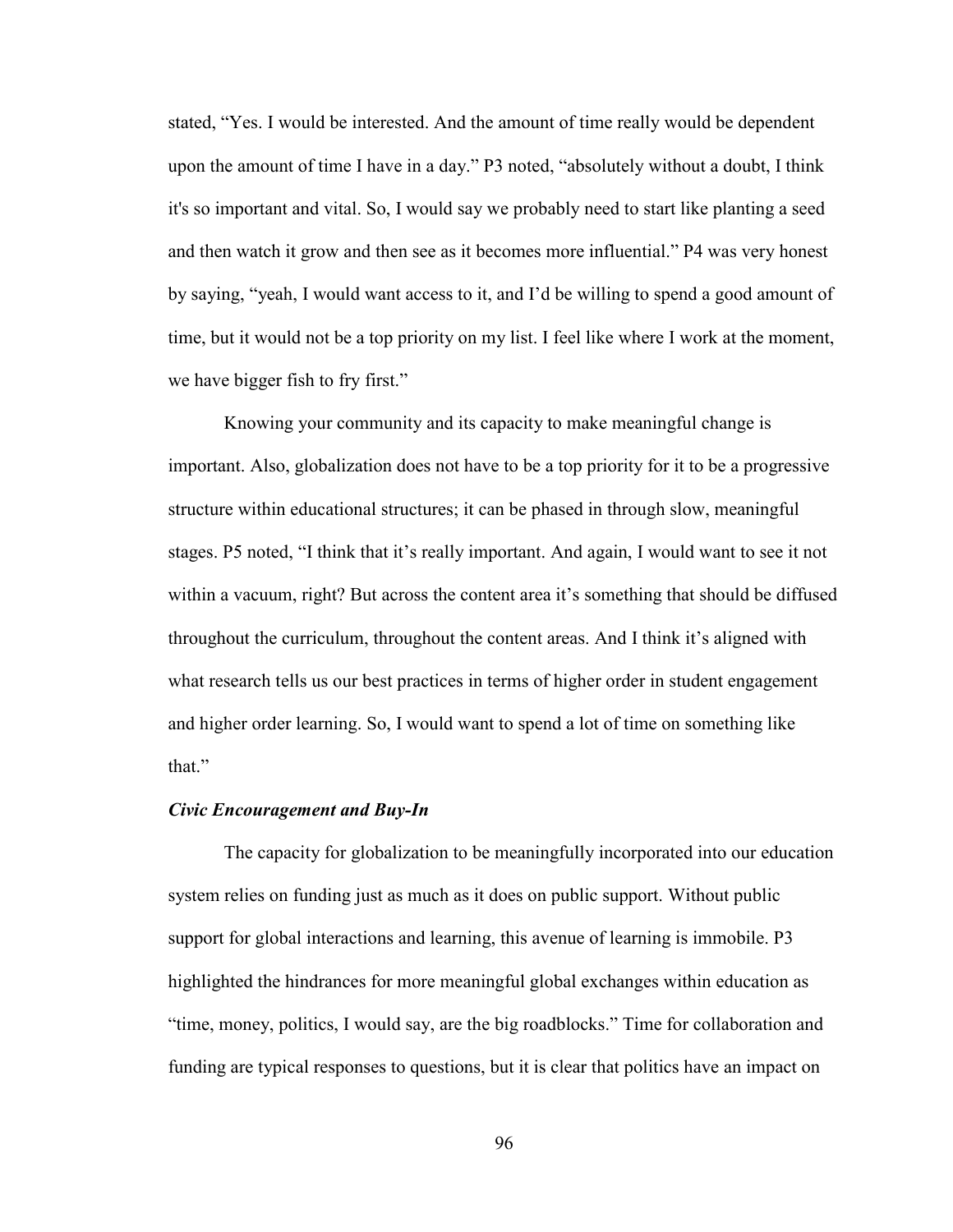stated, "Yes. I would be interested. And the amount of time really would be dependent upon the amount of time I have in a day." P3 noted, "absolutely without a doubt, I think it's so important and vital. So, I would say we probably need to start like planting a seed and then watch it grow and then see as it becomes more influential." P4 was very honest by saying, "yeah, I would want access to it, and I'd be willing to spend a good amount of time, but it would not be a top priority on my list. I feel like where I work at the moment, we have bigger fish to fry first."

Knowing your community and its capacity to make meaningful change is important. Also, globalization does not have to be a top priority for it to be a progressive structure within educational structures; it can be phased in through slow, meaningful stages. P5 noted, "I think that it's really important. And again, I would want to see it not within a vacuum, right? But across the content area it's something that should be diffused throughout the curriculum, throughout the content areas. And I think it's aligned with what research tells us our best practices in terms of higher order in student engagement and higher order learning. So, I would want to spend a lot of time on something like that."

### *Civic Encouragement and Buy-In*

The capacity for globalization to be meaningfully incorporated into our education system relies on funding just as much as it does on public support. Without public support for global interactions and learning, this avenue of learning is immobile. P3 highlighted the hindrances for more meaningful global exchanges within education as "time, money, politics, I would say, are the big roadblocks." Time for collaboration and funding are typical responses to questions, but it is clear that politics have an impact on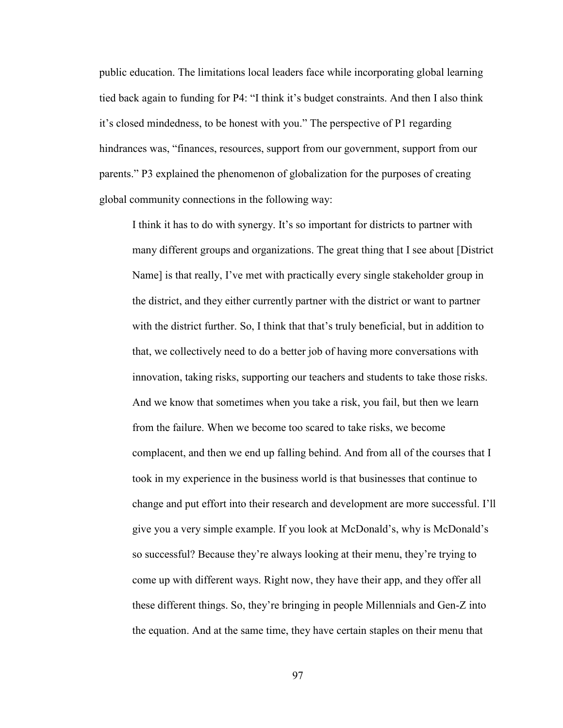public education. The limitations local leaders face while incorporating global learning tied back again to funding for P4: "I think it's budget constraints. And then I also think it's closed mindedness, to be honest with you." The perspective of P1 regarding hindrances was, "finances, resources, support from our government, support from our parents." P3 explained the phenomenon of globalization for the purposes of creating global community connections in the following way:

> I think it has to do with synergy. It's so important for districts to partner with many different groups and organizations. The great thing that I see about [District Name] is that really, I've met with practically every single stakeholder group in the district, and they either currently partner with the district or want to partner with the district further. So, I think that that's truly beneficial, but in addition to that, we collectively need to do a better job of having more conversations with innovation, taking risks, supporting our teachers and students to take those risks. And we know that sometimes when you take a risk, you fail, but then we learn from the failure. When we become too scared to take risks, we become complacent, and then we end up falling behind. And from all of the courses that I took in my experience in the business world is that businesses that continue to change and put effort into their research and development are more successful. I'll give you a very simple example. If you look at McDonald's, why is McDonald's so successful? Because they're always looking at their menu, they're trying to come up with different ways. Right now, they have their app, and they offer all these different things. So, they're bringing in people Millennials and Gen-Z into the equation. And at the same time, they have certain staples on their menu that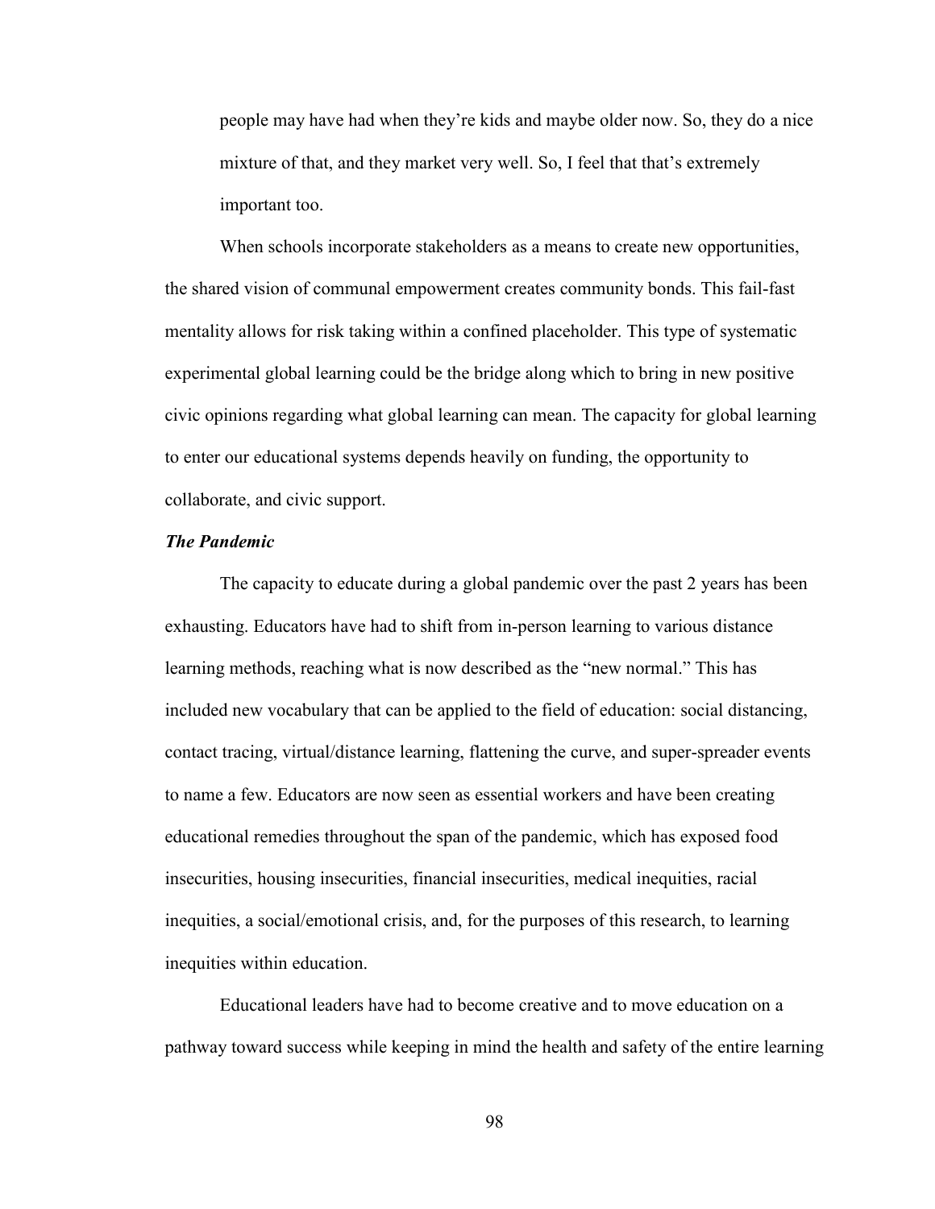> people may have had when they're kids and maybe older now. So, they do a nice mixture of that, and they market very well. So, I feel that that's extremely important too.

When schools incorporate stakeholders as a means to create new opportunities, the shared vision of communal empowerment creates community bonds. This fail-fast mentality allows for risk taking within a confined placeholder. This type of systematic experimental global learning could be the bridge along which to bring in new positive civic opinions regarding what global learning can mean. The capacity for global learning to enter our educational systems depends heavily on funding, the opportunity to collaborate, and civic support.

### *The Pandemic*

The capacity to educate during a global pandemic over the past 2 years has been exhausting. Educators have had to shift from in-person learning to various distance learning methods, reaching what is now described as the "new normal." This has included new vocabulary that can be applied to the field of education: social distancing, contact tracing, virtual/distance learning, flattening the curve, and super-spreader events to name a few. Educators are now seen as essential workers and have been creating educational remedies throughout the span of the pandemic, which has exposed food insecurities, housing insecurities, financial insecurities, medical inequities, racial inequities, a social/emotional crisis, and, for the purposes of this research, to learning inequities within education.

Educational leaders have had to become creative and to move education on a pathway toward success while keeping in mind the health and safety of the entire learning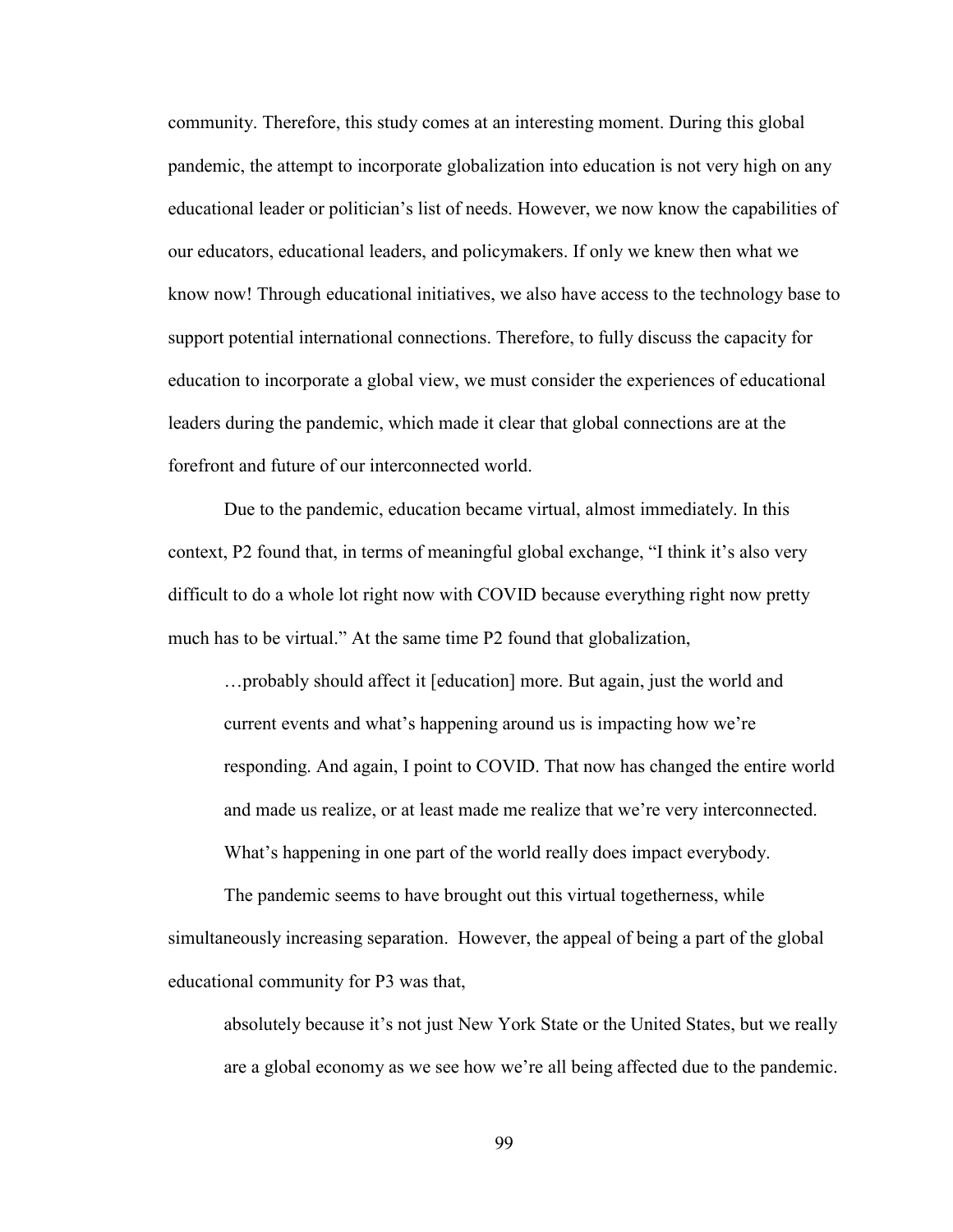community. Therefore, this study comes at an interesting moment. During this global pandemic, the attempt to incorporate globalization into education is not very high on any educational leader or politician's list of needs. However, we now know the capabilities of our educators, educational leaders, and policymakers. If only we knew then what we know now! Through educational initiatives, we also have access to the technology base to support potential international connections. Therefore, to fully discuss the capacity for education to incorporate a global view, we must consider the experiences of educational leaders during the pandemic, which made it clear that global connections are at the forefront and future of our interconnected world.

Due to the pandemic, education became virtual, almost immediately. In this context, P2 found that, in terms of meaningful global exchange, "I think it's also very difficult to do a whole lot right now with COVID because everything right now pretty much has to be virtual." At the same time P2 found that globalization,

> …probably should affect it [education] more. But again, just the world and current events and what's happening around us is impacting how we're responding. And again, I point to COVID. That now has changed the entire world and made us realize, or at least made me realize that we're very interconnected. What's happening in one part of the world really does impact everybody.

The pandemic seems to have brought out this virtual togetherness, while simultaneously increasing separation. However, the appeal of being a part of the global educational community for P3 was that,

> absolutely because it's not just New York State or the United States, but we really are a global economy as we see how we're all being affected due to the pandemic.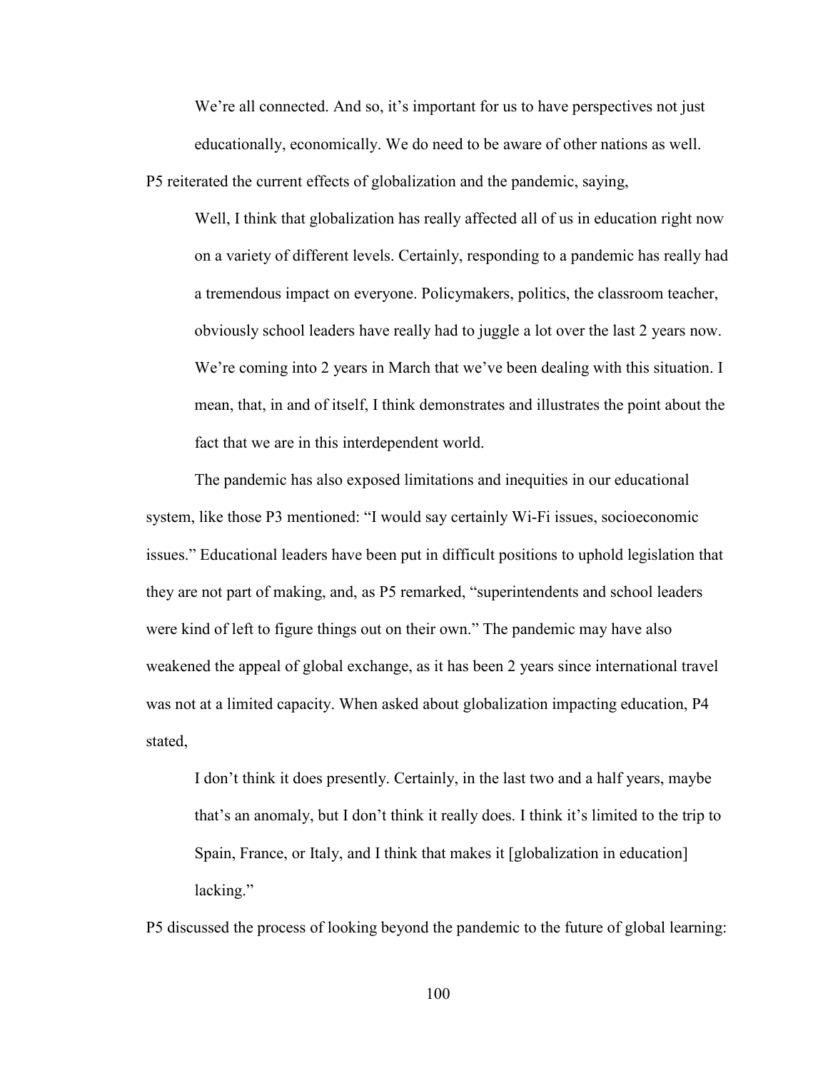> We're all connected. And so, it's important for us to have perspectives not just educationally, economically. We do need to be aware of other nations as well.

P5 reiterated the current effects of globalization and the pandemic, saying,

> Well, I think that globalization has really affected all of us in education right now on a variety of different levels. Certainly, responding to a pandemic has really had a tremendous impact on everyone. Policymakers, politics, the classroom teacher, obviously school leaders have really had to juggle a lot over the last 2 years now. We're coming into 2 years in March that we've been dealing with this situation. I mean, that, in and of itself, I think demonstrates and illustrates the point about the fact that we are in this interdependent world.

The pandemic has also exposed limitations and inequities in our educational system, like those P3 mentioned: "I would say certainly Wi-Fi issues, socioeconomic issues." Educational leaders have been put in difficult positions to uphold legislation that they are not part of making, and, as P5 remarked, "superintendents and school leaders were kind of left to figure things out on their own." The pandemic may have also weakened the appeal of global exchange, as it has been 2 years since international travel was not at a limited capacity. When asked about globalization impacting education, P4 stated,

> I don't think it does presently. Certainly, in the last two and a half years, maybe that's an anomaly, but I don't think it really does. I think it's limited to the trip to Spain, France, or Italy, and I think that makes it [globalization in education] lacking."

P5 discussed the process of looking beyond the pandemic to the future of global learning: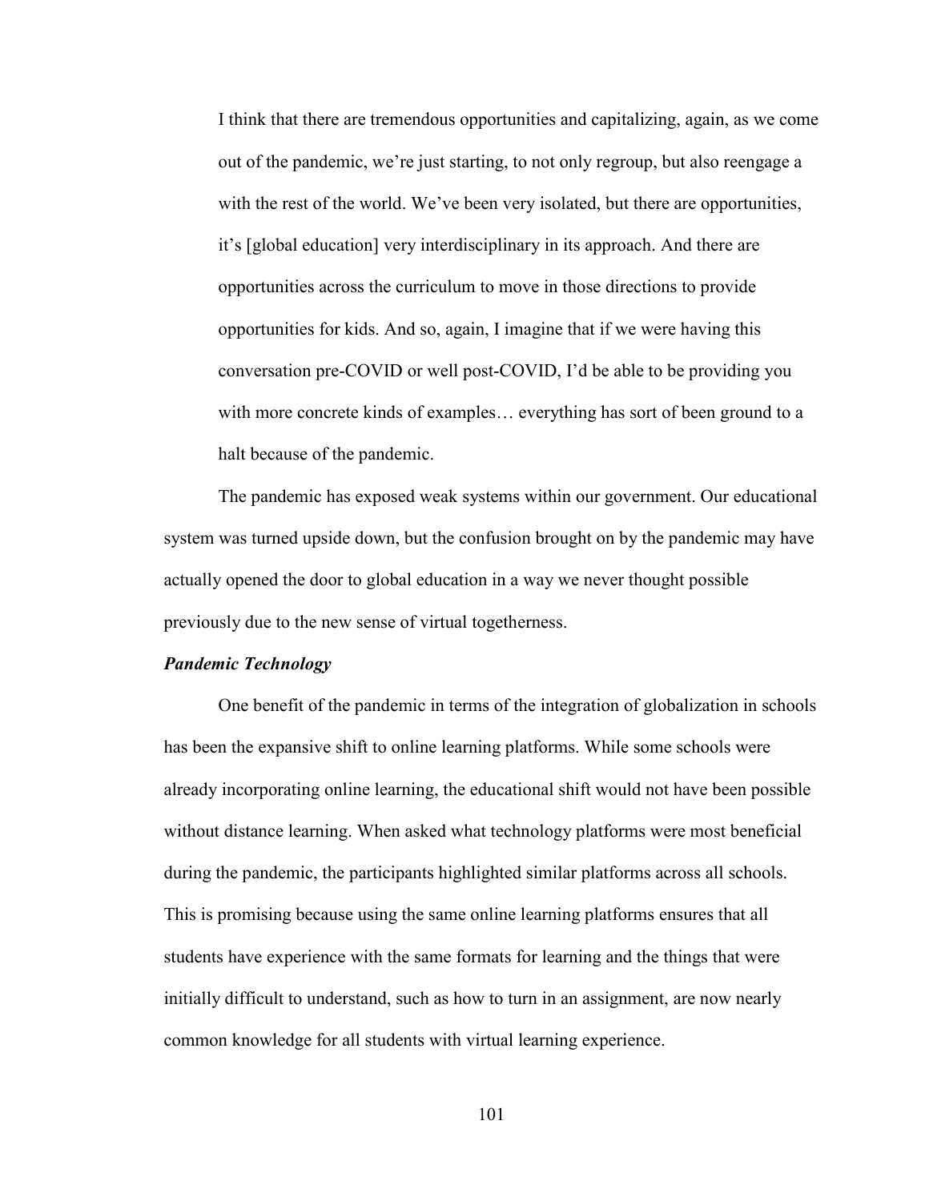> I think that there are tremendous opportunities and capitalizing, again, as we come out of the pandemic, we're just starting, to not only regroup, but also reengage a with the rest of the world. We've been very isolated, but there are opportunities, it's [global education] very interdisciplinary in its approach. And there are opportunities across the curriculum to move in those directions to provide opportunities for kids. And so, again, I imagine that if we were having this conversation pre-COVID or well post-COVID, I'd be able to be providing you with more concrete kinds of examples… everything has sort of been ground to a halt because of the pandemic.

The pandemic has exposed weak systems within our government. Our educational system was turned upside down, but the confusion brought on by the pandemic may have actually opened the door to global education in a way we never thought possible previously due to the new sense of virtual togetherness.

### *Pandemic Technology*

One benefit of the pandemic in terms of the integration of globalization in schools has been the expansive shift to online learning platforms. While some schools were already incorporating online learning, the educational shift would not have been possible without distance learning. When asked what technology platforms were most beneficial during the pandemic, the participants highlighted similar platforms across all schools. This is promising because using the same online learning platforms ensures that all students have experience with the same formats for learning and the things that were initially difficult to understand, such as how to turn in an assignment, are now nearly common knowledge for all students with virtual learning experience.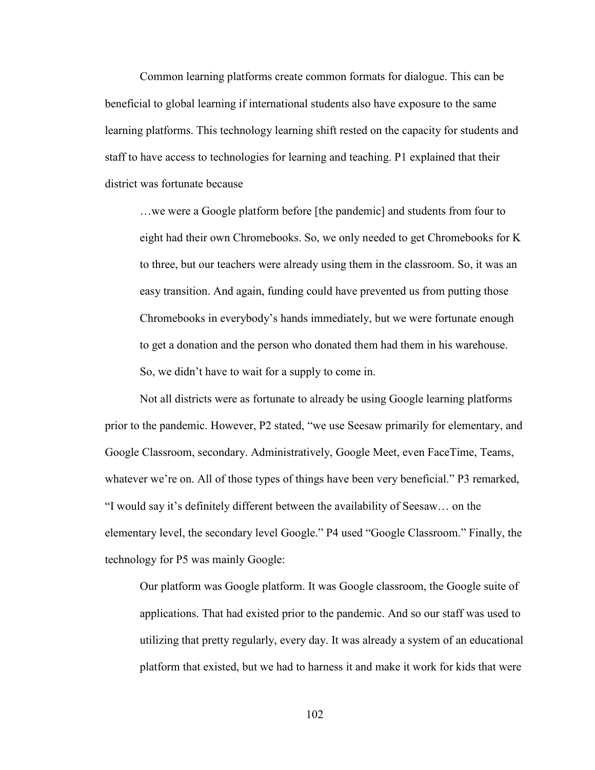Common learning platforms create common formats for dialogue. This can be beneficial to global learning if international students also have exposure to the same learning platforms. This technology learning shift rested on the capacity for students and staff to have access to technologies for learning and teaching. P1 explained that their district was fortunate because

> …we were a Google platform before [the pandemic] and students from four to eight had their own Chromebooks. So, we only needed to get Chromebooks for K to three, but our teachers were already using them in the classroom. So, it was an easy transition. And again, funding could have prevented us from putting those Chromebooks in everybody's hands immediately, but we were fortunate enough to get a donation and the person who donated them had them in his warehouse. So, we didn't have to wait for a supply to come in.

Not all districts were as fortunate to already be using Google learning platforms prior to the pandemic. However, P2 stated, "we use Seesaw primarily for elementary, and Google Classroom, secondary. Administratively, Google Meet, even FaceTime, Teams, whatever we're on. All of those types of things have been very beneficial." P3 remarked, "I would say it's definitely different between the availability of Seesaw… on the elementary level, the secondary level Google." P4 used "Google Classroom." Finally, the technology for P5 was mainly Google:

> Our platform was Google platform. It was Google classroom, the Google suite of applications. That had existed prior to the pandemic. And so our staff was used to utilizing that pretty regularly, every day. It was already a system of an educational platform that existed, but we had to harness it and make it work for kids that were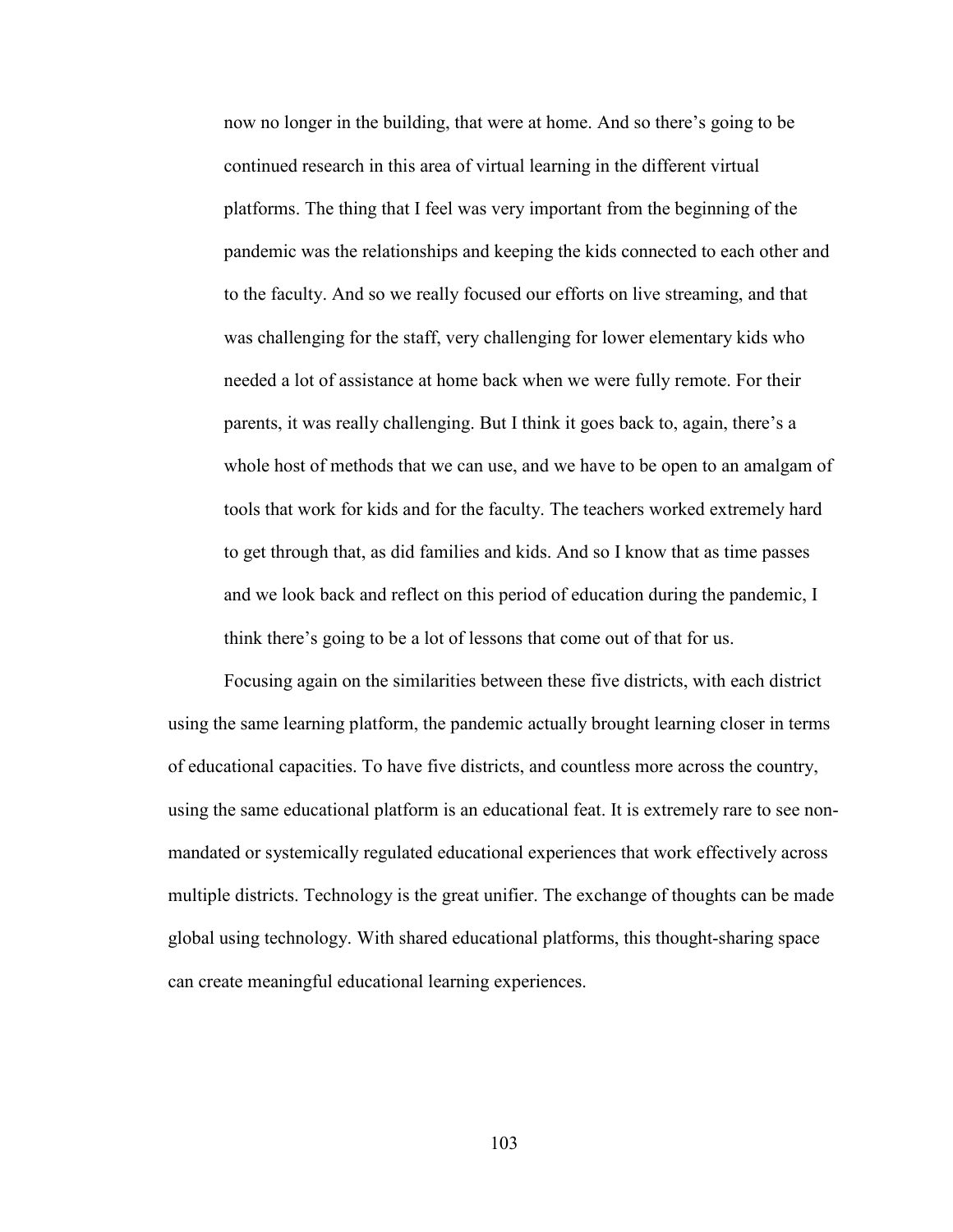> now no longer in the building, that were at home. And so there's going to be continued research in this area of virtual learning in the different virtual platforms. The thing that I feel was very important from the beginning of the pandemic was the relationships and keeping the kids connected to each other and to the faculty. And so we really focused our efforts on live streaming, and that was challenging for the staff, very challenging for lower elementary kids who needed a lot of assistance at home back when we were fully remote. For their parents, it was really challenging. But I think it goes back to, again, there's a whole host of methods that we can use, and we have to be open to an amalgam of tools that work for kids and for the faculty. The teachers worked extremely hard to get through that, as did families and kids. And so I know that as time passes and we look back and reflect on this period of education during the pandemic, I think there's going to be a lot of lessons that come out of that for us.

Focusing again on the similarities between these five districts, with each district using the same learning platform, the pandemic actually brought learning closer in terms of educational capacities. To have five districts, and countless more across the country, using the same educational platform is an educational feat. It is extremely rare to see non-mandated or systemically regulated educational experiences that work effectively across multiple districts. Technology is the great unifier. The exchange of thoughts can be made global using technology. With shared educational platforms, this thought-sharing space can create meaningful educational learning experiences.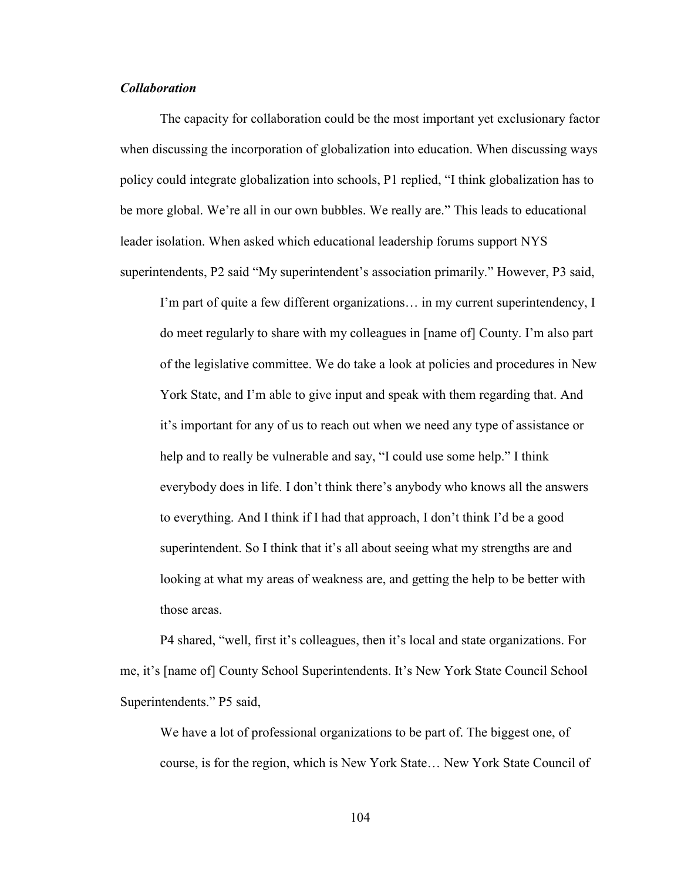***Collaboration***

The capacity for collaboration could be the most important yet exclusionary factor when discussing the incorporation of globalization into education. When discussing ways policy could integrate globalization into schools, P1 replied, "I think globalization has to be more global. We're all in our own bubbles. We really are." This leads to educational leader isolation. When asked which educational leadership forums support NYS superintendents, P2 said "My superintendent's association primarily." However, P3 said,

> I'm part of quite a few different organizations… in my current superintendency, I do meet regularly to share with my colleagues in [name of] County. I'm also part of the legislative committee. We do take a look at policies and procedures in New York State, and I'm able to give input and speak with them regarding that. And it's important for any of us to reach out when we need any type of assistance or help and to really be vulnerable and say, "I could use some help." I think everybody does in life. I don't think there's anybody who knows all the answers to everything. And I think if I had that approach, I don't think I'd be a good superintendent. So I think that it's all about seeing what my strengths are and looking at what my areas of weakness are, and getting the help to be better with those areas.

P4 shared, "well, first it's colleagues, then it's local and state organizations. For me, it's [name of] County School Superintendents. It's New York State Council School Superintendents." P5 said,

> We have a lot of professional organizations to be part of. The biggest one, of course, is for the region, which is New York State… New York State Council of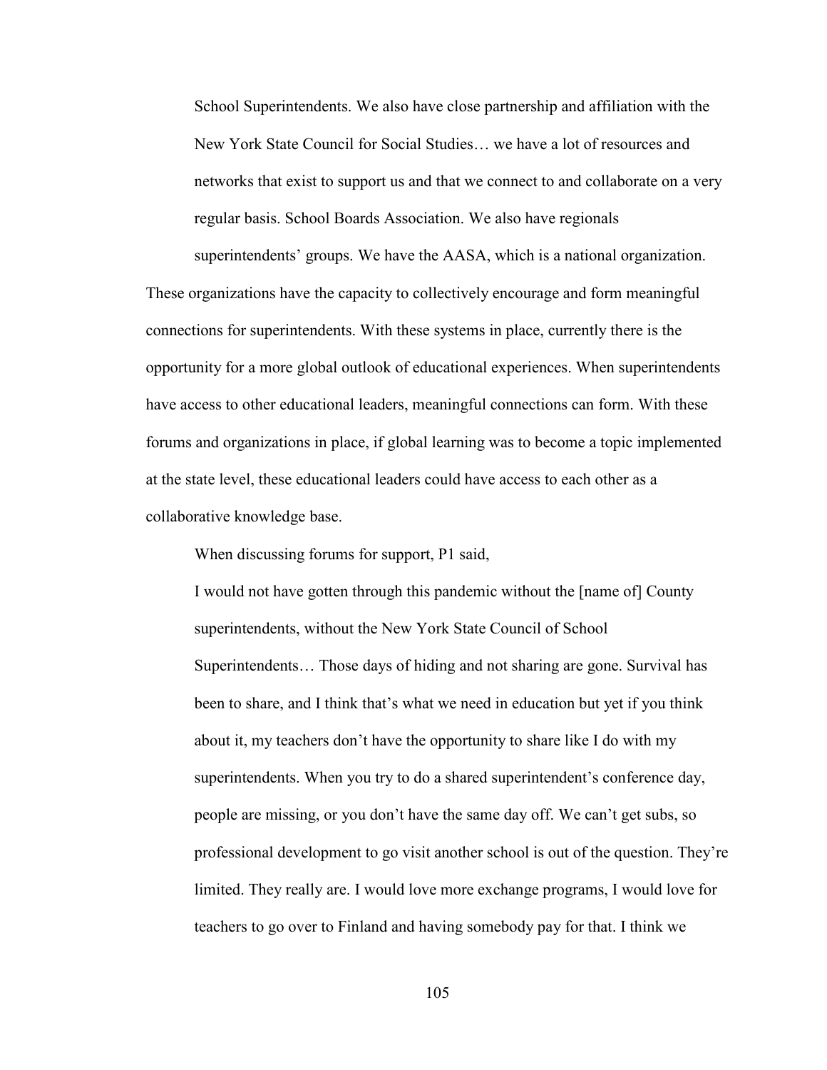> School Superintendents. We also have close partnership and affiliation with the New York State Council for Social Studies… we have a lot of resources and networks that exist to support us and that we connect to and collaborate on a very regular basis. School Boards Association. We also have regionals superintendents' groups. We have the AASA, which is a national organization.

These organizations have the capacity to collectively encourage and form meaningful connections for superintendents. With these systems in place, currently there is the opportunity for a more global outlook of educational experiences. When superintendents have access to other educational leaders, meaningful connections can form. With these forums and organizations in place, if global learning was to become a topic implemented at the state level, these educational leaders could have access to each other as a collaborative knowledge base.

When discussing forums for support, P1 said,

> I would not have gotten through this pandemic without the [name of] County superintendents, without the New York State Council of School Superintendents… Those days of hiding and not sharing are gone. Survival has been to share, and I think that's what we need in education but yet if you think about it, my teachers don't have the opportunity to share like I do with my superintendents. When you try to do a shared superintendent's conference day, people are missing, or you don't have the same day off. We can't get subs, so professional development to go visit another school is out of the question. They're limited. They really are. I would love more exchange programs, I would love for teachers to go over to Finland and having somebody pay for that. I think we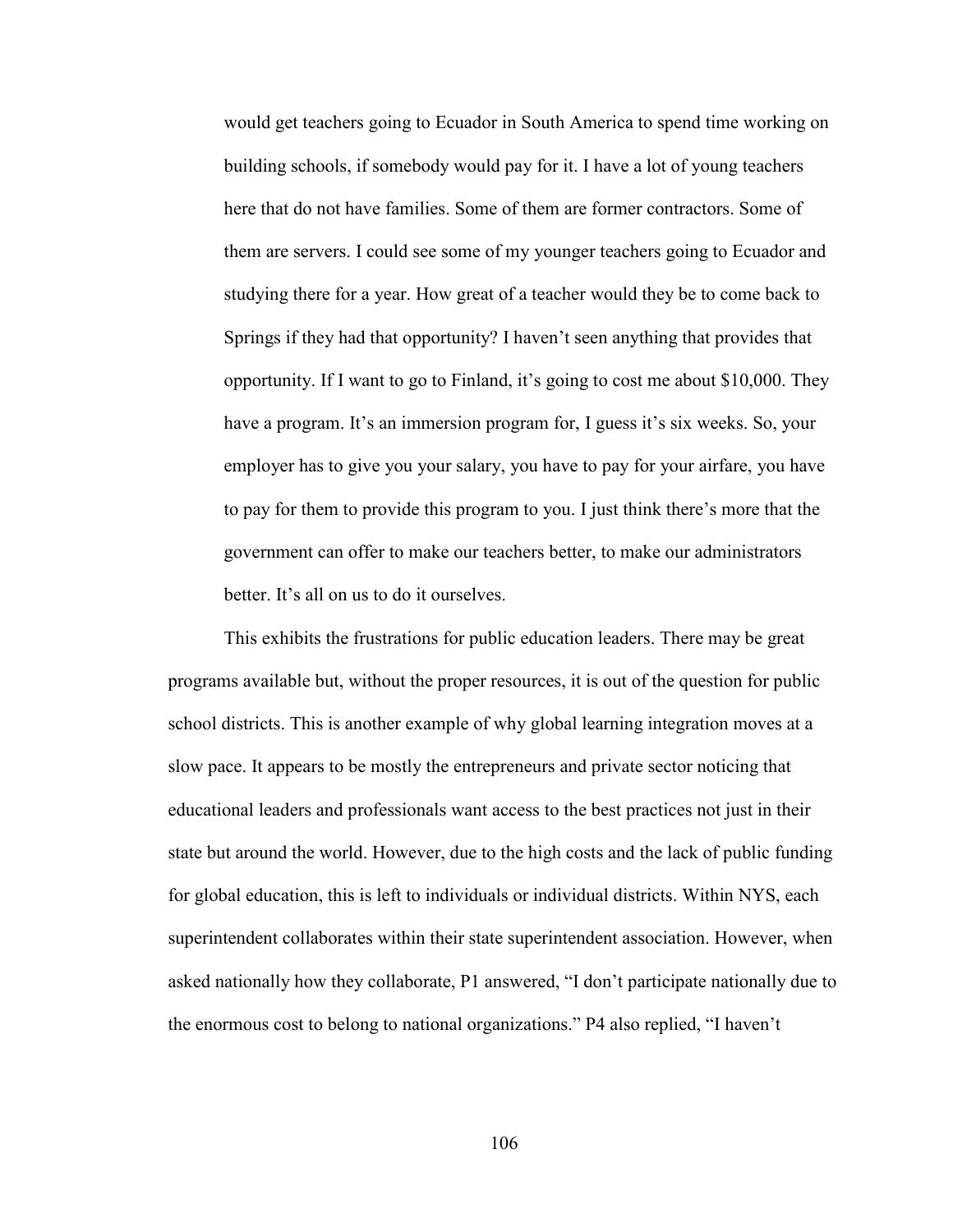> would get teachers going to Ecuador in South America to spend time working on building schools, if somebody would pay for it. I have a lot of young teachers here that do not have families. Some of them are former contractors. Some of them are servers. I could see some of my younger teachers going to Ecuador and studying there for a year. How great of a teacher would they be to come back to Springs if they had that opportunity? I haven't seen anything that provides that opportunity. If I want to go to Finland, it's going to cost me about $10,000. They have a program. It's an immersion program for, I guess it's six weeks. So, your employer has to give you your salary, you have to pay for your airfare, you have to pay for them to provide this program to you. I just think there's more that the government can offer to make our teachers better, to make our administrators better. It's all on us to do it ourselves.

This exhibits the frustrations for public education leaders. There may be great programs available but, without the proper resources, it is out of the question for public school districts. This is another example of why global learning integration moves at a slow pace. It appears to be mostly the entrepreneurs and private sector noticing that educational leaders and professionals want access to the best practices not just in their state but around the world. However, due to the high costs and the lack of public funding for global education, this is left to individuals or individual districts. Within NYS, each superintendent collaborates within their state superintendent association. However, when asked nationally how they collaborate, P1 answered, "I don't participate nationally due to the enormous cost to belong to national organizations." P4 also replied, "I haven't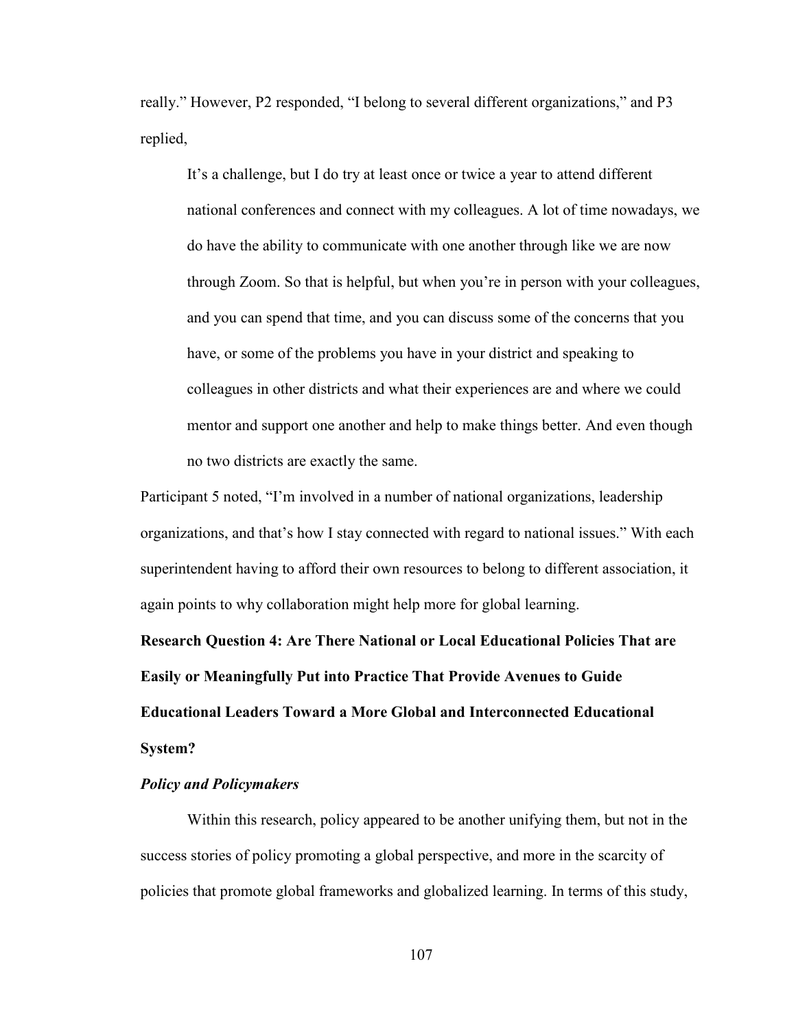really." However, P2 responded, "I belong to several different organizations," and P3 replied,

> It's a challenge, but I do try at least once or twice a year to attend different national conferences and connect with my colleagues. A lot of time nowadays, we do have the ability to communicate with one another through like we are now through Zoom. So that is helpful, but when you're in person with your colleagues, and you can spend that time, and you can discuss some of the concerns that you have, or some of the problems you have in your district and speaking to colleagues in other districts and what their experiences are and where we could mentor and support one another and help to make things better. And even though no two districts are exactly the same.

Participant 5 noted, "I'm involved in a number of national organizations, leadership organizations, and that's how I stay connected with regard to national issues." With each superintendent having to afford their own resources to belong to different association, it again points to why collaboration might help more for global learning.

**Research Question 4: Are There National or Local Educational Policies That are Easily or Meaningfully Put into Practice That Provide Avenues to Guide Educational Leaders Toward a More Global and Interconnected Educational System?**

***Policy and Policymakers***

Within this research, policy appeared to be another unifying them, but not in the success stories of policy promoting a global perspective, and more in the scarcity of policies that promote global frameworks and globalized learning. In terms of this study,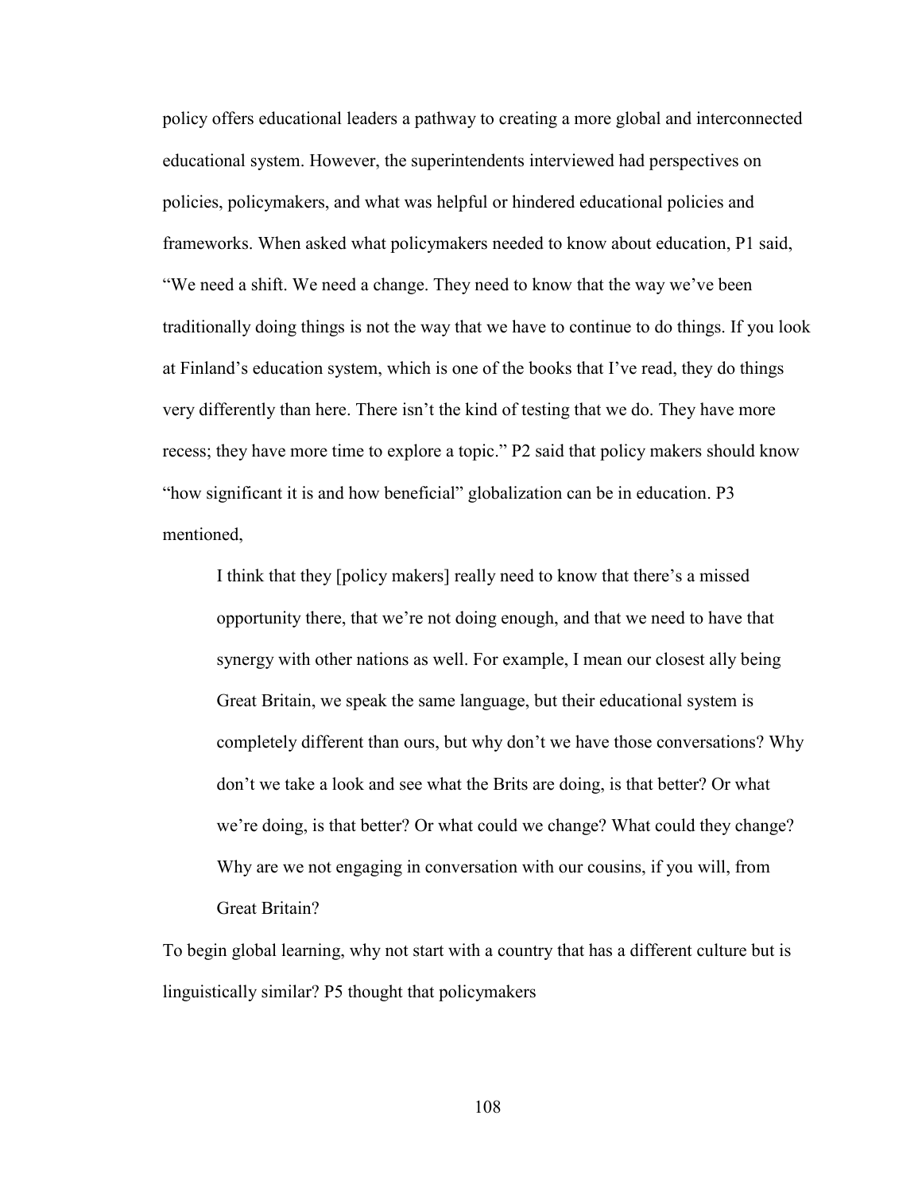policy offers educational leaders a pathway to creating a more global and interconnected educational system. However, the superintendents interviewed had perspectives on policies, policymakers, and what was helpful or hindered educational policies and frameworks. When asked what policymakers needed to know about education, P1 said, "We need a shift. We need a change. They need to know that the way we've been traditionally doing things is not the way that we have to continue to do things. If you look at Finland's education system, which is one of the books that I've read, they do things very differently than here. There isn't the kind of testing that we do. They have more recess; they have more time to explore a topic." P2 said that policy makers should know "how significant it is and how beneficial" globalization can be in education. P3 mentioned,

> I think that they [policy makers] really need to know that there's a missed opportunity there, that we're not doing enough, and that we need to have that synergy with other nations as well. For example, I mean our closest ally being Great Britain, we speak the same language, but their educational system is completely different than ours, but why don't we have those conversations? Why don't we take a look and see what the Brits are doing, is that better? Or what we're doing, is that better? Or what could we change? What could they change? Why are we not engaging in conversation with our cousins, if you will, from Great Britain?

To begin global learning, why not start with a country that has a different culture but is linguistically similar? P5 thought that policymakers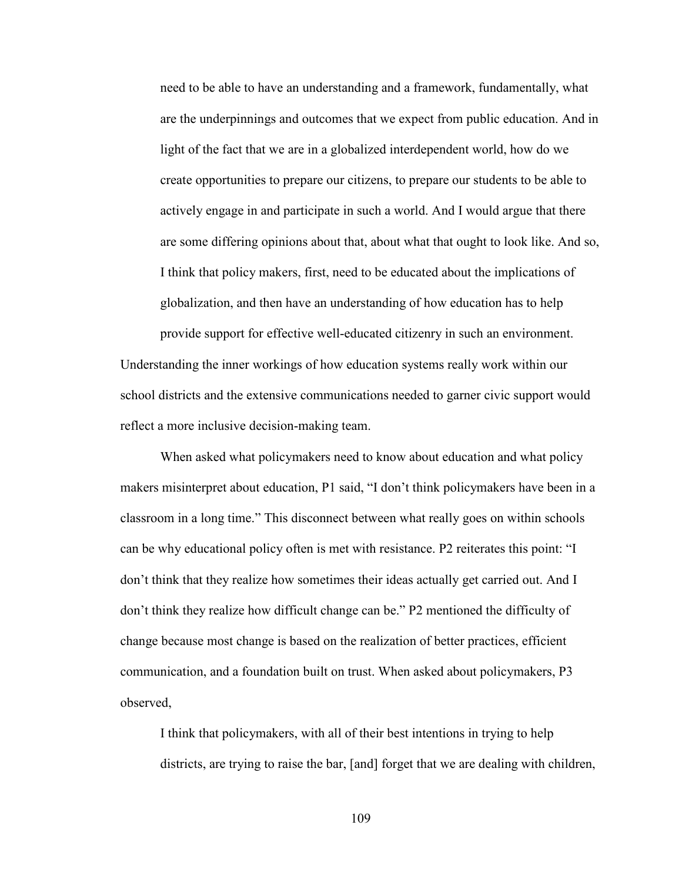> need to be able to have an understanding and a framework, fundamentally, what are the underpinnings and outcomes that we expect from public education. And in light of the fact that we are in a globalized interdependent world, how do we create opportunities to prepare our citizens, to prepare our students to be able to actively engage in and participate in such a world. And I would argue that there are some differing opinions about that, about what that ought to look like. And so, I think that policy makers, first, need to be educated about the implications of globalization, and then have an understanding of how education has to help provide support for effective well-educated citizenry in such an environment.

Understanding the inner workings of how education systems really work within our school districts and the extensive communications needed to garner civic support would reflect a more inclusive decision-making team.

When asked what policymakers need to know about education and what policy makers misinterpret about education, P1 said, "I don't think policymakers have been in a classroom in a long time." This disconnect between what really goes on within schools can be why educational policy often is met with resistance. P2 reiterates this point: "I don't think that they realize how sometimes their ideas actually get carried out. And I don't think they realize how difficult change can be." P2 mentioned the difficulty of change because most change is based on the realization of better practices, efficient communication, and a foundation built on trust. When asked about policymakers, P3 observed,

> I think that policymakers, with all of their best intentions in trying to help districts, are trying to raise the bar, [and] forget that we are dealing with children,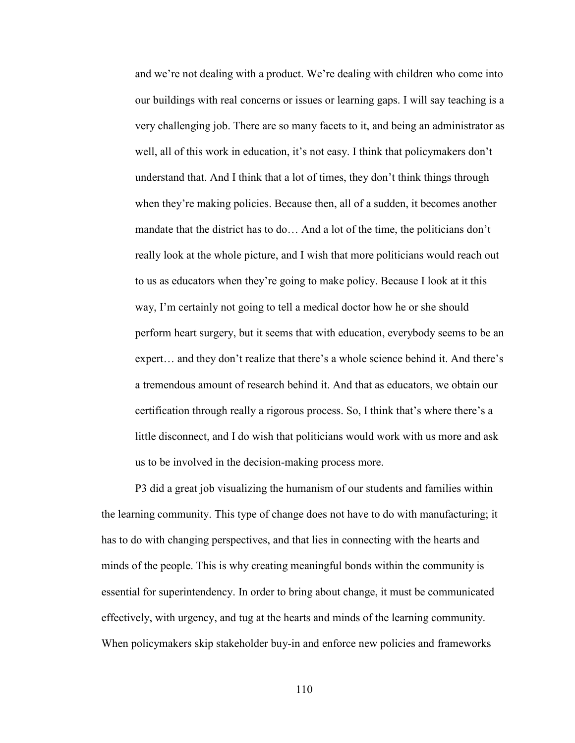> and we're not dealing with a product. We're dealing with children who come into our buildings with real concerns or issues or learning gaps. I will say teaching is a very challenging job. There are so many facets to it, and being an administrator as well, all of this work in education, it's not easy. I think that policymakers don't understand that. And I think that a lot of times, they don't think things through when they're making policies. Because then, all of a sudden, it becomes another mandate that the district has to do… And a lot of the time, the politicians don't really look at the whole picture, and I wish that more politicians would reach out to us as educators when they're going to make policy. Because I look at it this way, I'm certainly not going to tell a medical doctor how he or she should perform heart surgery, but it seems that with education, everybody seems to be an expert… and they don't realize that there's a whole science behind it. And there's a tremendous amount of research behind it. And that as educators, we obtain our certification through really a rigorous process. So, I think that's where there's a little disconnect, and I do wish that politicians would work with us more and ask us to be involved in the decision-making process more.

P3 did a great job visualizing the humanism of our students and families within the learning community. This type of change does not have to do with manufacturing; it has to do with changing perspectives, and that lies in connecting with the hearts and minds of the people. This is why creating meaningful bonds within the community is essential for superintendency. In order to bring about change, it must be communicated effectively, with urgency, and tug at the hearts and minds of the learning community. When policymakers skip stakeholder buy-in and enforce new policies and frameworks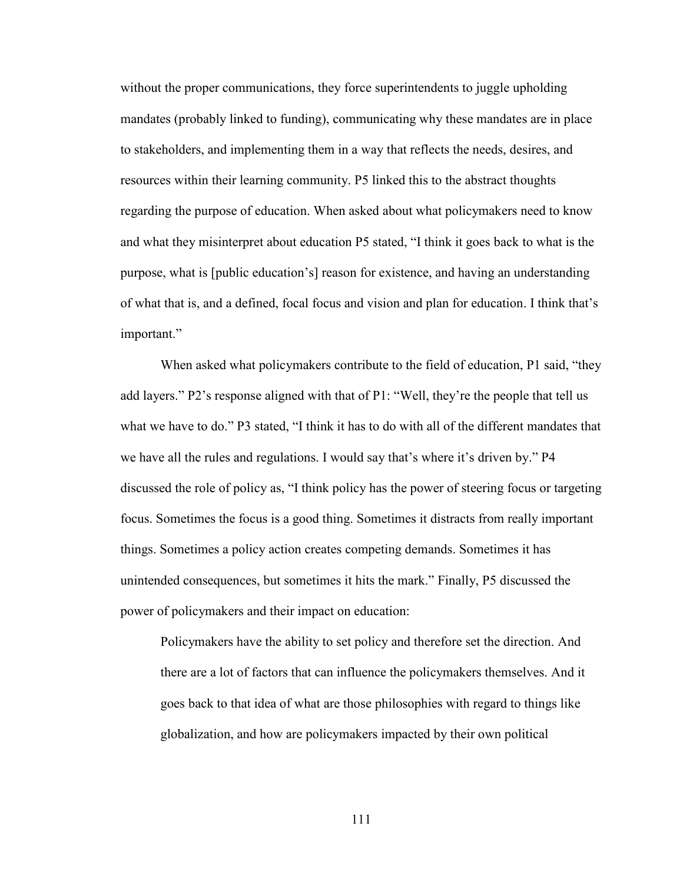without the proper communications, they force superintendents to juggle upholding mandates (probably linked to funding), communicating why these mandates are in place to stakeholders, and implementing them in a way that reflects the needs, desires, and resources within their learning community. P5 linked this to the abstract thoughts regarding the purpose of education. When asked about what policymakers need to know and what they misinterpret about education P5 stated, "I think it goes back to what is the purpose, what is [public education's] reason for existence, and having an understanding of what that is, and a defined, focal focus and vision and plan for education. I think that's important."

When asked what policymakers contribute to the field of education, P1 said, "they add layers." P2's response aligned with that of P1: "Well, they're the people that tell us what we have to do." P3 stated, "I think it has to do with all of the different mandates that we have all the rules and regulations. I would say that's where it's driven by." P4 discussed the role of policy as, "I think policy has the power of steering focus or targeting focus. Sometimes the focus is a good thing. Sometimes it distracts from really important things. Sometimes a policy action creates competing demands. Sometimes it has unintended consequences, but sometimes it hits the mark." Finally, P5 discussed the power of policymakers and their impact on education:

> Policymakers have the ability to set policy and therefore set the direction. And there are a lot of factors that can influence the policymakers themselves. And it goes back to that idea of what are those philosophies with regard to things like globalization, and how are policymakers impacted by their own political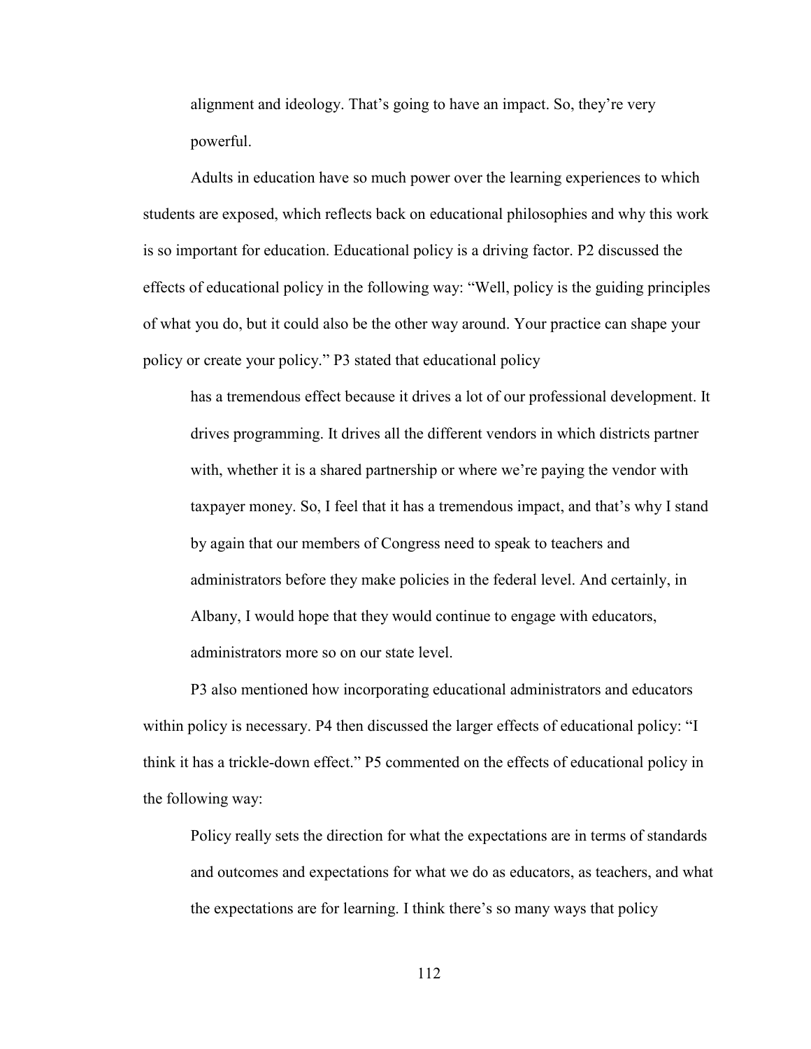> alignment and ideology. That's going to have an impact. So, they're very powerful.

Adults in education have so much power over the learning experiences to which students are exposed, which reflects back on educational philosophies and why this work is so important for education. Educational policy is a driving factor. P2 discussed the effects of educational policy in the following way: "Well, policy is the guiding principles of what you do, but it could also be the other way around. Your practice can shape your policy or create your policy." P3 stated that educational policy

> has a tremendous effect because it drives a lot of our professional development. It drives programming. It drives all the different vendors in which districts partner with, whether it is a shared partnership or where we're paying the vendor with taxpayer money. So, I feel that it has a tremendous impact, and that's why I stand by again that our members of Congress need to speak to teachers and administrators before they make policies in the federal level. And certainly, in Albany, I would hope that they would continue to engage with educators, administrators more so on our state level.

P3 also mentioned how incorporating educational administrators and educators within policy is necessary. P4 then discussed the larger effects of educational policy: "I think it has a trickle-down effect." P5 commented on the effects of educational policy in the following way:

> Policy really sets the direction for what the expectations are in terms of standards and outcomes and expectations for what we do as educators, as teachers, and what the expectations are for learning. I think there's so many ways that policy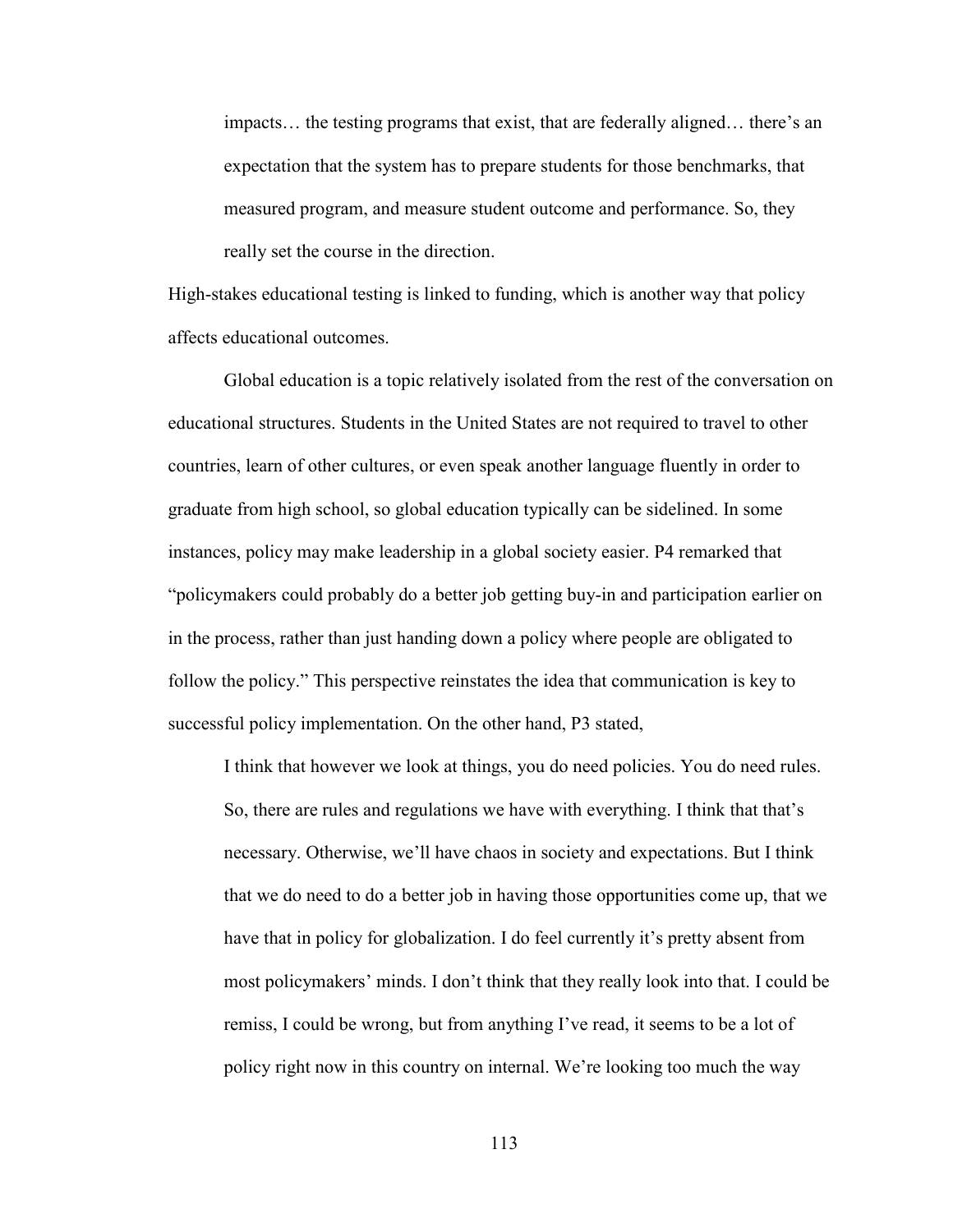> impacts… the testing programs that exist, that are federally aligned… there's an expectation that the system has to prepare students for those benchmarks, that measured program, and measure student outcome and performance. So, they really set the course in the direction.

High-stakes educational testing is linked to funding, which is another way that policy affects educational outcomes.

Global education is a topic relatively isolated from the rest of the conversation on educational structures. Students in the United States are not required to travel to other countries, learn of other cultures, or even speak another language fluently in order to graduate from high school, so global education typically can be sidelined. In some instances, policy may make leadership in a global society easier. P4 remarked that "policymakers could probably do a better job getting buy-in and participation earlier on in the process, rather than just handing down a policy where people are obligated to follow the policy." This perspective reinstates the idea that communication is key to successful policy implementation. On the other hand, P3 stated,

> I think that however we look at things, you do need policies. You do need rules. So, there are rules and regulations we have with everything. I think that that's necessary. Otherwise, we'll have chaos in society and expectations. But I think that we do need to do a better job in having those opportunities come up, that we have that in policy for globalization. I do feel currently it's pretty absent from most policymakers' minds. I don't think that they really look into that. I could be remiss, I could be wrong, but from anything I've read, it seems to be a lot of policy right now in this country on internal. We're looking too much the way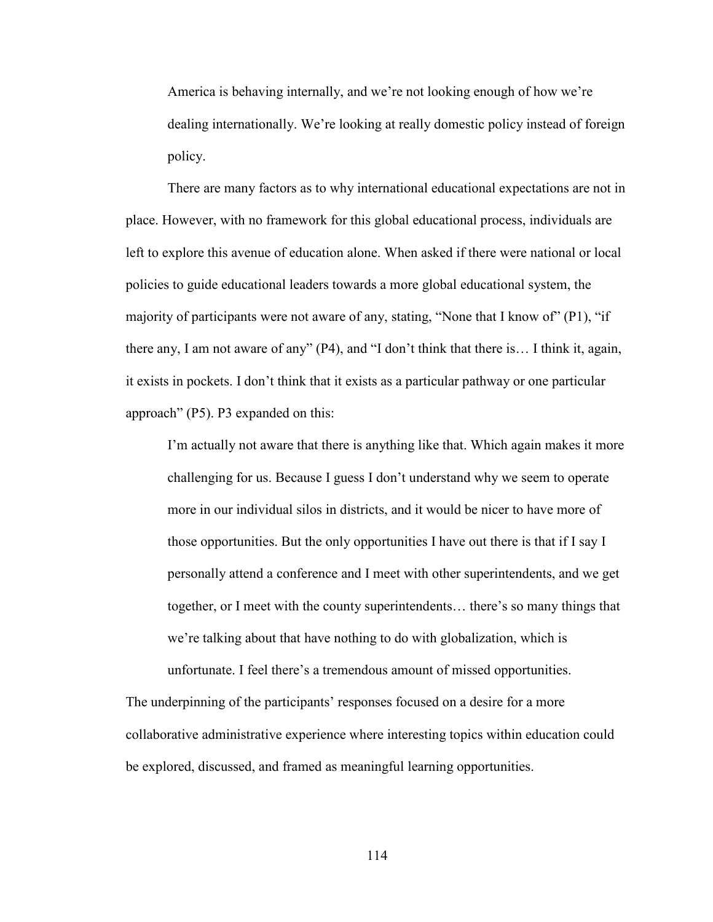> America is behaving internally, and we're not looking enough of how we're dealing internationally. We're looking at really domestic policy instead of foreign policy.

There are many factors as to why international educational expectations are not in place. However, with no framework for this global educational process, individuals are left to explore this avenue of education alone. When asked if there were national or local policies to guide educational leaders towards a more global educational system, the majority of participants were not aware of any, stating, "None that I know of" (P1), "if there any, I am not aware of any" (P4), and "I don't think that there is… I think it, again, it exists in pockets. I don't think that it exists as a particular pathway or one particular approach" (P5). P3 expanded on this:

> I'm actually not aware that there is anything like that. Which again makes it more challenging for us. Because I guess I don't understand why we seem to operate more in our individual silos in districts, and it would be nicer to have more of those opportunities. But the only opportunities I have out there is that if I say I personally attend a conference and I meet with other superintendents, and we get together, or I meet with the county superintendents… there's so many things that we're talking about that have nothing to do with globalization, which is unfortunate. I feel there's a tremendous amount of missed opportunities.

The underpinning of the participants' responses focused on a desire for a more collaborative administrative experience where interesting topics within education could be explored, discussed, and framed as meaningful learning opportunities.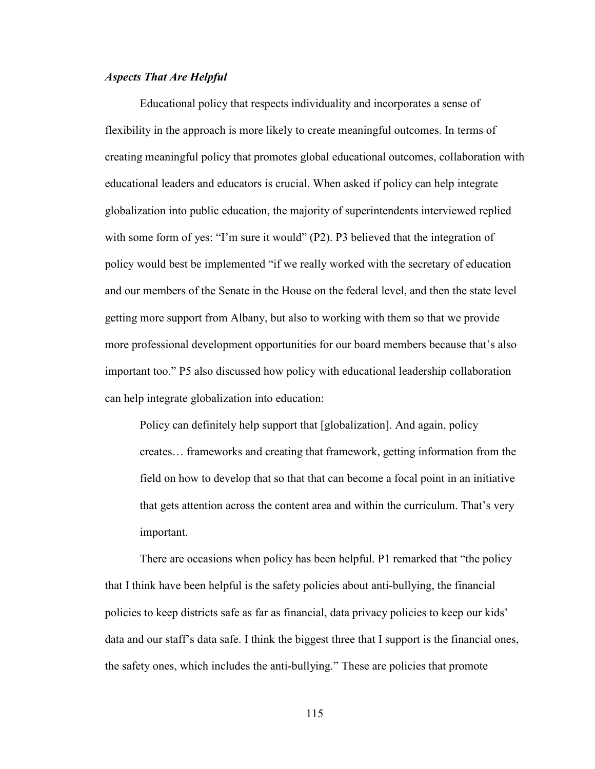### *Aspects That Are Helpful*

Educational policy that respects individuality and incorporates a sense of flexibility in the approach is more likely to create meaningful outcomes. In terms of creating meaningful policy that promotes global educational outcomes, collaboration with educational leaders and educators is crucial. When asked if policy can help integrate globalization into public education, the majority of superintendents interviewed replied with some form of yes: "I'm sure it would" (P2). P3 believed that the integration of policy would best be implemented "if we really worked with the secretary of education and our members of the Senate in the House on the federal level, and then the state level getting more support from Albany, but also to working with them so that we provide more professional development opportunities for our board members because that's also important too." P5 also discussed how policy with educational leadership collaboration can help integrate globalization into education:

> Policy can definitely help support that [globalization]. And again, policy creates… frameworks and creating that framework, getting information from the field on how to develop that so that that can become a focal point in an initiative that gets attention across the content area and within the curriculum. That's very important.

There are occasions when policy has been helpful. P1 remarked that "the policy that I think have been helpful is the safety policies about anti-bullying, the financial policies to keep districts safe as far as financial, data privacy policies to keep our kids' data and our staff's data safe. I think the biggest three that I support is the financial ones, the safety ones, which includes the anti-bullying." These are policies that promote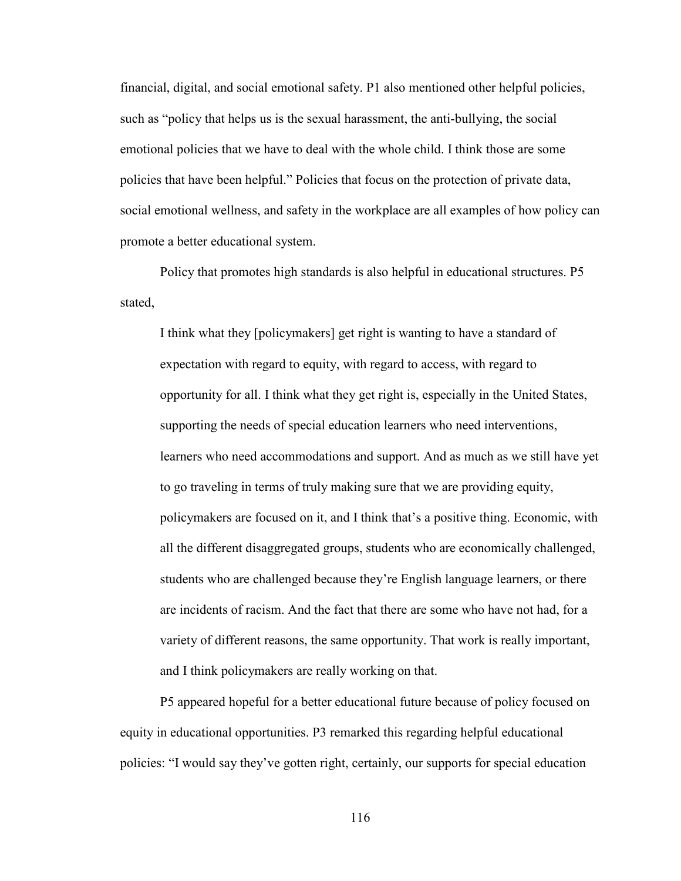financial, digital, and social emotional safety. P1 also mentioned other helpful policies, such as "policy that helps us is the sexual harassment, the anti-bullying, the social emotional policies that we have to deal with the whole child. I think those are some policies that have been helpful." Policies that focus on the protection of private data, social emotional wellness, and safety in the workplace are all examples of how policy can promote a better educational system.

Policy that promotes high standards is also helpful in educational structures. P5 stated,

> I think what they [policymakers] get right is wanting to have a standard of expectation with regard to equity, with regard to access, with regard to opportunity for all. I think what they get right is, especially in the United States, supporting the needs of special education learners who need interventions, learners who need accommodations and support. And as much as we still have yet to go traveling in terms of truly making sure that we are providing equity, policymakers are focused on it, and I think that's a positive thing. Economic, with all the different disaggregated groups, students who are economically challenged, students who are challenged because they're English language learners, or there are incidents of racism. And the fact that there are some who have not had, for a variety of different reasons, the same opportunity. That work is really important, and I think policymakers are really working on that.

P5 appeared hopeful for a better educational future because of policy focused on equity in educational opportunities. P3 remarked this regarding helpful educational policies: "I would say they've gotten right, certainly, our supports for special education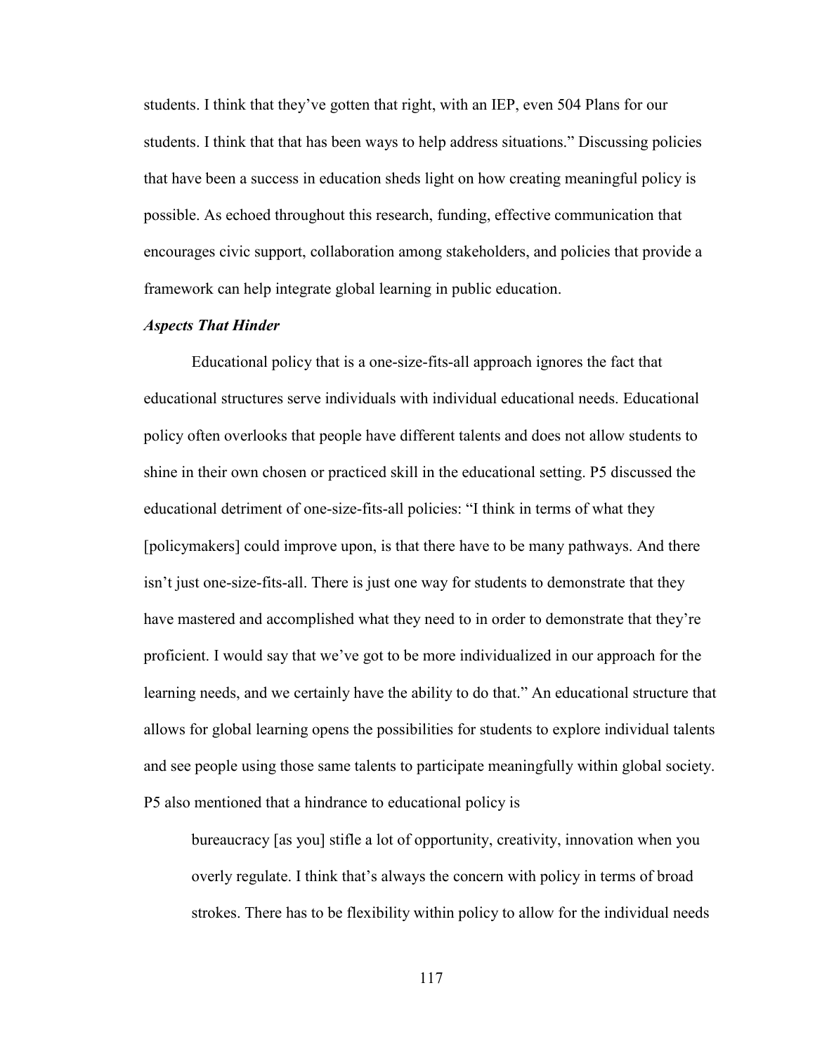students. I think that they've gotten that right, with an IEP, even 504 Plans for our students. I think that that has been ways to help address situations." Discussing policies that have been a success in education sheds light on how creating meaningful policy is possible. As echoed throughout this research, funding, effective communication that encourages civic support, collaboration among stakeholders, and policies that provide a framework can help integrate global learning in public education.

### *Aspects That Hinder*

Educational policy that is a one-size-fits-all approach ignores the fact that educational structures serve individuals with individual educational needs. Educational policy often overlooks that people have different talents and does not allow students to shine in their own chosen or practiced skill in the educational setting. P5 discussed the educational detriment of one-size-fits-all policies: "I think in terms of what they [policymakers] could improve upon, is that there have to be many pathways. And there isn't just one-size-fits-all. There is just one way for students to demonstrate that they have mastered and accomplished what they need to in order to demonstrate that they're proficient. I would say that we've got to be more individualized in our approach for the learning needs, and we certainly have the ability to do that." An educational structure that allows for global learning opens the possibilities for students to explore individual talents and see people using those same talents to participate meaningfully within global society. P5 also mentioned that a hindrance to educational policy is

> bureaucracy [as you] stifle a lot of opportunity, creativity, innovation when you overly regulate. I think that's always the concern with policy in terms of broad strokes. There has to be flexibility within policy to allow for the individual needs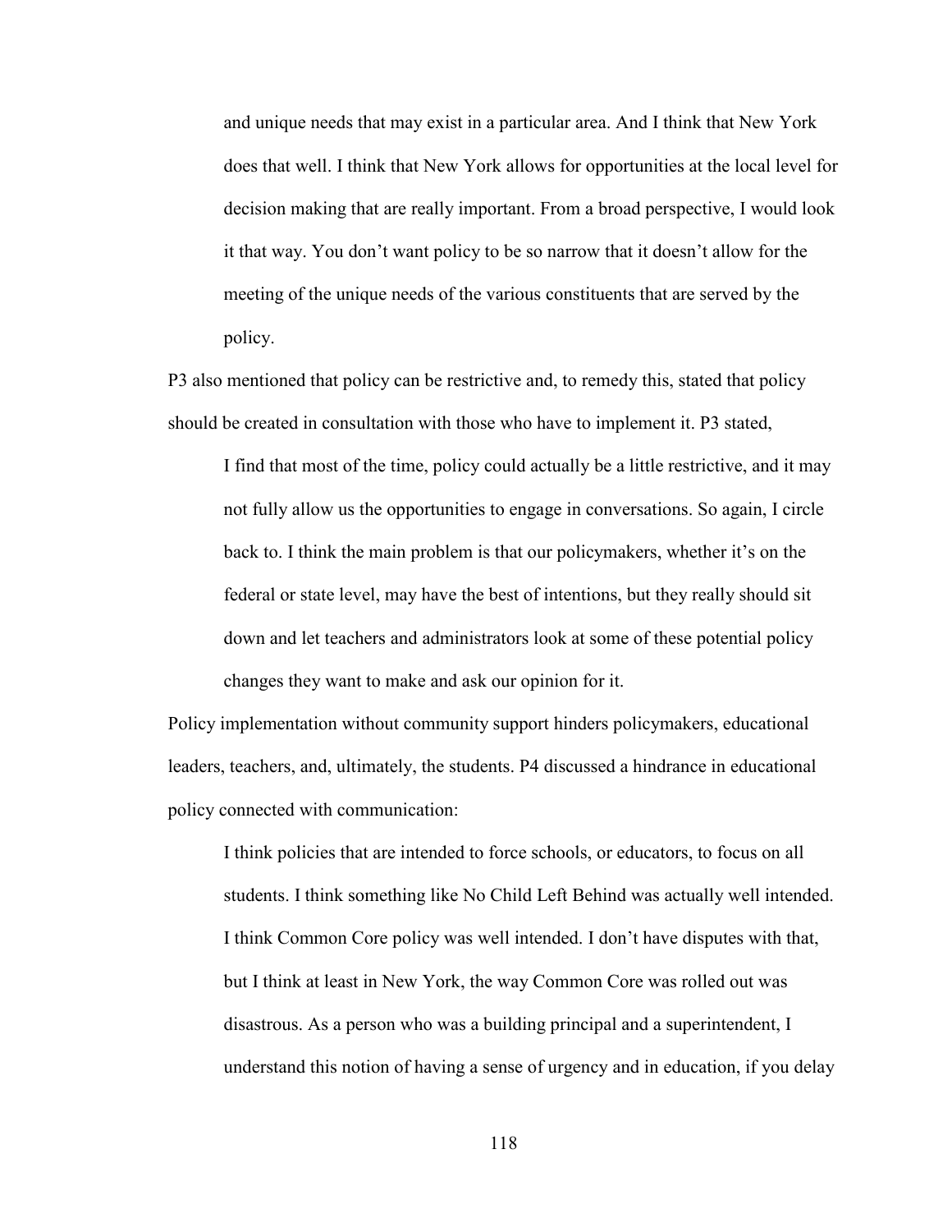> and unique needs that may exist in a particular area. And I think that New York does that well. I think that New York allows for opportunities at the local level for decision making that are really important. From a broad perspective, I would look it that way. You don't want policy to be so narrow that it doesn't allow for the meeting of the unique needs of the various constituents that are served by the policy.

P3 also mentioned that policy can be restrictive and, to remedy this, stated that policy should be created in consultation with those who have to implement it. P3 stated,

> I find that most of the time, policy could actually be a little restrictive, and it may not fully allow us the opportunities to engage in conversations. So again, I circle back to. I think the main problem is that our policymakers, whether it's on the federal or state level, may have the best of intentions, but they really should sit down and let teachers and administrators look at some of these potential policy changes they want to make and ask our opinion for it.

Policy implementation without community support hinders policymakers, educational leaders, teachers, and, ultimately, the students. P4 discussed a hindrance in educational policy connected with communication:

> I think policies that are intended to force schools, or educators, to focus on all students. I think something like No Child Left Behind was actually well intended. I think Common Core policy was well intended. I don't have disputes with that, but I think at least in New York, the way Common Core was rolled out was disastrous. As a person who was a building principal and a superintendent, I understand this notion of having a sense of urgency and in education, if you delay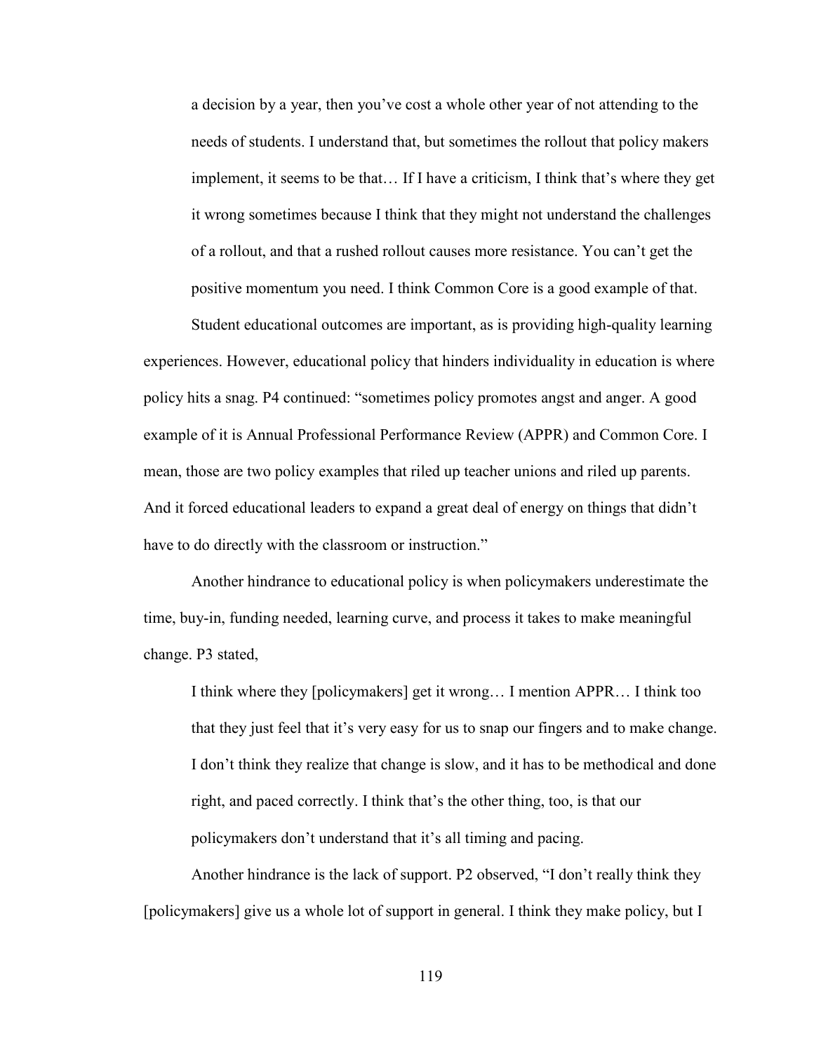> a decision by a year, then you've cost a whole other year of not attending to the needs of students. I understand that, but sometimes the rollout that policy makers implement, it seems to be that… If I have a criticism, I think that's where they get it wrong sometimes because I think that they might not understand the challenges of a rollout, and that a rushed rollout causes more resistance. You can't get the positive momentum you need. I think Common Core is a good example of that.

Student educational outcomes are important, as is providing high-quality learning experiences. However, educational policy that hinders individuality in education is where policy hits a snag. P4 continued: "sometimes policy promotes angst and anger. A good example of it is Annual Professional Performance Review (APPR) and Common Core. I mean, those are two policy examples that riled up teacher unions and riled up parents. And it forced educational leaders to expand a great deal of energy on things that didn't have to do directly with the classroom or instruction."

Another hindrance to educational policy is when policymakers underestimate the time, buy-in, funding needed, learning curve, and process it takes to make meaningful change. P3 stated,

> I think where they [policymakers] get it wrong… I mention APPR… I think too that they just feel that it's very easy for us to snap our fingers and to make change. I don't think they realize that change is slow, and it has to be methodical and done right, and paced correctly. I think that's the other thing, too, is that our policymakers don't understand that it's all timing and pacing.

Another hindrance is the lack of support. P2 observed, "I don't really think they [policymakers] give us a whole lot of support in general. I think they make policy, but I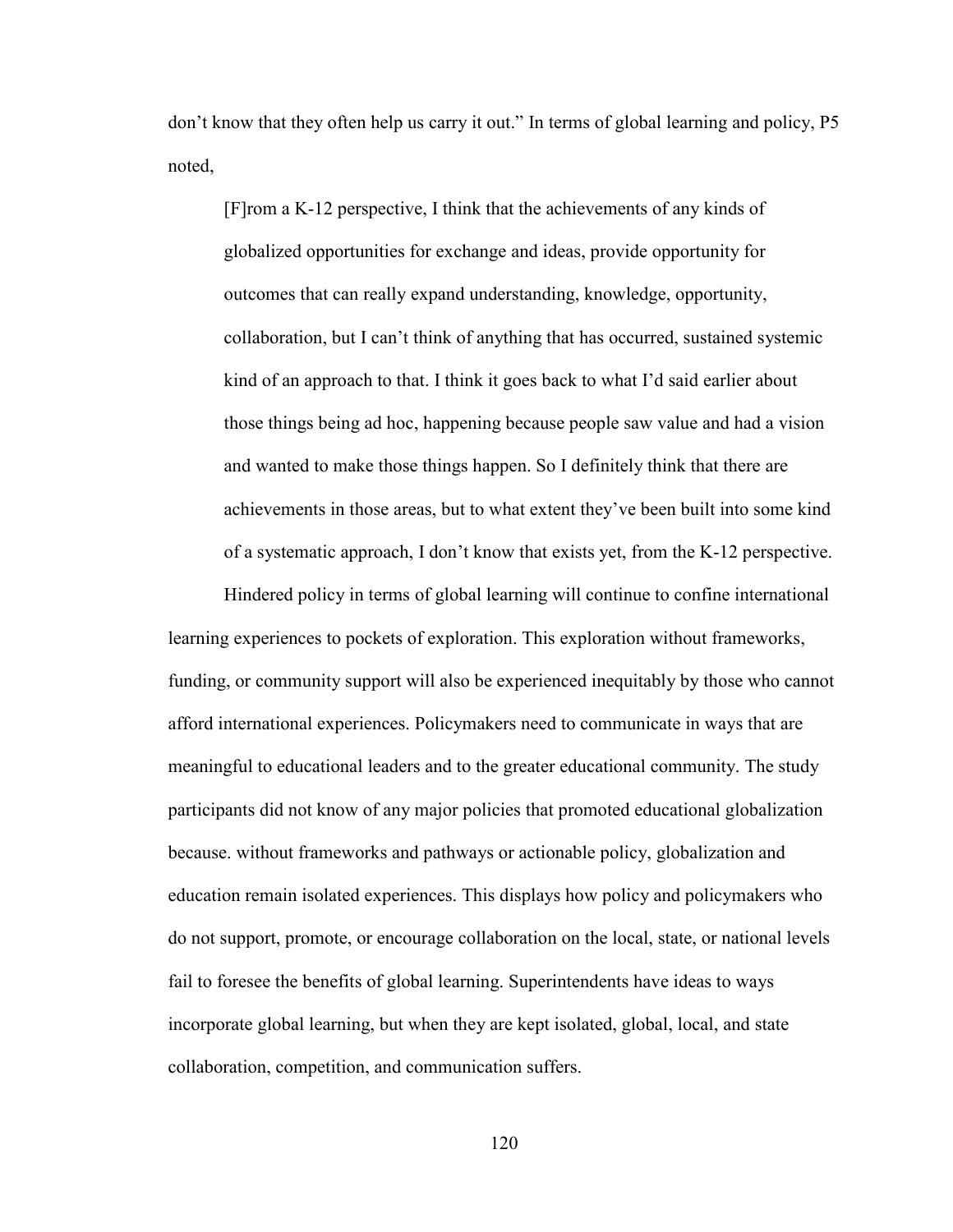don't know that they often help us carry it out." In terms of global learning and policy, P5 noted,

> [F]rom a K-12 perspective, I think that the achievements of any kinds of globalized opportunities for exchange and ideas, provide opportunity for outcomes that can really expand understanding, knowledge, opportunity, collaboration, but I can't think of anything that has occurred, sustained systemic kind of an approach to that. I think it goes back to what I'd said earlier about those things being ad hoc, happening because people saw value and had a vision and wanted to make those things happen. So I definitely think that there are achievements in those areas, but to what extent they've been built into some kind of a systematic approach, I don't know that exists yet, from the K-12 perspective.

Hindered policy in terms of global learning will continue to confine international learning experiences to pockets of exploration. This exploration without frameworks, funding, or community support will also be experienced inequitably by those who cannot afford international experiences. Policymakers need to communicate in ways that are meaningful to educational leaders and to the greater educational community. The study participants did not know of any major policies that promoted educational globalization because. without frameworks and pathways or actionable policy, globalization and education remain isolated experiences. This displays how policy and policymakers who do not support, promote, or encourage collaboration on the local, state, or national levels fail to foresee the benefits of global learning. Superintendents have ideas to ways incorporate global learning, but when they are kept isolated, global, local, and state collaboration, competition, and communication suffers.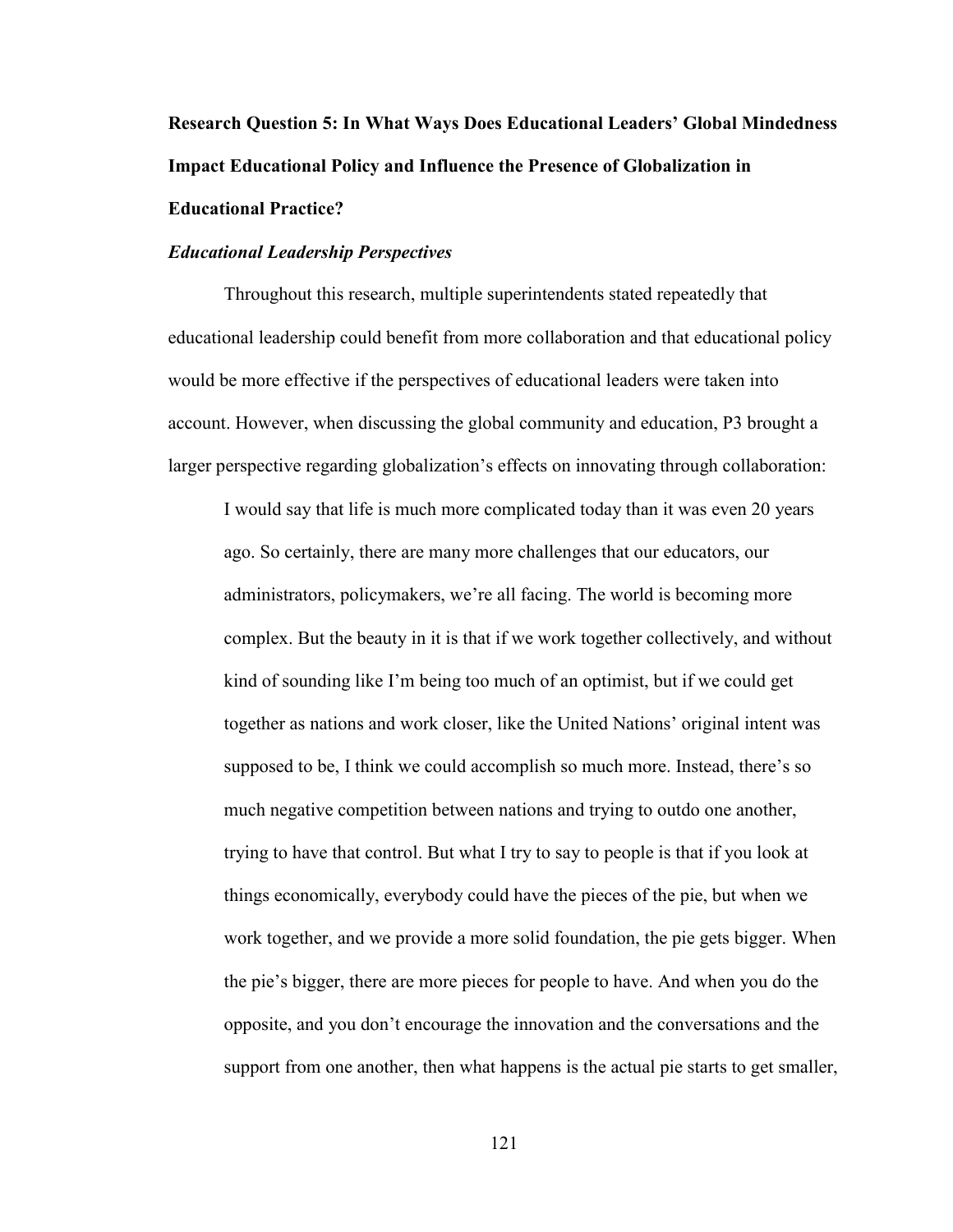**Research Question 5: In What Ways Does Educational Leaders' Global Mindedness Impact Educational Policy and Influence the Presence of Globalization in Educational Practice?**

***Educational Leadership Perspectives***

Throughout this research, multiple superintendents stated repeatedly that educational leadership could benefit from more collaboration and that educational policy would be more effective if the perspectives of educational leaders were taken into account. However, when discussing the global community and education, P3 brought a larger perspective regarding globalization's effects on innovating through collaboration:

> I would say that life is much more complicated today than it was even 20 years ago. So certainly, there are many more challenges that our educators, our administrators, policymakers, we're all facing. The world is becoming more complex. But the beauty in it is that if we work together collectively, and without kind of sounding like I'm being too much of an optimist, but if we could get together as nations and work closer, like the United Nations' original intent was supposed to be, I think we could accomplish so much more. Instead, there's so much negative competition between nations and trying to outdo one another, trying to have that control. But what I try to say to people is that if you look at things economically, everybody could have the pieces of the pie, but when we work together, and we provide a more solid foundation, the pie gets bigger. When the pie's bigger, there are more pieces for people to have. And when you do the opposite, and you don't encourage the innovation and the conversations and the support from one another, then what happens is the actual pie starts to get smaller,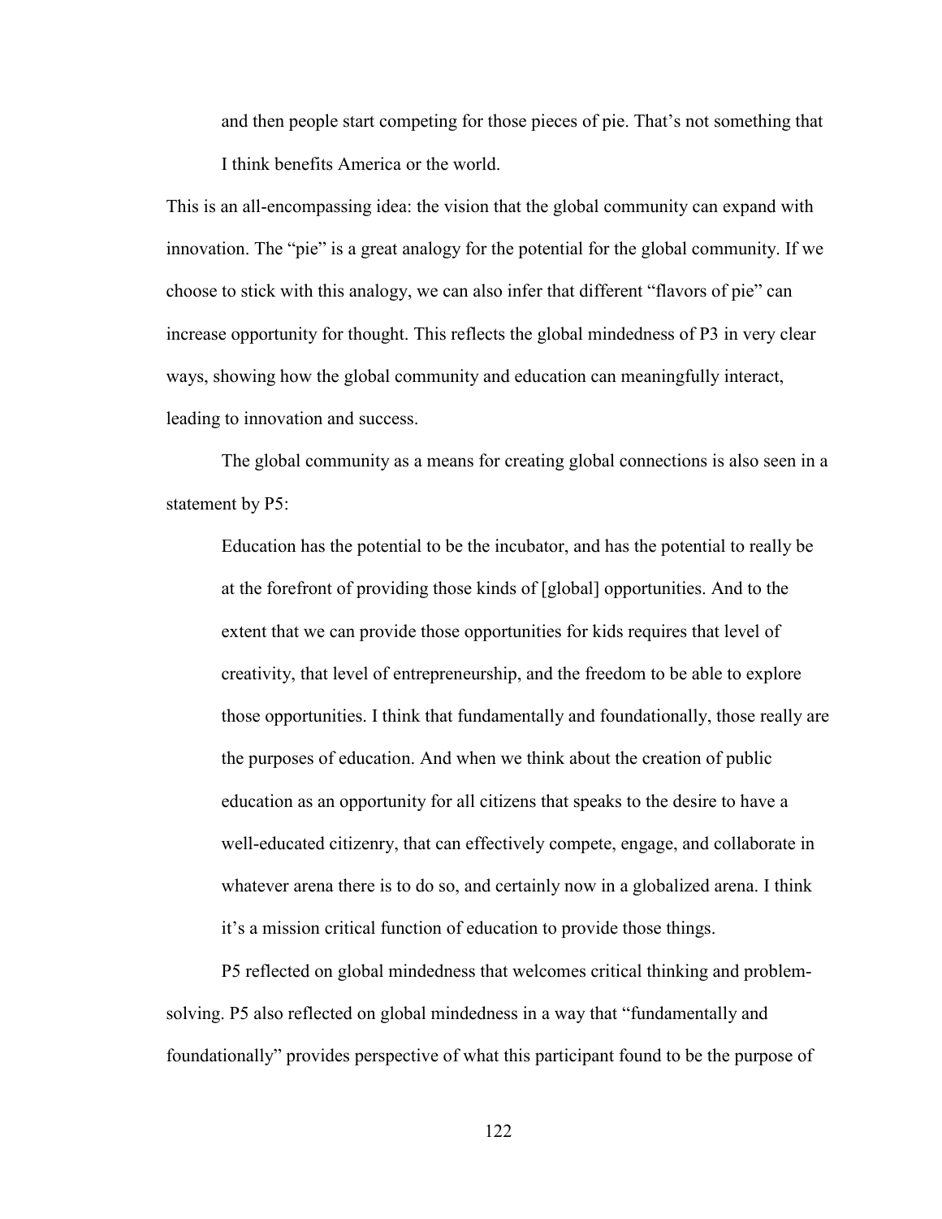> and then people start competing for those pieces of pie. That's not something that I think benefits America or the world.

This is an all-encompassing idea: the vision that the global community can expand with innovation. The "pie" is a great analogy for the potential for the global community. If we choose to stick with this analogy, we can also infer that different "flavors of pie" can increase opportunity for thought. This reflects the global mindedness of P3 in very clear ways, showing how the global community and education can meaningfully interact, leading to innovation and success.

The global community as a means for creating global connections is also seen in a statement by P5:

> Education has the potential to be the incubator, and has the potential to really be at the forefront of providing those kinds of [global] opportunities. And to the extent that we can provide those opportunities for kids requires that level of creativity, that level of entrepreneurship, and the freedom to be able to explore those opportunities. I think that fundamentally and foundationally, those really are the purposes of education. And when we think about the creation of public education as an opportunity for all citizens that speaks to the desire to have a well-educated citizenry, that can effectively compete, engage, and collaborate in whatever arena there is to do so, and certainly now in a globalized arena. I think it's a mission critical function of education to provide those things.

P5 reflected on global mindedness that welcomes critical thinking and problem-solving. P5 also reflected on global mindedness in a way that "fundamentally and foundationally" provides perspective of what this participant found to be the purpose of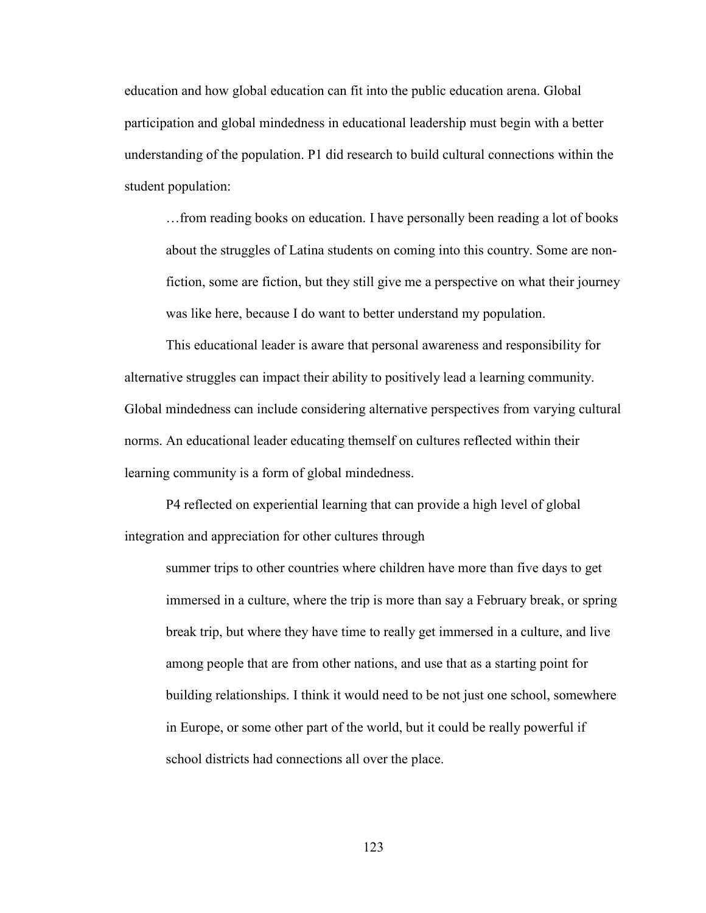education and how global education can fit into the public education arena. Global participation and global mindedness in educational leadership must begin with a better understanding of the population. P1 did research to build cultural connections within the student population:

> …from reading books on education. I have personally been reading a lot of books about the struggles of Latina students on coming into this country. Some are non-fiction, some are fiction, but they still give me a perspective on what their journey was like here, because I do want to better understand my population.

This educational leader is aware that personal awareness and responsibility for alternative struggles can impact their ability to positively lead a learning community. Global mindedness can include considering alternative perspectives from varying cultural norms. An educational leader educating themself on cultures reflected within their learning community is a form of global mindedness.

P4 reflected on experiential learning that can provide a high level of global integration and appreciation for other cultures through

> summer trips to other countries where children have more than five days to get immersed in a culture, where the trip is more than say a February break, or spring break trip, but where they have time to really get immersed in a culture, and live among people that are from other nations, and use that as a starting point for building relationships. I think it would need to be not just one school, somewhere in Europe, or some other part of the world, but it could be really powerful if school districts had connections all over the place.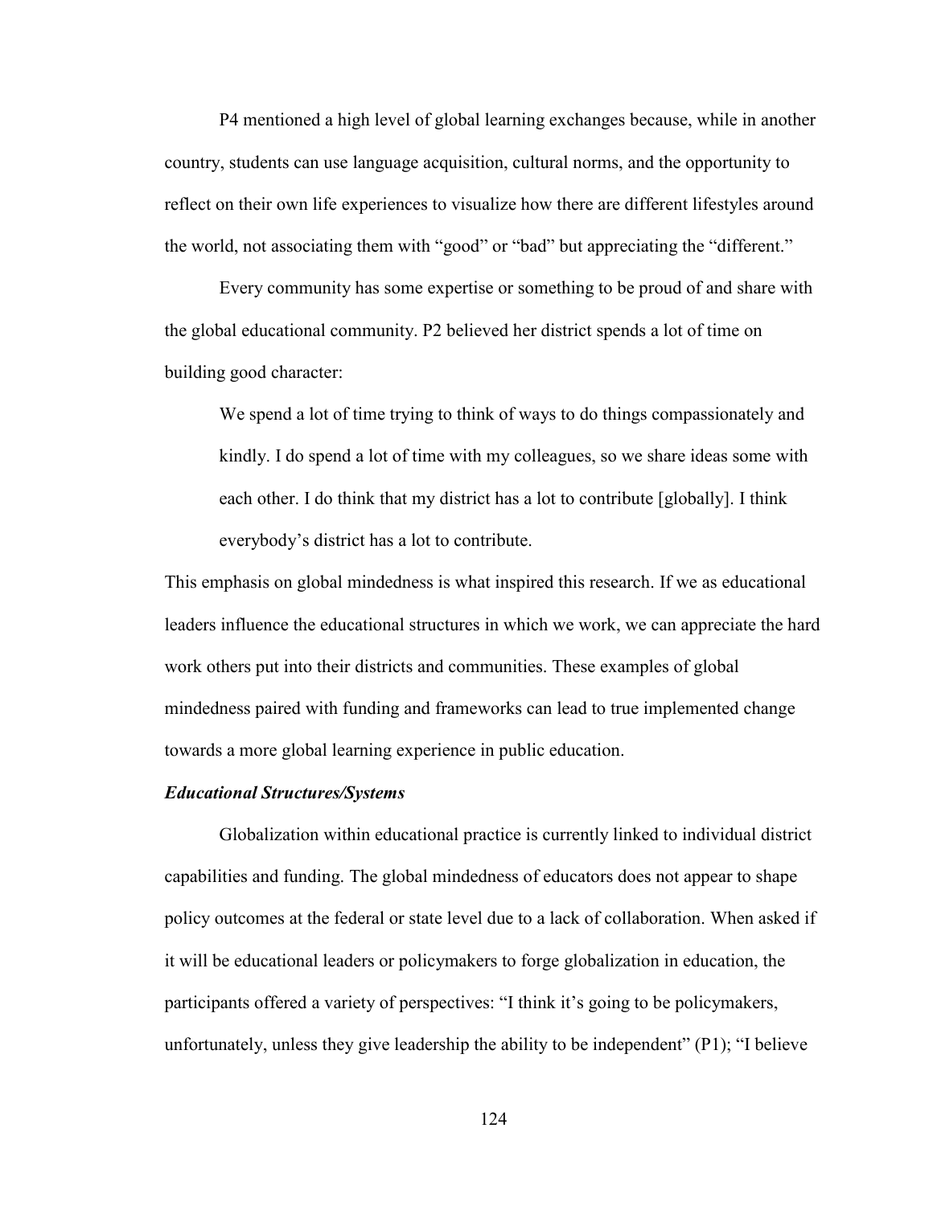P4 mentioned a high level of global learning exchanges because, while in another country, students can use language acquisition, cultural norms, and the opportunity to reflect on their own life experiences to visualize how there are different lifestyles around the world, not associating them with "good" or "bad" but appreciating the "different."

Every community has some expertise or something to be proud of and share with the global educational community. P2 believed her district spends a lot of time on building good character:

> We spend a lot of time trying to think of ways to do things compassionately and kindly. I do spend a lot of time with my colleagues, so we share ideas some with each other. I do think that my district has a lot to contribute [globally]. I think everybody's district has a lot to contribute.

This emphasis on global mindedness is what inspired this research. If we as educational leaders influence the educational structures in which we work, we can appreciate the hard work others put into their districts and communities. These examples of global mindedness paired with funding and frameworks can lead to true implemented change towards a more global learning experience in public education.

### *Educational Structures/Systems*

Globalization within educational practice is currently linked to individual district capabilities and funding. The global mindedness of educators does not appear to shape policy outcomes at the federal or state level due to a lack of collaboration. When asked if it will be educational leaders or policymakers to forge globalization in education, the participants offered a variety of perspectives: "I think it's going to be policymakers, unfortunately, unless they give leadership the ability to be independent" (P1); "I believe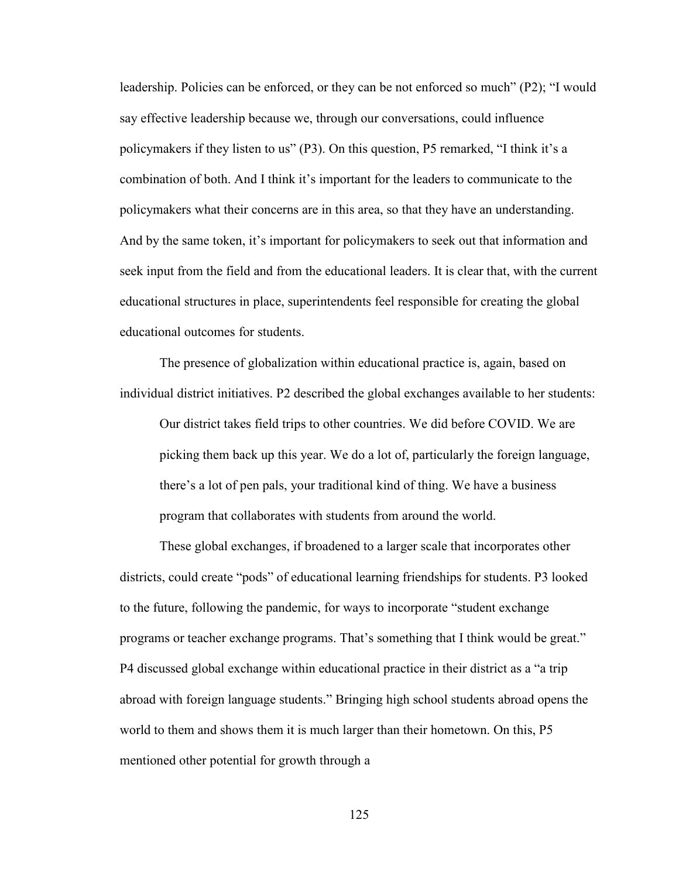leadership. Policies can be enforced, or they can be not enforced so much" (P2); "I would say effective leadership because we, through our conversations, could influence policymakers if they listen to us" (P3). On this question, P5 remarked, "I think it's a combination of both. And I think it's important for the leaders to communicate to the policymakers what their concerns are in this area, so that they have an understanding. And by the same token, it's important for policymakers to seek out that information and seek input from the field and from the educational leaders. It is clear that, with the current educational structures in place, superintendents feel responsible for creating the global educational outcomes for students.

The presence of globalization within educational practice is, again, based on individual district initiatives. P2 described the global exchanges available to her students:

> Our district takes field trips to other countries. We did before COVID. We are picking them back up this year. We do a lot of, particularly the foreign language, there's a lot of pen pals, your traditional kind of thing. We have a business program that collaborates with students from around the world.

These global exchanges, if broadened to a larger scale that incorporates other districts, could create "pods" of educational learning friendships for students. P3 looked to the future, following the pandemic, for ways to incorporate "student exchange programs or teacher exchange programs. That's something that I think would be great." P4 discussed global exchange within educational practice in their district as a "a trip abroad with foreign language students." Bringing high school students abroad opens the world to them and shows them it is much larger than their hometown. On this, P5 mentioned other potential for growth through a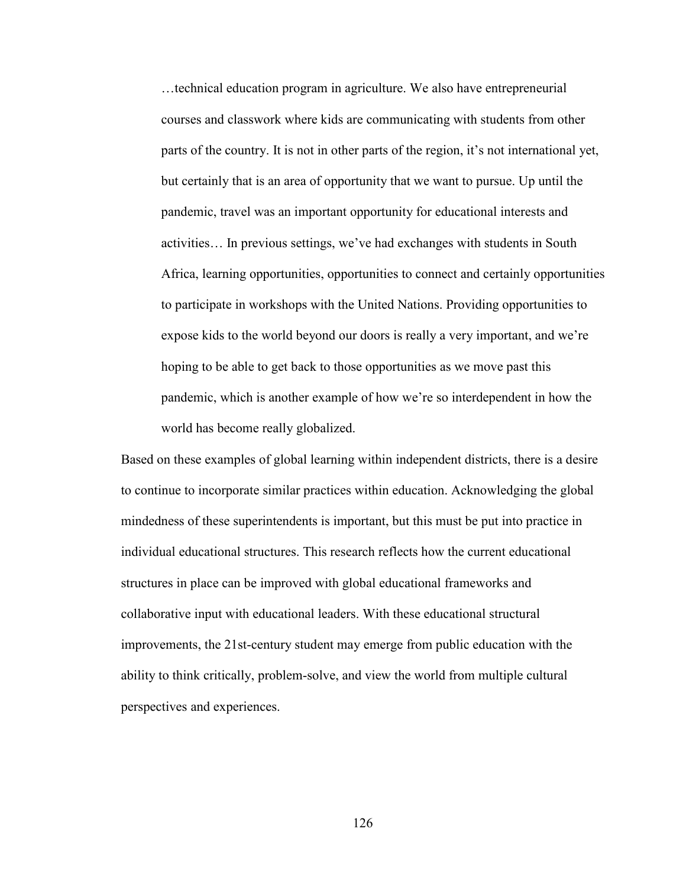> …technical education program in agriculture. We also have entrepreneurial courses and classwork where kids are communicating with students from other parts of the country. It is not in other parts of the region, it's not international yet, but certainly that is an area of opportunity that we want to pursue. Up until the pandemic, travel was an important opportunity for educational interests and activities… In previous settings, we've had exchanges with students in South Africa, learning opportunities, opportunities to connect and certainly opportunities to participate in workshops with the United Nations. Providing opportunities to expose kids to the world beyond our doors is really a very important, and we're hoping to be able to get back to those opportunities as we move past this pandemic, which is another example of how we're so interdependent in how the world has become really globalized.

Based on these examples of global learning within independent districts, there is a desire to continue to incorporate similar practices within education. Acknowledging the global mindedness of these superintendents is important, but this must be put into practice in individual educational structures. This research reflects how the current educational structures in place can be improved with global educational frameworks and collaborative input with educational leaders. With these educational structural improvements, the 21st-century student may emerge from public education with the ability to think critically, problem-solve, and view the world from multiple cultural perspectives and experiences.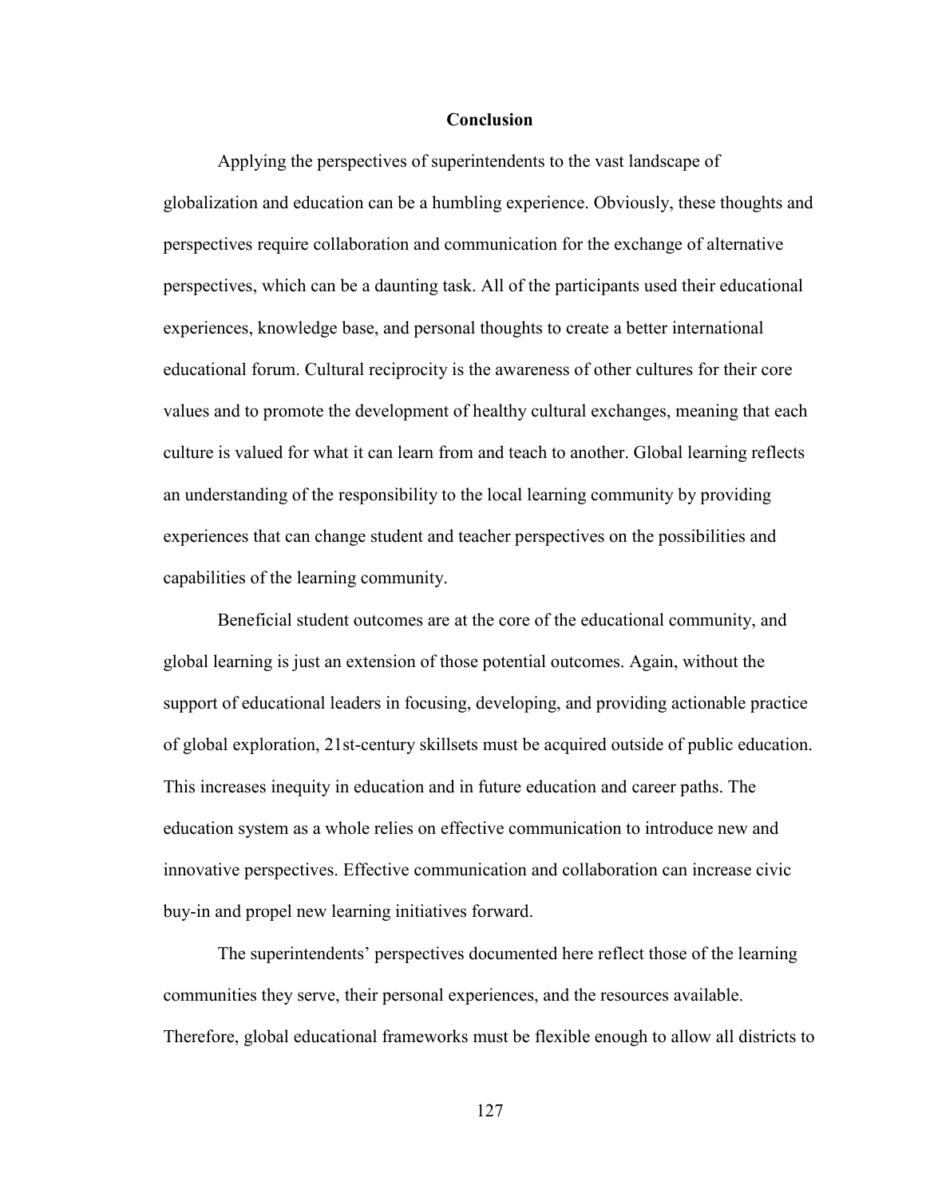## Conclusion

Applying the perspectives of superintendents to the vast landscape of globalization and education can be a humbling experience. Obviously, these thoughts and perspectives require collaboration and communication for the exchange of alternative perspectives, which can be a daunting task. All of the participants used their educational experiences, knowledge base, and personal thoughts to create a better international educational forum. Cultural reciprocity is the awareness of other cultures for their core values and to promote the development of healthy cultural exchanges, meaning that each culture is valued for what it can learn from and teach to another. Global learning reflects an understanding of the responsibility to the local learning community by providing experiences that can change student and teacher perspectives on the possibilities and capabilities of the learning community.

Beneficial student outcomes are at the core of the educational community, and global learning is just an extension of those potential outcomes. Again, without the support of educational leaders in focusing, developing, and providing actionable practice of global exploration, 21st-century skillsets must be acquired outside of public education. This increases inequity in education and in future education and career paths. The education system as a whole relies on effective communication to introduce new and innovative perspectives. Effective communication and collaboration can increase civic buy-in and propel new learning initiatives forward.

The superintendents' perspectives documented here reflect those of the learning communities they serve, their personal experiences, and the resources available. Therefore, global educational frameworks must be flexible enough to allow all districts to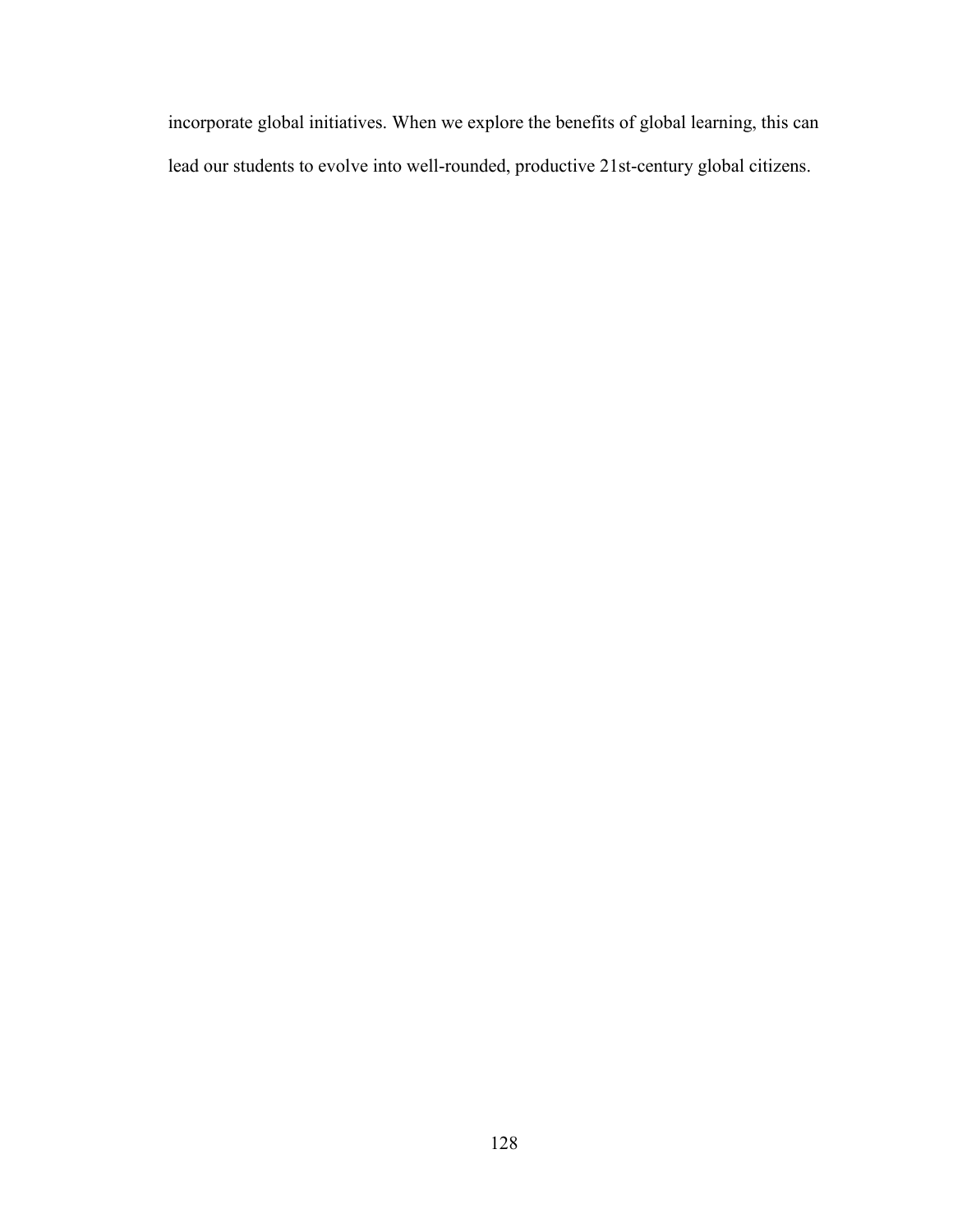incorporate global initiatives. When we explore the benefits of global learning, this can lead our students to evolve into well-rounded, productive 21st-century global citizens.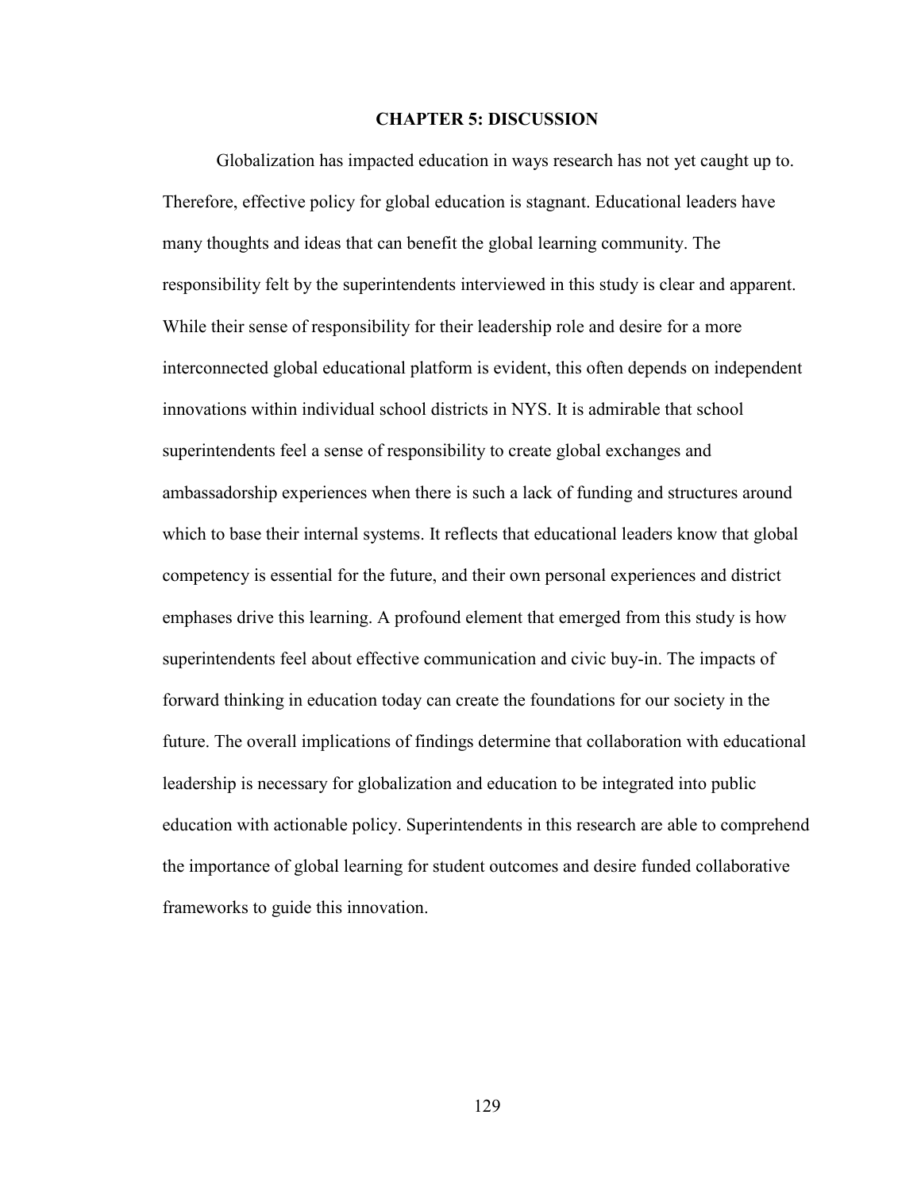# CHAPTER 5: DISCUSSION

Globalization has impacted education in ways research has not yet caught up to. Therefore, effective policy for global education is stagnant. Educational leaders have many thoughts and ideas that can benefit the global learning community. The responsibility felt by the superintendents interviewed in this study is clear and apparent. While their sense of responsibility for their leadership role and desire for a more interconnected global educational platform is evident, this often depends on independent innovations within individual school districts in NYS. It is admirable that school superintendents feel a sense of responsibility to create global exchanges and ambassadorship experiences when there is such a lack of funding and structures around which to base their internal systems. It reflects that educational leaders know that global competency is essential for the future, and their own personal experiences and district emphases drive this learning. A profound element that emerged from this study is how superintendents feel about effective communication and civic buy-in. The impacts of forward thinking in education today can create the foundations for our society in the future. The overall implications of findings determine that collaboration with educational leadership is necessary for globalization and education to be integrated into public education with actionable policy. Superintendents in this research are able to comprehend the importance of global learning for student outcomes and desire funded collaborative frameworks to guide this innovation.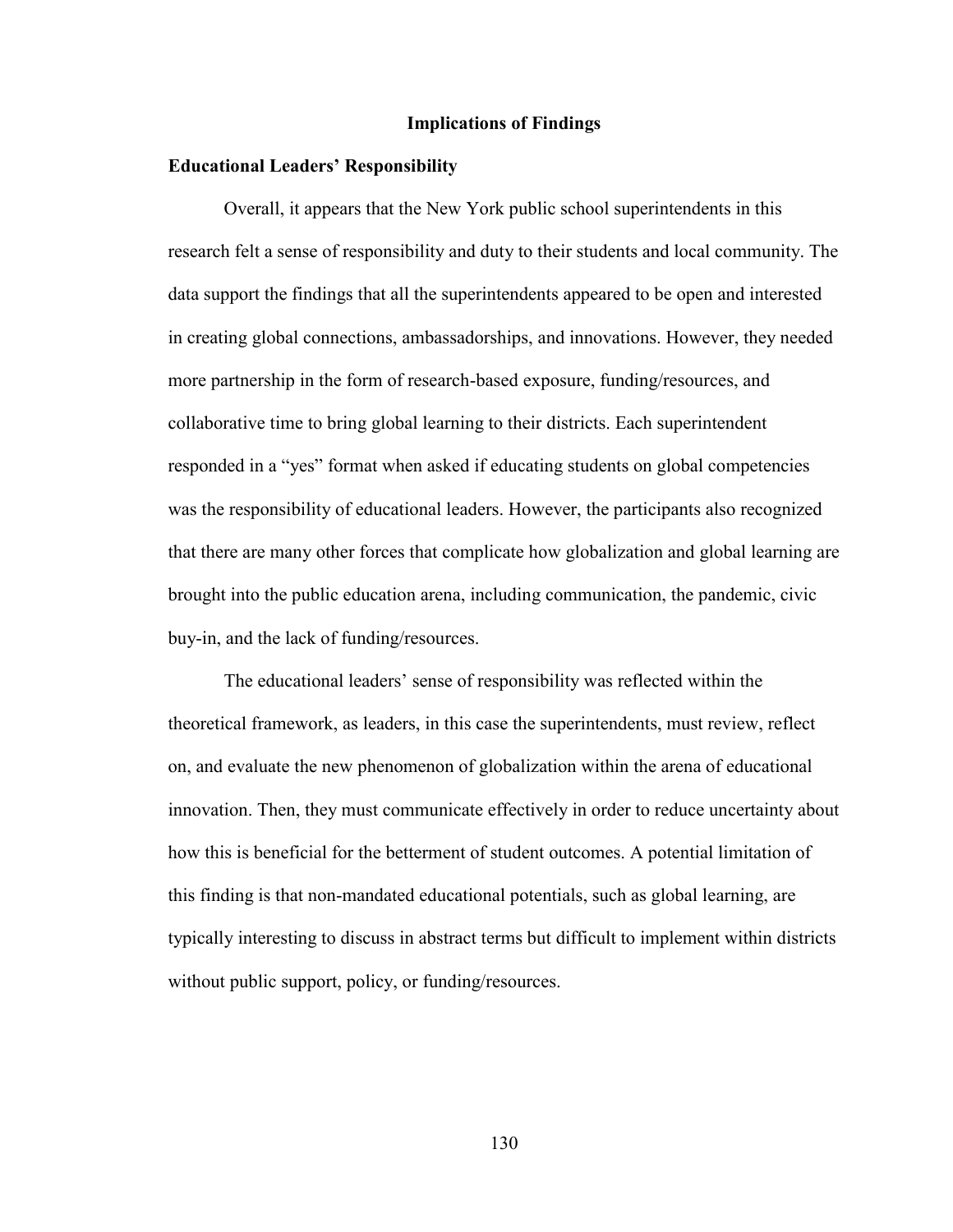## Implications of Findings

### Educational Leaders' Responsibility

Overall, it appears that the New York public school superintendents in this research felt a sense of responsibility and duty to their students and local community. The data support the findings that all the superintendents appeared to be open and interested in creating global connections, ambassadorships, and innovations. However, they needed more partnership in the form of research-based exposure, funding/resources, and collaborative time to bring global learning to their districts. Each superintendent responded in a "yes" format when asked if educating students on global competencies was the responsibility of educational leaders. However, the participants also recognized that there are many other forces that complicate how globalization and global learning are brought into the public education arena, including communication, the pandemic, civic buy-in, and the lack of funding/resources.

The educational leaders' sense of responsibility was reflected within the theoretical framework, as leaders, in this case the superintendents, must review, reflect on, and evaluate the new phenomenon of globalization within the arena of educational innovation. Then, they must communicate effectively in order to reduce uncertainty about how this is beneficial for the betterment of student outcomes. A potential limitation of this finding is that non-mandated educational potentials, such as global learning, are typically interesting to discuss in abstract terms but difficult to implement within districts without public support, policy, or funding/resources.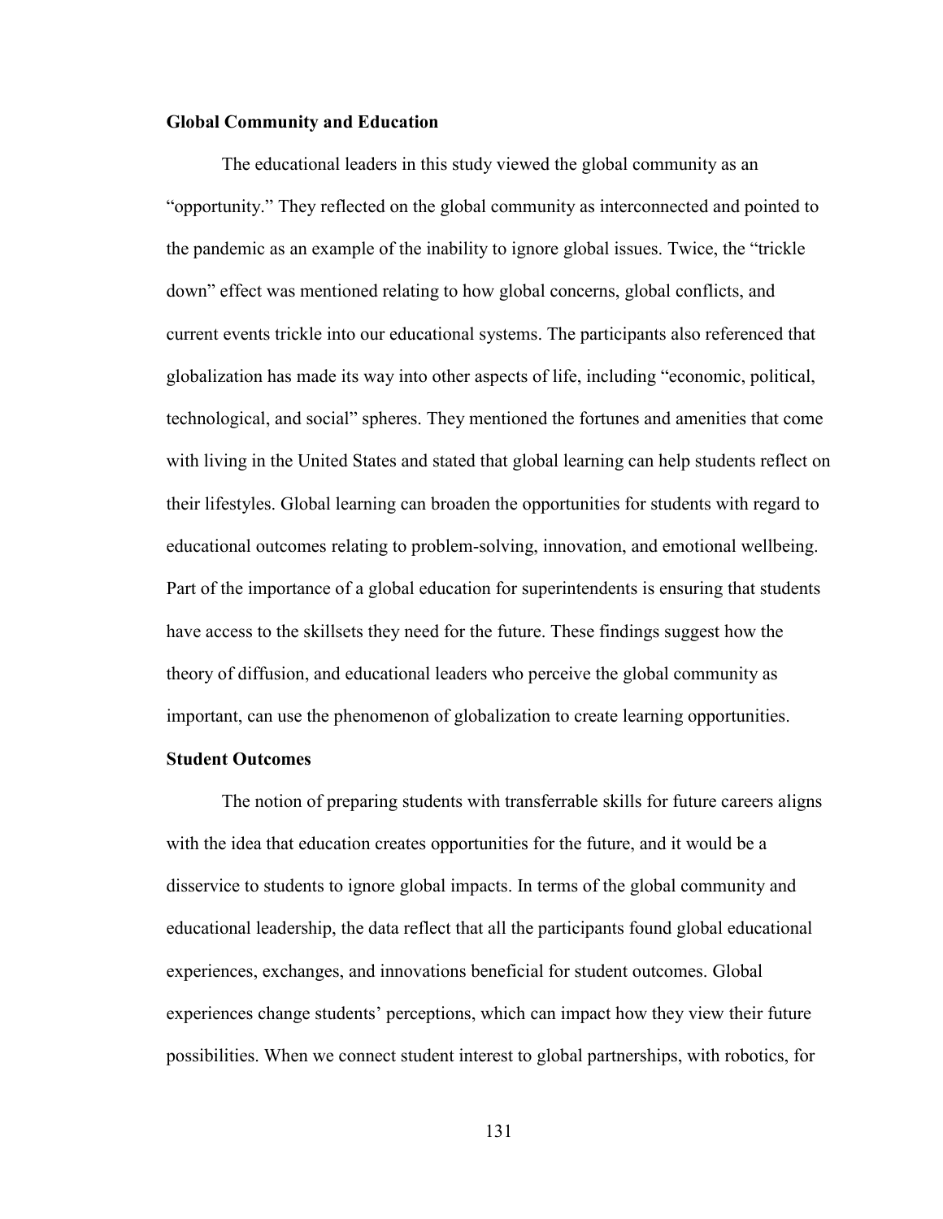### Global Community and Education

The educational leaders in this study viewed the global community as an "opportunity." They reflected on the global community as interconnected and pointed to the pandemic as an example of the inability to ignore global issues. Twice, the "trickle down" effect was mentioned relating to how global concerns, global conflicts, and current events trickle into our educational systems. The participants also referenced that globalization has made its way into other aspects of life, including "economic, political, technological, and social" spheres. They mentioned the fortunes and amenities that come with living in the United States and stated that global learning can help students reflect on their lifestyles. Global learning can broaden the opportunities for students with regard to educational outcomes relating to problem-solving, innovation, and emotional wellbeing. Part of the importance of a global education for superintendents is ensuring that students have access to the skillsets they need for the future. These findings suggest how the theory of diffusion, and educational leaders who perceive the global community as important, can use the phenomenon of globalization to create learning opportunities.

### Student Outcomes

The notion of preparing students with transferrable skills for future careers aligns with the idea that education creates opportunities for the future, and it would be a disservice to students to ignore global impacts. In terms of the global community and educational leadership, the data reflect that all the participants found global educational experiences, exchanges, and innovations beneficial for student outcomes. Global experiences change students' perceptions, which can impact how they view their future possibilities. When we connect student interest to global partnerships, with robotics, for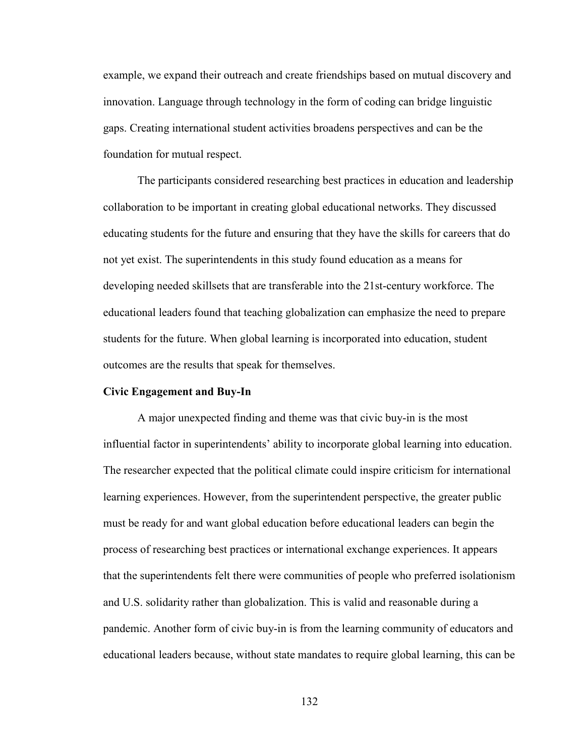example, we expand their outreach and create friendships based on mutual discovery and innovation. Language through technology in the form of coding can bridge linguistic gaps. Creating international student activities broadens perspectives and can be the foundation for mutual respect.

The participants considered researching best practices in education and leadership collaboration to be important in creating global educational networks. They discussed educating students for the future and ensuring that they have the skills for careers that do not yet exist. The superintendents in this study found education as a means for developing needed skillsets that are transferable into the 21st-century workforce. The educational leaders found that teaching globalization can emphasize the need to prepare students for the future. When global learning is incorporated into education, student outcomes are the results that speak for themselves.

**Civic Engagement and Buy-In**

A major unexpected finding and theme was that civic buy-in is the most influential factor in superintendents' ability to incorporate global learning into education. The researcher expected that the political climate could inspire criticism for international learning experiences. However, from the superintendent perspective, the greater public must be ready for and want global education before educational leaders can begin the process of researching best practices or international exchange experiences. It appears that the superintendents felt there were communities of people who preferred isolationism and U.S. solidarity rather than globalization. This is valid and reasonable during a pandemic. Another form of civic buy-in is from the learning community of educators and educational leaders because, without state mandates to require global learning, this can be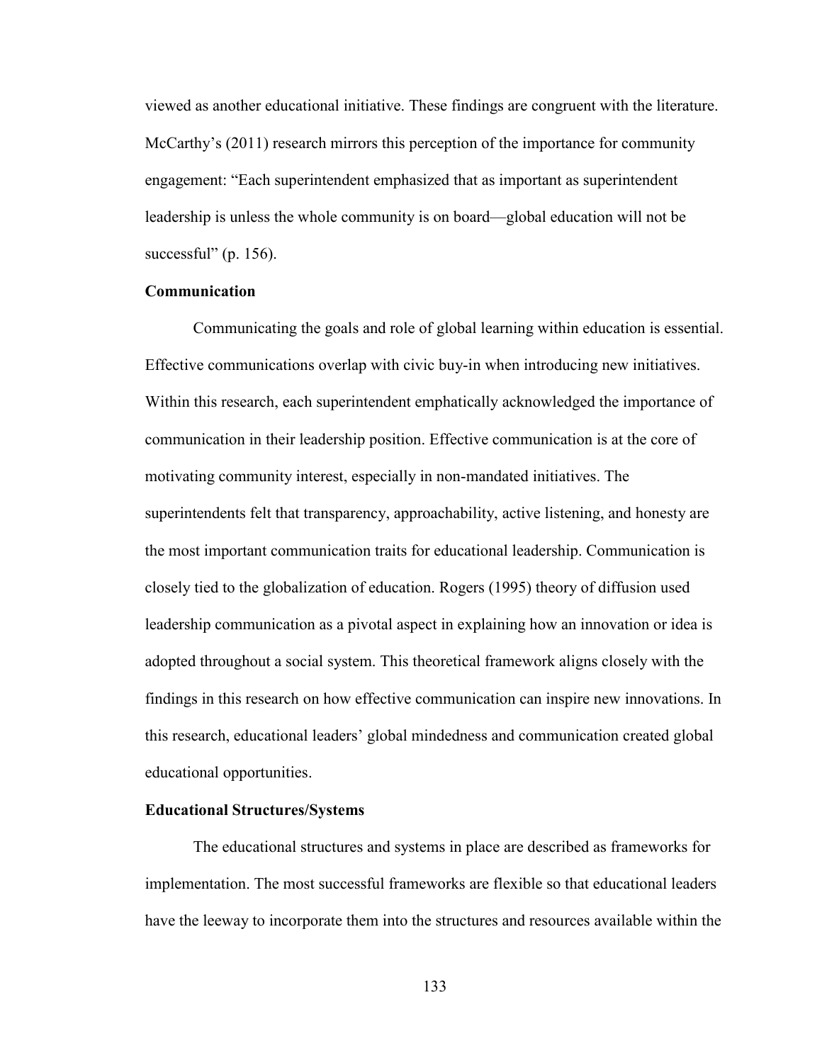viewed as another educational initiative. These findings are congruent with the literature. McCarthy's (2011) research mirrors this perception of the importance for community engagement: "Each superintendent emphasized that as important as superintendent leadership is unless the whole community is on board—global education will not be successful" (p. 156).

## Communication

Communicating the goals and role of global learning within education is essential. Effective communications overlap with civic buy-in when introducing new initiatives. Within this research, each superintendent emphatically acknowledged the importance of communication in their leadership position. Effective communication is at the core of motivating community interest, especially in non-mandated initiatives. The superintendents felt that transparency, approachability, active listening, and honesty are the most important communication traits for educational leadership. Communication is closely tied to the globalization of education. Rogers (1995) theory of diffusion used leadership communication as a pivotal aspect in explaining how an innovation or idea is adopted throughout a social system. This theoretical framework aligns closely with the findings in this research on how effective communication can inspire new innovations. In this research, educational leaders' global mindedness and communication created global educational opportunities.

## Educational Structures/Systems

The educational structures and systems in place are described as frameworks for implementation. The most successful frameworks are flexible so that educational leaders have the leeway to incorporate them into the structures and resources available within the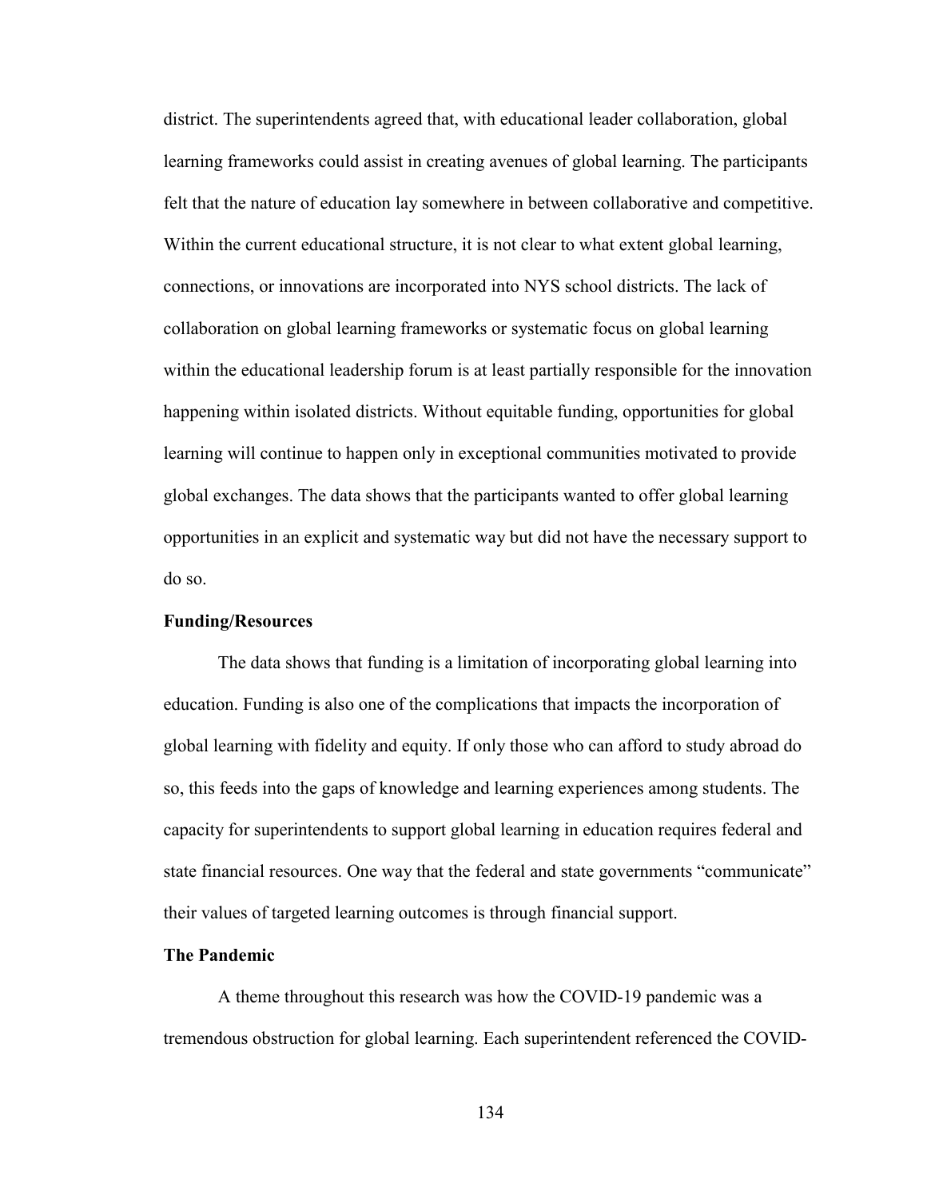district. The superintendents agreed that, with educational leader collaboration, global learning frameworks could assist in creating avenues of global learning. The participants felt that the nature of education lay somewhere in between collaborative and competitive. Within the current educational structure, it is not clear to what extent global learning, connections, or innovations are incorporated into NYS school districts. The lack of collaboration on global learning frameworks or systematic focus on global learning within the educational leadership forum is at least partially responsible for the innovation happening within isolated districts. Without equitable funding, opportunities for global learning will continue to happen only in exceptional communities motivated to provide global exchanges. The data shows that the participants wanted to offer global learning opportunities in an explicit and systematic way but did not have the necessary support to do so.

### Funding/Resources

The data shows that funding is a limitation of incorporating global learning into education. Funding is also one of the complications that impacts the incorporation of global learning with fidelity and equity. If only those who can afford to study abroad do so, this feeds into the gaps of knowledge and learning experiences among students. The capacity for superintendents to support global learning in education requires federal and state financial resources. One way that the federal and state governments "communicate" their values of targeted learning outcomes is through financial support.

### The Pandemic

A theme throughout this research was how the COVID-19 pandemic was a tremendous obstruction for global learning. Each superintendent referenced the COVID-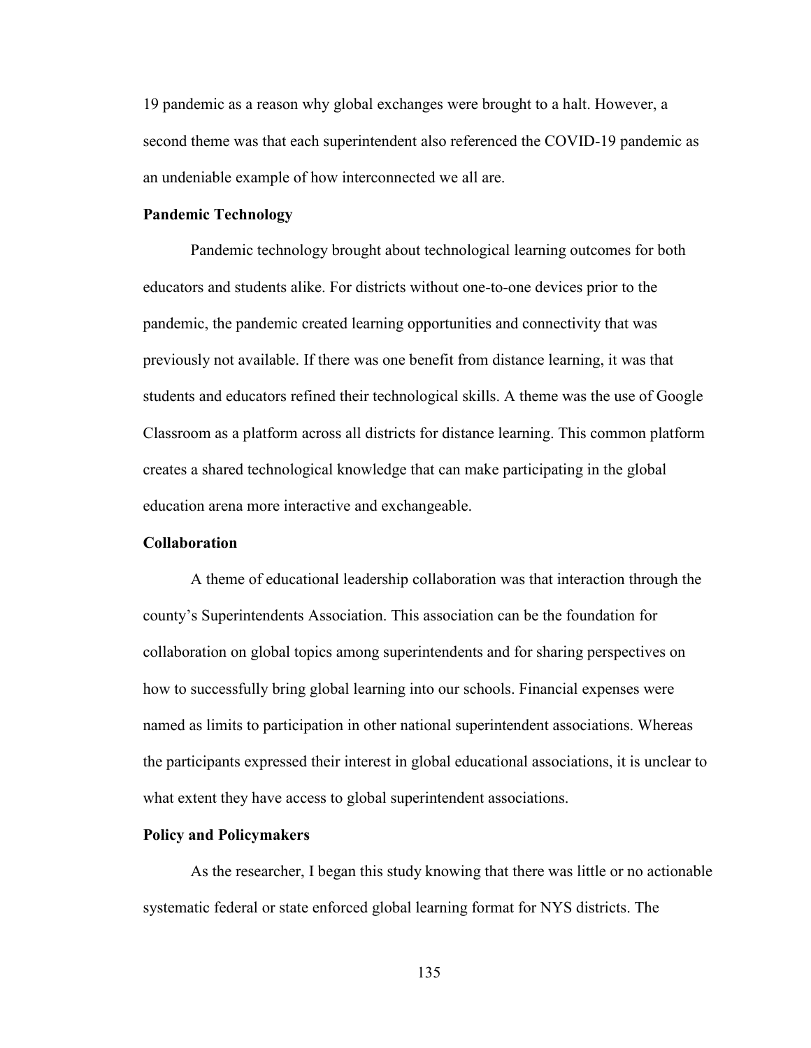19 pandemic as a reason why global exchanges were brought to a halt. However, a second theme was that each superintendent also referenced the COVID-19 pandemic as an undeniable example of how interconnected we all are.

### Pandemic Technology

Pandemic technology brought about technological learning outcomes for both educators and students alike. For districts without one-to-one devices prior to the pandemic, the pandemic created learning opportunities and connectivity that was previously not available. If there was one benefit from distance learning, it was that students and educators refined their technological skills. A theme was the use of Google Classroom as a platform across all districts for distance learning. This common platform creates a shared technological knowledge that can make participating in the global education arena more interactive and exchangeable.

### Collaboration

A theme of educational leadership collaboration was that interaction through the county's Superintendents Association. This association can be the foundation for collaboration on global topics among superintendents and for sharing perspectives on how to successfully bring global learning into our schools. Financial expenses were named as limits to participation in other national superintendent associations. Whereas the participants expressed their interest in global educational associations, it is unclear to what extent they have access to global superintendent associations.

### Policy and Policymakers

As the researcher, I began this study knowing that there was little or no actionable systematic federal or state enforced global learning format for NYS districts. The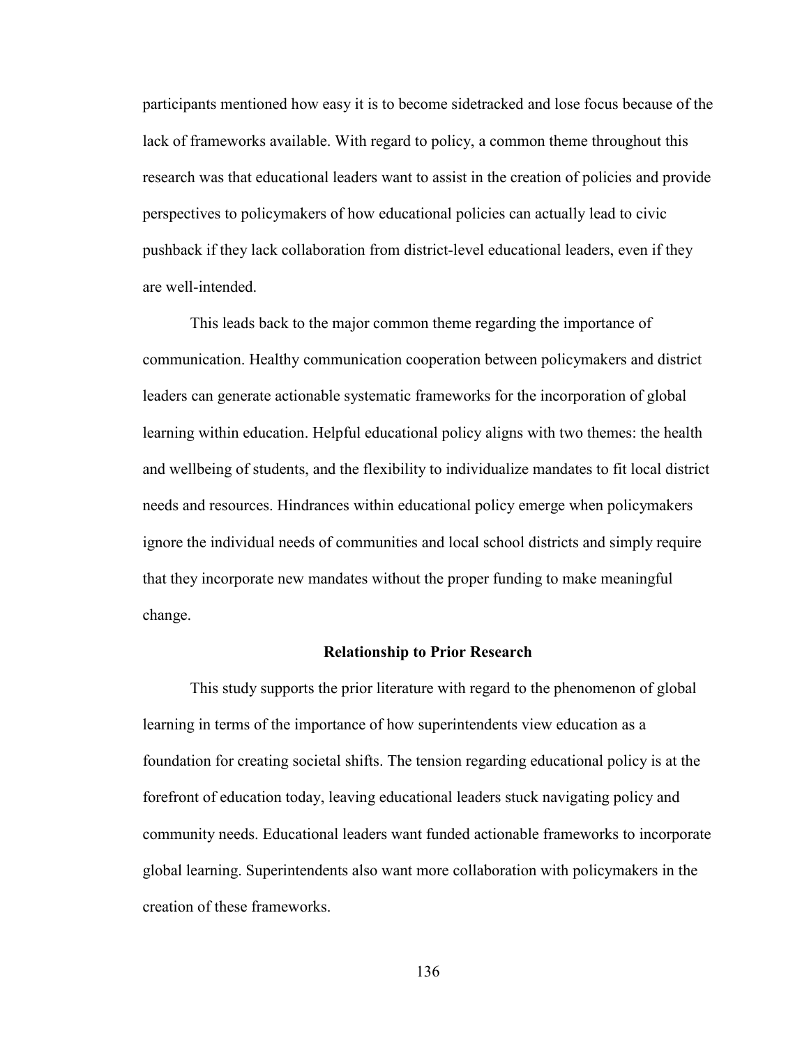participants mentioned how easy it is to become sidetracked and lose focus because of the lack of frameworks available. With regard to policy, a common theme throughout this research was that educational leaders want to assist in the creation of policies and provide perspectives to policymakers of how educational policies can actually lead to civic pushback if they lack collaboration from district-level educational leaders, even if they are well-intended.

This leads back to the major common theme regarding the importance of communication. Healthy communication cooperation between policymakers and district leaders can generate actionable systematic frameworks for the incorporation of global learning within education. Helpful educational policy aligns with two themes: the health and wellbeing of students, and the flexibility to individualize mandates to fit local district needs and resources. Hindrances within educational policy emerge when policymakers ignore the individual needs of communities and local school districts and simply require that they incorporate new mandates without the proper funding to make meaningful change.

## Relationship to Prior Research

This study supports the prior literature with regard to the phenomenon of global learning in terms of the importance of how superintendents view education as a foundation for creating societal shifts. The tension regarding educational policy is at the forefront of education today, leaving educational leaders stuck navigating policy and community needs. Educational leaders want funded actionable frameworks to incorporate global learning. Superintendents also want more collaboration with policymakers in the creation of these frameworks.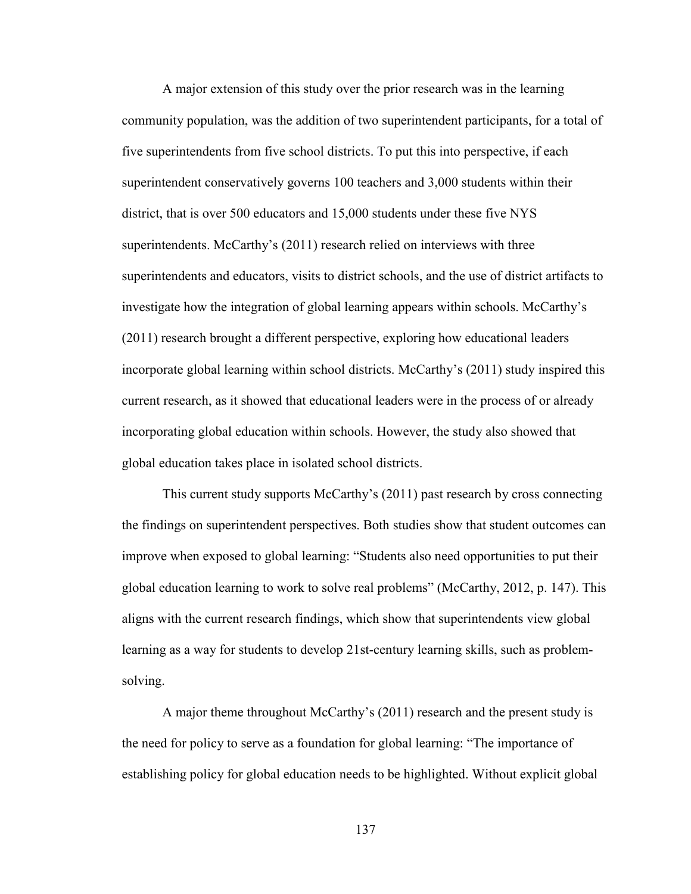A major extension of this study over the prior research was in the learning community population, was the addition of two superintendent participants, for a total of five superintendents from five school districts. To put this into perspective, if each superintendent conservatively governs 100 teachers and 3,000 students within their district, that is over 500 educators and 15,000 students under these five NYS superintendents. McCarthy's (2011) research relied on interviews with three superintendents and educators, visits to district schools, and the use of district artifacts to investigate how the integration of global learning appears within schools. McCarthy's (2011) research brought a different perspective, exploring how educational leaders incorporate global learning within school districts. McCarthy's (2011) study inspired this current research, as it showed that educational leaders were in the process of or already incorporating global education within schools. However, the study also showed that global education takes place in isolated school districts.

This current study supports McCarthy's (2011) past research by cross connecting the findings on superintendent perspectives. Both studies show that student outcomes can improve when exposed to global learning: "Students also need opportunities to put their global education learning to work to solve real problems" (McCarthy, 2012, p. 147). This aligns with the current research findings, which show that superintendents view global learning as a way for students to develop 21st-century learning skills, such as problem-solving.

A major theme throughout McCarthy's (2011) research and the present study is the need for policy to serve as a foundation for global learning: "The importance of establishing policy for global education needs to be highlighted. Without explicit global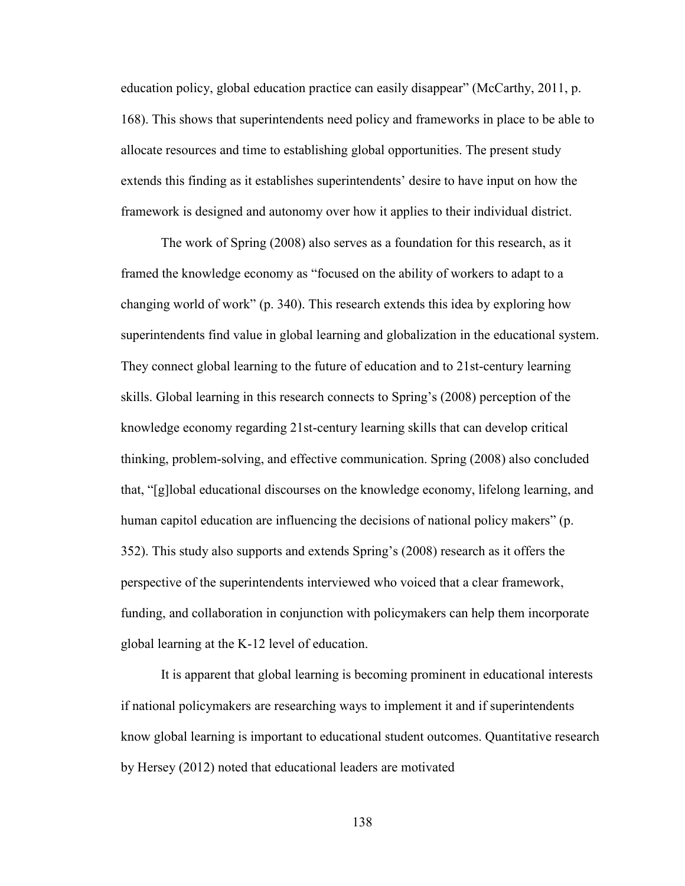education policy, global education practice can easily disappear" (McCarthy, 2011, p. 168). This shows that superintendents need policy and frameworks in place to be able to allocate resources and time to establishing global opportunities. The present study extends this finding as it establishes superintendents' desire to have input on how the framework is designed and autonomy over how it applies to their individual district.

The work of Spring (2008) also serves as a foundation for this research, as it framed the knowledge economy as "focused on the ability of workers to adapt to a changing world of work" (p. 340). This research extends this idea by exploring how superintendents find value in global learning and globalization in the educational system. They connect global learning to the future of education and to 21st-century learning skills. Global learning in this research connects to Spring's (2008) perception of the knowledge economy regarding 21st-century learning skills that can develop critical thinking, problem-solving, and effective communication. Spring (2008) also concluded that, "[g]lobal educational discourses on the knowledge economy, lifelong learning, and human capitol education are influencing the decisions of national policy makers" (p. 352). This study also supports and extends Spring's (2008) research as it offers the perspective of the superintendents interviewed who voiced that a clear framework, funding, and collaboration in conjunction with policymakers can help them incorporate global learning at the K-12 level of education.

It is apparent that global learning is becoming prominent in educational interests if national policymakers are researching ways to implement it and if superintendents know global learning is important to educational student outcomes. Quantitative research by Hersey (2012) noted that educational leaders are motivated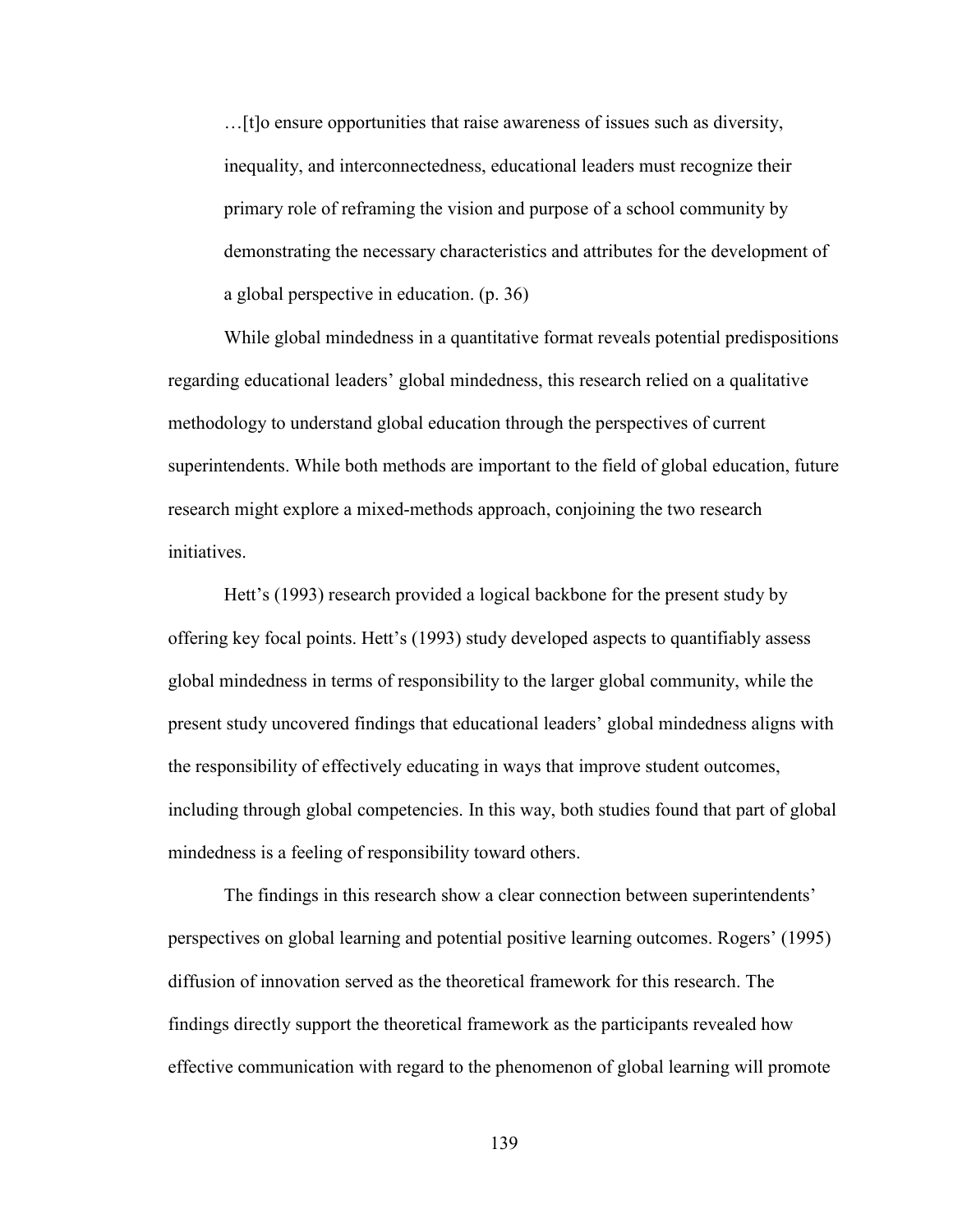> …[t]o ensure opportunities that raise awareness of issues such as diversity, inequality, and interconnectedness, educational leaders must recognize their primary role of reframing the vision and purpose of a school community by demonstrating the necessary characteristics and attributes for the development of a global perspective in education. (p. 36)

While global mindedness in a quantitative format reveals potential predispositions regarding educational leaders' global mindedness, this research relied on a qualitative methodology to understand global education through the perspectives of current superintendents. While both methods are important to the field of global education, future research might explore a mixed-methods approach, conjoining the two research initiatives.

Hett's (1993) research provided a logical backbone for the present study by offering key focal points. Hett's (1993) study developed aspects to quantifiably assess global mindedness in terms of responsibility to the larger global community, while the present study uncovered findings that educational leaders' global mindedness aligns with the responsibility of effectively educating in ways that improve student outcomes, including through global competencies. In this way, both studies found that part of global mindedness is a feeling of responsibility toward others.

The findings in this research show a clear connection between superintendents' perspectives on global learning and potential positive learning outcomes. Rogers' (1995) diffusion of innovation served as the theoretical framework for this research. The findings directly support the theoretical framework as the participants revealed how effective communication with regard to the phenomenon of global learning will promote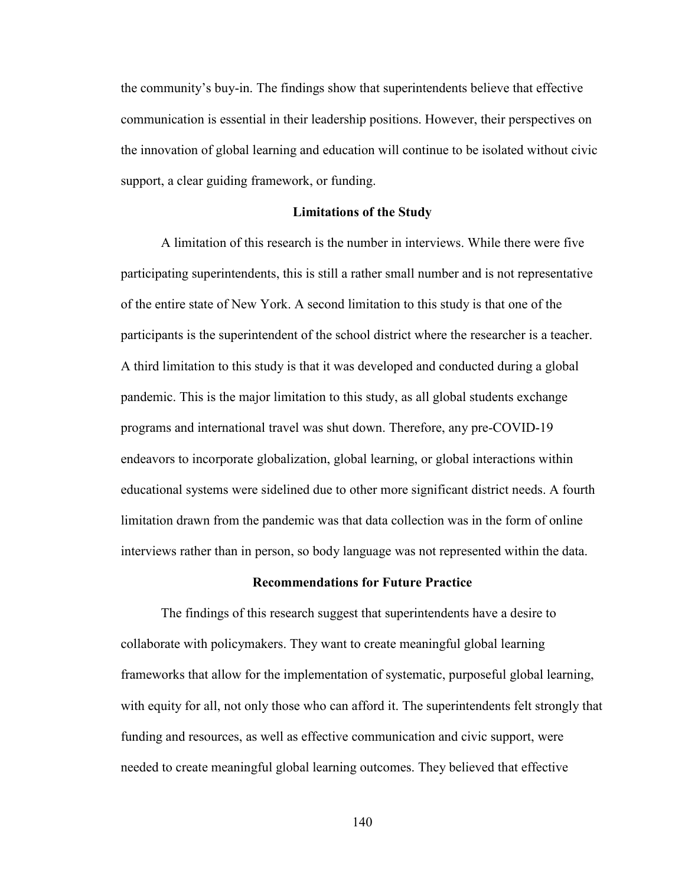the community's buy-in. The findings show that superintendents believe that effective communication is essential in their leadership positions. However, their perspectives on the innovation of global learning and education will continue to be isolated without civic support, a clear guiding framework, or funding.

## Limitations of the Study

A limitation of this research is the number in interviews. While there were five participating superintendents, this is still a rather small number and is not representative of the entire state of New York. A second limitation to this study is that one of the participants is the superintendent of the school district where the researcher is a teacher. A third limitation to this study is that it was developed and conducted during a global pandemic. This is the major limitation to this study, as all global students exchange programs and international travel was shut down. Therefore, any pre-COVID-19 endeavors to incorporate globalization, global learning, or global interactions within educational systems were sidelined due to other more significant district needs. A fourth limitation drawn from the pandemic was that data collection was in the form of online interviews rather than in person, so body language was not represented within the data.

## Recommendations for Future Practice

The findings of this research suggest that superintendents have a desire to collaborate with policymakers. They want to create meaningful global learning frameworks that allow for the implementation of systematic, purposeful global learning, with equity for all, not only those who can afford it. The superintendents felt strongly that funding and resources, as well as effective communication and civic support, were needed to create meaningful global learning outcomes. They believed that effective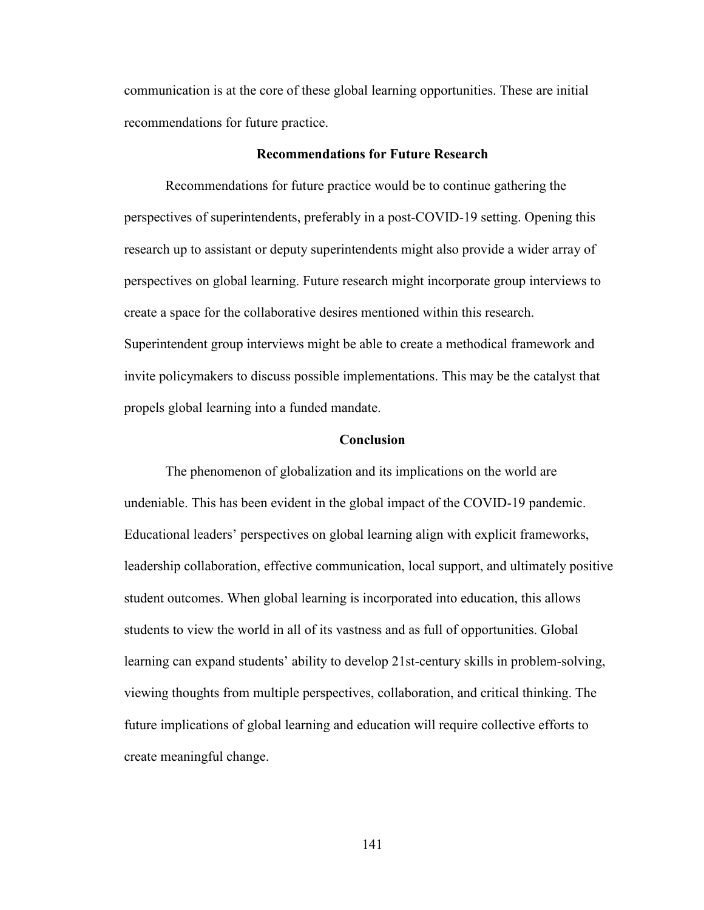communication is at the core of these global learning opportunities. These are initial recommendations for future practice.

## Recommendations for Future Research

Recommendations for future practice would be to continue gathering the perspectives of superintendents, preferably in a post-COVID-19 setting. Opening this research up to assistant or deputy superintendents might also provide a wider array of perspectives on global learning. Future research might incorporate group interviews to create a space for the collaborative desires mentioned within this research. Superintendent group interviews might be able to create a methodical framework and invite policymakers to discuss possible implementations. This may be the catalyst that propels global learning into a funded mandate.

## Conclusion

The phenomenon of globalization and its implications on the world are undeniable. This has been evident in the global impact of the COVID-19 pandemic. Educational leaders' perspectives on global learning align with explicit frameworks, leadership collaboration, effective communication, local support, and ultimately positive student outcomes. When global learning is incorporated into education, this allows students to view the world in all of its vastness and as full of opportunities. Global learning can expand students' ability to develop 21st-century skills in problem-solving, viewing thoughts from multiple perspectives, collaboration, and critical thinking. The future implications of global learning and education will require collective efforts to create meaningful change.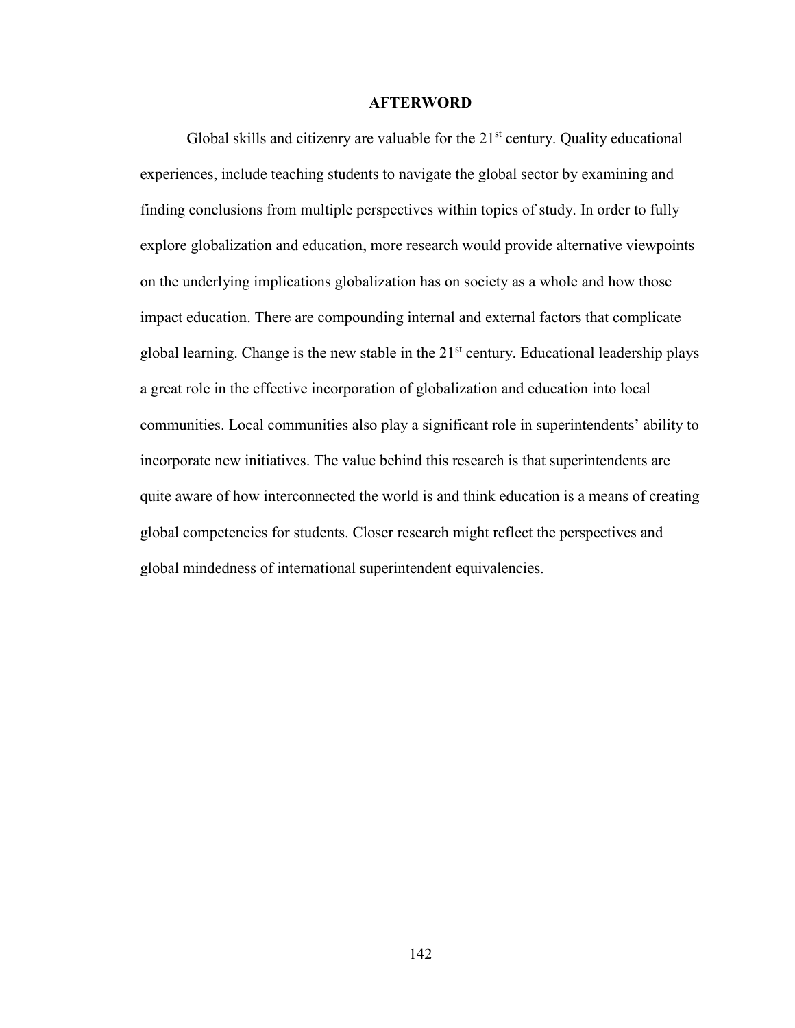# AFTERWORD

Global skills and citizenry are valuable for the 21st century. Quality educational experiences, include teaching students to navigate the global sector by examining and finding conclusions from multiple perspectives within topics of study. In order to fully explore globalization and education, more research would provide alternative viewpoints on the underlying implications globalization has on society as a whole and how those impact education. There are compounding internal and external factors that complicate global learning. Change is the new stable in the 21st century. Educational leadership plays a great role in the effective incorporation of globalization and education into local communities. Local communities also play a significant role in superintendents' ability to incorporate new initiatives. The value behind this research is that superintendents are quite aware of how interconnected the world is and think education is a means of creating global competencies for students. Closer research might reflect the perspectives and global mindedness of international superintendent equivalencies.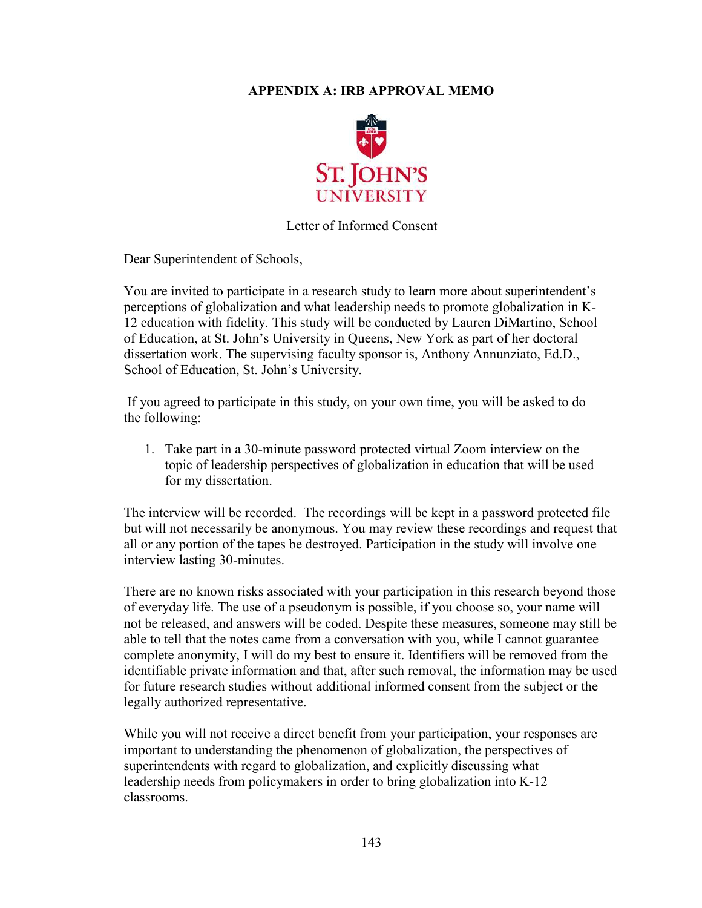## APPENDIX A: IRB APPROVAL MEMO

ST. JOHN'S UNIVERSITY

Letter of Informed Consent

Dear Superintendent of Schools,

You are invited to participate in a research study to learn more about superintendent's perceptions of globalization and what leadership needs to promote globalization in K-12 education with fidelity. This study will be conducted by Lauren DiMartino, School of Education, at St. John's University in Queens, New York as part of her doctoral dissertation work. The supervising faculty sponsor is, Anthony Annunziato, Ed.D., School of Education, St. John's University.

If you agreed to participate in this study, on your own time, you will be asked to do the following:

1. Take part in a 30-minute password protected virtual Zoom interview on the topic of leadership perspectives of globalization in education that will be used for my dissertation.

The interview will be recorded. The recordings will be kept in a password protected file but will not necessarily be anonymous. You may review these recordings and request that all or any portion of the tapes be destroyed. Participation in the study will involve one interview lasting 30-minutes.

There are no known risks associated with your participation in this research beyond those of everyday life. The use of a pseudonym is possible, if you choose so, your name will not be released, and answers will be coded. Despite these measures, someone may still be able to tell that the notes came from a conversation with you, while I cannot guarantee complete anonymity, I will do my best to ensure it. Identifiers will be removed from the identifiable private information and that, after such removal, the information may be used for future research studies without additional informed consent from the subject or the legally authorized representative.

While you will not receive a direct benefit from your participation, your responses are important to understanding the phenomenon of globalization, the perspectives of superintendents with regard to globalization, and explicitly discussing what leadership needs from policymakers in order to bring globalization into K-12 classrooms.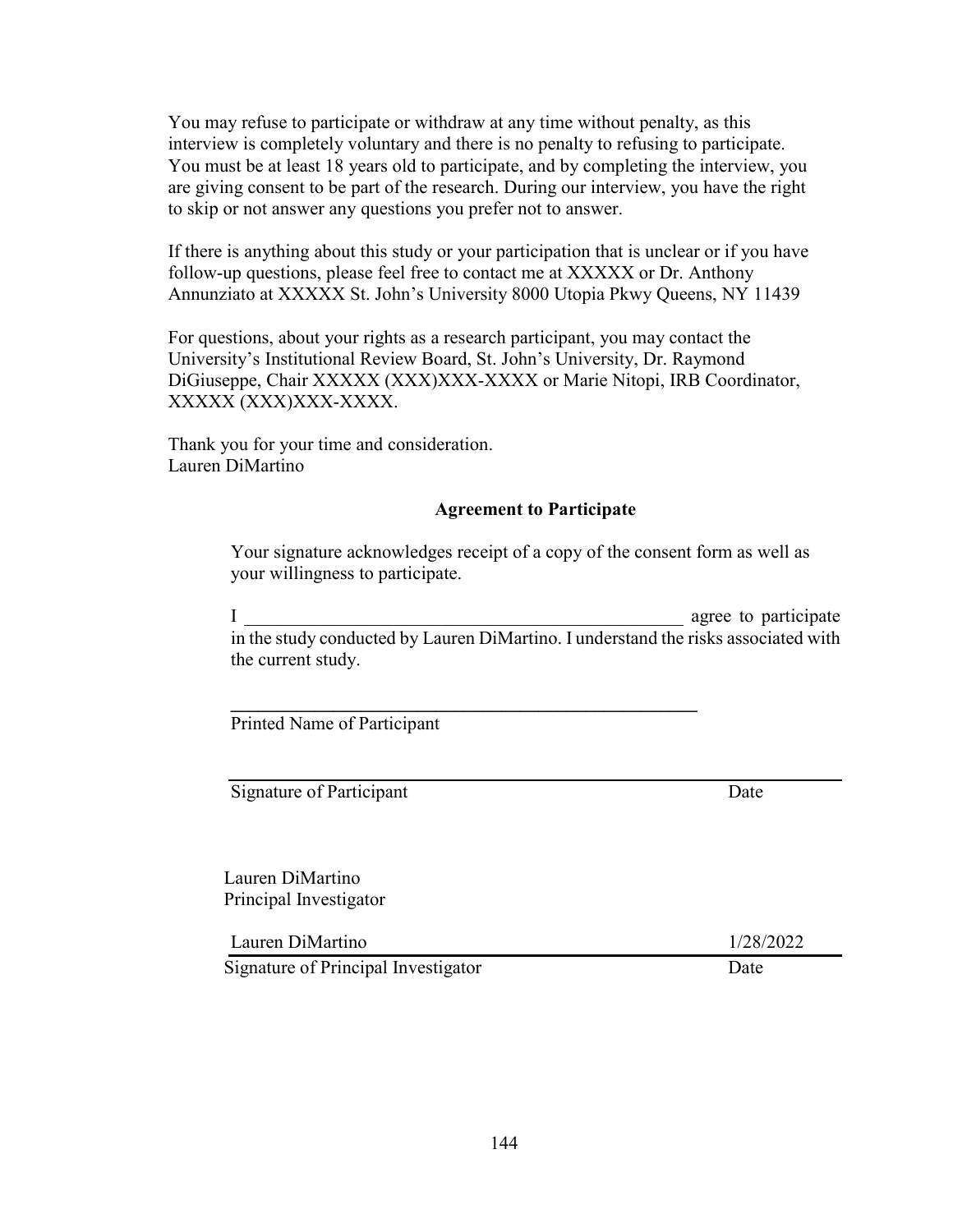You may refuse to participate or withdraw at any time without penalty, as this interview is completely voluntary and there is no penalty to refusing to participate. You must be at least 18 years old to participate, and by completing the interview, you are giving consent to be part of the research. During our interview, you have the right to skip or not answer any questions you prefer not to answer.

If there is anything about this study or your participation that is unclear or if you have follow-up questions, please feel free to contact me at XXXXX or Dr. Anthony Annunziato at XXXXX St. John's University 8000 Utopia Pkwy Queens, NY 11439

For questions, about your rights as a research participant, you may contact the University's Institutional Review Board, St. John's University, Dr. Raymond DiGiuseppe, Chair XXXXX (XXX)XXX-XXXX or Marie Nitopi, IRB Coordinator, XXXXX (XXX)XXX-XXXX.

Thank you for your time and consideration.
Lauren DiMartino

**Agreement to Participate**

Your signature acknowledges receipt of a copy of the consent form as well as your willingness to participate.

I \_\_\_\_\_\_\_\_\_\_\_\_\_\_\_\_\_\_\_\_\_\_\_\_\_\_\_\_\_\_\_\_\_\_\_\_\_\_\_\_\_\_\_\_\_\_\_\_ agree to participate in the study conducted by Lauren DiMartino. I understand the risks associated with the current study.

\_\_\_\_\_\_\_\_\_\_\_\_\_\_\_\_\_\_\_\_\_\_\_\_\_\_\_\_\_\_\_\_\_\_\_\_\_\_\_\_\_\_\_\_\_\_\_\_\_\_\_\_
Printed Name of Participant

\_\_\_\_\_\_\_\_\_\_\_\_\_\_\_\_\_\_\_\_\_\_\_\_\_\_\_\_\_\_\_\_\_\_\_\_\_\_\_\_\_\_\_\_\_\_\_\_\_\_\_\_\_\_\_\_\_\_\_\_
Signature of Participant Date

Lauren DiMartino
Principal Investigator

Lauren DiMartino 1/28/2022
Signature of Principal Investigator Date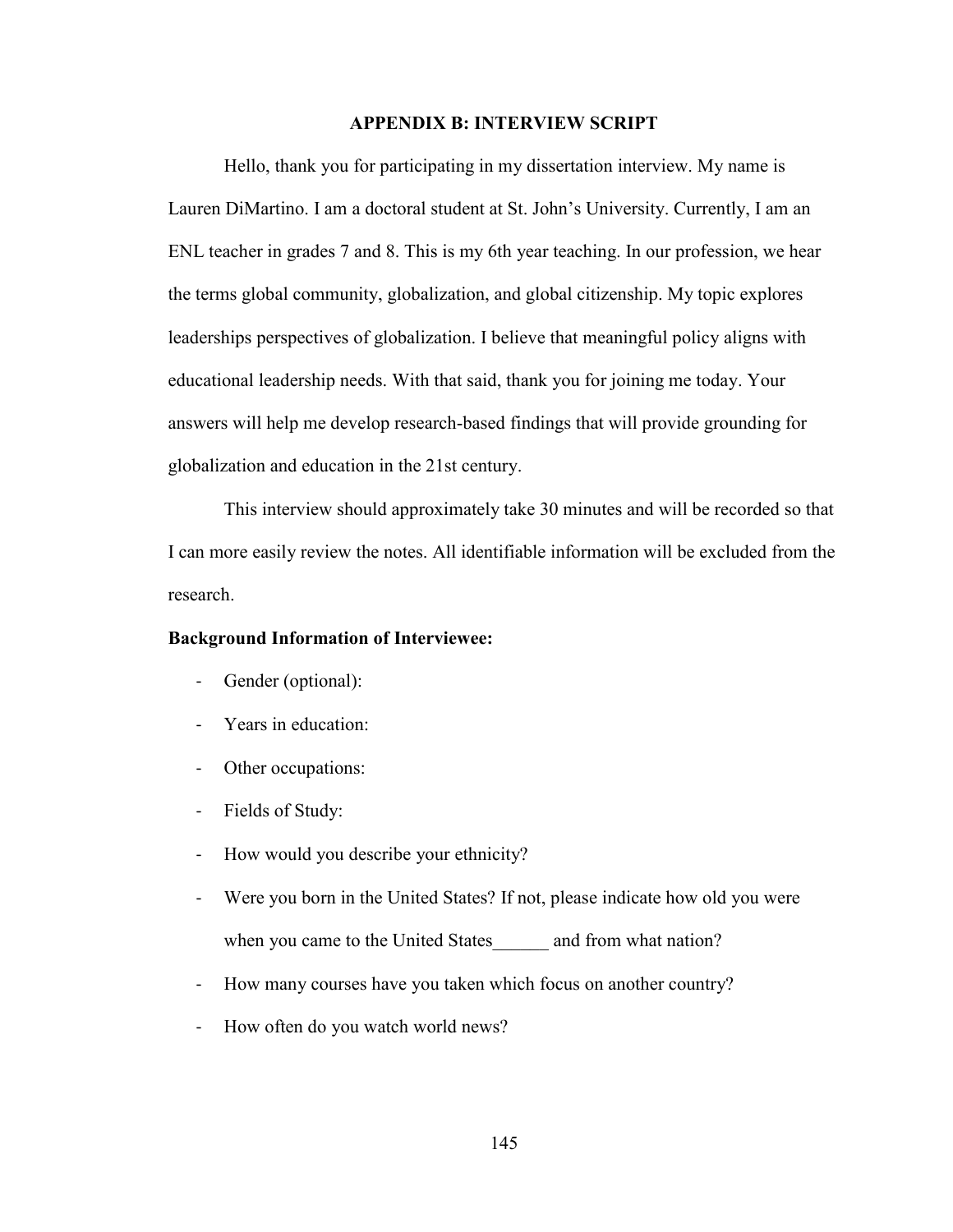## APPENDIX B: INTERVIEW SCRIPT

Hello, thank you for participating in my dissertation interview. My name is Lauren DiMartino. I am a doctoral student at St. John's University. Currently, I am an ENL teacher in grades 7 and 8. This is my 6th year teaching. In our profession, we hear the terms global community, globalization, and global citizenship. My topic explores leaderships perspectives of globalization. I believe that meaningful policy aligns with educational leadership needs. With that said, thank you for joining me today. Your answers will help me develop research-based findings that will provide grounding for globalization and education in the 21st century.

This interview should approximately take 30 minutes and will be recorded so that I can more easily review the notes. All identifiable information will be excluded from the research.

**Background Information of Interviewee:**

- Gender (optional):
- Years in education:
- Other occupations:
- Fields of Study:
- How would you describe your ethnicity?
- Were you born in the United States? If not, please indicate how old you were when you came to the United States______ and from what nation?
- How many courses have you taken which focus on another country?
- How often do you watch world news?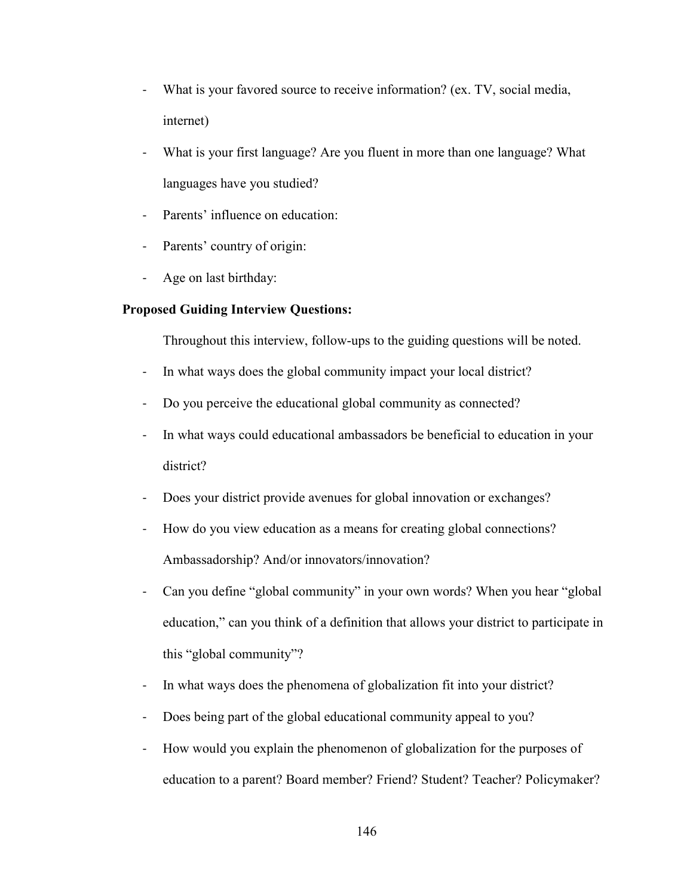- What is your favored source to receive information? (ex. TV, social media, internet)
- What is your first language? Are you fluent in more than one language? What languages have you studied?
- Parents' influence on education:
- Parents' country of origin:
- Age on last birthday:

**Proposed Guiding Interview Questions:**

Throughout this interview, follow-ups to the guiding questions will be noted.

- In what ways does the global community impact your local district?
- Do you perceive the educational global community as connected?
- In what ways could educational ambassadors be beneficial to education in your district?
- Does your district provide avenues for global innovation or exchanges?
- How do you view education as a means for creating global connections? Ambassadorship? And/or innovators/innovation?
- Can you define "global community" in your own words? When you hear "global education," can you think of a definition that allows your district to participate in this "global community"?
- In what ways does the phenomena of globalization fit into your district?
- Does being part of the global educational community appeal to you?
- How would you explain the phenomenon of globalization for the purposes of education to a parent? Board member? Friend? Student? Teacher? Policymaker?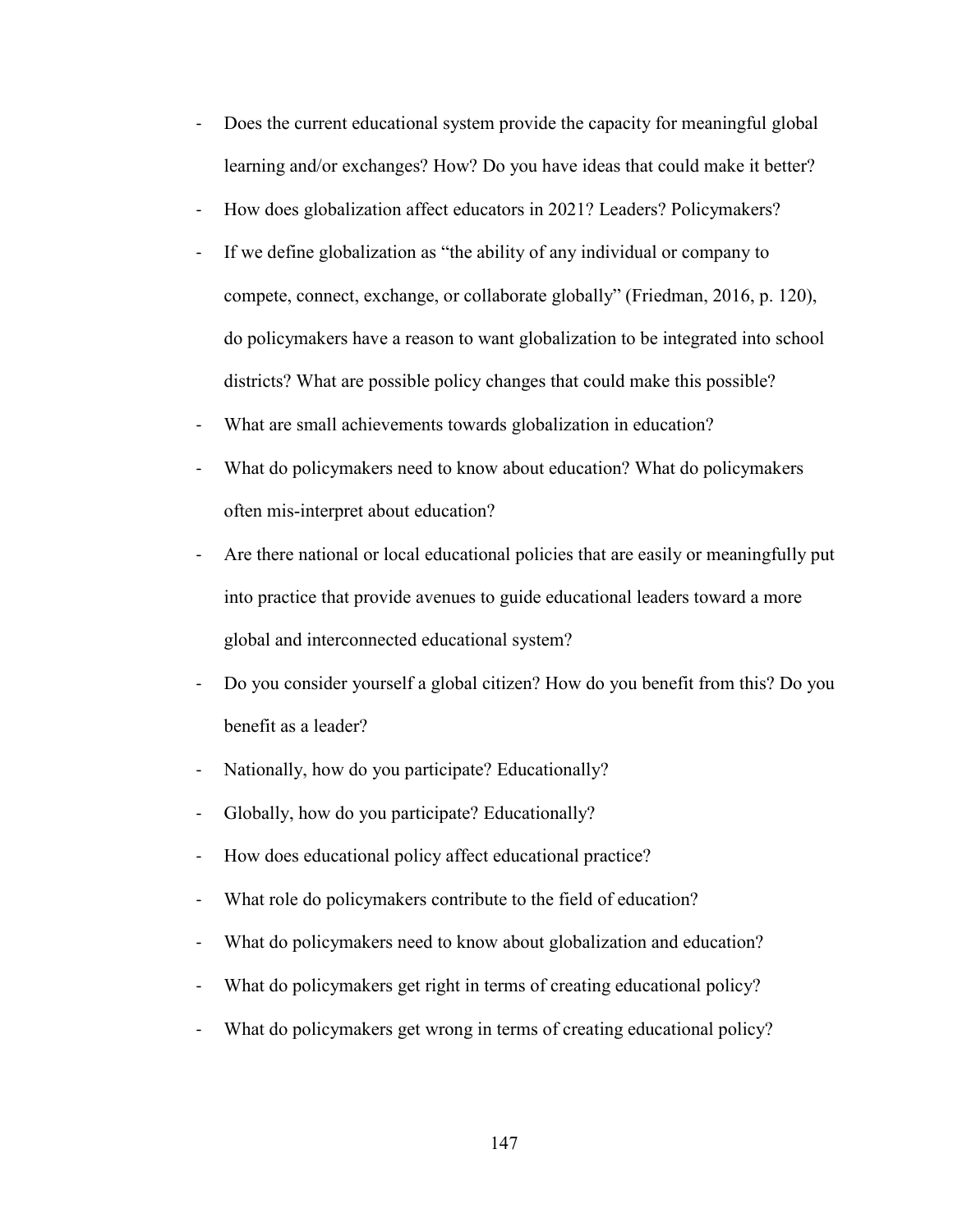- Does the current educational system provide the capacity for meaningful global learning and/or exchanges? How? Do you have ideas that could make it better?
- How does globalization affect educators in 2021? Leaders? Policymakers?
- If we define globalization as "the ability of any individual or company to compete, connect, exchange, or collaborate globally" (Friedman, 2016, p. 120), do policymakers have a reason to want globalization to be integrated into school districts? What are possible policy changes that could make this possible?
- What are small achievements towards globalization in education?
- What do policymakers need to know about education? What do policymakers often mis-interpret about education?
- Are there national or local educational policies that are easily or meaningfully put into practice that provide avenues to guide educational leaders toward a more global and interconnected educational system?
- Do you consider yourself a global citizen? How do you benefit from this? Do you benefit as a leader?
- Nationally, how do you participate? Educationally?
- Globally, how do you participate? Educationally?
- How does educational policy affect educational practice?
- What role do policymakers contribute to the field of education?
- What do policymakers need to know about globalization and education?
- What do policymakers get right in terms of creating educational policy?
- What do policymakers get wrong in terms of creating educational policy?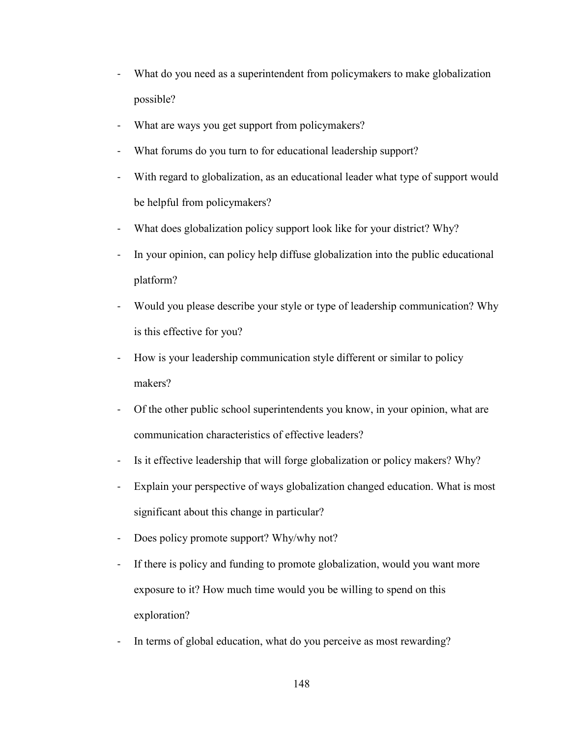- What do you need as a superintendent from policymakers to make globalization possible?
- What are ways you get support from policymakers?
- What forums do you turn to for educational leadership support?
- With regard to globalization, as an educational leader what type of support would be helpful from policymakers?
- What does globalization policy support look like for your district? Why?
- In your opinion, can policy help diffuse globalization into the public educational platform?
- Would you please describe your style or type of leadership communication? Why is this effective for you?
- How is your leadership communication style different or similar to policy makers?
- Of the other public school superintendents you know, in your opinion, what are communication characteristics of effective leaders?
- Is it effective leadership that will forge globalization or policy makers? Why?
- Explain your perspective of ways globalization changed education. What is most significant about this change in particular?
- Does policy promote support? Why/why not?
- If there is policy and funding to promote globalization, would you want more exposure to it? How much time would you be willing to spend on this exploration?
- In terms of global education, what do you perceive as most rewarding?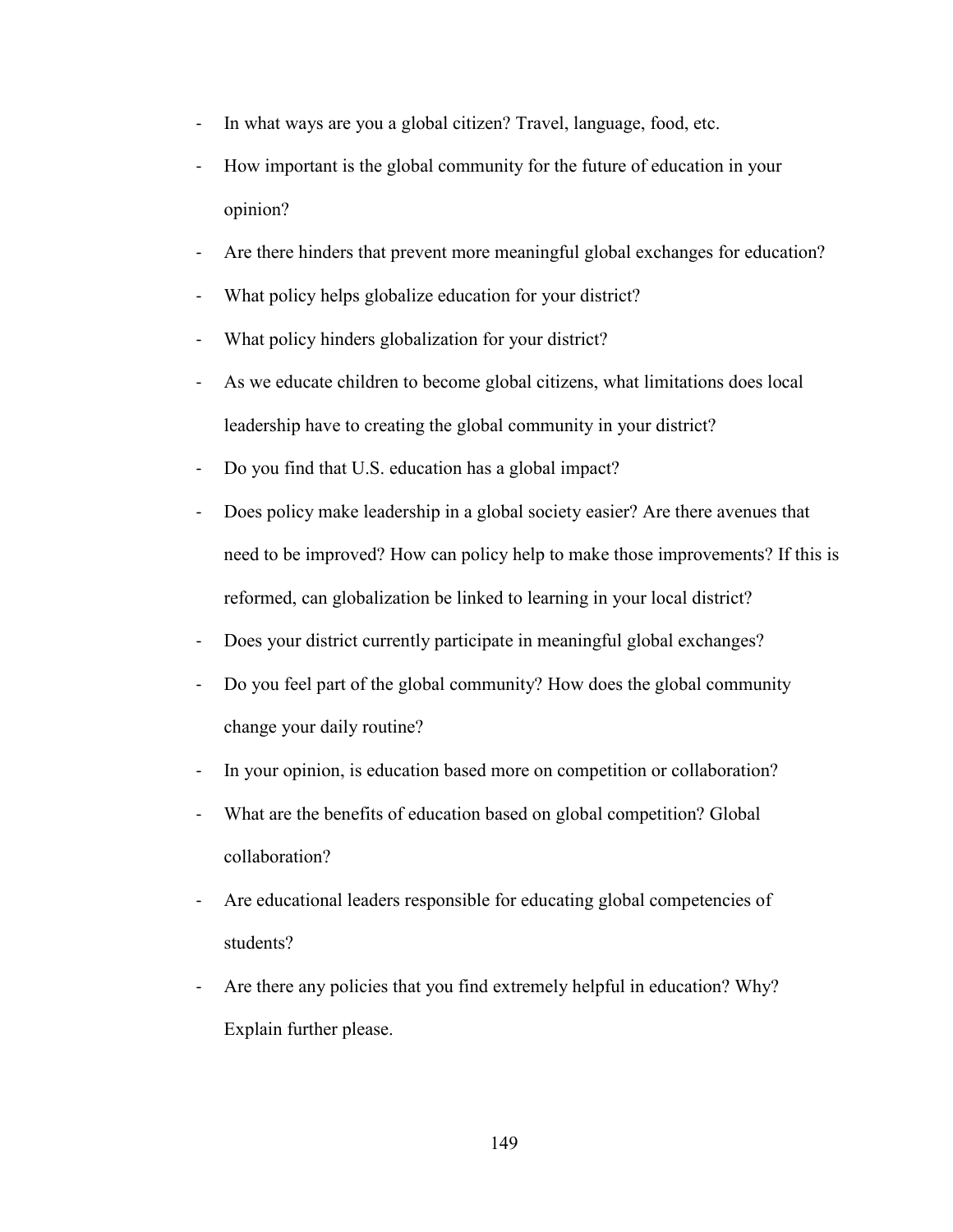- In what ways are you a global citizen? Travel, language, food, etc.
- How important is the global community for the future of education in your opinion?
- Are there hinders that prevent more meaningful global exchanges for education?
- What policy helps globalize education for your district?
- What policy hinders globalization for your district?
- As we educate children to become global citizens, what limitations does local leadership have to creating the global community in your district?
- Do you find that U.S. education has a global impact?
- Does policy make leadership in a global society easier? Are there avenues that need to be improved? How can policy help to make those improvements? If this is reformed, can globalization be linked to learning in your local district?
- Does your district currently participate in meaningful global exchanges?
- Do you feel part of the global community? How does the global community change your daily routine?
- In your opinion, is education based more on competition or collaboration?
- What are the benefits of education based on global competition? Global collaboration?
- Are educational leaders responsible for educating global competencies of students?
- Are there any policies that you find extremely helpful in education? Why? Explain further please.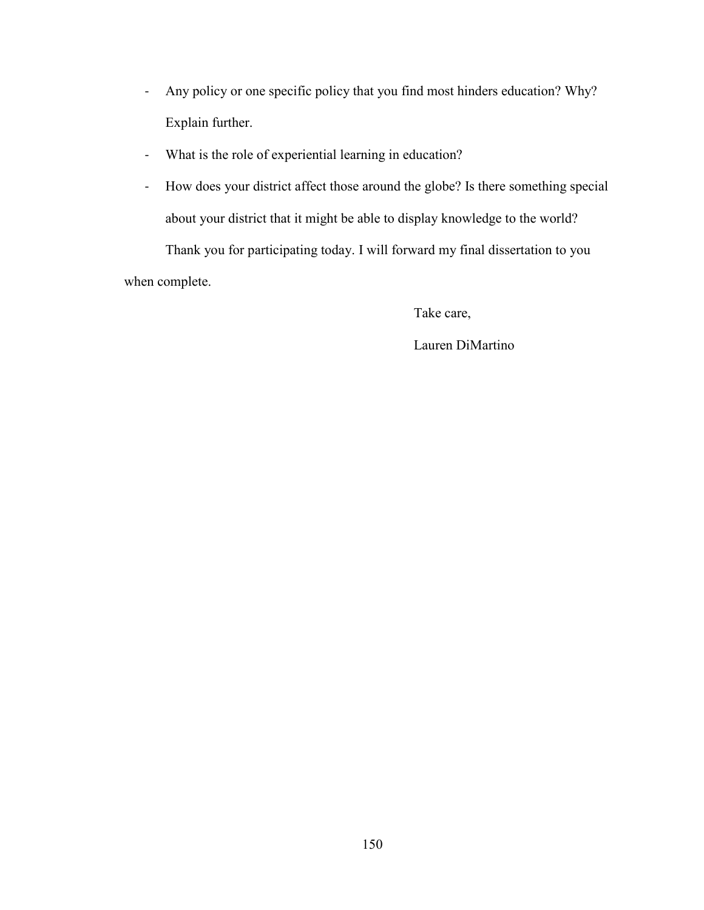- Any policy or one specific policy that you find most hinders education? Why? Explain further.
- What is the role of experiential learning in education?
- How does your district affect those around the globe? Is there something special about your district that it might be able to display knowledge to the world?

Thank you for participating today. I will forward my final dissertation to you when complete.

Take care,

Lauren DiMartino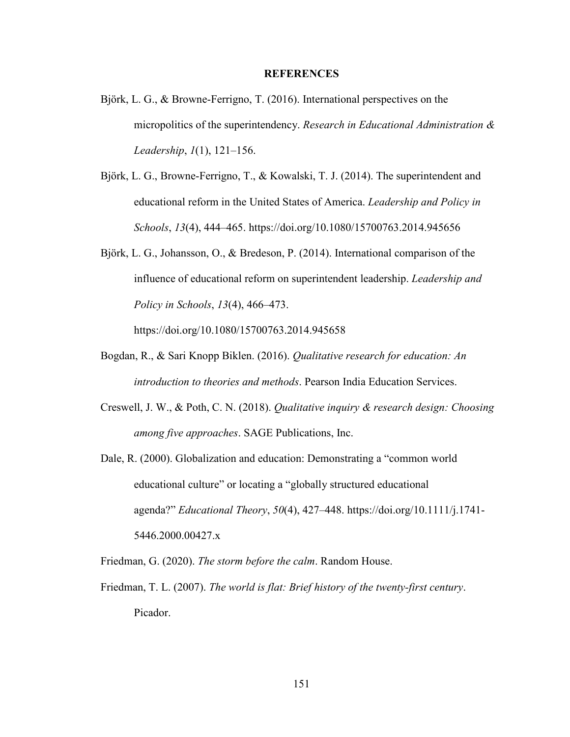# REFERENCES

Björk, L. G., & Browne-Ferrigno, T. (2016). International perspectives on the micropolitics of the superintendency. *Research in Educational Administration & Leadership*, *1*(1), 121–156.

Björk, L. G., Browne-Ferrigno, T., & Kowalski, T. J. (2014). The superintendent and educational reform in the United States of America. *Leadership and Policy in Schools*, *13*(4), 444–465. https://doi.org/10.1080/15700763.2014.945656

Björk, L. G., Johansson, O., & Bredeson, P. (2014). International comparison of the influence of educational reform on superintendent leadership. *Leadership and Policy in Schools*, *13*(4), 466–473. https://doi.org/10.1080/15700763.2014.945658

Bogdan, R., & Sari Knopp Biklen. (2016). *Qualitative research for education: An introduction to theories and methods*. Pearson India Education Services.

Creswell, J. W., & Poth, C. N. (2018). *Qualitative inquiry & research design: Choosing among five approaches*. SAGE Publications, Inc.

Dale, R. (2000). Globalization and education: Demonstrating a "common world educational culture" or locating a "globally structured educational agenda?" *Educational Theory*, *50*(4), 427–448. https://doi.org/10.1111/j.1741-5446.2000.00427.x

Friedman, G. (2020). *The storm before the calm*. Random House.

Friedman, T. L. (2007). *The world is flat: Brief history of the twenty-first century*. Picador.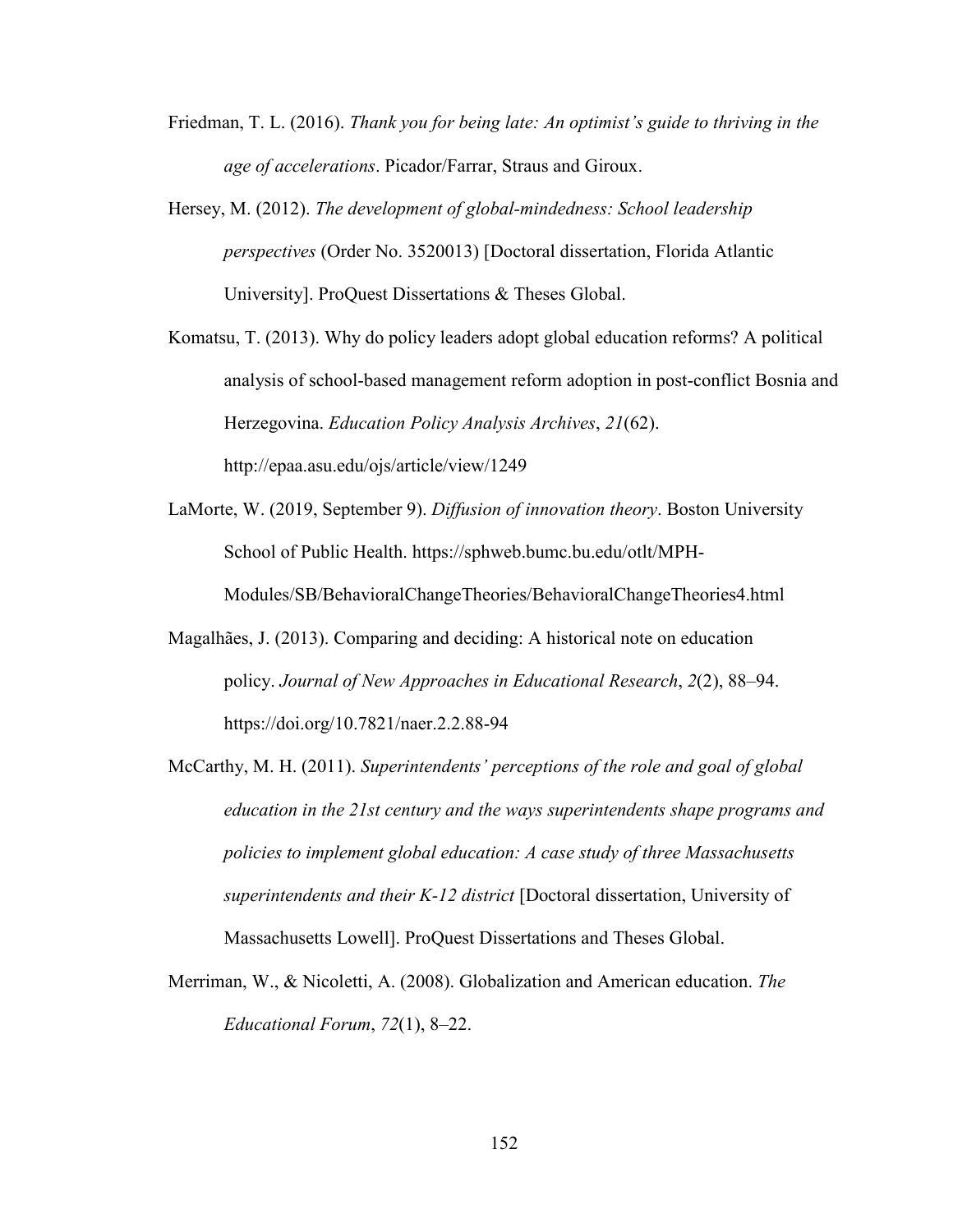Friedman, T. L. (2016). *Thank you for being late: An optimist's guide to thriving in the age of accelerations*. Picador/Farrar, Straus and Giroux.

Hersey, M. (2012). *The development of global-mindedness: School leadership perspectives* (Order No. 3520013) [Doctoral dissertation, Florida Atlantic University]. ProQuest Dissertations & Theses Global.

Komatsu, T. (2013). Why do policy leaders adopt global education reforms? A political analysis of school-based management reform adoption in post-conflict Bosnia and Herzegovina. *Education Policy Analysis Archives*, *21*(62). http://epaa.asu.edu/ojs/article/view/1249

LaMorte, W. (2019, September 9). *Diffusion of innovation theory*. Boston University School of Public Health. https://sphweb.bumc.bu.edu/otlt/MPH-Modules/SB/BehavioralChangeTheories/BehavioralChangeTheories4.html

Magalhães, J. (2013). Comparing and deciding: A historical note on education policy. *Journal of New Approaches in Educational Research*, *2*(2), 88–94. https://doi.org/10.7821/naer.2.2.88-94

McCarthy, M. H. (2011). *Superintendents' perceptions of the role and goal of global education in the 21st century and the ways superintendents shape programs and policies to implement global education: A case study of three Massachusetts superintendents and their K-12 district* [Doctoral dissertation, University of Massachusetts Lowell]. ProQuest Dissertations and Theses Global.

Merriman, W., & Nicoletti, A. (2008). Globalization and American education. *The Educational Forum*, *72*(1), 8–22.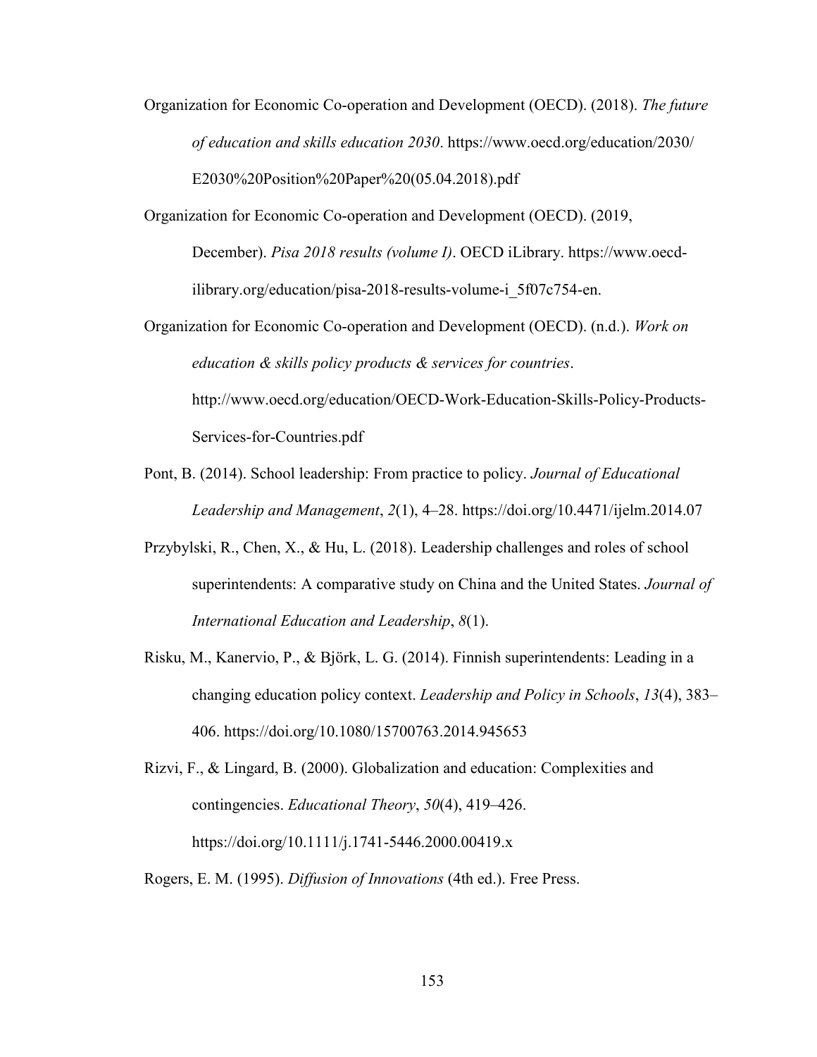Organization for Economic Co-operation and Development (OECD). (2018). *The future of education and skills education 2030*. https://www.oecd.org/education/2030/E2030%20Position%20Paper%20(05.04.2018).pdf

Organization for Economic Co-operation and Development (OECD). (2019, December). *Pisa 2018 results (volume I)*. OECD iLibrary. https://www.oecd-ilibrary.org/education/pisa-2018-results-volume-i_5f07c754-en.

Organization for Economic Co-operation and Development (OECD). (n.d.). *Work on education & skills policy products & services for countries*. http://www.oecd.org/education/OECD-Work-Education-Skills-Policy-Products-Services-for-Countries.pdf

Pont, B. (2014). School leadership: From practice to policy. *Journal of Educational Leadership and Management*, *2*(1), 4–28. https://doi.org/10.4471/ijelm.2014.07

Przybylski, R., Chen, X., & Hu, L. (2018). Leadership challenges and roles of school superintendents: A comparative study on China and the United States. *Journal of International Education and Leadership*, *8*(1).

Risku, M., Kanervio, P., & Björk, L. G. (2014). Finnish superintendents: Leading in a changing education policy context. *Leadership and Policy in Schools*, *13*(4), 383–406. https://doi.org/10.1080/15700763.2014.945653

Rizvi, F., & Lingard, B. (2000). Globalization and education: Complexities and contingencies. *Educational Theory*, *50*(4), 419–426. https://doi.org/10.1111/j.1741-5446.2000.00419.x

Rogers, E. M. (1995). *Diffusion of Innovations* (4th ed.). Free Press.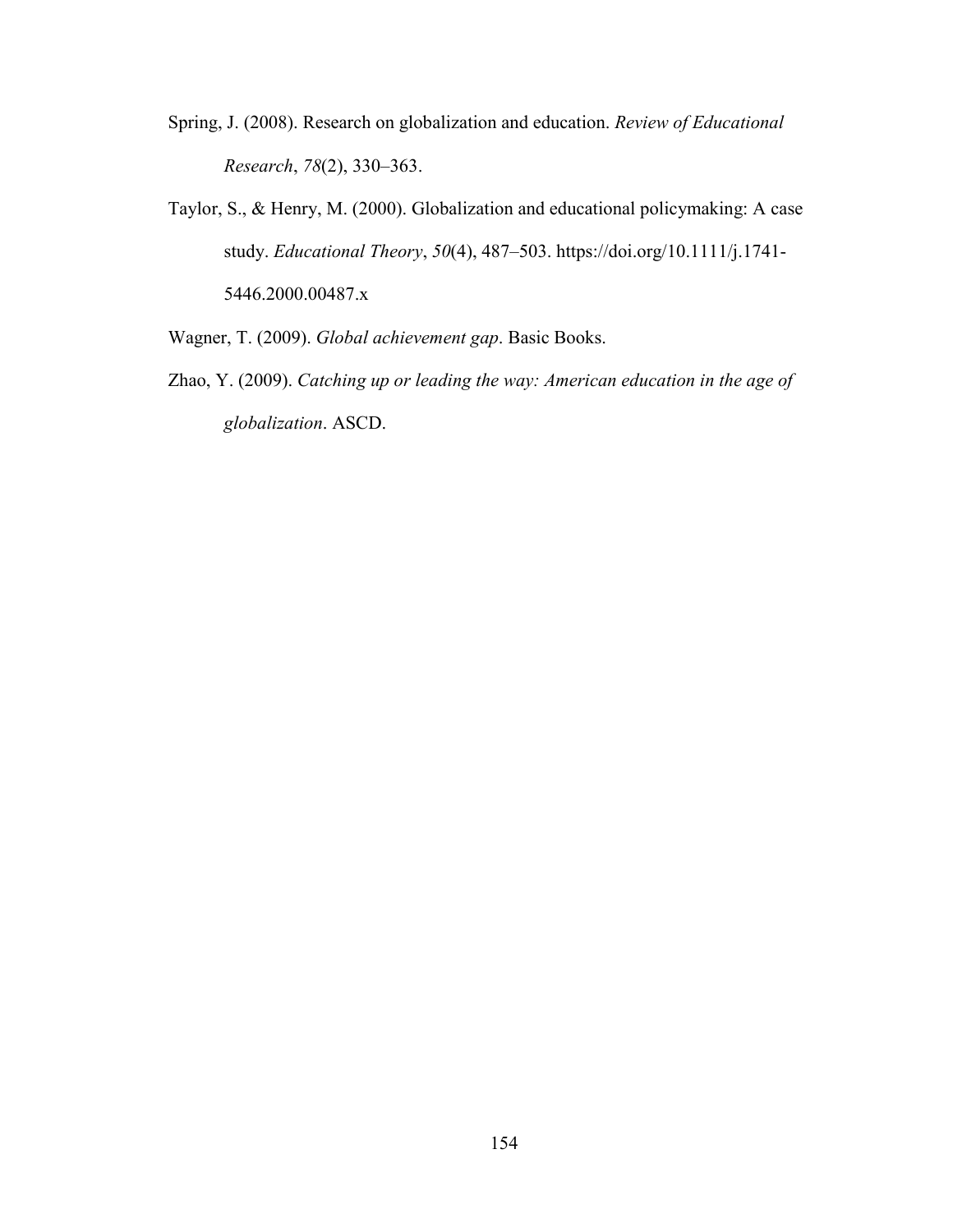Spring, J. (2008). Research on globalization and education. *Review of Educational Research*, *78*(2), 330–363.

Taylor, S., & Henry, M. (2000). Globalization and educational policymaking: A case study. *Educational Theory*, *50*(4), 487–503. https://doi.org/10.1111/j.1741-5446.2000.00487.x

Wagner, T. (2009). *Global achievement gap*. Basic Books.

Zhao, Y. (2009). *Catching up or leading the way: American education in the age of globalization*. ASCD.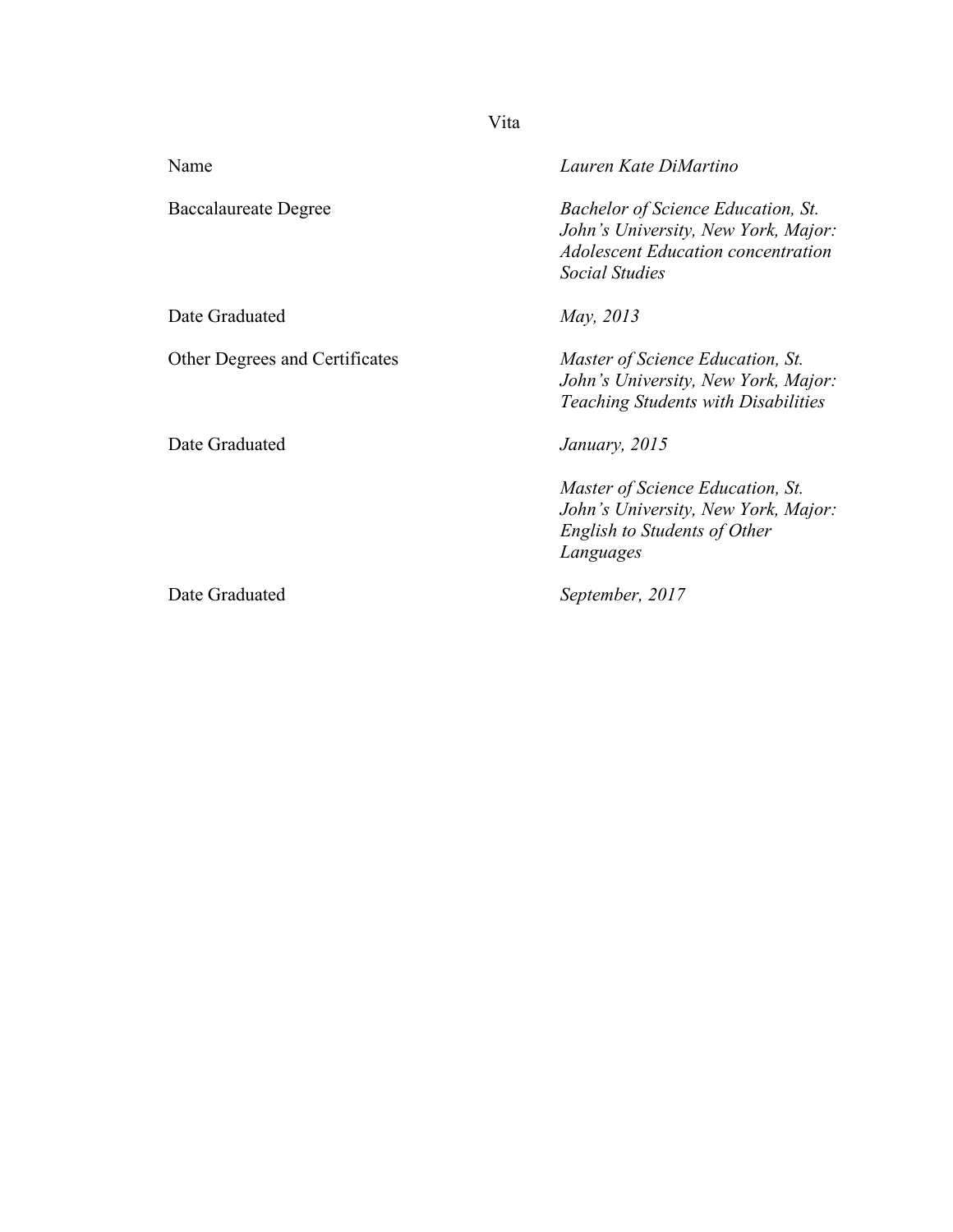# Vita

| | |
|---|---|
| Name | *Lauren Kate DiMartino* |
| Baccalaureate Degree | *Bachelor of Science Education, St. John's University, New York, Major: Adolescent Education concentration Social Studies* |
| Date Graduated | *May, 2013* |
| Other Degrees and Certificates | *Master of Science Education, St. John's University, New York, Major: Teaching Students with Disabilities* |
| Date Graduated | *January, 2015* |
| | *Master of Science Education, St. John's University, New York, Major: English to Students of Other Languages* |
| Date Graduated | *September, 2017* |